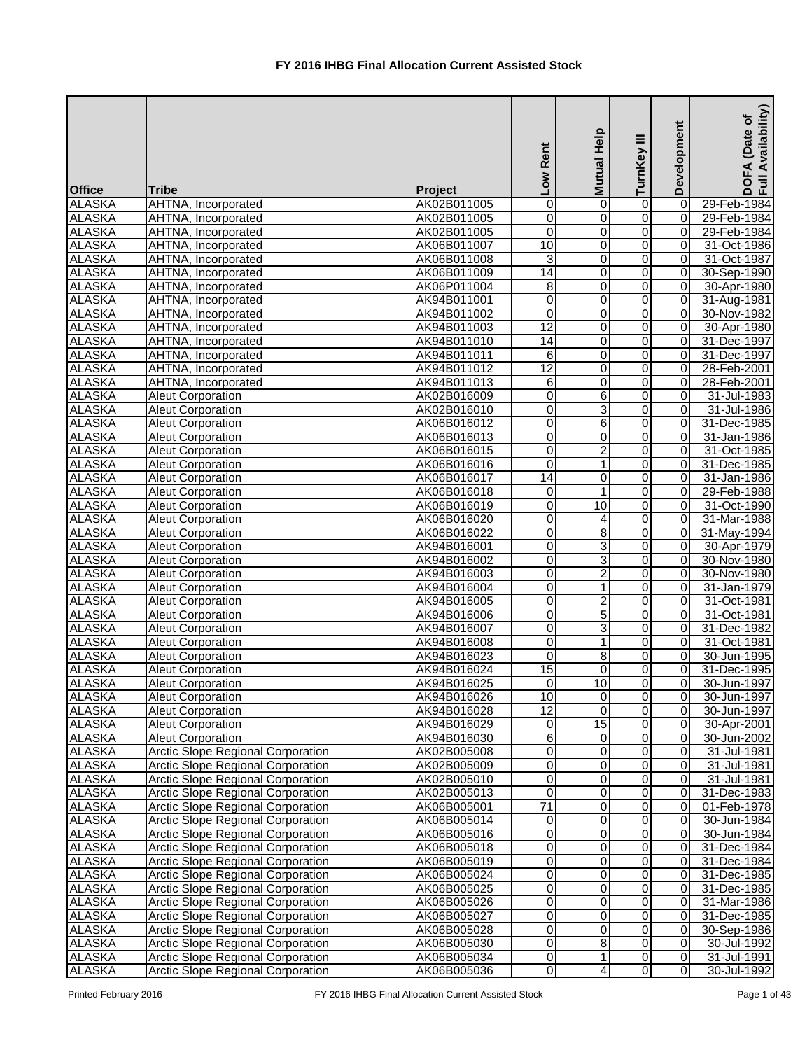# FY 2016 IHBG Final Allocation Current Assisted Stock

| Office | Tribe | Project | Low Rent | Mutual Help | TurnKey III | Development | DOFA (Date of Full Availability) |
|---|---|---|---|---|---|---|---|
| ALASKA | AHTNA, Incorporated | AK02B011005 | 0 | 0 | 0 | 0 | 29-Feb-1984 |
| ALASKA | AHTNA, Incorporated | AK02B011005 | 0 | 0 | 0 | 0 | 29-Feb-1984 |
| ALASKA | AHTNA, Incorporated | AK02B011005 | 0 | 0 | 0 | 0 | 29-Feb-1984 |
| ALASKA | AHTNA, Incorporated | AK06B011007 | 10 | 0 | 0 | 0 | 31-Oct-1986 |
| ALASKA | AHTNA, Incorporated | AK06B011008 | 3 | 0 | 0 | 0 | 31-Oct-1987 |
| ALASKA | AHTNA, Incorporated | AK06B011009 | 14 | 0 | 0 | 0 | 30-Sep-1990 |
| ALASKA | AHTNA, Incorporated | AK06P011004 | 8 | 0 | 0 | 0 | 30-Apr-1980 |
| ALASKA | AHTNA, Incorporated | AK94B011001 | 0 | 0 | 0 | 0 | 31-Aug-1981 |
| ALASKA | AHTNA, Incorporated | AK94B011002 | 0 | 0 | 0 | 0 | 30-Nov-1982 |
| ALASKA | AHTNA, Incorporated | AK94B011003 | 12 | 0 | 0 | 0 | 30-Apr-1980 |
| ALASKA | AHTNA, Incorporated | AK94B011010 | 14 | 0 | 0 | 0 | 31-Dec-1997 |
| ALASKA | AHTNA, Incorporated | AK94B011011 | 6 | 0 | 0 | 0 | 31-Dec-1997 |
| ALASKA | AHTNA, Incorporated | AK94B011012 | 12 | 0 | 0 | 0 | 28-Feb-2001 |
| ALASKA | AHTNA, Incorporated | AK94B011013 | 6 | 0 | 0 | 0 | 28-Feb-2001 |
| ALASKA | Aleut Corporation | AK02B016009 | 0 | 6 | 0 | 0 | 31-Jul-1983 |
| ALASKA | Aleut Corporation | AK02B016010 | 0 | 3 | 0 | 0 | 31-Jul-1986 |
| ALASKA | Aleut Corporation | AK06B016012 | 0 | 6 | 0 | 0 | 31-Dec-1985 |
| ALASKA | Aleut Corporation | AK06B016013 | 0 | 0 | 0 | 0 | 31-Jan-1986 |
| ALASKA | Aleut Corporation | AK06B016015 | 0 | 2 | 0 | 0 | 31-Oct-1985 |
| ALASKA | Aleut Corporation | AK06B016016 | 0 | 1 | 0 | 0 | 31-Dec-1985 |
| ALASKA | Aleut Corporation | AK06B016017 | 14 | 0 | 0 | 0 | 31-Jan-1986 |
| ALASKA | Aleut Corporation | AK06B016018 | 0 | 1 | 0 | 0 | 29-Feb-1988 |
| ALASKA | Aleut Corporation | AK06B016019 | 0 | 10 | 0 | 0 | 31-Oct-1990 |
| ALASKA | Aleut Corporation | AK06B016020 | 0 | 4 | 0 | 0 | 31-Mar-1988 |
| ALASKA | Aleut Corporation | AK06B016022 | 0 | 8 | 0 | 0 | 31-May-1994 |
| ALASKA | Aleut Corporation | AK94B016001 | 0 | 3 | 0 | 0 | 30-Apr-1979 |
| ALASKA | Aleut Corporation | AK94B016002 | 0 | 3 | 0 | 0 | 30-Nov-1980 |
| ALASKA | Aleut Corporation | AK94B016003 | 0 | 2 | 0 | 0 | 30-Nov-1980 |
| ALASKA | Aleut Corporation | AK94B016004 | 0 | 1 | 0 | 0 | 31-Jan-1979 |
| ALASKA | Aleut Corporation | AK94B016005 | 0 | 2 | 0 | 0 | 31-Oct-1981 |
| ALASKA | Aleut Corporation | AK94B016006 | 0 | 5 | 0 | 0 | 31-Oct-1981 |
| ALASKA | Aleut Corporation | AK94B016007 | 0 | 3 | 0 | 0 | 31-Dec-1982 |
| ALASKA | Aleut Corporation | AK94B016008 | 0 | 1 | 0 | 0 | 31-Oct-1981 |
| ALASKA | Aleut Corporation | AK94B016023 | 0 | 8 | 0 | 0 | 30-Jun-1995 |
| ALASKA | Aleut Corporation | AK94B016024 | 15 | 0 | 0 | 0 | 31-Dec-1995 |
| ALASKA | Aleut Corporation | AK94B016025 | 0 | 10 | 0 | 0 | 30-Jun-1997 |
| ALASKA | Aleut Corporation | AK94B016026 | 10 | 0 | 0 | 0 | 30-Jun-1997 |
| ALASKA | Aleut Corporation | AK94B016028 | 12 | 0 | 0 | 0 | 30-Jun-1997 |
| ALASKA | Aleut Corporation | AK94B016029 | 0 | 15 | 0 | 0 | 30-Apr-2001 |
| ALASKA | Aleut Corporation | AK94B016030 | 6 | 0 | 0 | 0 | 30-Jun-2002 |
| ALASKA | Arctic Slope Regional Corporation | AK02B005008 | 0 | 0 | 0 | 0 | 31-Jul-1981 |
| ALASKA | Arctic Slope Regional Corporation | AK02B005009 | 0 | 0 | 0 | 0 | 31-Jul-1981 |
| ALASKA | Arctic Slope Regional Corporation | AK02B005010 | 0 | 0 | 0 | 0 | 31-Jul-1981 |
| ALASKA | Arctic Slope Regional Corporation | AK02B005013 | 0 | 0 | 0 | 0 | 31-Dec-1983 |
| ALASKA | Arctic Slope Regional Corporation | AK06B005001 | 71 | 0 | 0 | 0 | 01-Feb-1978 |
| ALASKA | Arctic Slope Regional Corporation | AK06B005014 | 0 | 0 | 0 | 0 | 30-Jun-1984 |
| ALASKA | Arctic Slope Regional Corporation | AK06B005016 | 0 | 0 | 0 | 0 | 30-Jun-1984 |
| ALASKA | Arctic Slope Regional Corporation | AK06B005018 | 0 | 0 | 0 | 0 | 31-Dec-1984 |
| ALASKA | Arctic Slope Regional Corporation | AK06B005019 | 0 | 0 | 0 | 0 | 31-Dec-1984 |
| ALASKA | Arctic Slope Regional Corporation | AK06B005024 | 0 | 0 | 0 | 0 | 31-Dec-1985 |
| ALASKA | Arctic Slope Regional Corporation | AK06B005025 | 0 | 0 | 0 | 0 | 31-Dec-1985 |
| ALASKA | Arctic Slope Regional Corporation | AK06B005026 | 0 | 0 | 0 | 0 | 31-Mar-1986 |
| ALASKA | Arctic Slope Regional Corporation | AK06B005027 | 0 | 0 | 0 | 0 | 31-Dec-1985 |
| ALASKA | Arctic Slope Regional Corporation | AK06B005028 | 0 | 0 | 0 | 0 | 30-Sep-1986 |
| ALASKA | Arctic Slope Regional Corporation | AK06B005030 | 0 | 8 | 0 | 0 | 30-Jul-1992 |
| ALASKA | Arctic Slope Regional Corporation | AK06B005034 | 0 | 1 | 0 | 0 | 31-Jul-1991 |
| ALASKA | Arctic Slope Regional Corporation | AK06B005036 | 0 | 4 | 0 | 0 | 30-Jul-1992 |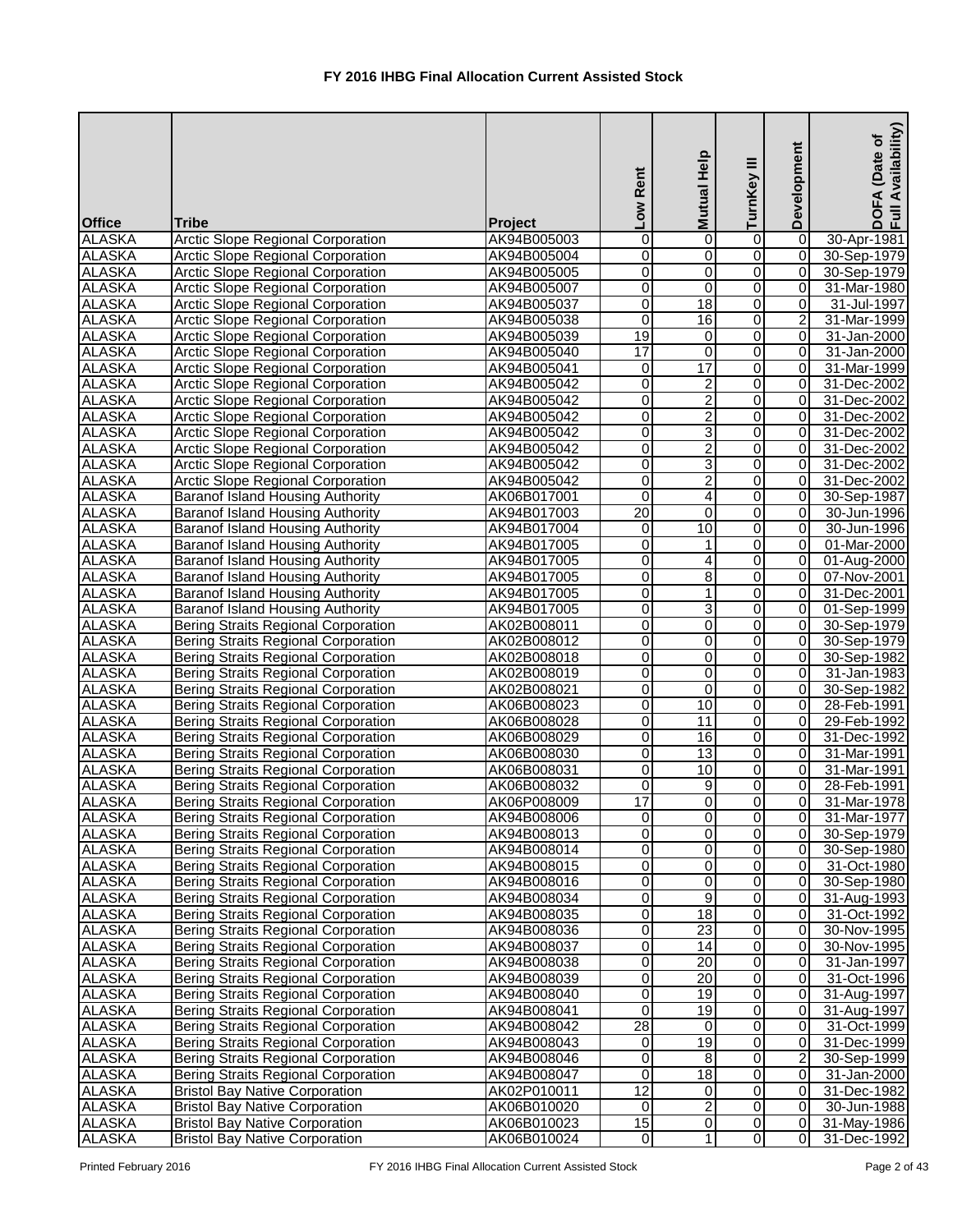# FY 2016 IHBG Final Allocation Current Assisted Stock

| Office | Tribe | Project | Low Rent | Mutual Help | TurnKey III | Development | DOFA (Date of Full Availability) |
|---|---|---|---|---|---|---|---|
| ALASKA | Arctic Slope Regional Corporation | AK94B005003 | 0 | 0 | 0 | 0 | 30-Apr-1981 |
| ALASKA | Arctic Slope Regional Corporation | AK94B005004 | 0 | 0 | 0 | 0 | 30-Sep-1979 |
| ALASKA | Arctic Slope Regional Corporation | AK94B005005 | 0 | 0 | 0 | 0 | 30-Sep-1979 |
| ALASKA | Arctic Slope Regional Corporation | AK94B005007 | 0 | 0 | 0 | 0 | 31-Mar-1980 |
| ALASKA | Arctic Slope Regional Corporation | AK94B005037 | 0 | 18 | 0 | 0 | 31-Jul-1997 |
| ALASKA | Arctic Slope Regional Corporation | AK94B005038 | 0 | 16 | 0 | 2 | 31-Mar-1999 |
| ALASKA | Arctic Slope Regional Corporation | AK94B005039 | 19 | 0 | 0 | 0 | 31-Jan-2000 |
| ALASKA | Arctic Slope Regional Corporation | AK94B005040 | 17 | 0 | 0 | 0 | 31-Jan-2000 |
| ALASKA | Arctic Slope Regional Corporation | AK94B005041 | 0 | 17 | 0 | 0 | 31-Mar-1999 |
| ALASKA | Arctic Slope Regional Corporation | AK94B005042 | 0 | 2 | 0 | 0 | 31-Dec-2002 |
| ALASKA | Arctic Slope Regional Corporation | AK94B005042 | 0 | 2 | 0 | 0 | 31-Dec-2002 |
| ALASKA | Arctic Slope Regional Corporation | AK94B005042 | 0 | 2 | 0 | 0 | 31-Dec-2002 |
| ALASKA | Arctic Slope Regional Corporation | AK94B005042 | 0 | 3 | 0 | 0 | 31-Dec-2002 |
| ALASKA | Arctic Slope Regional Corporation | AK94B005042 | 0 | 2 | 0 | 0 | 31-Dec-2002 |
| ALASKA | Arctic Slope Regional Corporation | AK94B005042 | 0 | 3 | 0 | 0 | 31-Dec-2002 |
| ALASKA | Arctic Slope Regional Corporation | AK94B005042 | 0 | 2 | 0 | 0 | 31-Dec-2002 |
| ALASKA | Baranof Island Housing Authority | AK06B017001 | 0 | 4 | 0 | 0 | 30-Sep-1987 |
| ALASKA | Baranof Island Housing Authority | AK94B017003 | 20 | 0 | 0 | 0 | 30-Jun-1996 |
| ALASKA | Baranof Island Housing Authority | AK94B017004 | 0 | 10 | 0 | 0 | 30-Jun-1996 |
| ALASKA | Baranof Island Housing Authority | AK94B017005 | 0 | 1 | 0 | 0 | 01-Mar-2000 |
| ALASKA | Baranof Island Housing Authority | AK94B017005 | 0 | 4 | 0 | 0 | 01-Aug-2000 |
| ALASKA | Baranof Island Housing Authority | AK94B017005 | 0 | 8 | 0 | 0 | 07-Nov-2001 |
| ALASKA | Baranof Island Housing Authority | AK94B017005 | 0 | 1 | 0 | 0 | 31-Dec-2001 |
| ALASKA | Baranof Island Housing Authority | AK94B017005 | 0 | 3 | 0 | 0 | 01-Sep-1999 |
| ALASKA | Bering Straits Regional Corporation | AK02B008011 | 0 | 0 | 0 | 0 | 30-Sep-1979 |
| ALASKA | Bering Straits Regional Corporation | AK02B008012 | 0 | 0 | 0 | 0 | 30-Sep-1979 |
| ALASKA | Bering Straits Regional Corporation | AK02B008018 | 0 | 0 | 0 | 0 | 30-Sep-1982 |
| ALASKA | Bering Straits Regional Corporation | AK02B008019 | 0 | 0 | 0 | 0 | 31-Jan-1983 |
| ALASKA | Bering Straits Regional Corporation | AK02B008021 | 0 | 0 | 0 | 0 | 30-Sep-1982 |
| ALASKA | Bering Straits Regional Corporation | AK06B008023 | 0 | 10 | 0 | 0 | 28-Feb-1991 |
| ALASKA | Bering Straits Regional Corporation | AK06B008028 | 0 | 11 | 0 | 0 | 29-Feb-1992 |
| ALASKA | Bering Straits Regional Corporation | AK06B008029 | 0 | 16 | 0 | 0 | 31-Dec-1992 |
| ALASKA | Bering Straits Regional Corporation | AK06B008030 | 0 | 13 | 0 | 0 | 31-Mar-1991 |
| ALASKA | Bering Straits Regional Corporation | AK06B008031 | 0 | 10 | 0 | 0 | 31-Mar-1991 |
| ALASKA | Bering Straits Regional Corporation | AK06B008032 | 0 | 9 | 0 | 0 | 28-Feb-1991 |
| ALASKA | Bering Straits Regional Corporation | AK06P008009 | 17 | 0 | 0 | 0 | 31-Mar-1978 |
| ALASKA | Bering Straits Regional Corporation | AK94B008006 | 0 | 0 | 0 | 0 | 31-Mar-1977 |
| ALASKA | Bering Straits Regional Corporation | AK94B008013 | 0 | 0 | 0 | 0 | 30-Sep-1979 |
| ALASKA | Bering Straits Regional Corporation | AK94B008014 | 0 | 0 | 0 | 0 | 30-Sep-1980 |
| ALASKA | Bering Straits Regional Corporation | AK94B008015 | 0 | 0 | 0 | 0 | 31-Oct-1980 |
| ALASKA | Bering Straits Regional Corporation | AK94B008016 | 0 | 0 | 0 | 0 | 30-Sep-1980 |
| ALASKA | Bering Straits Regional Corporation | AK94B008034 | 0 | 9 | 0 | 0 | 31-Aug-1993 |
| ALASKA | Bering Straits Regional Corporation | AK94B008035 | 0 | 18 | 0 | 0 | 31-Oct-1992 |
| ALASKA | Bering Straits Regional Corporation | AK94B008036 | 0 | 23 | 0 | 0 | 30-Nov-1995 |
| ALASKA | Bering Straits Regional Corporation | AK94B008037 | 0 | 14 | 0 | 0 | 30-Nov-1995 |
| ALASKA | Bering Straits Regional Corporation | AK94B008038 | 0 | 20 | 0 | 0 | 31-Jan-1997 |
| ALASKA | Bering Straits Regional Corporation | AK94B008039 | 0 | 20 | 0 | 0 | 31-Oct-1996 |
| ALASKA | Bering Straits Regional Corporation | AK94B008040 | 0 | 19 | 0 | 0 | 31-Aug-1997 |
| ALASKA | Bering Straits Regional Corporation | AK94B008041 | 0 | 19 | 0 | 0 | 31-Aug-1997 |
| ALASKA | Bering Straits Regional Corporation | AK94B008042 | 28 | 0 | 0 | 0 | 31-Oct-1999 |
| ALASKA | Bering Straits Regional Corporation | AK94B008043 | 0 | 19 | 0 | 0 | 31-Dec-1999 |
| ALASKA | Bering Straits Regional Corporation | AK94B008046 | 0 | 8 | 0 | 2 | 30-Sep-1999 |
| ALASKA | Bering Straits Regional Corporation | AK94B008047 | 0 | 18 | 0 | 0 | 31-Jan-2000 |
| ALASKA | Bristol Bay Native Corporation | AK02P010011 | 12 | 0 | 0 | 0 | 31-Dec-1982 |
| ALASKA | Bristol Bay Native Corporation | AK06B010020 | 0 | 2 | 0 | 0 | 30-Jun-1988 |
| ALASKA | Bristol Bay Native Corporation | AK06B010023 | 15 | 0 | 0 | 0 | 31-May-1986 |
| ALASKA | Bristol Bay Native Corporation | AK06B010024 | 0 | 1 | 0 | 0 | 31-Dec-1992 |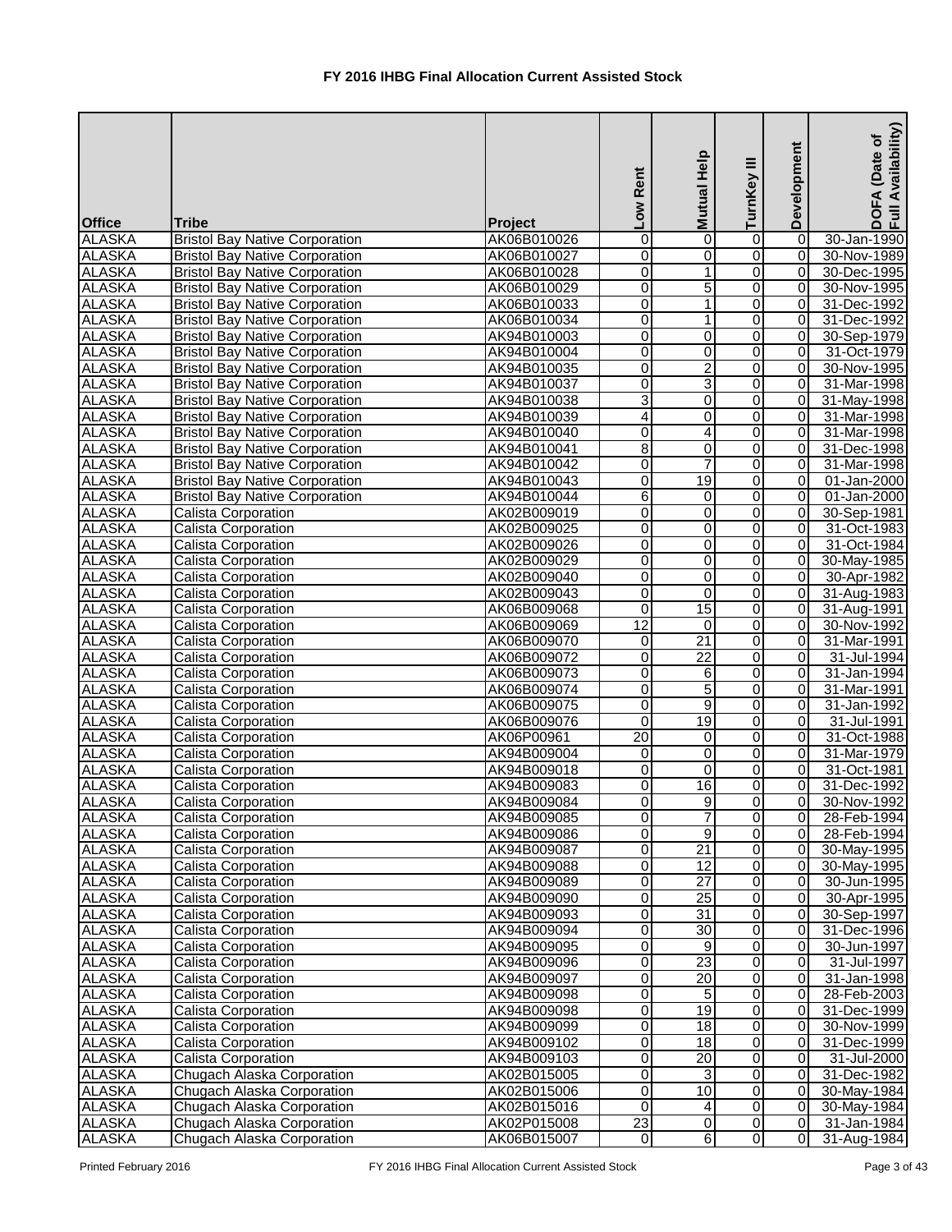# FY 2016 IHBG Final Allocation Current Assisted Stock

| Office | Tribe | Project | Low Rent | Mutual Help | TurnKey III | Development | DOFA (Date of Full Availability) |
|---|---|---|---|---|---|---|---|
| ALASKA | Bristol Bay Native Corporation | AK06B010026 | 0 | 0 | 0 | 0 | 30-Jan-1990 |
| ALASKA | Bristol Bay Native Corporation | AK06B010027 | 0 | 0 | 0 | 0 | 30-Nov-1989 |
| ALASKA | Bristol Bay Native Corporation | AK06B010028 | 0 | 1 | 0 | 0 | 30-Dec-1995 |
| ALASKA | Bristol Bay Native Corporation | AK06B010029 | 0 | 5 | 0 | 0 | 30-Nov-1995 |
| ALASKA | Bristol Bay Native Corporation | AK06B010033 | 0 | 1 | 0 | 0 | 31-Dec-1992 |
| ALASKA | Bristol Bay Native Corporation | AK06B010034 | 0 | 1 | 0 | 0 | 31-Dec-1992 |
| ALASKA | Bristol Bay Native Corporation | AK94B010003 | 0 | 0 | 0 | 0 | 30-Sep-1979 |
| ALASKA | Bristol Bay Native Corporation | AK94B010004 | 0 | 0 | 0 | 0 | 31-Oct-1979 |
| ALASKA | Bristol Bay Native Corporation | AK94B010035 | 0 | 2 | 0 | 0 | 30-Nov-1995 |
| ALASKA | Bristol Bay Native Corporation | AK94B010037 | 0 | 3 | 0 | 0 | 31-Mar-1998 |
| ALASKA | Bristol Bay Native Corporation | AK94B010038 | 3 | 0 | 0 | 0 | 31-May-1998 |
| ALASKA | Bristol Bay Native Corporation | AK94B010039 | 4 | 0 | 0 | 0 | 31-Mar-1998 |
| ALASKA | Bristol Bay Native Corporation | AK94B010040 | 0 | 4 | 0 | 0 | 31-Mar-1998 |
| ALASKA | Bristol Bay Native Corporation | AK94B010041 | 8 | 0 | 0 | 0 | 31-Dec-1998 |
| ALASKA | Bristol Bay Native Corporation | AK94B010042 | 0 | 7 | 0 | 0 | 31-Mar-1998 |
| ALASKA | Bristol Bay Native Corporation | AK94B010043 | 0 | 19 | 0 | 0 | 01-Jan-2000 |
| ALASKA | Bristol Bay Native Corporation | AK94B010044 | 6 | 0 | 0 | 0 | 01-Jan-2000 |
| ALASKA | Calista Corporation | AK02B009019 | 0 | 0 | 0 | 0 | 30-Sep-1981 |
| ALASKA | Calista Corporation | AK02B009025 | 0 | 0 | 0 | 0 | 31-Oct-1983 |
| ALASKA | Calista Corporation | AK02B009026 | 0 | 0 | 0 | 0 | 31-Oct-1984 |
| ALASKA | Calista Corporation | AK02B009029 | 0 | 0 | 0 | 0 | 30-May-1985 |
| ALASKA | Calista Corporation | AK02B009040 | 0 | 0 | 0 | 0 | 30-Apr-1982 |
| ALASKA | Calista Corporation | AK02B009043 | 0 | 0 | 0 | 0 | 31-Aug-1983 |
| ALASKA | Calista Corporation | AK06B009068 | 0 | 15 | 0 | 0 | 31-Aug-1991 |
| ALASKA | Calista Corporation | AK06B009069 | 12 | 0 | 0 | 0 | 30-Nov-1992 |
| ALASKA | Calista Corporation | AK06B009070 | 0 | 21 | 0 | 0 | 31-Mar-1991 |
| ALASKA | Calista Corporation | AK06B009072 | 0 | 22 | 0 | 0 | 31-Jul-1994 |
| ALASKA | Calista Corporation | AK06B009073 | 0 | 6 | 0 | 0 | 31-Jan-1994 |
| ALASKA | Calista Corporation | AK06B009074 | 0 | 5 | 0 | 0 | 31-Mar-1991 |
| ALASKA | Calista Corporation | AK06B009075 | 0 | 9 | 0 | 0 | 31-Jan-1992 |
| ALASKA | Calista Corporation | AK06B009076 | 0 | 19 | 0 | 0 | 31-Jul-1991 |
| ALASKA | Calista Corporation | AK06P00961 | 20 | 0 | 0 | 0 | 31-Oct-1988 |
| ALASKA | Calista Corporation | AK94B009004 | 0 | 0 | 0 | 0 | 31-Mar-1979 |
| ALASKA | Calista Corporation | AK94B009018 | 0 | 0 | 0 | 0 | 31-Oct-1981 |
| ALASKA | Calista Corporation | AK94B009083 | 0 | 16 | 0 | 0 | 31-Dec-1992 |
| ALASKA | Calista Corporation | AK94B009084 | 0 | 9 | 0 | 0 | 30-Nov-1992 |
| ALASKA | Calista Corporation | AK94B009085 | 0 | 7 | 0 | 0 | 28-Feb-1994 |
| ALASKA | Calista Corporation | AK94B009086 | 0 | 9 | 0 | 0 | 28-Feb-1994 |
| ALASKA | Calista Corporation | AK94B009087 | 0 | 21 | 0 | 0 | 30-May-1995 |
| ALASKA | Calista Corporation | AK94B009088 | 0 | 12 | 0 | 0 | 30-May-1995 |
| ALASKA | Calista Corporation | AK94B009089 | 0 | 27 | 0 | 0 | 30-Jun-1995 |
| ALASKA | Calista Corporation | AK94B009090 | 0 | 25 | 0 | 0 | 30-Apr-1995 |
| ALASKA | Calista Corporation | AK94B009093 | 0 | 31 | 0 | 0 | 30-Sep-1997 |
| ALASKA | Calista Corporation | AK94B009094 | 0 | 30 | 0 | 0 | 31-Dec-1996 |
| ALASKA | Calista Corporation | AK94B009095 | 0 | 9 | 0 | 0 | 30-Jun-1997 |
| ALASKA | Calista Corporation | AK94B009096 | 0 | 23 | 0 | 0 | 31-Jul-1997 |
| ALASKA | Calista Corporation | AK94B009097 | 0 | 20 | 0 | 0 | 31-Jan-1998 |
| ALASKA | Calista Corporation | AK94B009098 | 0 | 5 | 0 | 0 | 28-Feb-2003 |
| ALASKA | Calista Corporation | AK94B009098 | 0 | 19 | 0 | 0 | 31-Dec-1999 |
| ALASKA | Calista Corporation | AK94B009099 | 0 | 18 | 0 | 0 | 30-Nov-1999 |
| ALASKA | Calista Corporation | AK94B009102 | 0 | 18 | 0 | 0 | 31-Dec-1999 |
| ALASKA | Calista Corporation | AK94B009103 | 0 | 20 | 0 | 0 | 31-Jul-2000 |
| ALASKA | Chugach Alaska Corporation | AK02B015005 | 0 | 3 | 0 | 0 | 31-Dec-1982 |
| ALASKA | Chugach Alaska Corporation | AK02B015006 | 0 | 10 | 0 | 0 | 30-May-1984 |
| ALASKA | Chugach Alaska Corporation | AK02B015016 | 0 | 4 | 0 | 0 | 30-May-1984 |
| ALASKA | Chugach Alaska Corporation | AK02P015008 | 23 | 0 | 0 | 0 | 31-Jan-1984 |
| ALASKA | Chugach Alaska Corporation | AK06B015007 | 0 | 6 | 0 | 0 | 31-Aug-1984 |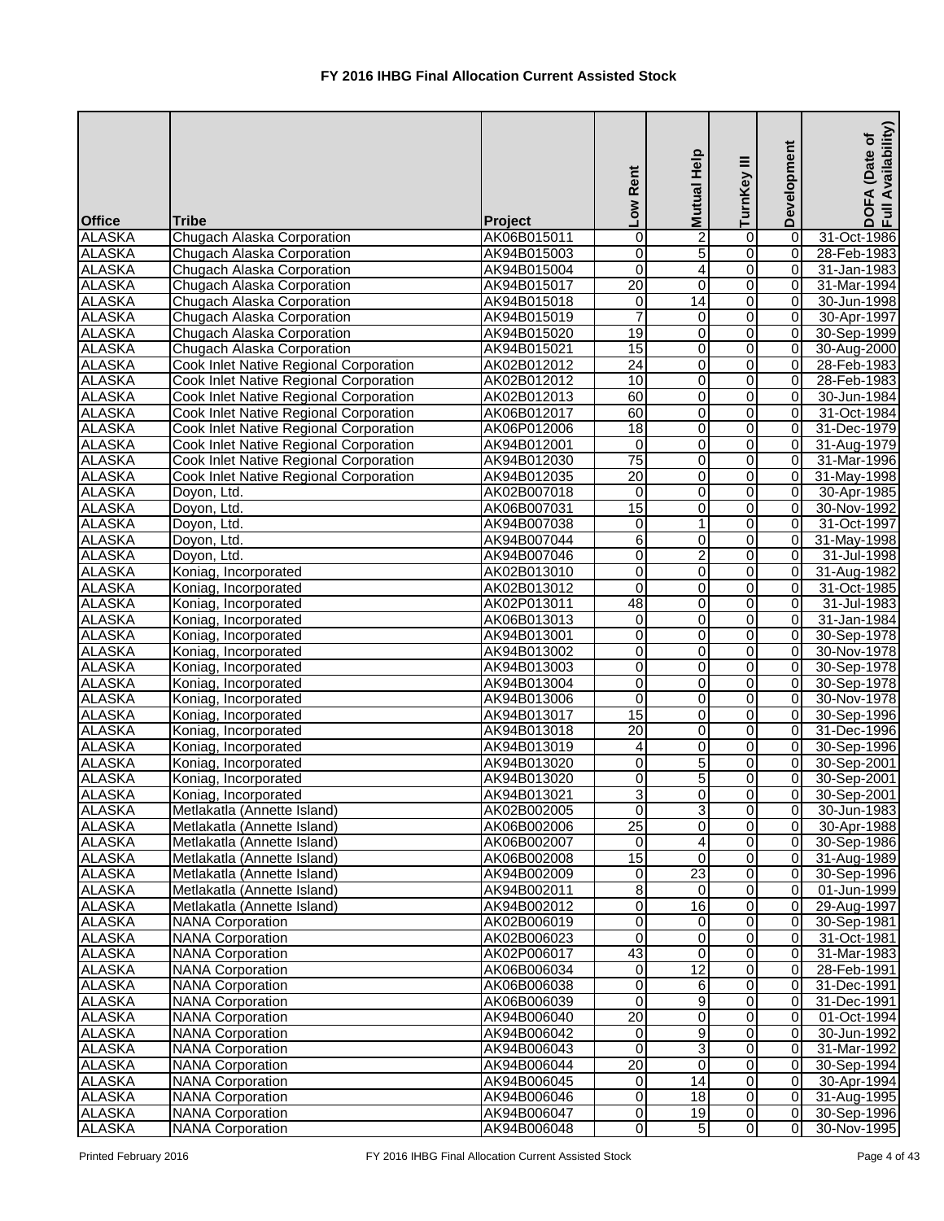# FY 2016 IHBG Final Allocation Current Assisted Stock

| Office | Tribe | Project | Low Rent | Mutual Help | TurnKey III | Development | DOFA (Date of Full Availability) |
|---|---|---|---|---|---|---|---|
| ALASKA | Chugach Alaska Corporation | AK06B015011 | 0 | 2 | 0 | 0 | 31-Oct-1986 |
| ALASKA | Chugach Alaska Corporation | AK94B015003 | 0 | 5 | 0 | 0 | 28-Feb-1983 |
| ALASKA | Chugach Alaska Corporation | AK94B015004 | 0 | 4 | 0 | 0 | 31-Jan-1983 |
| ALASKA | Chugach Alaska Corporation | AK94B015017 | 20 | 0 | 0 | 0 | 31-Mar-1994 |
| ALASKA | Chugach Alaska Corporation | AK94B015018 | 0 | 14 | 0 | 0 | 30-Jun-1998 |
| ALASKA | Chugach Alaska Corporation | AK94B015019 | 7 | 0 | 0 | 0 | 30-Apr-1997 |
| ALASKA | Chugach Alaska Corporation | AK94B015020 | 19 | 0 | 0 | 0 | 30-Sep-1999 |
| ALASKA | Chugach Alaska Corporation | AK94B015021 | 15 | 0 | 0 | 0 | 30-Aug-2000 |
| ALASKA | Cook Inlet Native Regional Corporation | AK02B012012 | 24 | 0 | 0 | 0 | 28-Feb-1983 |
| ALASKA | Cook Inlet Native Regional Corporation | AK02B012012 | 10 | 0 | 0 | 0 | 28-Feb-1983 |
| ALASKA | Cook Inlet Native Regional Corporation | AK02B012013 | 60 | 0 | 0 | 0 | 30-Jun-1984 |
| ALASKA | Cook Inlet Native Regional Corporation | AK06B012017 | 60 | 0 | 0 | 0 | 31-Oct-1984 |
| ALASKA | Cook Inlet Native Regional Corporation | AK06P012006 | 18 | 0 | 0 | 0 | 31-Dec-1979 |
| ALASKA | Cook Inlet Native Regional Corporation | AK94B012001 | 0 | 0 | 0 | 0 | 31-Aug-1979 |
| ALASKA | Cook Inlet Native Regional Corporation | AK94B012030 | 75 | 0 | 0 | 0 | 31-Mar-1996 |
| ALASKA | Cook Inlet Native Regional Corporation | AK94B012035 | 20 | 0 | 0 | 0 | 31-May-1998 |
| ALASKA | Doyon, Ltd. | AK02B007018 | 0 | 0 | 0 | 0 | 30-Apr-1985 |
| ALASKA | Doyon, Ltd. | AK06B007031 | 15 | 0 | 0 | 0 | 30-Nov-1992 |
| ALASKA | Doyon, Ltd. | AK94B007038 | 0 | 1 | 0 | 0 | 31-Oct-1997 |
| ALASKA | Doyon, Ltd. | AK94B007044 | 6 | 0 | 0 | 0 | 31-May-1998 |
| ALASKA | Doyon, Ltd. | AK94B007046 | 0 | 2 | 0 | 0 | 31-Jul-1998 |
| ALASKA | Koniag, Incorporated | AK02B013010 | 0 | 0 | 0 | 0 | 31-Aug-1982 |
| ALASKA | Koniag, Incorporated | AK02B013012 | 0 | 0 | 0 | 0 | 31-Oct-1985 |
| ALASKA | Koniag, Incorporated | AK02P013011 | 48 | 0 | 0 | 0 | 31-Jul-1983 |
| ALASKA | Koniag, Incorporated | AK06B013013 | 0 | 0 | 0 | 0 | 31-Jan-1984 |
| ALASKA | Koniag, Incorporated | AK94B013001 | 0 | 0 | 0 | 0 | 30-Sep-1978 |
| ALASKA | Koniag, Incorporated | AK94B013002 | 0 | 0 | 0 | 0 | 30-Nov-1978 |
| ALASKA | Koniag, Incorporated | AK94B013003 | 0 | 0 | 0 | 0 | 30-Sep-1978 |
| ALASKA | Koniag, Incorporated | AK94B013004 | 0 | 0 | 0 | 0 | 30-Sep-1978 |
| ALASKA | Koniag, Incorporated | AK94B013006 | 0 | 0 | 0 | 0 | 30-Nov-1978 |
| ALASKA | Koniag, Incorporated | AK94B013017 | 15 | 0 | 0 | 0 | 30-Sep-1996 |
| ALASKA | Koniag, Incorporated | AK94B013018 | 20 | 0 | 0 | 0 | 31-Dec-1996 |
| ALASKA | Koniag, Incorporated | AK94B013019 | 4 | 0 | 0 | 0 | 30-Sep-1996 |
| ALASKA | Koniag, Incorporated | AK94B013020 | 0 | 5 | 0 | 0 | 30-Sep-2001 |
| ALASKA | Koniag, Incorporated | AK94B013020 | 0 | 5 | 0 | 0 | 30-Sep-2001 |
| ALASKA | Koniag, Incorporated | AK94B013021 | 3 | 0 | 0 | 0 | 30-Sep-2001 |
| ALASKA | Metlakatla (Annette Island) | AK02B002005 | 0 | 3 | 0 | 0 | 30-Jun-1983 |
| ALASKA | Metlakatla (Annette Island) | AK06B002006 | 25 | 0 | 0 | 0 | 30-Apr-1988 |
| ALASKA | Metlakatla (Annette Island) | AK06B002007 | 0 | 4 | 0 | 0 | 30-Sep-1986 |
| ALASKA | Metlakatla (Annette Island) | AK06B002008 | 15 | 0 | 0 | 0 | 31-Aug-1989 |
| ALASKA | Metlakatla (Annette Island) | AK94B002009 | 0 | 23 | 0 | 0 | 30-Sep-1996 |
| ALASKA | Metlakatla (Annette Island) | AK94B002011 | 8 | 0 | 0 | 0 | 01-Jun-1999 |
| ALASKA | Metlakatla (Annette Island) | AK94B002012 | 0 | 16 | 0 | 0 | 29-Aug-1997 |
| ALASKA | NANA Corporation | AK02B006019 | 0 | 0 | 0 | 0 | 30-Sep-1981 |
| ALASKA | NANA Corporation | AK02B006023 | 0 | 0 | 0 | 0 | 31-Oct-1981 |
| ALASKA | NANA Corporation | AK02P006017 | 43 | 0 | 0 | 0 | 31-Mar-1983 |
| ALASKA | NANA Corporation | AK06B006034 | 0 | 12 | 0 | 0 | 28-Feb-1991 |
| ALASKA | NANA Corporation | AK06B006038 | 0 | 6 | 0 | 0 | 31-Dec-1991 |
| ALASKA | NANA Corporation | AK06B006039 | 0 | 9 | 0 | 0 | 31-Dec-1991 |
| ALASKA | NANA Corporation | AK94B006040 | 20 | 0 | 0 | 0 | 01-Oct-1994 |
| ALASKA | NANA Corporation | AK94B006042 | 0 | 9 | 0 | 0 | 30-Jun-1992 |
| ALASKA | NANA Corporation | AK94B006043 | 0 | 3 | 0 | 0 | 31-Mar-1992 |
| ALASKA | NANA Corporation | AK94B006044 | 20 | 0 | 0 | 0 | 30-Sep-1994 |
| ALASKA | NANA Corporation | AK94B006045 | 0 | 14 | 0 | 0 | 30-Apr-1994 |
| ALASKA | NANA Corporation | AK94B006046 | 0 | 18 | 0 | 0 | 31-Aug-1995 |
| ALASKA | NANA Corporation | AK94B006047 | 0 | 19 | 0 | 0 | 30-Sep-1996 |
| ALASKA | NANA Corporation | AK94B006048 | 0 | 5 | 0 | 0 | 30-Nov-1995 |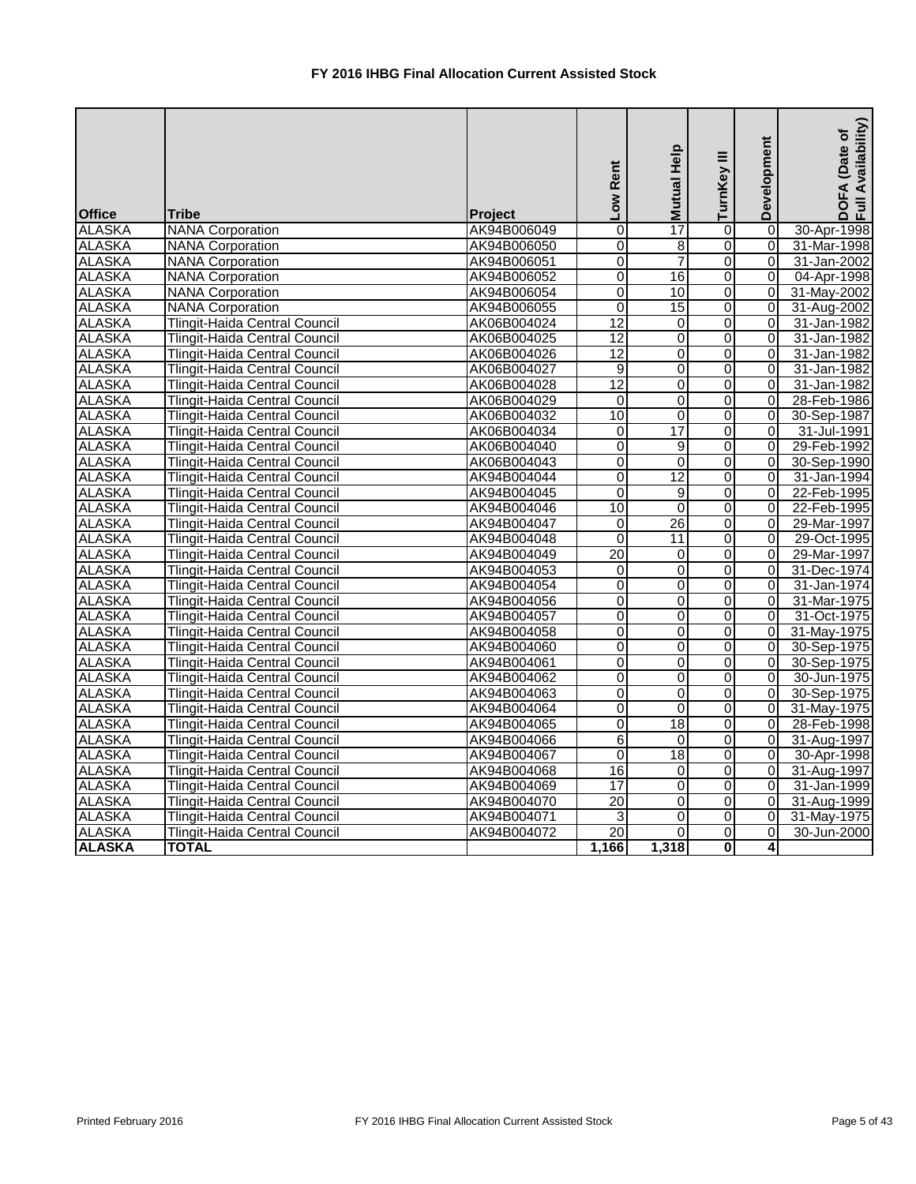# FY 2016 IHBG Final Allocation Current Assisted Stock

| Office | Tribe | Project | Low Rent | Mutual Help | TurnKey III | Development | DOFA (Date of Full Availability) |
|---|---|---|---|---|---|---|---|
| ALASKA | NANA Corporation | AK94B006049 | 0 | 17 | 0 | 0 | 30-Apr-1998 |
| ALASKA | NANA Corporation | AK94B006050 | 0 | 8 | 0 | 0 | 31-Mar-1998 |
| ALASKA | NANA Corporation | AK94B006051 | 0 | 7 | 0 | 0 | 31-Jan-2002 |
| ALASKA | NANA Corporation | AK94B006052 | 0 | 16 | 0 | 0 | 04-Apr-1998 |
| ALASKA | NANA Corporation | AK94B006054 | 0 | 10 | 0 | 0 | 31-May-2002 |
| ALASKA | NANA Corporation | AK94B006055 | 0 | 15 | 0 | 0 | 31-Aug-2002 |
| ALASKA | Tlingit-Haida Central Council | AK06B004024 | 12 | 0 | 0 | 0 | 31-Jan-1982 |
| ALASKA | Tlingit-Haida Central Council | AK06B004025 | 12 | 0 | 0 | 0 | 31-Jan-1982 |
| ALASKA | Tlingit-Haida Central Council | AK06B004026 | 12 | 0 | 0 | 0 | 31-Jan-1982 |
| ALASKA | Tlingit-Haida Central Council | AK06B004027 | 9 | 0 | 0 | 0 | 31-Jan-1982 |
| ALASKA | Tlingit-Haida Central Council | AK06B004028 | 12 | 0 | 0 | 0 | 31-Jan-1982 |
| ALASKA | Tlingit-Haida Central Council | AK06B004029 | 0 | 0 | 0 | 0 | 28-Feb-1986 |
| ALASKA | Tlingit-Haida Central Council | AK06B004032 | 10 | 0 | 0 | 0 | 30-Sep-1987 |
| ALASKA | Tlingit-Haida Central Council | AK06B004034 | 0 | 17 | 0 | 0 | 31-Jul-1991 |
| ALASKA | Tlingit-Haida Central Council | AK06B004040 | 0 | 9 | 0 | 0 | 29-Feb-1992 |
| ALASKA | Tlingit-Haida Central Council | AK06B004043 | 0 | 0 | 0 | 0 | 30-Sep-1990 |
| ALASKA | Tlingit-Haida Central Council | AK94B004044 | 0 | 12 | 0 | 0 | 31-Jan-1994 |
| ALASKA | Tlingit-Haida Central Council | AK94B004045 | 0 | 9 | 0 | 0 | 22-Feb-1995 |
| ALASKA | Tlingit-Haida Central Council | AK94B004046 | 10 | 0 | 0 | 0 | 22-Feb-1995 |
| ALASKA | Tlingit-Haida Central Council | AK94B004047 | 0 | 26 | 0 | 0 | 29-Mar-1997 |
| ALASKA | Tlingit-Haida Central Council | AK94B004048 | 0 | 11 | 0 | 0 | 29-Oct-1995 |
| ALASKA | Tlingit-Haida Central Council | AK94B004049 | 20 | 0 | 0 | 0 | 29-Mar-1997 |
| ALASKA | Tlingit-Haida Central Council | AK94B004053 | 0 | 0 | 0 | 0 | 31-Dec-1974 |
| ALASKA | Tlingit-Haida Central Council | AK94B004054 | 0 | 0 | 0 | 0 | 31-Jan-1974 |
| ALASKA | Tlingit-Haida Central Council | AK94B004056 | 0 | 0 | 0 | 0 | 31-Mar-1975 |
| ALASKA | Tlingit-Haida Central Council | AK94B004057 | 0 | 0 | 0 | 0 | 31-Oct-1975 |
| ALASKA | Tlingit-Haida Central Council | AK94B004058 | 0 | 0 | 0 | 0 | 31-May-1975 |
| ALASKA | Tlingit-Haida Central Council | AK94B004060 | 0 | 0 | 0 | 0 | 30-Sep-1975 |
| ALASKA | Tlingit-Haida Central Council | AK94B004061 | 0 | 0 | 0 | 0 | 30-Sep-1975 |
| ALASKA | Tlingit-Haida Central Council | AK94B004062 | 0 | 0 | 0 | 0 | 30-Jun-1975 |
| ALASKA | Tlingit-Haida Central Council | AK94B004063 | 0 | 0 | 0 | 0 | 30-Sep-1975 |
| ALASKA | Tlingit-Haida Central Council | AK94B004064 | 0 | 0 | 0 | 0 | 31-May-1975 |
| ALASKA | Tlingit-Haida Central Council | AK94B004065 | 0 | 18 | 0 | 0 | 28-Feb-1998 |
| ALASKA | Tlingit-Haida Central Council | AK94B004066 | 6 | 0 | 0 | 0 | 31-Aug-1997 |
| ALASKA | Tlingit-Haida Central Council | AK94B004067 | 0 | 18 | 0 | 0 | 30-Apr-1998 |
| ALASKA | Tlingit-Haida Central Council | AK94B004068 | 16 | 0 | 0 | 0 | 31-Aug-1997 |
| ALASKA | Tlingit-Haida Central Council | AK94B004069 | 17 | 0 | 0 | 0 | 31-Jan-1999 |
| ALASKA | Tlingit-Haida Central Council | AK94B004070 | 20 | 0 | 0 | 0 | 31-Aug-1999 |
| ALASKA | Tlingit-Haida Central Council | AK94B004071 | 3 | 0 | 0 | 0 | 31-May-1975 |
| ALASKA | Tlingit-Haida Central Council | AK94B004072 | 20 | 0 | 0 | 0 | 30-Jun-2000 |
| **ALASKA** | **TOTAL** | | **1,166** | **1,318** | **0** | **4** | |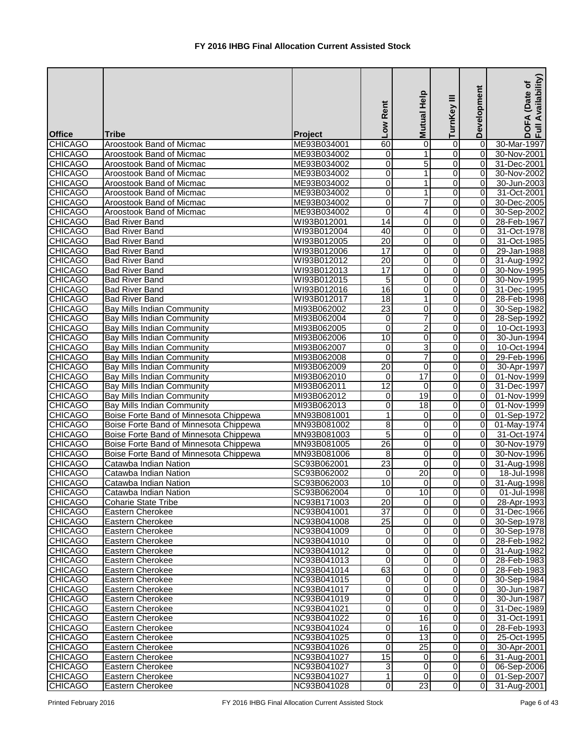# FY 2016 IHBG Final Allocation Current Assisted Stock

| Office | Tribe | Project | Low Rent | Mutual Help | TurnKey III | Development | DOFA (Date of Full Availability) |
|---|---|---|---|---|---|---|---|
| CHICAGO | Aroostook Band of Micmac | ME93B034001 | 60 | 0 | 0 | 0 | 30-Mar-1997 |
| CHICAGO | Aroostook Band of Micmac | ME93B034002 | 0 | 1 | 0 | 0 | 30-Nov-2001 |
| CHICAGO | Aroostook Band of Micmac | ME93B034002 | 0 | 5 | 0 | 0 | 31-Dec-2001 |
| CHICAGO | Aroostook Band of Micmac | ME93B034002 | 0 | 1 | 0 | 0 | 30-Nov-2002 |
| CHICAGO | Aroostook Band of Micmac | ME93B034002 | 0 | 1 | 0 | 0 | 30-Jun-2003 |
| CHICAGO | Aroostook Band of Micmac | ME93B034002 | 0 | 1 | 0 | 0 | 31-Oct-2001 |
| CHICAGO | Aroostook Band of Micmac | ME93B034002 | 0 | 7 | 0 | 0 | 30-Dec-2005 |
| CHICAGO | Aroostook Band of Micmac | ME93B034002 | 0 | 4 | 0 | 0 | 30-Sep-2002 |
| CHICAGO | Bad River Band | WI93B012001 | 14 | 0 | 0 | 0 | 28-Feb-1967 |
| CHICAGO | Bad River Band | WI93B012004 | 40 | 0 | 0 | 0 | 31-Oct-1978 |
| CHICAGO | Bad River Band | WI93B012005 | 20 | 0 | 0 | 0 | 31-Oct-1985 |
| CHICAGO | Bad River Band | WI93B012006 | 17 | 0 | 0 | 0 | 29-Jan-1988 |
| CHICAGO | Bad River Band | WI93B012012 | 20 | 0 | 0 | 0 | 31-Aug-1992 |
| CHICAGO | Bad River Band | WI93B012013 | 17 | 0 | 0 | 0 | 30-Nov-1995 |
| CHICAGO | Bad River Band | WI93B012015 | 5 | 0 | 0 | 0 | 30-Nov-1995 |
| CHICAGO | Bad River Band | WI93B012016 | 16 | 0 | 0 | 0 | 31-Dec-1995 |
| CHICAGO | Bad River Band | WI93B012017 | 18 | 1 | 0 | 0 | 28-Feb-1998 |
| CHICAGO | Bay Mills Indian Community | MI93B062002 | 23 | 0 | 0 | 0 | 30-Sep-1982 |
| CHICAGO | Bay Mills Indian Community | MI93B062004 | 0 | 7 | 0 | 0 | 28-Sep-1992 |
| CHICAGO | Bay Mills Indian Community | MI93B062005 | 0 | 2 | 0 | 0 | 10-Oct-1993 |
| CHICAGO | Bay Mills Indian Community | MI93B062006 | 10 | 0 | 0 | 0 | 30-Jun-1994 |
| CHICAGO | Bay Mills Indian Community | MI93B062007 | 0 | 3 | 0 | 0 | 10-Oct-1994 |
| CHICAGO | Bay Mills Indian Community | MI93B062008 | 0 | 7 | 0 | 0 | 29-Feb-1996 |
| CHICAGO | Bay Mills Indian Community | MI93B062009 | 20 | 0 | 0 | 0 | 30-Apr-1997 |
| CHICAGO | Bay Mills Indian Community | MI93B062010 | 0 | 17 | 0 | 0 | 01-Nov-1999 |
| CHICAGO | Bay Mills Indian Community | MI93B062011 | 12 | 0 | 0 | 0 | 31-Dec-1997 |
| CHICAGO | Bay Mills Indian Community | MI93B062012 | 0 | 19 | 0 | 0 | 01-Nov-1999 |
| CHICAGO | Bay Mills Indian Community | MI93B062013 | 0 | 18 | 0 | 0 | 01-Nov-1999 |
| CHICAGO | Boise Forte Band of Minnesota Chippewa | MN93B081001 | 1 | 0 | 0 | 0 | 01-Sep-1972 |
| CHICAGO | Boise Forte Band of Minnesota Chippewa | MN93B081002 | 8 | 0 | 0 | 0 | 01-May-1974 |
| CHICAGO | Boise Forte Band of Minnesota Chippewa | MN93B081003 | 5 | 0 | 0 | 0 | 31-Oct-1974 |
| CHICAGO | Boise Forte Band of Minnesota Chippewa | MN93B081005 | 26 | 0 | 0 | 0 | 30-Nov-1979 |
| CHICAGO | Boise Forte Band of Minnesota Chippewa | MN93B081006 | 8 | 0 | 0 | 0 | 30-Nov-1996 |
| CHICAGO | Catawba Indian Nation | SC93B062001 | 23 | 0 | 0 | 0 | 31-Aug-1998 |
| CHICAGO | Catawba Indian Nation | SC93B062002 | 0 | 20 | 0 | 0 | 18-Jul-1998 |
| CHICAGO | Catawba Indian Nation | SC93B062003 | 10 | 0 | 0 | 0 | 31-Aug-1998 |
| CHICAGO | Catawba Indian Nation | SC93B062004 | 0 | 10 | 0 | 0 | 01-Jul-1998 |
| CHICAGO | Coharie State Tribe | NC93B171003 | 20 | 0 | 0 | 0 | 28-Apr-1993 |
| CHICAGO | Eastern Cherokee | NC93B041001 | 37 | 0 | 0 | 0 | 31-Dec-1966 |
| CHICAGO | Eastern Cherokee | NC93B041008 | 25 | 0 | 0 | 0 | 30-Sep-1978 |
| CHICAGO | Eastern Cherokee | NC93B041009 | 0 | 0 | 0 | 0 | 30-Sep-1978 |
| CHICAGO | Eastern Cherokee | NC93B041010 | 0 | 0 | 0 | 0 | 28-Feb-1982 |
| CHICAGO | Eastern Cherokee | NC93B041012 | 0 | 0 | 0 | 0 | 31-Aug-1982 |
| CHICAGO | Eastern Cherokee | NC93B041013 | 0 | 0 | 0 | 0 | 28-Feb-1983 |
| CHICAGO | Eastern Cherokee | NC93B041014 | 63 | 0 | 0 | 0 | 28-Feb-1983 |
| CHICAGO | Eastern Cherokee | NC93B041015 | 0 | 0 | 0 | 0 | 30-Sep-1984 |
| CHICAGO | Eastern Cherokee | NC93B041017 | 0 | 0 | 0 | 0 | 30-Jun-1987 |
| CHICAGO | Eastern Cherokee | NC93B041019 | 0 | 0 | 0 | 0 | 30-Jun-1987 |
| CHICAGO | Eastern Cherokee | NC93B041021 | 0 | 0 | 0 | 0 | 31-Dec-1989 |
| CHICAGO | Eastern Cherokee | NC93B041022 | 0 | 16 | 0 | 0 | 31-Oct-1991 |
| CHICAGO | Eastern Cherokee | NC93B041024 | 0 | 16 | 0 | 0 | 28-Feb-1993 |
| CHICAGO | Eastern Cherokee | NC93B041025 | 0 | 13 | 0 | 0 | 25-Oct-1995 |
| CHICAGO | Eastern Cherokee | NC93B041026 | 0 | 25 | 0 | 0 | 30-Apr-2001 |
| CHICAGO | Eastern Cherokee | NC93B041027 | 15 | 0 | 0 | 6 | 31-Aug-2001 |
| CHICAGO | Eastern Cherokee | NC93B041027 | 3 | 0 | 0 | 0 | 06-Sep-2006 |
| CHICAGO | Eastern Cherokee | NC93B041027 | 1 | 0 | 0 | 0 | 01-Sep-2007 |
| CHICAGO | Eastern Cherokee | NC93B041028 | 0 | 23 | 0 | 0 | 31-Aug-2001 |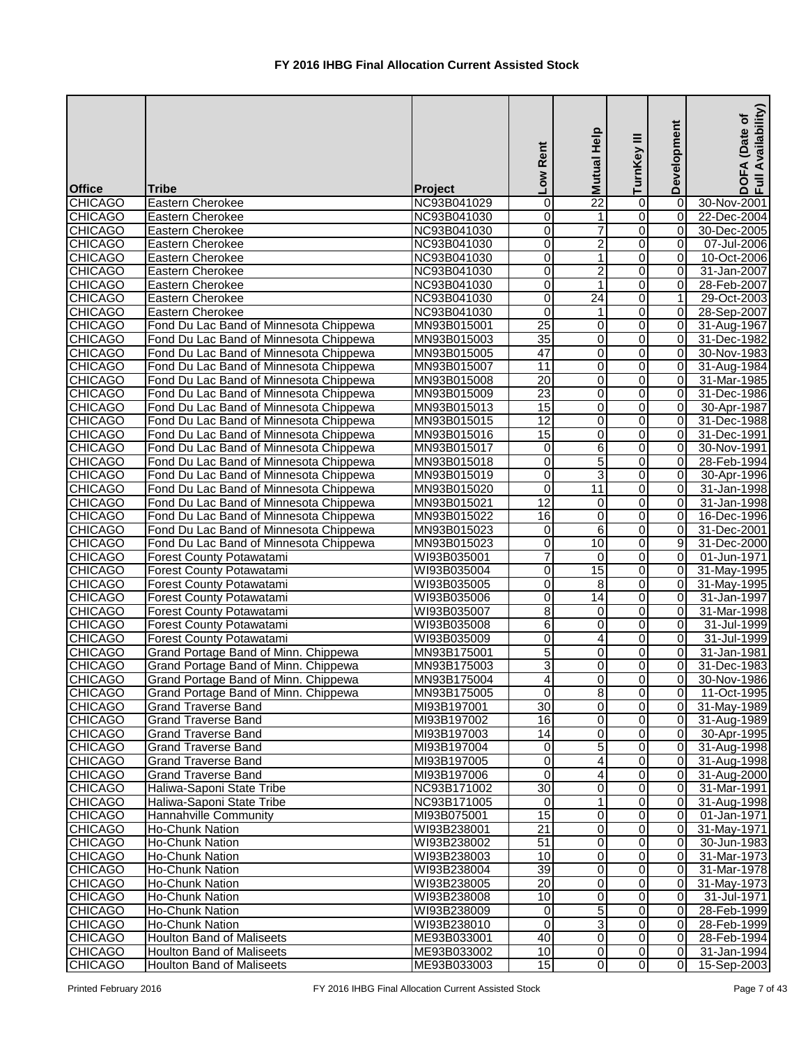# FY 2016 IHBG Final Allocation Current Assisted Stock

| Office | Tribe | Project | Low Rent | Mutual Help | TurnKey III | Development | DOFA (Date of Full Availability) |
|---|---|---|---|---|---|---|---|
| CHICAGO | Eastern Cherokee | NC93B041029 | 0 | 22 | 0 | 0 | 30-Nov-2001 |
| CHICAGO | Eastern Cherokee | NC93B041030 | 0 | 1 | 0 | 0 | 22-Dec-2004 |
| CHICAGO | Eastern Cherokee | NC93B041030 | 0 | 7 | 0 | 0 | 30-Dec-2005 |
| CHICAGO | Eastern Cherokee | NC93B041030 | 0 | 2 | 0 | 0 | 07-Jul-2006 |
| CHICAGO | Eastern Cherokee | NC93B041030 | 0 | 1 | 0 | 0 | 10-Oct-2006 |
| CHICAGO | Eastern Cherokee | NC93B041030 | 0 | 2 | 0 | 0 | 31-Jan-2007 |
| CHICAGO | Eastern Cherokee | NC93B041030 | 0 | 1 | 0 | 0 | 28-Feb-2007 |
| CHICAGO | Eastern Cherokee | NC93B041030 | 0 | 24 | 0 | 1 | 29-Oct-2003 |
| CHICAGO | Eastern Cherokee | NC93B041030 | 0 | 1 | 0 | 0 | 28-Sep-2007 |
| CHICAGO | Fond Du Lac Band of Minnesota Chippewa | MN93B015001 | 25 | 0 | 0 | 0 | 31-Aug-1967 |
| CHICAGO | Fond Du Lac Band of Minnesota Chippewa | MN93B015003 | 35 | 0 | 0 | 0 | 31-Dec-1982 |
| CHICAGO | Fond Du Lac Band of Minnesota Chippewa | MN93B015005 | 47 | 0 | 0 | 0 | 30-Nov-1983 |
| CHICAGO | Fond Du Lac Band of Minnesota Chippewa | MN93B015007 | 11 | 0 | 0 | 0 | 31-Aug-1984 |
| CHICAGO | Fond Du Lac Band of Minnesota Chippewa | MN93B015008 | 20 | 0 | 0 | 0 | 31-Mar-1985 |
| CHICAGO | Fond Du Lac Band of Minnesota Chippewa | MN93B015009 | 23 | 0 | 0 | 0 | 31-Dec-1986 |
| CHICAGO | Fond Du Lac Band of Minnesota Chippewa | MN93B015013 | 15 | 0 | 0 | 0 | 30-Apr-1987 |
| CHICAGO | Fond Du Lac Band of Minnesota Chippewa | MN93B015015 | 12 | 0 | 0 | 0 | 31-Dec-1988 |
| CHICAGO | Fond Du Lac Band of Minnesota Chippewa | MN93B015016 | 15 | 0 | 0 | 0 | 31-Dec-1991 |
| CHICAGO | Fond Du Lac Band of Minnesota Chippewa | MN93B015017 | 0 | 6 | 0 | 0 | 30-Nov-1991 |
| CHICAGO | Fond Du Lac Band of Minnesota Chippewa | MN93B015018 | 0 | 5 | 0 | 0 | 28-Feb-1994 |
| CHICAGO | Fond Du Lac Band of Minnesota Chippewa | MN93B015019 | 0 | 3 | 0 | 0 | 30-Apr-1996 |
| CHICAGO | Fond Du Lac Band of Minnesota Chippewa | MN93B015020 | 0 | 11 | 0 | 0 | 31-Jan-1998 |
| CHICAGO | Fond Du Lac Band of Minnesota Chippewa | MN93B015021 | 12 | 0 | 0 | 0 | 31-Jan-1998 |
| CHICAGO | Fond Du Lac Band of Minnesota Chippewa | MN93B015022 | 16 | 0 | 0 | 0 | 16-Dec-1996 |
| CHICAGO | Fond Du Lac Band of Minnesota Chippewa | MN93B015023 | 0 | 6 | 0 | 0 | 31-Dec-2001 |
| CHICAGO | Fond Du Lac Band of Minnesota Chippewa | MN93B015023 | 0 | 10 | 0 | 9 | 31-Dec-2000 |
| CHICAGO | Forest County Potawatami | WI93B035001 | 7 | 0 | 0 | 0 | 01-Jun-1971 |
| CHICAGO | Forest County Potawatami | WI93B035004 | 0 | 15 | 0 | 0 | 31-May-1995 |
| CHICAGO | Forest County Potawatami | WI93B035005 | 0 | 8 | 0 | 0 | 31-May-1995 |
| CHICAGO | Forest County Potawatami | WI93B035006 | 0 | 14 | 0 | 0 | 31-Jan-1997 |
| CHICAGO | Forest County Potawatami | WI93B035007 | 8 | 0 | 0 | 0 | 31-Mar-1998 |
| CHICAGO | Forest County Potawatami | WI93B035008 | 6 | 0 | 0 | 0 | 31-Jul-1999 |
| CHICAGO | Forest County Potawatami | WI93B035009 | 0 | 4 | 0 | 0 | 31-Jul-1999 |
| CHICAGO | Grand Portage Band of Minn. Chippewa | MN93B175001 | 5 | 0 | 0 | 0 | 31-Jan-1981 |
| CHICAGO | Grand Portage Band of Minn. Chippewa | MN93B175003 | 3 | 0 | 0 | 0 | 31-Dec-1983 |
| CHICAGO | Grand Portage Band of Minn. Chippewa | MN93B175004 | 4 | 0 | 0 | 0 | 30-Nov-1986 |
| CHICAGO | Grand Portage Band of Minn. Chippewa | MN93B175005 | 0 | 8 | 0 | 0 | 11-Oct-1995 |
| CHICAGO | Grand Traverse Band | MI93B197001 | 30 | 0 | 0 | 0 | 31-May-1989 |
| CHICAGO | Grand Traverse Band | MI93B197002 | 16 | 0 | 0 | 0 | 31-Aug-1989 |
| CHICAGO | Grand Traverse Band | MI93B197003 | 14 | 0 | 0 | 0 | 30-Apr-1995 |
| CHICAGO | Grand Traverse Band | MI93B197004 | 0 | 5 | 0 | 0 | 31-Aug-1998 |
| CHICAGO | Grand Traverse Band | MI93B197005 | 0 | 4 | 0 | 0 | 31-Aug-1998 |
| CHICAGO | Grand Traverse Band | MI93B197006 | 0 | 4 | 0 | 0 | 31-Aug-2000 |
| CHICAGO | Haliwa-Saponi State Tribe | NC93B171002 | 30 | 0 | 0 | 0 | 31-Mar-1991 |
| CHICAGO | Haliwa-Saponi State Tribe | NC93B171005 | 0 | 1 | 0 | 0 | 31-Aug-1998 |
| CHICAGO | Hannahville Community | MI93B075001 | 15 | 0 | 0 | 0 | 01-Jan-1971 |
| CHICAGO | Ho-Chunk Nation | WI93B238001 | 21 | 0 | 0 | 0 | 31-May-1971 |
| CHICAGO | Ho-Chunk Nation | WI93B238002 | 51 | 0 | 0 | 0 | 30-Jun-1983 |
| CHICAGO | Ho-Chunk Nation | WI93B238003 | 10 | 0 | 0 | 0 | 31-Mar-1973 |
| CHICAGO | Ho-Chunk Nation | WI93B238004 | 39 | 0 | 0 | 0 | 31-Mar-1978 |
| CHICAGO | Ho-Chunk Nation | WI93B238005 | 20 | 0 | 0 | 0 | 31-May-1973 |
| CHICAGO | Ho-Chunk Nation | WI93B238008 | 10 | 0 | 0 | 0 | 31-Jul-1971 |
| CHICAGO | Ho-Chunk Nation | WI93B238009 | 0 | 5 | 0 | 0 | 28-Feb-1999 |
| CHICAGO | Ho-Chunk Nation | WI93B238010 | 0 | 3 | 0 | 0 | 28-Feb-1999 |
| CHICAGO | Houlton Band of Maliseets | ME93B033001 | 40 | 0 | 0 | 0 | 28-Feb-1994 |
| CHICAGO | Houlton Band of Maliseets | ME93B033002 | 10 | 0 | 0 | 0 | 31-Jan-1994 |
| CHICAGO | Houlton Band of Maliseets | ME93B033003 | 15 | 0 | 0 | 0 | 15-Sep-2003 |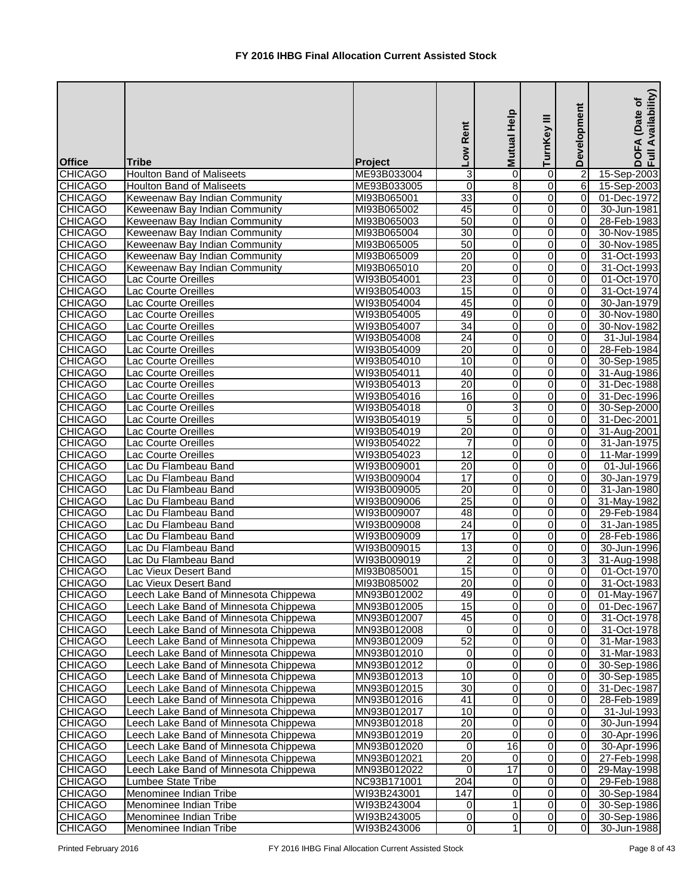# FY 2016 IHBG Final Allocation Current Assisted Stock

| Office | Tribe | Project | Low Rent | Mutual Help | TurnKey III | Development | DOFA (Date of Full Availability) |
|---|---|---|---|---|---|---|---|
| CHICAGO | Houlton Band of Maliseets | ME93B033004 | 3 | 0 | 0 | 2 | 15-Sep-2003 |
| CHICAGO | Houlton Band of Maliseets | ME93B033005 | 0 | 8 | 0 | 6 | 15-Sep-2003 |
| CHICAGO | Keweenaw Bay Indian Community | MI93B065001 | 33 | 0 | 0 | 0 | 01-Dec-1972 |
| CHICAGO | Keweenaw Bay Indian Community | MI93B065002 | 45 | 0 | 0 | 0 | 30-Jun-1981 |
| CHICAGO | Keweenaw Bay Indian Community | MI93B065003 | 50 | 0 | 0 | 0 | 28-Feb-1983 |
| CHICAGO | Keweenaw Bay Indian Community | MI93B065004 | 30 | 0 | 0 | 0 | 30-Nov-1985 |
| CHICAGO | Keweenaw Bay Indian Community | MI93B065005 | 50 | 0 | 0 | 0 | 30-Nov-1985 |
| CHICAGO | Keweenaw Bay Indian Community | MI93B065009 | 20 | 0 | 0 | 0 | 31-Oct-1993 |
| CHICAGO | Keweenaw Bay Indian Community | MI93B065010 | 20 | 0 | 0 | 0 | 31-Oct-1993 |
| CHICAGO | Lac Courte Oreilles | WI93B054001 | 23 | 0 | 0 | 0 | 01-Oct-1970 |
| CHICAGO | Lac Courte Oreilles | WI93B054003 | 15 | 0 | 0 | 0 | 31-Oct-1974 |
| CHICAGO | Lac Courte Oreilles | WI93B054004 | 45 | 0 | 0 | 0 | 30-Jan-1979 |
| CHICAGO | Lac Courte Oreilles | WI93B054005 | 49 | 0 | 0 | 0 | 30-Nov-1980 |
| CHICAGO | Lac Courte Oreilles | WI93B054007 | 34 | 0 | 0 | 0 | 30-Nov-1982 |
| CHICAGO | Lac Courte Oreilles | WI93B054008 | 24 | 0 | 0 | 0 | 31-Jul-1984 |
| CHICAGO | Lac Courte Oreilles | WI93B054009 | 20 | 0 | 0 | 0 | 28-Feb-1984 |
| CHICAGO | Lac Courte Oreilles | WI93B054010 | 10 | 0 | 0 | 0 | 30-Sep-1985 |
| CHICAGO | Lac Courte Oreilles | WI93B054011 | 40 | 0 | 0 | 0 | 31-Aug-1986 |
| CHICAGO | Lac Courte Oreilles | WI93B054013 | 20 | 0 | 0 | 0 | 31-Dec-1988 |
| CHICAGO | Lac Courte Oreilles | WI93B054016 | 16 | 0 | 0 | 0 | 31-Dec-1996 |
| CHICAGO | Lac Courte Oreilles | WI93B054018 | 0 | 3 | 0 | 0 | 30-Sep-2000 |
| CHICAGO | Lac Courte Oreilles | WI93B054019 | 5 | 0 | 0 | 0 | 31-Dec-2001 |
| CHICAGO | Lac Courte Oreilles | WI93B054019 | 20 | 0 | 0 | 0 | 31-Aug-2001 |
| CHICAGO | Lac Courte Oreilles | WI93B054022 | 7 | 0 | 0 | 0 | 31-Jan-1975 |
| CHICAGO | Lac Courte Oreilles | WI93B054023 | 12 | 0 | 0 | 0 | 11-Mar-1999 |
| CHICAGO | Lac Du Flambeau Band | WI93B009001 | 20 | 0 | 0 | 0 | 01-Jul-1966 |
| CHICAGO | Lac Du Flambeau Band | WI93B009004 | 17 | 0 | 0 | 0 | 30-Jan-1979 |
| CHICAGO | Lac Du Flambeau Band | WI93B009005 | 20 | 0 | 0 | 0 | 31-Jan-1980 |
| CHICAGO | Lac Du Flambeau Band | WI93B009006 | 25 | 0 | 0 | 0 | 31-May-1982 |
| CHICAGO | Lac Du Flambeau Band | WI93B009007 | 48 | 0 | 0 | 0 | 29-Feb-1984 |
| CHICAGO | Lac Du Flambeau Band | WI93B009008 | 24 | 0 | 0 | 0 | 31-Jan-1985 |
| CHICAGO | Lac Du Flambeau Band | WI93B009009 | 17 | 0 | 0 | 0 | 28-Feb-1986 |
| CHICAGO | Lac Du Flambeau Band | WI93B009015 | 13 | 0 | 0 | 0 | 30-Jun-1996 |
| CHICAGO | Lac Du Flambeau Band | WI93B009019 | 2 | 0 | 0 | 3 | 31-Aug-1998 |
| CHICAGO | Lac Vieux Desert Band | MI93B085001 | 15 | 0 | 0 | 0 | 01-Oct-1970 |
| CHICAGO | Lac Vieux Desert Band | MI93B085002 | 20 | 0 | 0 | 0 | 31-Oct-1983 |
| CHICAGO | Leech Lake Band of Minnesota Chippewa | MN93B012002 | 49 | 0 | 0 | 0 | 01-May-1967 |
| CHICAGO | Leech Lake Band of Minnesota Chippewa | MN93B012005 | 15 | 0 | 0 | 0 | 01-Dec-1967 |
| CHICAGO | Leech Lake Band of Minnesota Chippewa | MN93B012007 | 45 | 0 | 0 | 0 | 31-Oct-1978 |
| CHICAGO | Leech Lake Band of Minnesota Chippewa | MN93B012008 | 0 | 0 | 0 | 0 | 31-Oct-1978 |
| CHICAGO | Leech Lake Band of Minnesota Chippewa | MN93B012009 | 52 | 0 | 0 | 0 | 31-Mar-1983 |
| CHICAGO | Leech Lake Band of Minnesota Chippewa | MN93B012010 | 0 | 0 | 0 | 0 | 31-Mar-1983 |
| CHICAGO | Leech Lake Band of Minnesota Chippewa | MN93B012012 | 0 | 0 | 0 | 0 | 30-Sep-1986 |
| CHICAGO | Leech Lake Band of Minnesota Chippewa | MN93B012013 | 10 | 0 | 0 | 0 | 30-Sep-1985 |
| CHICAGO | Leech Lake Band of Minnesota Chippewa | MN93B012015 | 30 | 0 | 0 | 0 | 31-Dec-1987 |
| CHICAGO | Leech Lake Band of Minnesota Chippewa | MN93B012016 | 41 | 0 | 0 | 0 | 28-Feb-1989 |
| CHICAGO | Leech Lake Band of Minnesota Chippewa | MN93B012017 | 10 | 0 | 0 | 0 | 31-Jul-1993 |
| CHICAGO | Leech Lake Band of Minnesota Chippewa | MN93B012018 | 20 | 0 | 0 | 0 | 30-Jun-1994 |
| CHICAGO | Leech Lake Band of Minnesota Chippewa | MN93B012019 | 20 | 0 | 0 | 0 | 30-Apr-1996 |
| CHICAGO | Leech Lake Band of Minnesota Chippewa | MN93B012020 | 0 | 16 | 0 | 0 | 30-Apr-1996 |
| CHICAGO | Leech Lake Band of Minnesota Chippewa | MN93B012021 | 20 | 0 | 0 | 0 | 27-Feb-1998 |
| CHICAGO | Leech Lake Band of Minnesota Chippewa | MN93B012022 | 0 | 17 | 0 | 0 | 29-May-1998 |
| CHICAGO | Lumbee State Tribe | NC93B171001 | 204 | 0 | 0 | 0 | 29-Feb-1988 |
| CHICAGO | Menominee Indian Tribe | WI93B243001 | 147 | 0 | 0 | 0 | 30-Sep-1984 |
| CHICAGO | Menominee Indian Tribe | WI93B243004 | 0 | 1 | 0 | 0 | 30-Sep-1986 |
| CHICAGO | Menominee Indian Tribe | WI93B243005 | 0 | 0 | 0 | 0 | 30-Sep-1986 |
| CHICAGO | Menominee Indian Tribe | WI93B243006 | 0 | 1 | 0 | 0 | 30-Jun-1988 |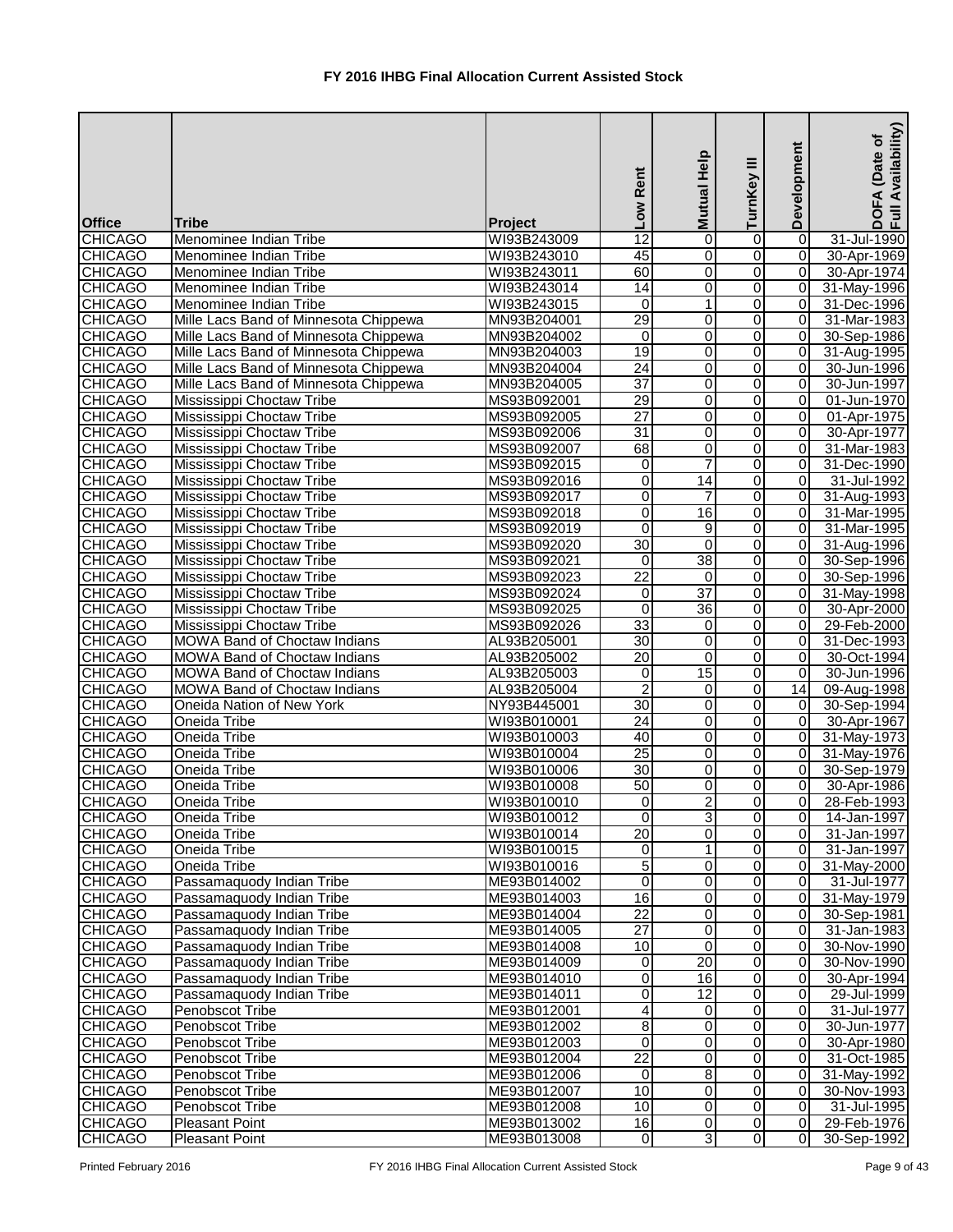# FY 2016 IHBG Final Allocation Current Assisted Stock

| Office | Tribe | Project | Low Rent | Mutual Help | TurnKey III | Development | DOFA (Date of Full Availability) |
|---|---|---|---|---|---|---|---|
| CHICAGO | Menominee Indian Tribe | WI93B243009 | 12 | 0 | 0 | 0 | 31-Jul-1990 |
| CHICAGO | Menominee Indian Tribe | WI93B243010 | 45 | 0 | 0 | 0 | 30-Apr-1969 |
| CHICAGO | Menominee Indian Tribe | WI93B243011 | 60 | 0 | 0 | 0 | 30-Apr-1974 |
| CHICAGO | Menominee Indian Tribe | WI93B243014 | 14 | 0 | 0 | 0 | 31-May-1996 |
| CHICAGO | Menominee Indian Tribe | WI93B243015 | 0 | 1 | 0 | 0 | 31-Dec-1996 |
| CHICAGO | Mille Lacs Band of Minnesota Chippewa | MN93B204001 | 29 | 0 | 0 | 0 | 31-Mar-1983 |
| CHICAGO | Mille Lacs Band of Minnesota Chippewa | MN93B204002 | 0 | 0 | 0 | 0 | 30-Sep-1986 |
| CHICAGO | Mille Lacs Band of Minnesota Chippewa | MN93B204003 | 19 | 0 | 0 | 0 | 31-Aug-1995 |
| CHICAGO | Mille Lacs Band of Minnesota Chippewa | MN93B204004 | 24 | 0 | 0 | 0 | 30-Jun-1996 |
| CHICAGO | Mille Lacs Band of Minnesota Chippewa | MN93B204005 | 37 | 0 | 0 | 0 | 30-Jun-1997 |
| CHICAGO | Mississippi Choctaw Tribe | MS93B092001 | 29 | 0 | 0 | 0 | 01-Jun-1970 |
| CHICAGO | Mississippi Choctaw Tribe | MS93B092005 | 27 | 0 | 0 | 0 | 01-Apr-1975 |
| CHICAGO | Mississippi Choctaw Tribe | MS93B092006 | 31 | 0 | 0 | 0 | 30-Apr-1977 |
| CHICAGO | Mississippi Choctaw Tribe | MS93B092007 | 68 | 0 | 0 | 0 | 31-Mar-1983 |
| CHICAGO | Mississippi Choctaw Tribe | MS93B092015 | 0 | 7 | 0 | 0 | 31-Dec-1990 |
| CHICAGO | Mississippi Choctaw Tribe | MS93B092016 | 0 | 14 | 0 | 0 | 31-Jul-1992 |
| CHICAGO | Mississippi Choctaw Tribe | MS93B092017 | 0 | 7 | 0 | 0 | 31-Aug-1993 |
| CHICAGO | Mississippi Choctaw Tribe | MS93B092018 | 0 | 16 | 0 | 0 | 31-Mar-1995 |
| CHICAGO | Mississippi Choctaw Tribe | MS93B092019 | 0 | 9 | 0 | 0 | 31-Mar-1995 |
| CHICAGO | Mississippi Choctaw Tribe | MS93B092020 | 30 | 0 | 0 | 0 | 31-Aug-1996 |
| CHICAGO | Mississippi Choctaw Tribe | MS93B092021 | 0 | 38 | 0 | 0 | 30-Sep-1996 |
| CHICAGO | Mississippi Choctaw Tribe | MS93B092023 | 22 | 0 | 0 | 0 | 30-Sep-1996 |
| CHICAGO | Mississippi Choctaw Tribe | MS93B092024 | 0 | 37 | 0 | 0 | 31-May-1998 |
| CHICAGO | Mississippi Choctaw Tribe | MS93B092025 | 0 | 36 | 0 | 0 | 30-Apr-2000 |
| CHICAGO | Mississippi Choctaw Tribe | MS93B092026 | 33 | 0 | 0 | 0 | 29-Feb-2000 |
| CHICAGO | MOWA Band of Choctaw Indians | AL93B205001 | 30 | 0 | 0 | 0 | 31-Dec-1993 |
| CHICAGO | MOWA Band of Choctaw Indians | AL93B205002 | 20 | 0 | 0 | 0 | 30-Oct-1994 |
| CHICAGO | MOWA Band of Choctaw Indians | AL93B205003 | 0 | 15 | 0 | 0 | 30-Jun-1996 |
| CHICAGO | MOWA Band of Choctaw Indians | AL93B205004 | 2 | 0 | 0 | 14 | 09-Aug-1998 |
| CHICAGO | Oneida Nation of New York | NY93B445001 | 30 | 0 | 0 | 0 | 30-Sep-1994 |
| CHICAGO | Oneida Tribe | WI93B010001 | 24 | 0 | 0 | 0 | 30-Apr-1967 |
| CHICAGO | Oneida Tribe | WI93B010003 | 40 | 0 | 0 | 0 | 31-May-1973 |
| CHICAGO | Oneida Tribe | WI93B010004 | 25 | 0 | 0 | 0 | 31-May-1976 |
| CHICAGO | Oneida Tribe | WI93B010006 | 30 | 0 | 0 | 0 | 30-Sep-1979 |
| CHICAGO | Oneida Tribe | WI93B010008 | 50 | 0 | 0 | 0 | 30-Apr-1986 |
| CHICAGO | Oneida Tribe | WI93B010010 | 0 | 2 | 0 | 0 | 28-Feb-1993 |
| CHICAGO | Oneida Tribe | WI93B010012 | 0 | 3 | 0 | 0 | 14-Jan-1997 |
| CHICAGO | Oneida Tribe | WI93B010014 | 20 | 0 | 0 | 0 | 31-Jan-1997 |
| CHICAGO | Oneida Tribe | WI93B010015 | 0 | 1 | 0 | 0 | 31-Jan-1997 |
| CHICAGO | Oneida Tribe | WI93B010016 | 5 | 0 | 0 | 0 | 31-May-2000 |
| CHICAGO | Passamaquody Indian Tribe | ME93B014002 | 0 | 0 | 0 | 0 | 31-Jul-1977 |
| CHICAGO | Passamaquody Indian Tribe | ME93B014003 | 16 | 0 | 0 | 0 | 31-May-1979 |
| CHICAGO | Passamaquody Indian Tribe | ME93B014004 | 22 | 0 | 0 | 0 | 30-Sep-1981 |
| CHICAGO | Passamaquody Indian Tribe | ME93B014005 | 27 | 0 | 0 | 0 | 31-Jan-1983 |
| CHICAGO | Passamaquody Indian Tribe | ME93B014008 | 10 | 0 | 0 | 0 | 30-Nov-1990 |
| CHICAGO | Passamaquody Indian Tribe | ME93B014009 | 0 | 20 | 0 | 0 | 30-Nov-1990 |
| CHICAGO | Passamaquody Indian Tribe | ME93B014010 | 0 | 16 | 0 | 0 | 30-Apr-1994 |
| CHICAGO | Passamaquody Indian Tribe | ME93B014011 | 0 | 12 | 0 | 0 | 29-Jul-1999 |
| CHICAGO | Penobscot Tribe | ME93B012001 | 4 | 0 | 0 | 0 | 31-Jul-1977 |
| CHICAGO | Penobscot Tribe | ME93B012002 | 8 | 0 | 0 | 0 | 30-Jun-1977 |
| CHICAGO | Penobscot Tribe | ME93B012003 | 0 | 0 | 0 | 0 | 30-Apr-1980 |
| CHICAGO | Penobscot Tribe | ME93B012004 | 22 | 0 | 0 | 0 | 31-Oct-1985 |
| CHICAGO | Penobscot Tribe | ME93B012006 | 0 | 8 | 0 | 0 | 31-May-1992 |
| CHICAGO | Penobscot Tribe | ME93B012007 | 10 | 0 | 0 | 0 | 30-Nov-1993 |
| CHICAGO | Penobscot Tribe | ME93B012008 | 10 | 0 | 0 | 0 | 31-Jul-1995 |
| CHICAGO | Pleasant Point | ME93B013002 | 16 | 0 | 0 | 0 | 29-Feb-1976 |
| CHICAGO | Pleasant Point | ME93B013008 | 0 | 3 | 0 | 0 | 30-Sep-1992 |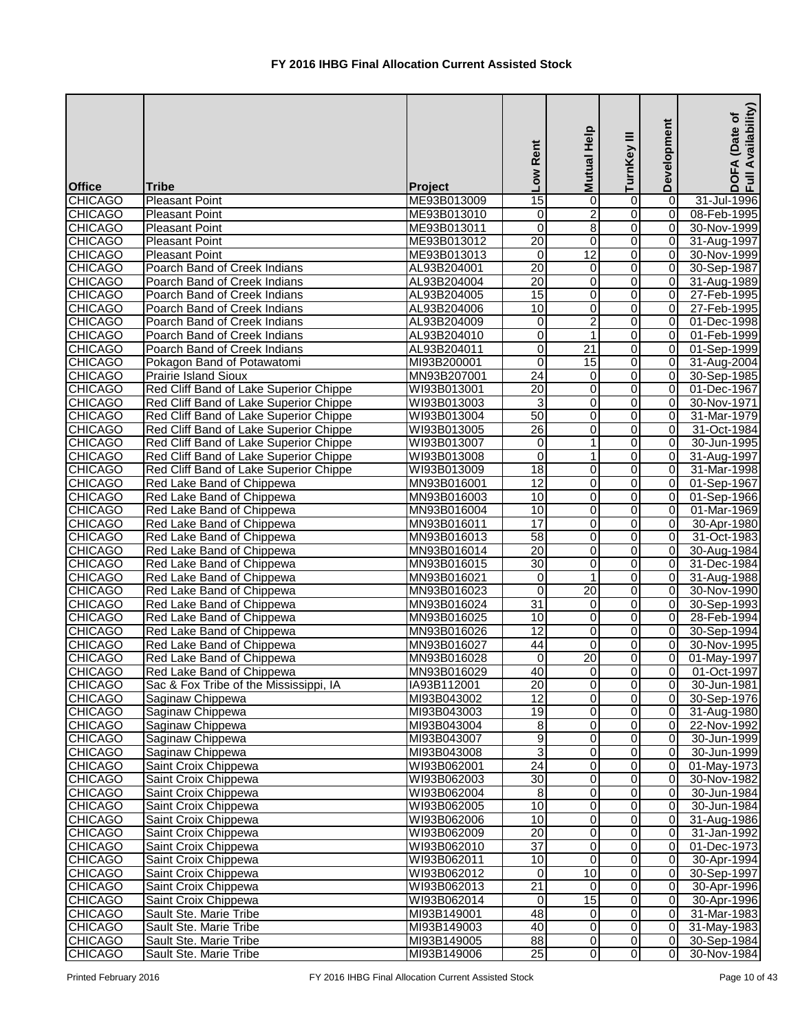# FY 2016 IHBG Final Allocation Current Assisted Stock

| Office | Tribe | Project | Low Rent | Mutual Help | TurnKey III | Development | DOFA (Date of Full Availability) |
|---|---|---|---|---|---|---|---|
| CHICAGO | Pleasant Point | ME93B013009 | 15 | 0 | 0 | 0 | 31-Jul-1996 |
| CHICAGO | Pleasant Point | ME93B013010 | 0 | 2 | 0 | 0 | 08-Feb-1995 |
| CHICAGO | Pleasant Point | ME93B013011 | 0 | 8 | 0 | 0 | 30-Nov-1999 |
| CHICAGO | Pleasant Point | ME93B013012 | 20 | 0 | 0 | 0 | 31-Aug-1997 |
| CHICAGO | Pleasant Point | ME93B013013 | 0 | 12 | 0 | 0 | 30-Nov-1999 |
| CHICAGO | Poarch Band of Creek Indians | AL93B204001 | 20 | 0 | 0 | 0 | 30-Sep-1987 |
| CHICAGO | Poarch Band of Creek Indians | AL93B204004 | 20 | 0 | 0 | 0 | 31-Aug-1989 |
| CHICAGO | Poarch Band of Creek Indians | AL93B204005 | 15 | 0 | 0 | 0 | 27-Feb-1995 |
| CHICAGO | Poarch Band of Creek Indians | AL93B204006 | 10 | 0 | 0 | 0 | 27-Feb-1995 |
| CHICAGO | Poarch Band of Creek Indians | AL93B204009 | 0 | 2 | 0 | 0 | 01-Dec-1998 |
| CHICAGO | Poarch Band of Creek Indians | AL93B204010 | 0 | 1 | 0 | 0 | 01-Feb-1999 |
| CHICAGO | Poarch Band of Creek Indians | AL93B204011 | 0 | 21 | 0 | 0 | 01-Sep-1999 |
| CHICAGO | Pokagon Band of Potawatomi | MI93B200001 | 0 | 15 | 0 | 0 | 31-Aug-2004 |
| CHICAGO | Prairie Island Sioux | MN93B207001 | 24 | 0 | 0 | 0 | 30-Sep-1985 |
| CHICAGO | Red Cliff Band of Lake Superior Chippe | WI93B013001 | 20 | 0 | 0 | 0 | 01-Dec-1967 |
| CHICAGO | Red Cliff Band of Lake Superior Chippe | WI93B013003 | 3 | 0 | 0 | 0 | 30-Nov-1971 |
| CHICAGO | Red Cliff Band of Lake Superior Chippe | WI93B013004 | 50 | 0 | 0 | 0 | 31-Mar-1979 |
| CHICAGO | Red Cliff Band of Lake Superior Chippe | WI93B013005 | 26 | 0 | 0 | 0 | 31-Oct-1984 |
| CHICAGO | Red Cliff Band of Lake Superior Chippe | WI93B013007 | 0 | 1 | 0 | 0 | 30-Jun-1995 |
| CHICAGO | Red Cliff Band of Lake Superior Chippe | WI93B013008 | 0 | 1 | 0 | 0 | 31-Aug-1997 |
| CHICAGO | Red Cliff Band of Lake Superior Chippe | WI93B013009 | 18 | 0 | 0 | 0 | 31-Mar-1998 |
| CHICAGO | Red Lake Band of Chippewa | MN93B016001 | 12 | 0 | 0 | 0 | 01-Sep-1967 |
| CHICAGO | Red Lake Band of Chippewa | MN93B016003 | 10 | 0 | 0 | 0 | 01-Sep-1966 |
| CHICAGO | Red Lake Band of Chippewa | MN93B016004 | 10 | 0 | 0 | 0 | 01-Mar-1969 |
| CHICAGO | Red Lake Band of Chippewa | MN93B016011 | 17 | 0 | 0 | 0 | 30-Apr-1980 |
| CHICAGO | Red Lake Band of Chippewa | MN93B016013 | 58 | 0 | 0 | 0 | 31-Oct-1983 |
| CHICAGO | Red Lake Band of Chippewa | MN93B016014 | 20 | 0 | 0 | 0 | 30-Aug-1984 |
| CHICAGO | Red Lake Band of Chippewa | MN93B016015 | 30 | 0 | 0 | 0 | 31-Dec-1984 |
| CHICAGO | Red Lake Band of Chippewa | MN93B016021 | 0 | 1 | 0 | 0 | 31-Aug-1988 |
| CHICAGO | Red Lake Band of Chippewa | MN93B016023 | 0 | 20 | 0 | 0 | 30-Nov-1990 |
| CHICAGO | Red Lake Band of Chippewa | MN93B016024 | 31 | 0 | 0 | 0 | 30-Sep-1993 |
| CHICAGO | Red Lake Band of Chippewa | MN93B016025 | 10 | 0 | 0 | 0 | 28-Feb-1994 |
| CHICAGO | Red Lake Band of Chippewa | MN93B016026 | 12 | 0 | 0 | 0 | 30-Sep-1994 |
| CHICAGO | Red Lake Band of Chippewa | MN93B016027 | 44 | 0 | 0 | 0 | 30-Nov-1995 |
| CHICAGO | Red Lake Band of Chippewa | MN93B016028 | 0 | 20 | 0 | 0 | 01-May-1997 |
| CHICAGO | Red Lake Band of Chippewa | MN93B016029 | 40 | 0 | 0 | 0 | 01-Oct-1997 |
| CHICAGO | Sac & Fox Tribe of the Mississippi, IA | IA93B112001 | 20 | 0 | 0 | 0 | 30-Jun-1981 |
| CHICAGO | Saginaw Chippewa | MI93B043002 | 12 | 0 | 0 | 0 | 30-Sep-1976 |
| CHICAGO | Saginaw Chippewa | MI93B043003 | 19 | 0 | 0 | 0 | 31-Aug-1980 |
| CHICAGO | Saginaw Chippewa | MI93B043004 | 8 | 0 | 0 | 0 | 22-Nov-1992 |
| CHICAGO | Saginaw Chippewa | MI93B043007 | 9 | 0 | 0 | 0 | 30-Jun-1999 |
| CHICAGO | Saginaw Chippewa | MI93B043008 | 3 | 0 | 0 | 0 | 30-Jun-1999 |
| CHICAGO | Saint Croix Chippewa | WI93B062001 | 24 | 0 | 0 | 0 | 01-May-1973 |
| CHICAGO | Saint Croix Chippewa | WI93B062003 | 30 | 0 | 0 | 0 | 30-Nov-1982 |
| CHICAGO | Saint Croix Chippewa | WI93B062004 | 8 | 0 | 0 | 0 | 30-Jun-1984 |
| CHICAGO | Saint Croix Chippewa | WI93B062005 | 10 | 0 | 0 | 0 | 30-Jun-1984 |
| CHICAGO | Saint Croix Chippewa | WI93B062006 | 10 | 0 | 0 | 0 | 31-Aug-1986 |
| CHICAGO | Saint Croix Chippewa | WI93B062009 | 20 | 0 | 0 | 0 | 31-Jan-1992 |
| CHICAGO | Saint Croix Chippewa | WI93B062010 | 37 | 0 | 0 | 0 | 01-Dec-1973 |
| CHICAGO | Saint Croix Chippewa | WI93B062011 | 10 | 0 | 0 | 0 | 30-Apr-1994 |
| CHICAGO | Saint Croix Chippewa | WI93B062012 | 0 | 10 | 0 | 0 | 30-Sep-1997 |
| CHICAGO | Saint Croix Chippewa | WI93B062013 | 21 | 0 | 0 | 0 | 30-Apr-1996 |
| CHICAGO | Saint Croix Chippewa | WI93B062014 | 0 | 15 | 0 | 0 | 30-Apr-1996 |
| CHICAGO | Sault Ste. Marie Tribe | MI93B149001 | 48 | 0 | 0 | 0 | 31-Mar-1983 |
| CHICAGO | Sault Ste. Marie Tribe | MI93B149003 | 40 | 0 | 0 | 0 | 31-May-1983 |
| CHICAGO | Sault Ste. Marie Tribe | MI93B149005 | 88 | 0 | 0 | 0 | 30-Sep-1984 |
| CHICAGO | Sault Ste. Marie Tribe | MI93B149006 | 25 | 0 | 0 | 0 | 30-Nov-1984 |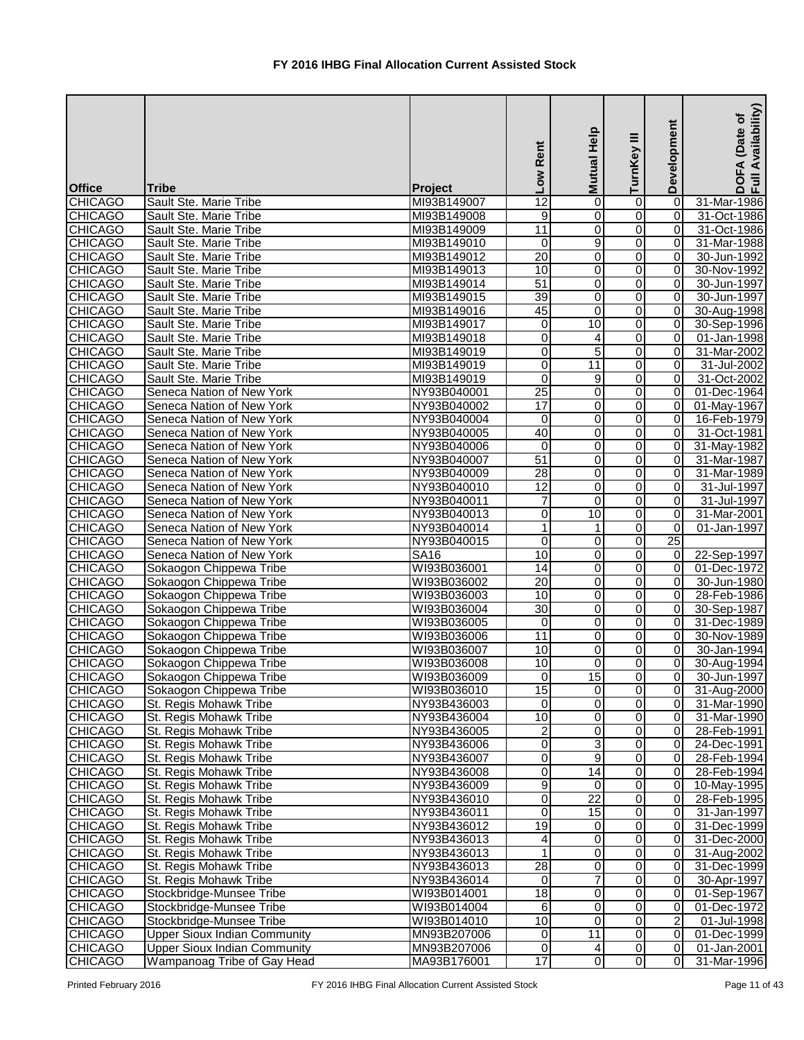# FY 2016 IHBG Final Allocation Current Assisted Stock

| Office | Tribe | Project | Low Rent | Mutual Help | TurnKey III | Development | DOFA (Date of Full Availability) |
|---|---|---|---|---|---|---|---|
| CHICAGO | Sault Ste. Marie Tribe | MI93B149007 | 12 | 0 | 0 | 0 | 31-Mar-1986 |
| CHICAGO | Sault Ste. Marie Tribe | MI93B149008 | 9 | 0 | 0 | 0 | 31-Oct-1986 |
| CHICAGO | Sault Ste. Marie Tribe | MI93B149009 | 11 | 0 | 0 | 0 | 31-Oct-1986 |
| CHICAGO | Sault Ste. Marie Tribe | MI93B149010 | 0 | 9 | 0 | 0 | 31-Mar-1988 |
| CHICAGO | Sault Ste. Marie Tribe | MI93B149012 | 20 | 0 | 0 | 0 | 30-Jun-1992 |
| CHICAGO | Sault Ste. Marie Tribe | MI93B149013 | 10 | 0 | 0 | 0 | 30-Nov-1992 |
| CHICAGO | Sault Ste. Marie Tribe | MI93B149014 | 51 | 0 | 0 | 0 | 30-Jun-1997 |
| CHICAGO | Sault Ste. Marie Tribe | MI93B149015 | 39 | 0 | 0 | 0 | 30-Jun-1997 |
| CHICAGO | Sault Ste. Marie Tribe | MI93B149016 | 45 | 0 | 0 | 0 | 30-Aug-1998 |
| CHICAGO | Sault Ste. Marie Tribe | MI93B149017 | 0 | 10 | 0 | 0 | 30-Sep-1996 |
| CHICAGO | Sault Ste. Marie Tribe | MI93B149018 | 0 | 4 | 0 | 0 | 01-Jan-1998 |
| CHICAGO | Sault Ste. Marie Tribe | MI93B149019 | 0 | 5 | 0 | 0 | 31-Mar-2002 |
| CHICAGO | Sault Ste. Marie Tribe | MI93B149019 | 0 | 11 | 0 | 0 | 31-Jul-2002 |
| CHICAGO | Sault Ste. Marie Tribe | MI93B149019 | 0 | 9 | 0 | 0 | 31-Oct-2002 |
| CHICAGO | Seneca Nation of New York | NY93B040001 | 25 | 0 | 0 | 0 | 01-Dec-1964 |
| CHICAGO | Seneca Nation of New York | NY93B040002 | 17 | 0 | 0 | 0 | 01-May-1967 |
| CHICAGO | Seneca Nation of New York | NY93B040004 | 0 | 0 | 0 | 0 | 16-Feb-1979 |
| CHICAGO | Seneca Nation of New York | NY93B040005 | 40 | 0 | 0 | 0 | 31-Oct-1981 |
| CHICAGO | Seneca Nation of New York | NY93B040006 | 0 | 0 | 0 | 0 | 31-May-1982 |
| CHICAGO | Seneca Nation of New York | NY93B040007 | 51 | 0 | 0 | 0 | 31-Mar-1987 |
| CHICAGO | Seneca Nation of New York | NY93B040009 | 28 | 0 | 0 | 0 | 31-Mar-1989 |
| CHICAGO | Seneca Nation of New York | NY93B040010 | 12 | 0 | 0 | 0 | 31-Jul-1997 |
| CHICAGO | Seneca Nation of New York | NY93B040011 | 7 | 0 | 0 | 0 | 31-Jul-1997 |
| CHICAGO | Seneca Nation of New York | NY93B040013 | 0 | 10 | 0 | 0 | 31-Mar-2001 |
| CHICAGO | Seneca Nation of New York | NY93B040014 | 1 | 1 | 0 | 0 | 01-Jan-1997 |
| CHICAGO | Seneca Nation of New York | NY93B040015 | 0 | 0 | 0 | 25 | |
| CHICAGO | Seneca Nation of New York | SA16 | 10 | 0 | 0 | 0 | 22-Sep-1997 |
| CHICAGO | Sokaogon Chippewa Tribe | WI93B036001 | 14 | 0 | 0 | 0 | 01-Dec-1972 |
| CHICAGO | Sokaogon Chippewa Tribe | WI93B036002 | 20 | 0 | 0 | 0 | 30-Jun-1980 |
| CHICAGO | Sokaogon Chippewa Tribe | WI93B036003 | 10 | 0 | 0 | 0 | 28-Feb-1986 |
| CHICAGO | Sokaogon Chippewa Tribe | WI93B036004 | 30 | 0 | 0 | 0 | 30-Sep-1987 |
| CHICAGO | Sokaogon Chippewa Tribe | WI93B036005 | 0 | 0 | 0 | 0 | 31-Dec-1989 |
| CHICAGO | Sokaogon Chippewa Tribe | WI93B036006 | 11 | 0 | 0 | 0 | 30-Nov-1989 |
| CHICAGO | Sokaogon Chippewa Tribe | WI93B036007 | 10 | 0 | 0 | 0 | 30-Jan-1994 |
| CHICAGO | Sokaogon Chippewa Tribe | WI93B036008 | 10 | 0 | 0 | 0 | 30-Aug-1994 |
| CHICAGO | Sokaogon Chippewa Tribe | WI93B036009 | 0 | 15 | 0 | 0 | 30-Jun-1997 |
| CHICAGO | Sokaogon Chippewa Tribe | WI93B036010 | 15 | 0 | 0 | 0 | 31-Aug-2000 |
| CHICAGO | St. Regis Mohawk Tribe | NY93B436003 | 0 | 0 | 0 | 0 | 31-Mar-1990 |
| CHICAGO | St. Regis Mohawk Tribe | NY93B436004 | 10 | 0 | 0 | 0 | 31-Mar-1990 |
| CHICAGO | St. Regis Mohawk Tribe | NY93B436005 | 2 | 0 | 0 | 0 | 28-Feb-1991 |
| CHICAGO | St. Regis Mohawk Tribe | NY93B436006 | 0 | 3 | 0 | 0 | 24-Dec-1991 |
| CHICAGO | St. Regis Mohawk Tribe | NY93B436007 | 0 | 9 | 0 | 0 | 28-Feb-1994 |
| CHICAGO | St. Regis Mohawk Tribe | NY93B436008 | 0 | 14 | 0 | 0 | 28-Feb-1994 |
| CHICAGO | St. Regis Mohawk Tribe | NY93B436009 | 9 | 0 | 0 | 0 | 10-May-1995 |
| CHICAGO | St. Regis Mohawk Tribe | NY93B436010 | 0 | 22 | 0 | 0 | 28-Feb-1995 |
| CHICAGO | St. Regis Mohawk Tribe | NY93B436011 | 0 | 15 | 0 | 0 | 31-Jan-1997 |
| CHICAGO | St. Regis Mohawk Tribe | NY93B436012 | 19 | 0 | 0 | 0 | 31-Dec-1999 |
| CHICAGO | St. Regis Mohawk Tribe | NY93B436013 | 4 | 0 | 0 | 0 | 31-Dec-2000 |
| CHICAGO | St. Regis Mohawk Tribe | NY93B436013 | 1 | 0 | 0 | 0 | 31-Aug-2002 |
| CHICAGO | St. Regis Mohawk Tribe | NY93B436013 | 28 | 0 | 0 | 0 | 31-Dec-1999 |
| CHICAGO | St. Regis Mohawk Tribe | NY93B436014 | 0 | 7 | 0 | 0 | 30-Apr-1997 |
| CHICAGO | Stockbridge-Munsee Tribe | WI93B014001 | 18 | 0 | 0 | 0 | 01-Sep-1967 |
| CHICAGO | Stockbridge-Munsee Tribe | WI93B014004 | 6 | 0 | 0 | 0 | 01-Dec-1972 |
| CHICAGO | Stockbridge-Munsee Tribe | WI93B014010 | 10 | 0 | 0 | 2 | 01-Jul-1998 |
| CHICAGO | Upper Sioux Indian Community | MN93B207006 | 0 | 11 | 0 | 0 | 01-Dec-1999 |
| CHICAGO | Upper Sioux Indian Community | MN93B207006 | 0 | 4 | 0 | 0 | 01-Jan-2001 |
| CHICAGO | Wampanoag Tribe of Gay Head | MA93B176001 | 17 | 0 | 0 | 0 | 31-Mar-1996 |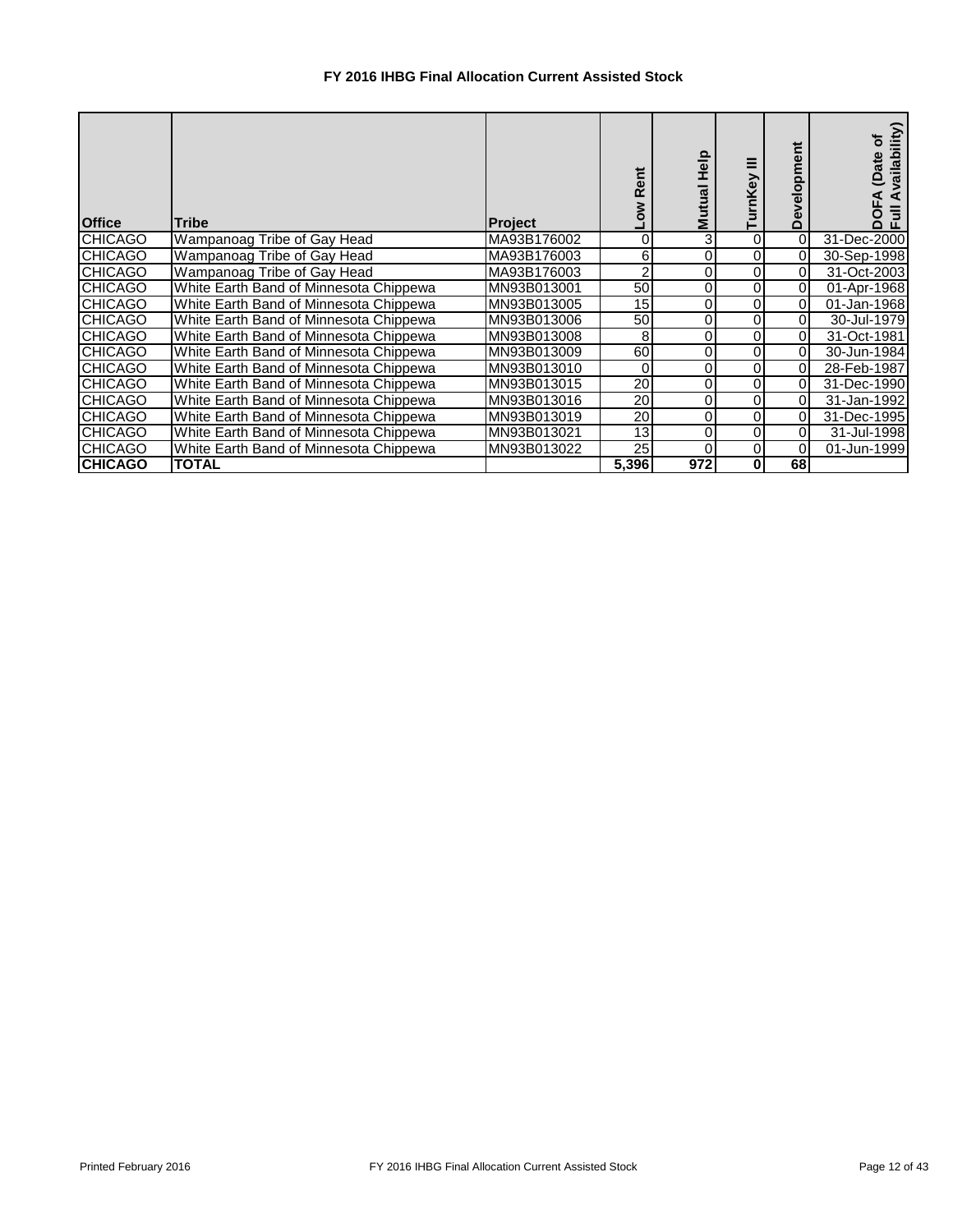# FY 2016 IHBG Final Allocation Current Assisted Stock

| Office | Tribe | Project | Low Rent | Mutual Help | TurnKey III | Development | DOFA (Date of Full Availability) |
|---|---|---|---|---|---|---|---|
| CHICAGO | Wampanoag Tribe of Gay Head | MA93B176002 | 0 | 3 | 0 | 0 | 31-Dec-2000 |
| CHICAGO | Wampanoag Tribe of Gay Head | MA93B176003 | 6 | 0 | 0 | 0 | 30-Sep-1998 |
| CHICAGO | Wampanoag Tribe of Gay Head | MA93B176003 | 2 | 0 | 0 | 0 | 31-Oct-2003 |
| CHICAGO | White Earth Band of Minnesota Chippewa | MN93B013001 | 50 | 0 | 0 | 0 | 01-Apr-1968 |
| CHICAGO | White Earth Band of Minnesota Chippewa | MN93B013005 | 15 | 0 | 0 | 0 | 01-Jan-1968 |
| CHICAGO | White Earth Band of Minnesota Chippewa | MN93B013006 | 50 | 0 | 0 | 0 | 30-Jul-1979 |
| CHICAGO | White Earth Band of Minnesota Chippewa | MN93B013008 | 8 | 0 | 0 | 0 | 31-Oct-1981 |
| CHICAGO | White Earth Band of Minnesota Chippewa | MN93B013009 | 60 | 0 | 0 | 0 | 30-Jun-1984 |
| CHICAGO | White Earth Band of Minnesota Chippewa | MN93B013010 | 0 | 0 | 0 | 0 | 28-Feb-1987 |
| CHICAGO | White Earth Band of Minnesota Chippewa | MN93B013015 | 20 | 0 | 0 | 0 | 31-Dec-1990 |
| CHICAGO | White Earth Band of Minnesota Chippewa | MN93B013016 | 20 | 0 | 0 | 0 | 31-Jan-1992 |
| CHICAGO | White Earth Band of Minnesota Chippewa | MN93B013019 | 20 | 0 | 0 | 0 | 31-Dec-1995 |
| CHICAGO | White Earth Band of Minnesota Chippewa | MN93B013021 | 13 | 0 | 0 | 0 | 31-Jul-1998 |
| CHICAGO | White Earth Band of Minnesota Chippewa | MN93B013022 | 25 | 0 | 0 | 0 | 01-Jun-1999 |
| **CHICAGO** | **TOTAL** | | **5,396** | **972** | **0** | **68** | |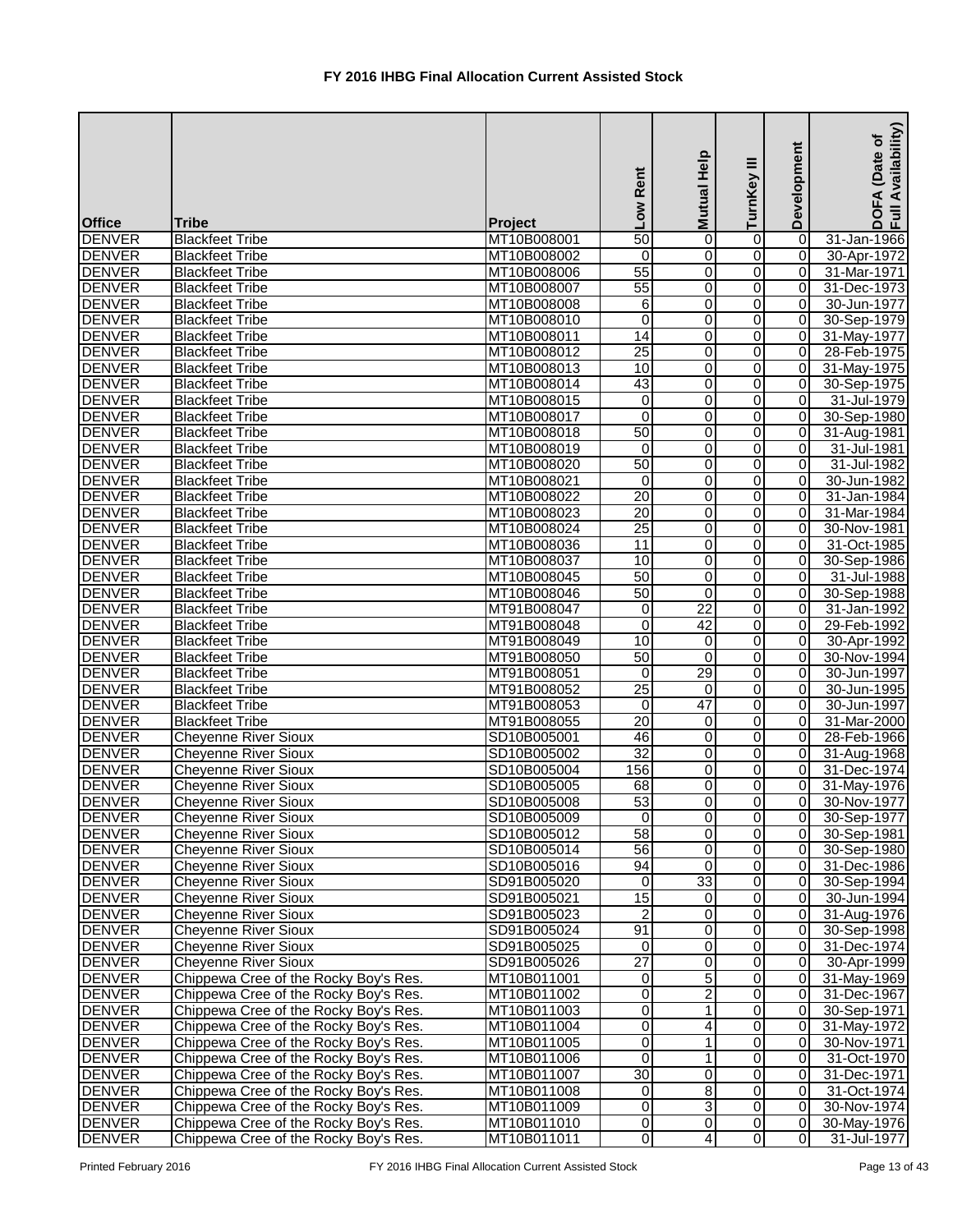# FY 2016 IHBG Final Allocation Current Assisted Stock

| Office | Tribe | Project | Low Rent | Mutual Help | TurnKey III | Development | DOFA (Date of Full Availability) |
|---|---|---|---|---|---|---|---|
| DENVER | Blackfeet Tribe | MT10B008001 | 50 | 0 | 0 | 0 | 31-Jan-1966 |
| DENVER | Blackfeet Tribe | MT10B008002 | 0 | 0 | 0 | 0 | 30-Apr-1972 |
| DENVER | Blackfeet Tribe | MT10B008006 | 55 | 0 | 0 | 0 | 31-Mar-1971 |
| DENVER | Blackfeet Tribe | MT10B008007 | 55 | 0 | 0 | 0 | 31-Dec-1973 |
| DENVER | Blackfeet Tribe | MT10B008008 | 6 | 0 | 0 | 0 | 30-Jun-1977 |
| DENVER | Blackfeet Tribe | MT10B008010 | 0 | 0 | 0 | 0 | 30-Sep-1979 |
| DENVER | Blackfeet Tribe | MT10B008011 | 14 | 0 | 0 | 0 | 31-May-1977 |
| DENVER | Blackfeet Tribe | MT10B008012 | 25 | 0 | 0 | 0 | 28-Feb-1975 |
| DENVER | Blackfeet Tribe | MT10B008013 | 10 | 0 | 0 | 0 | 31-May-1975 |
| DENVER | Blackfeet Tribe | MT10B008014 | 43 | 0 | 0 | 0 | 30-Sep-1975 |
| DENVER | Blackfeet Tribe | MT10B008015 | 0 | 0 | 0 | 0 | 31-Jul-1979 |
| DENVER | Blackfeet Tribe | MT10B008017 | 0 | 0 | 0 | 0 | 30-Sep-1980 |
| DENVER | Blackfeet Tribe | MT10B008018 | 50 | 0 | 0 | 0 | 31-Aug-1981 |
| DENVER | Blackfeet Tribe | MT10B008019 | 0 | 0 | 0 | 0 | 31-Jul-1981 |
| DENVER | Blackfeet Tribe | MT10B008020 | 50 | 0 | 0 | 0 | 31-Jul-1982 |
| DENVER | Blackfeet Tribe | MT10B008021 | 0 | 0 | 0 | 0 | 30-Jun-1982 |
| DENVER | Blackfeet Tribe | MT10B008022 | 20 | 0 | 0 | 0 | 31-Jan-1984 |
| DENVER | Blackfeet Tribe | MT10B008023 | 20 | 0 | 0 | 0 | 31-Mar-1984 |
| DENVER | Blackfeet Tribe | MT10B008024 | 25 | 0 | 0 | 0 | 30-Nov-1981 |
| DENVER | Blackfeet Tribe | MT10B008036 | 11 | 0 | 0 | 0 | 31-Oct-1985 |
| DENVER | Blackfeet Tribe | MT10B008037 | 10 | 0 | 0 | 0 | 30-Sep-1986 |
| DENVER | Blackfeet Tribe | MT10B008045 | 50 | 0 | 0 | 0 | 31-Jul-1988 |
| DENVER | Blackfeet Tribe | MT10B008046 | 50 | 0 | 0 | 0 | 30-Sep-1988 |
| DENVER | Blackfeet Tribe | MT91B008047 | 0 | 22 | 0 | 0 | 31-Jan-1992 |
| DENVER | Blackfeet Tribe | MT91B008048 | 0 | 42 | 0 | 0 | 29-Feb-1992 |
| DENVER | Blackfeet Tribe | MT91B008049 | 10 | 0 | 0 | 0 | 30-Apr-1992 |
| DENVER | Blackfeet Tribe | MT91B008050 | 50 | 0 | 0 | 0 | 30-Nov-1994 |
| DENVER | Blackfeet Tribe | MT91B008051 | 0 | 29 | 0 | 0 | 30-Jun-1997 |
| DENVER | Blackfeet Tribe | MT91B008052 | 25 | 0 | 0 | 0 | 30-Jun-1995 |
| DENVER | Blackfeet Tribe | MT91B008053 | 0 | 47 | 0 | 0 | 30-Jun-1997 |
| DENVER | Blackfeet Tribe | MT91B008055 | 20 | 0 | 0 | 0 | 31-Mar-2000 |
| DENVER | Cheyenne River Sioux | SD10B005001 | 46 | 0 | 0 | 0 | 28-Feb-1966 |
| DENVER | Cheyenne River Sioux | SD10B005002 | 32 | 0 | 0 | 0 | 31-Aug-1968 |
| DENVER | Cheyenne River Sioux | SD10B005004 | 156 | 0 | 0 | 0 | 31-Dec-1974 |
| DENVER | Cheyenne River Sioux | SD10B005005 | 68 | 0 | 0 | 0 | 31-May-1976 |
| DENVER | Cheyenne River Sioux | SD10B005008 | 53 | 0 | 0 | 0 | 30-Nov-1977 |
| DENVER | Cheyenne River Sioux | SD10B005009 | 0 | 0 | 0 | 0 | 30-Sep-1977 |
| DENVER | Cheyenne River Sioux | SD10B005012 | 58 | 0 | 0 | 0 | 30-Sep-1981 |
| DENVER | Cheyenne River Sioux | SD10B005014 | 56 | 0 | 0 | 0 | 30-Sep-1980 |
| DENVER | Cheyenne River Sioux | SD10B005016 | 94 | 0 | 0 | 0 | 31-Dec-1986 |
| DENVER | Cheyenne River Sioux | SD91B005020 | 0 | 33 | 0 | 0 | 30-Sep-1994 |
| DENVER | Cheyenne River Sioux | SD91B005021 | 15 | 0 | 0 | 0 | 30-Jun-1994 |
| DENVER | Cheyenne River Sioux | SD91B005023 | 2 | 0 | 0 | 0 | 31-Aug-1976 |
| DENVER | Cheyenne River Sioux | SD91B005024 | 91 | 0 | 0 | 0 | 30-Sep-1998 |
| DENVER | Cheyenne River Sioux | SD91B005025 | 0 | 0 | 0 | 0 | 31-Dec-1974 |
| DENVER | Cheyenne River Sioux | SD91B005026 | 27 | 0 | 0 | 0 | 30-Apr-1999 |
| DENVER | Chippewa Cree of the Rocky Boy's Res. | MT10B011001 | 0 | 5 | 0 | 0 | 31-May-1969 |
| DENVER | Chippewa Cree of the Rocky Boy's Res. | MT10B011002 | 0 | 2 | 0 | 0 | 31-Dec-1967 |
| DENVER | Chippewa Cree of the Rocky Boy's Res. | MT10B011003 | 0 | 1 | 0 | 0 | 30-Sep-1971 |
| DENVER | Chippewa Cree of the Rocky Boy's Res. | MT10B011004 | 0 | 4 | 0 | 0 | 31-May-1972 |
| DENVER | Chippewa Cree of the Rocky Boy's Res. | MT10B011005 | 0 | 1 | 0 | 0 | 30-Nov-1971 |
| DENVER | Chippewa Cree of the Rocky Boy's Res. | MT10B011006 | 0 | 1 | 0 | 0 | 31-Oct-1970 |
| DENVER | Chippewa Cree of the Rocky Boy's Res. | MT10B011007 | 30 | 0 | 0 | 0 | 31-Dec-1971 |
| DENVER | Chippewa Cree of the Rocky Boy's Res. | MT10B011008 | 0 | 8 | 0 | 0 | 31-Oct-1974 |
| DENVER | Chippewa Cree of the Rocky Boy's Res. | MT10B011009 | 0 | 3 | 0 | 0 | 30-Nov-1974 |
| DENVER | Chippewa Cree of the Rocky Boy's Res. | MT10B011010 | 0 | 0 | 0 | 0 | 30-May-1976 |
| DENVER | Chippewa Cree of the Rocky Boy's Res. | MT10B011011 | 0 | 4 | 0 | 0 | 31-Jul-1977 |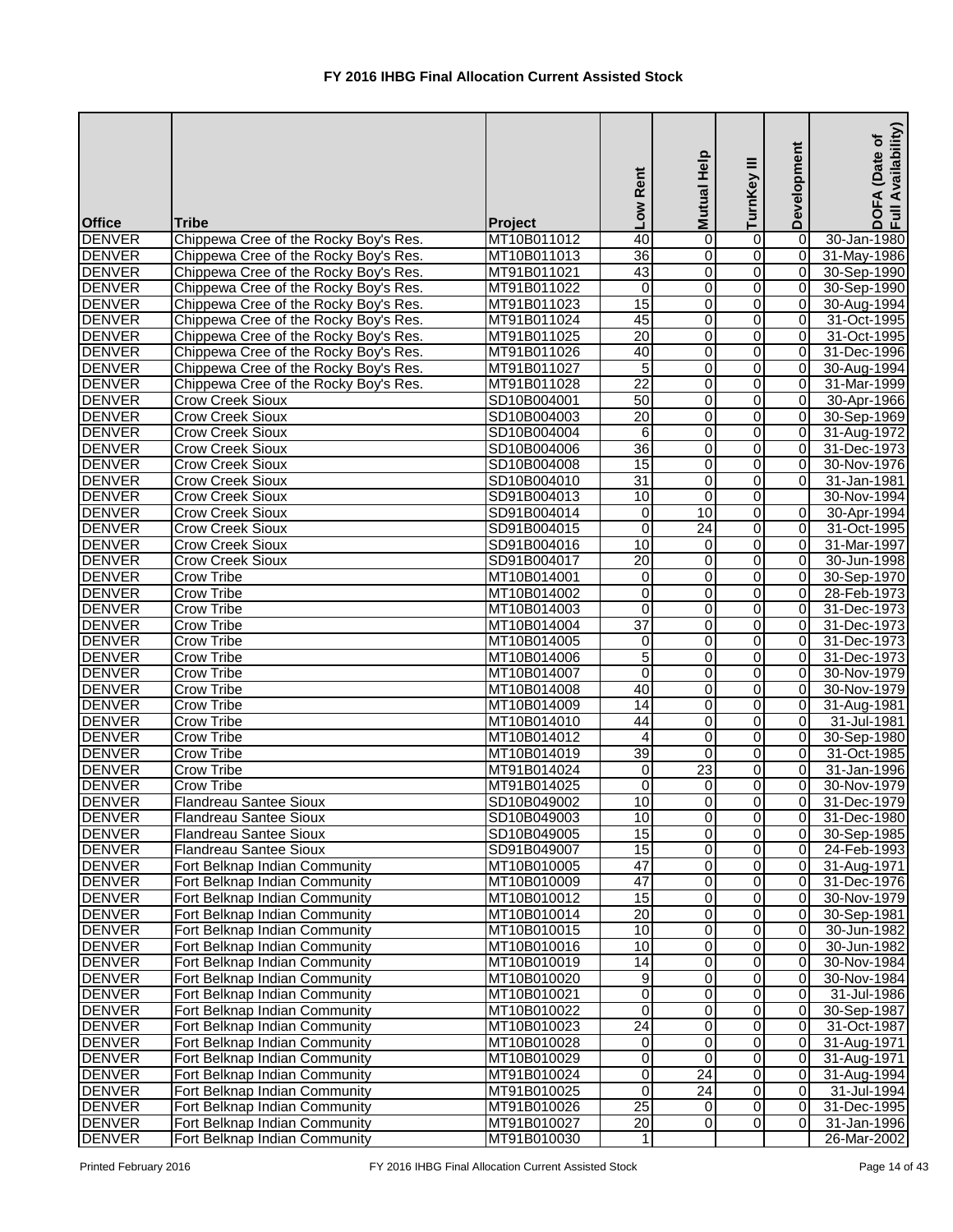# FY 2016 IHBG Final Allocation Current Assisted Stock

| Office | Tribe | Project | Low Rent | Mutual Help | TurnKey III | Development | DOFA (Date of Full Availability) |
|---|---|---|---|---|---|---|---|
| DENVER | Chippewa Cree of the Rocky Boy's Res. | MT10B011012 | 40 | 0 | 0 | 0 | 30-Jan-1980 |
| DENVER | Chippewa Cree of the Rocky Boy's Res. | MT10B011013 | 36 | 0 | 0 | 0 | 31-May-1986 |
| DENVER | Chippewa Cree of the Rocky Boy's Res. | MT91B011021 | 43 | 0 | 0 | 0 | 30-Sep-1990 |
| DENVER | Chippewa Cree of the Rocky Boy's Res. | MT91B011022 | 0 | 0 | 0 | 0 | 30-Sep-1990 |
| DENVER | Chippewa Cree of the Rocky Boy's Res. | MT91B011023 | 15 | 0 | 0 | 0 | 30-Aug-1994 |
| DENVER | Chippewa Cree of the Rocky Boy's Res. | MT91B011024 | 45 | 0 | 0 | 0 | 31-Oct-1995 |
| DENVER | Chippewa Cree of the Rocky Boy's Res. | MT91B011025 | 20 | 0 | 0 | 0 | 31-Oct-1995 |
| DENVER | Chippewa Cree of the Rocky Boy's Res. | MT91B011026 | 40 | 0 | 0 | 0 | 31-Dec-1996 |
| DENVER | Chippewa Cree of the Rocky Boy's Res. | MT91B011027 | 5 | 0 | 0 | 0 | 30-Aug-1994 |
| DENVER | Chippewa Cree of the Rocky Boy's Res. | MT91B011028 | 22 | 0 | 0 | 0 | 31-Mar-1999 |
| DENVER | Crow Creek Sioux | SD10B004001 | 50 | 0 | 0 | 0 | 30-Apr-1966 |
| DENVER | Crow Creek Sioux | SD10B004003 | 20 | 0 | 0 | 0 | 30-Sep-1969 |
| DENVER | Crow Creek Sioux | SD10B004004 | 6 | 0 | 0 | 0 | 31-Aug-1972 |
| DENVER | Crow Creek Sioux | SD10B004006 | 36 | 0 | 0 | 0 | 31-Dec-1973 |
| DENVER | Crow Creek Sioux | SD10B004008 | 15 | 0 | 0 | 0 | 30-Nov-1976 |
| DENVER | Crow Creek Sioux | SD10B004010 | 31 | 0 | 0 | 0 | 31-Jan-1981 |
| DENVER | Crow Creek Sioux | SD91B004013 | 10 | 0 | 0 | | 30-Nov-1994 |
| DENVER | Crow Creek Sioux | SD91B004014 | 0 | 10 | 0 | 0 | 30-Apr-1994 |
| DENVER | Crow Creek Sioux | SD91B004015 | 0 | 24 | 0 | 0 | 31-Oct-1995 |
| DENVER | Crow Creek Sioux | SD91B004016 | 10 | 0 | 0 | 0 | 31-Mar-1997 |
| DENVER | Crow Creek Sioux | SD91B004017 | 20 | 0 | 0 | 0 | 30-Jun-1998 |
| DENVER | Crow Tribe | MT10B014001 | 0 | 0 | 0 | 0 | 30-Sep-1970 |
| DENVER | Crow Tribe | MT10B014002 | 0 | 0 | 0 | 0 | 28-Feb-1973 |
| DENVER | Crow Tribe | MT10B014003 | 0 | 0 | 0 | 0 | 31-Dec-1973 |
| DENVER | Crow Tribe | MT10B014004 | 37 | 0 | 0 | 0 | 31-Dec-1973 |
| DENVER | Crow Tribe | MT10B014005 | 0 | 0 | 0 | 0 | 31-Dec-1973 |
| DENVER | Crow Tribe | MT10B014006 | 5 | 0 | 0 | 0 | 31-Dec-1973 |
| DENVER | Crow Tribe | MT10B014007 | 0 | 0 | 0 | 0 | 30-Nov-1979 |
| DENVER | Crow Tribe | MT10B014008 | 40 | 0 | 0 | 0 | 30-Nov-1979 |
| DENVER | Crow Tribe | MT10B014009 | 14 | 0 | 0 | 0 | 31-Aug-1981 |
| DENVER | Crow Tribe | MT10B014010 | 44 | 0 | 0 | 0 | 31-Jul-1981 |
| DENVER | Crow Tribe | MT10B014012 | 4 | 0 | 0 | 0 | 30-Sep-1980 |
| DENVER | Crow Tribe | MT10B014019 | 39 | 0 | 0 | 0 | 31-Oct-1985 |
| DENVER | Crow Tribe | MT91B014024 | 0 | 23 | 0 | 0 | 31-Jan-1996 |
| DENVER | Crow Tribe | MT91B014025 | 0 | 0 | 0 | 0 | 30-Nov-1979 |
| DENVER | Flandreau Santee Sioux | SD10B049002 | 10 | 0 | 0 | 0 | 31-Dec-1979 |
| DENVER | Flandreau Santee Sioux | SD10B049003 | 10 | 0 | 0 | 0 | 31-Dec-1980 |
| DENVER | Flandreau Santee Sioux | SD10B049005 | 15 | 0 | 0 | 0 | 30-Sep-1985 |
| DENVER | Flandreau Santee Sioux | SD91B049007 | 15 | 0 | 0 | 0 | 24-Feb-1993 |
| DENVER | Fort Belknap Indian Community | MT10B010005 | 47 | 0 | 0 | 0 | 31-Aug-1971 |
| DENVER | Fort Belknap Indian Community | MT10B010009 | 47 | 0 | 0 | 0 | 31-Dec-1976 |
| DENVER | Fort Belknap Indian Community | MT10B010012 | 15 | 0 | 0 | 0 | 30-Nov-1979 |
| DENVER | Fort Belknap Indian Community | MT10B010014 | 20 | 0 | 0 | 0 | 30-Sep-1981 |
| DENVER | Fort Belknap Indian Community | MT10B010015 | 10 | 0 | 0 | 0 | 30-Jun-1982 |
| DENVER | Fort Belknap Indian Community | MT10B010016 | 10 | 0 | 0 | 0 | 30-Jun-1982 |
| DENVER | Fort Belknap Indian Community | MT10B010019 | 14 | 0 | 0 | 0 | 30-Nov-1984 |
| DENVER | Fort Belknap Indian Community | MT10B010020 | 9 | 0 | 0 | 0 | 30-Nov-1984 |
| DENVER | Fort Belknap Indian Community | MT10B010021 | 0 | 0 | 0 | 0 | 31-Jul-1986 |
| DENVER | Fort Belknap Indian Community | MT10B010022 | 0 | 0 | 0 | 0 | 30-Sep-1987 |
| DENVER | Fort Belknap Indian Community | MT10B010023 | 24 | 0 | 0 | 0 | 31-Oct-1987 |
| DENVER | Fort Belknap Indian Community | MT10B010028 | 0 | 0 | 0 | 0 | 31-Aug-1971 |
| DENVER | Fort Belknap Indian Community | MT10B010029 | 0 | 0 | 0 | 0 | 31-Aug-1971 |
| DENVER | Fort Belknap Indian Community | MT91B010024 | 0 | 24 | 0 | 0 | 31-Aug-1994 |
| DENVER | Fort Belknap Indian Community | MT91B010025 | 0 | 24 | 0 | 0 | 31-Jul-1994 |
| DENVER | Fort Belknap Indian Community | MT91B010026 | 25 | 0 | 0 | 0 | 31-Dec-1995 |
| DENVER | Fort Belknap Indian Community | MT91B010027 | 20 | 0 | 0 | 0 | 31-Jan-1996 |
| DENVER | Fort Belknap Indian Community | MT91B010030 | 1 | | | | 26-Mar-2002 |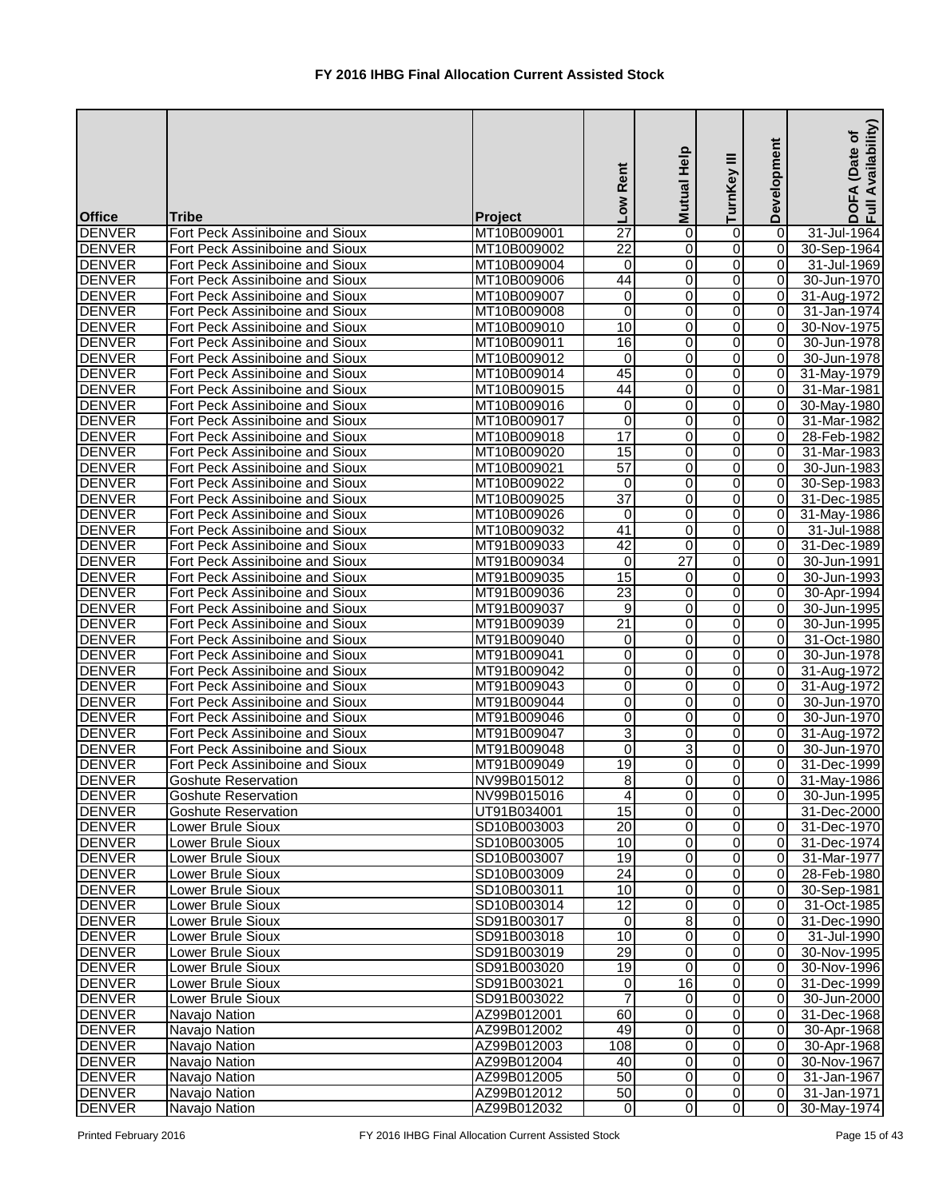# FY 2016 IHBG Final Allocation Current Assisted Stock

| Office | Tribe | Project | Low Rent | Mutual Help | TurnKey III | Development | DOFA (Date of Full Availability) |
|---|---|---|---|---|---|---|---|
| DENVER | Fort Peck Assiniboine and Sioux | MT10B009001 | 27 | 0 | 0 | 0 | 31-Jul-1964 |
| DENVER | Fort Peck Assiniboine and Sioux | MT10B009002 | 22 | 0 | 0 | 0 | 30-Sep-1964 |
| DENVER | Fort Peck Assiniboine and Sioux | MT10B009004 | 0 | 0 | 0 | 0 | 31-Jul-1969 |
| DENVER | Fort Peck Assiniboine and Sioux | MT10B009006 | 44 | 0 | 0 | 0 | 30-Jun-1970 |
| DENVER | Fort Peck Assiniboine and Sioux | MT10B009007 | 0 | 0 | 0 | 0 | 31-Aug-1972 |
| DENVER | Fort Peck Assiniboine and Sioux | MT10B009008 | 0 | 0 | 0 | 0 | 31-Jan-1974 |
| DENVER | Fort Peck Assiniboine and Sioux | MT10B009010 | 10 | 0 | 0 | 0 | 30-Nov-1975 |
| DENVER | Fort Peck Assiniboine and Sioux | MT10B009011 | 16 | 0 | 0 | 0 | 30-Jun-1978 |
| DENVER | Fort Peck Assiniboine and Sioux | MT10B009012 | 0 | 0 | 0 | 0 | 30-Jun-1978 |
| DENVER | Fort Peck Assiniboine and Sioux | MT10B009014 | 45 | 0 | 0 | 0 | 31-May-1979 |
| DENVER | Fort Peck Assiniboine and Sioux | MT10B009015 | 44 | 0 | 0 | 0 | 31-Mar-1981 |
| DENVER | Fort Peck Assiniboine and Sioux | MT10B009016 | 0 | 0 | 0 | 0 | 30-May-1980 |
| DENVER | Fort Peck Assiniboine and Sioux | MT10B009017 | 0 | 0 | 0 | 0 | 31-Mar-1982 |
| DENVER | Fort Peck Assiniboine and Sioux | MT10B009018 | 17 | 0 | 0 | 0 | 28-Feb-1982 |
| DENVER | Fort Peck Assiniboine and Sioux | MT10B009020 | 15 | 0 | 0 | 0 | 31-Mar-1983 |
| DENVER | Fort Peck Assiniboine and Sioux | MT10B009021 | 57 | 0 | 0 | 0 | 30-Jun-1983 |
| DENVER | Fort Peck Assiniboine and Sioux | MT10B009022 | 0 | 0 | 0 | 0 | 30-Sep-1983 |
| DENVER | Fort Peck Assiniboine and Sioux | MT10B009025 | 37 | 0 | 0 | 0 | 31-Dec-1985 |
| DENVER | Fort Peck Assiniboine and Sioux | MT10B009026 | 0 | 0 | 0 | 0 | 31-May-1986 |
| DENVER | Fort Peck Assiniboine and Sioux | MT10B009032 | 41 | 0 | 0 | 0 | 31-Jul-1988 |
| DENVER | Fort Peck Assiniboine and Sioux | MT91B009033 | 42 | 0 | 0 | 0 | 31-Dec-1989 |
| DENVER | Fort Peck Assiniboine and Sioux | MT91B009034 | 0 | 27 | 0 | 0 | 30-Jun-1991 |
| DENVER | Fort Peck Assiniboine and Sioux | MT91B009035 | 15 | 0 | 0 | 0 | 30-Jun-1993 |
| DENVER | Fort Peck Assiniboine and Sioux | MT91B009036 | 23 | 0 | 0 | 0 | 30-Apr-1994 |
| DENVER | Fort Peck Assiniboine and Sioux | MT91B009037 | 9 | 0 | 0 | 0 | 30-Jun-1995 |
| DENVER | Fort Peck Assiniboine and Sioux | MT91B009039 | 21 | 0 | 0 | 0 | 30-Jun-1995 |
| DENVER | Fort Peck Assiniboine and Sioux | MT91B009040 | 0 | 0 | 0 | 0 | 31-Oct-1980 |
| DENVER | Fort Peck Assiniboine and Sioux | MT91B009041 | 0 | 0 | 0 | 0 | 30-Jun-1978 |
| DENVER | Fort Peck Assiniboine and Sioux | MT91B009042 | 0 | 0 | 0 | 0 | 31-Aug-1972 |
| DENVER | Fort Peck Assiniboine and Sioux | MT91B009043 | 0 | 0 | 0 | 0 | 31-Aug-1972 |
| DENVER | Fort Peck Assiniboine and Sioux | MT91B009044 | 0 | 0 | 0 | 0 | 30-Jun-1970 |
| DENVER | Fort Peck Assiniboine and Sioux | MT91B009046 | 0 | 0 | 0 | 0 | 30-Jun-1970 |
| DENVER | Fort Peck Assiniboine and Sioux | MT91B009047 | 3 | 0 | 0 | 0 | 31-Aug-1972 |
| DENVER | Fort Peck Assiniboine and Sioux | MT91B009048 | 0 | 3 | 0 | 0 | 30-Jun-1970 |
| DENVER | Fort Peck Assiniboine and Sioux | MT91B009049 | 19 | 0 | 0 | 0 | 31-Dec-1999 |
| DENVER | Goshute Reservation | NV99B015012 | 8 | 0 | 0 | 0 | 31-May-1986 |
| DENVER | Goshute Reservation | NV99B015016 | 4 | 0 | 0 | 0 | 30-Jun-1995 |
| DENVER | Goshute Reservation | UT91B034001 | 15 | 0 | 0 | | 31-Dec-2000 |
| DENVER | Lower Brule Sioux | SD10B003003 | 20 | 0 | 0 | 0 | 31-Dec-1970 |
| DENVER | Lower Brule Sioux | SD10B003005 | 10 | 0 | 0 | 0 | 31-Dec-1974 |
| DENVER | Lower Brule Sioux | SD10B003007 | 19 | 0 | 0 | 0 | 31-Mar-1977 |
| DENVER | Lower Brule Sioux | SD10B003009 | 24 | 0 | 0 | 0 | 28-Feb-1980 |
| DENVER | Lower Brule Sioux | SD10B003011 | 10 | 0 | 0 | 0 | 30-Sep-1981 |
| DENVER | Lower Brule Sioux | SD10B003014 | 12 | 0 | 0 | 0 | 31-Oct-1985 |
| DENVER | Lower Brule Sioux | SD91B003017 | 0 | 8 | 0 | 0 | 31-Dec-1990 |
| DENVER | Lower Brule Sioux | SD91B003018 | 10 | 0 | 0 | 0 | 31-Jul-1990 |
| DENVER | Lower Brule Sioux | SD91B003019 | 29 | 0 | 0 | 0 | 30-Nov-1995 |
| DENVER | Lower Brule Sioux | SD91B003020 | 19 | 0 | 0 | 0 | 30-Nov-1996 |
| DENVER | Lower Brule Sioux | SD91B003021 | 0 | 16 | 0 | 0 | 31-Dec-1999 |
| DENVER | Lower Brule Sioux | SD91B003022 | 7 | 0 | 0 | 0 | 30-Jun-2000 |
| DENVER | Navajo Nation | AZ99B012001 | 60 | 0 | 0 | 0 | 31-Dec-1968 |
| DENVER | Navajo Nation | AZ99B012002 | 49 | 0 | 0 | 0 | 30-Apr-1968 |
| DENVER | Navajo Nation | AZ99B012003 | 108 | 0 | 0 | 0 | 30-Apr-1968 |
| DENVER | Navajo Nation | AZ99B012004 | 40 | 0 | 0 | 0 | 30-Nov-1967 |
| DENVER | Navajo Nation | AZ99B012005 | 50 | 0 | 0 | 0 | 31-Jan-1967 |
| DENVER | Navajo Nation | AZ99B012012 | 50 | 0 | 0 | 0 | 31-Jan-1971 |
| DENVER | Navajo Nation | AZ99B012032 | 0 | 0 | 0 | 0 | 30-May-1974 |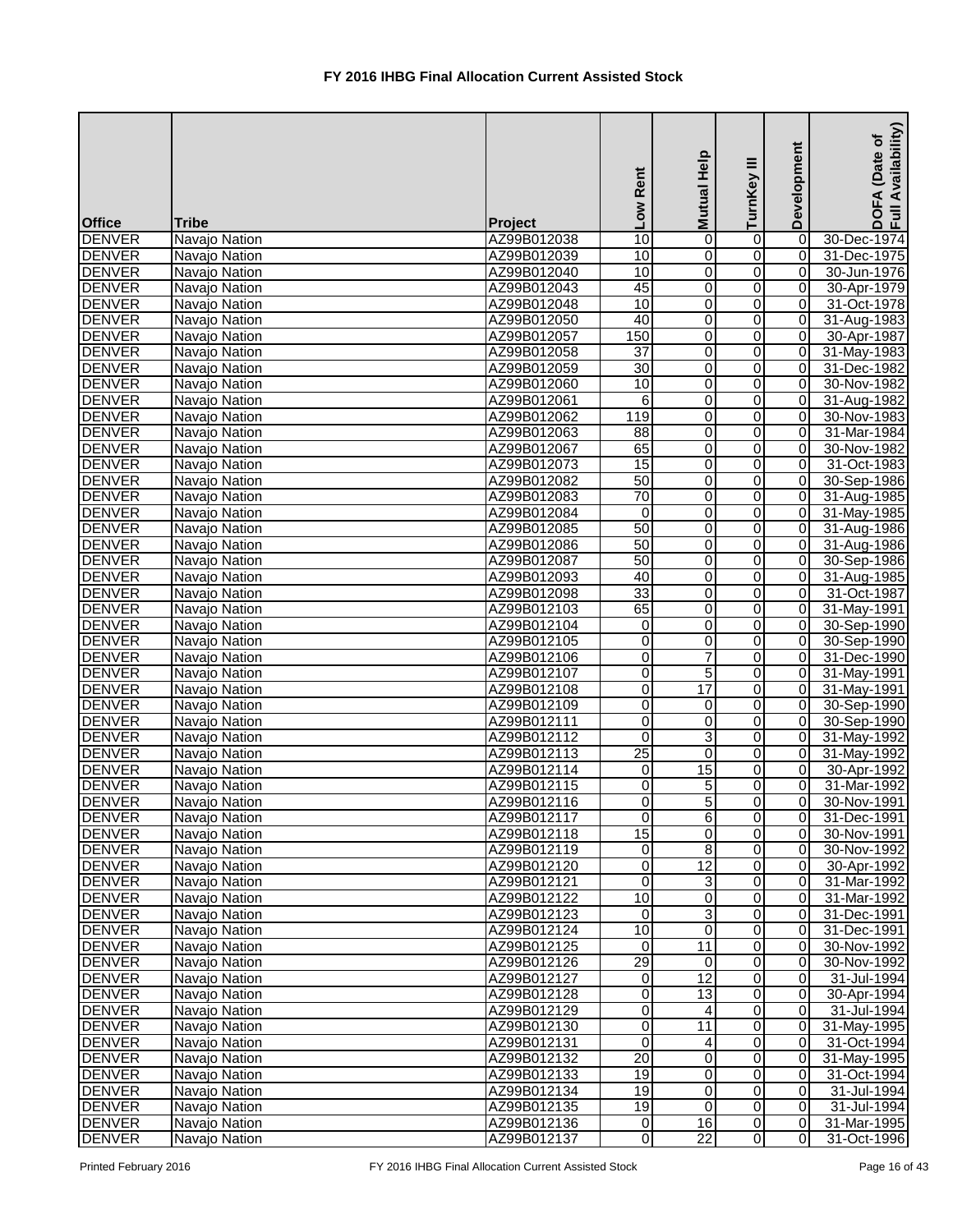# FY 2016 IHBG Final Allocation Current Assisted Stock

| Office | Tribe | Project | Low Rent | Mutual Help | TurnKey III | Development | DOFA (Date of Full Availability) |
|---|---|---|---|---|---|---|---|
| DENVER | Navajo Nation | AZ99B012038 | 10 | 0 | 0 | 0 | 30-Dec-1974 |
| DENVER | Navajo Nation | AZ99B012039 | 10 | 0 | 0 | 0 | 31-Dec-1975 |
| DENVER | Navajo Nation | AZ99B012040 | 10 | 0 | 0 | 0 | 30-Jun-1976 |
| DENVER | Navajo Nation | AZ99B012043 | 45 | 0 | 0 | 0 | 30-Apr-1979 |
| DENVER | Navajo Nation | AZ99B012048 | 10 | 0 | 0 | 0 | 31-Oct-1978 |
| DENVER | Navajo Nation | AZ99B012050 | 40 | 0 | 0 | 0 | 31-Aug-1983 |
| DENVER | Navajo Nation | AZ99B012057 | 150 | 0 | 0 | 0 | 30-Apr-1987 |
| DENVER | Navajo Nation | AZ99B012058 | 37 | 0 | 0 | 0 | 31-May-1983 |
| DENVER | Navajo Nation | AZ99B012059 | 30 | 0 | 0 | 0 | 31-Dec-1982 |
| DENVER | Navajo Nation | AZ99B012060 | 10 | 0 | 0 | 0 | 30-Nov-1982 |
| DENVER | Navajo Nation | AZ99B012061 | 6 | 0 | 0 | 0 | 31-Aug-1982 |
| DENVER | Navajo Nation | AZ99B012062 | 119 | 0 | 0 | 0 | 30-Nov-1983 |
| DENVER | Navajo Nation | AZ99B012063 | 88 | 0 | 0 | 0 | 31-Mar-1984 |
| DENVER | Navajo Nation | AZ99B012067 | 65 | 0 | 0 | 0 | 30-Nov-1982 |
| DENVER | Navajo Nation | AZ99B012073 | 15 | 0 | 0 | 0 | 31-Oct-1983 |
| DENVER | Navajo Nation | AZ99B012082 | 50 | 0 | 0 | 0 | 30-Sep-1986 |
| DENVER | Navajo Nation | AZ99B012083 | 70 | 0 | 0 | 0 | 31-Aug-1985 |
| DENVER | Navajo Nation | AZ99B012084 | 0 | 0 | 0 | 0 | 31-May-1985 |
| DENVER | Navajo Nation | AZ99B012085 | 50 | 0 | 0 | 0 | 31-Aug-1986 |
| DENVER | Navajo Nation | AZ99B012086 | 50 | 0 | 0 | 0 | 31-Aug-1986 |
| DENVER | Navajo Nation | AZ99B012087 | 50 | 0 | 0 | 0 | 30-Sep-1986 |
| DENVER | Navajo Nation | AZ99B012093 | 40 | 0 | 0 | 0 | 31-Aug-1985 |
| DENVER | Navajo Nation | AZ99B012098 | 33 | 0 | 0 | 0 | 31-Oct-1987 |
| DENVER | Navajo Nation | AZ99B012103 | 65 | 0 | 0 | 0 | 31-May-1991 |
| DENVER | Navajo Nation | AZ99B012104 | 0 | 0 | 0 | 0 | 30-Sep-1990 |
| DENVER | Navajo Nation | AZ99B012105 | 0 | 0 | 0 | 0 | 30-Sep-1990 |
| DENVER | Navajo Nation | AZ99B012106 | 0 | 7 | 0 | 0 | 31-Dec-1990 |
| DENVER | Navajo Nation | AZ99B012107 | 0 | 5 | 0 | 0 | 31-May-1991 |
| DENVER | Navajo Nation | AZ99B012108 | 0 | 17 | 0 | 0 | 31-May-1991 |
| DENVER | Navajo Nation | AZ99B012109 | 0 | 0 | 0 | 0 | 30-Sep-1990 |
| DENVER | Navajo Nation | AZ99B012111 | 0 | 0 | 0 | 0 | 30-Sep-1990 |
| DENVER | Navajo Nation | AZ99B012112 | 0 | 3 | 0 | 0 | 31-May-1992 |
| DENVER | Navajo Nation | AZ99B012113 | 25 | 0 | 0 | 0 | 31-May-1992 |
| DENVER | Navajo Nation | AZ99B012114 | 0 | 15 | 0 | 0 | 30-Apr-1992 |
| DENVER | Navajo Nation | AZ99B012115 | 0 | 5 | 0 | 0 | 31-Mar-1992 |
| DENVER | Navajo Nation | AZ99B012116 | 0 | 5 | 0 | 0 | 30-Nov-1991 |
| DENVER | Navajo Nation | AZ99B012117 | 0 | 6 | 0 | 0 | 31-Dec-1991 |
| DENVER | Navajo Nation | AZ99B012118 | 15 | 0 | 0 | 0 | 30-Nov-1991 |
| DENVER | Navajo Nation | AZ99B012119 | 0 | 8 | 0 | 0 | 30-Nov-1992 |
| DENVER | Navajo Nation | AZ99B012120 | 0 | 12 | 0 | 0 | 30-Apr-1992 |
| DENVER | Navajo Nation | AZ99B012121 | 0 | 3 | 0 | 0 | 31-Mar-1992 |
| DENVER | Navajo Nation | AZ99B012122 | 10 | 0 | 0 | 0 | 31-Mar-1992 |
| DENVER | Navajo Nation | AZ99B012123 | 0 | 3 | 0 | 0 | 31-Dec-1991 |
| DENVER | Navajo Nation | AZ99B012124 | 10 | 0 | 0 | 0 | 31-Dec-1991 |
| DENVER | Navajo Nation | AZ99B012125 | 0 | 11 | 0 | 0 | 30-Nov-1992 |
| DENVER | Navajo Nation | AZ99B012126 | 29 | 0 | 0 | 0 | 30-Nov-1992 |
| DENVER | Navajo Nation | AZ99B012127 | 0 | 12 | 0 | 0 | 31-Jul-1994 |
| DENVER | Navajo Nation | AZ99B012128 | 0 | 13 | 0 | 0 | 30-Apr-1994 |
| DENVER | Navajo Nation | AZ99B012129 | 0 | 4 | 0 | 0 | 31-Jul-1994 |
| DENVER | Navajo Nation | AZ99B012130 | 0 | 11 | 0 | 0 | 31-May-1995 |
| DENVER | Navajo Nation | AZ99B012131 | 0 | 4 | 0 | 0 | 31-Oct-1994 |
| DENVER | Navajo Nation | AZ99B012132 | 20 | 0 | 0 | 0 | 31-May-1995 |
| DENVER | Navajo Nation | AZ99B012133 | 19 | 0 | 0 | 0 | 31-Oct-1994 |
| DENVER | Navajo Nation | AZ99B012134 | 19 | 0 | 0 | 0 | 31-Jul-1994 |
| DENVER | Navajo Nation | AZ99B012135 | 19 | 0 | 0 | 0 | 31-Jul-1994 |
| DENVER | Navajo Nation | AZ99B012136 | 0 | 16 | 0 | 0 | 31-Mar-1995 |
| DENVER | Navajo Nation | AZ99B012137 | 0 | 22 | 0 | 0 | 31-Oct-1996 |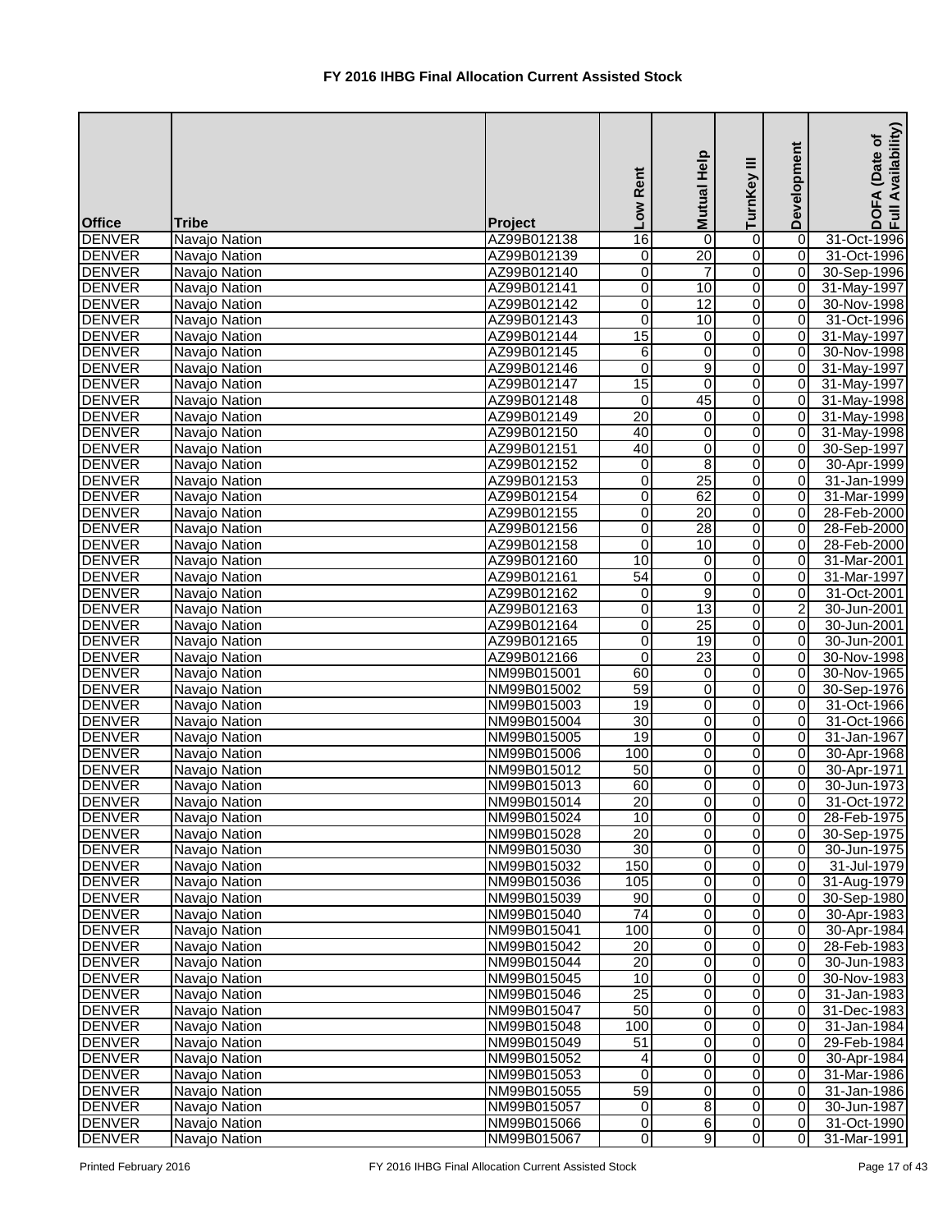# FY 2016 IHBG Final Allocation Current Assisted Stock

| Office | Tribe | Project | Low Rent | Mutual Help | TurnKey III | Development | DOFA (Date of Full Availability) |
|---|---|---|---|---|---|---|---|
| DENVER | Navajo Nation | AZ99B012138 | 16 | 0 | 0 | 0 | 31-Oct-1996 |
| DENVER | Navajo Nation | AZ99B012139 | 0 | 20 | 0 | 0 | 31-Oct-1996 |
| DENVER | Navajo Nation | AZ99B012140 | 0 | 7 | 0 | 0 | 30-Sep-1996 |
| DENVER | Navajo Nation | AZ99B012141 | 0 | 10 | 0 | 0 | 31-May-1997 |
| DENVER | Navajo Nation | AZ99B012142 | 0 | 12 | 0 | 0 | 30-Nov-1998 |
| DENVER | Navajo Nation | AZ99B012143 | 0 | 10 | 0 | 0 | 31-Oct-1996 |
| DENVER | Navajo Nation | AZ99B012144 | 15 | 0 | 0 | 0 | 31-May-1997 |
| DENVER | Navajo Nation | AZ99B012145 | 6 | 0 | 0 | 0 | 30-Nov-1998 |
| DENVER | Navajo Nation | AZ99B012146 | 0 | 9 | 0 | 0 | 31-May-1997 |
| DENVER | Navajo Nation | AZ99B012147 | 15 | 0 | 0 | 0 | 31-May-1997 |
| DENVER | Navajo Nation | AZ99B012148 | 0 | 45 | 0 | 0 | 31-May-1998 |
| DENVER | Navajo Nation | AZ99B012149 | 20 | 0 | 0 | 0 | 31-May-1998 |
| DENVER | Navajo Nation | AZ99B012150 | 40 | 0 | 0 | 0 | 31-May-1998 |
| DENVER | Navajo Nation | AZ99B012151 | 40 | 0 | 0 | 0 | 30-Sep-1997 |
| DENVER | Navajo Nation | AZ99B012152 | 0 | 8 | 0 | 0 | 30-Apr-1999 |
| DENVER | Navajo Nation | AZ99B012153 | 0 | 25 | 0 | 0 | 31-Jan-1999 |
| DENVER | Navajo Nation | AZ99B012154 | 0 | 62 | 0 | 0 | 31-Mar-1999 |
| DENVER | Navajo Nation | AZ99B012155 | 0 | 20 | 0 | 0 | 28-Feb-2000 |
| DENVER | Navajo Nation | AZ99B012156 | 0 | 28 | 0 | 0 | 28-Feb-2000 |
| DENVER | Navajo Nation | AZ99B012158 | 0 | 10 | 0 | 0 | 28-Feb-2000 |
| DENVER | Navajo Nation | AZ99B012160 | 10 | 0 | 0 | 0 | 31-Mar-2001 |
| DENVER | Navajo Nation | AZ99B012161 | 54 | 0 | 0 | 0 | 31-Mar-1997 |
| DENVER | Navajo Nation | AZ99B012162 | 0 | 9 | 0 | 0 | 31-Oct-2001 |
| DENVER | Navajo Nation | AZ99B012163 | 0 | 13 | 0 | 2 | 30-Jun-2001 |
| DENVER | Navajo Nation | AZ99B012164 | 0 | 25 | 0 | 0 | 30-Jun-2001 |
| DENVER | Navajo Nation | AZ99B012165 | 0 | 19 | 0 | 0 | 30-Jun-2001 |
| DENVER | Navajo Nation | AZ99B012166 | 0 | 23 | 0 | 0 | 30-Nov-1998 |
| DENVER | Navajo Nation | NM99B015001 | 60 | 0 | 0 | 0 | 30-Nov-1965 |
| DENVER | Navajo Nation | NM99B015002 | 59 | 0 | 0 | 0 | 30-Sep-1976 |
| DENVER | Navajo Nation | NM99B015003 | 19 | 0 | 0 | 0 | 31-Oct-1966 |
| DENVER | Navajo Nation | NM99B015004 | 30 | 0 | 0 | 0 | 31-Oct-1966 |
| DENVER | Navajo Nation | NM99B015005 | 19 | 0 | 0 | 0 | 31-Jan-1967 |
| DENVER | Navajo Nation | NM99B015006 | 100 | 0 | 0 | 0 | 30-Apr-1968 |
| DENVER | Navajo Nation | NM99B015012 | 50 | 0 | 0 | 0 | 30-Apr-1971 |
| DENVER | Navajo Nation | NM99B015013 | 60 | 0 | 0 | 0 | 30-Jun-1973 |
| DENVER | Navajo Nation | NM99B015014 | 20 | 0 | 0 | 0 | 31-Oct-1972 |
| DENVER | Navajo Nation | NM99B015024 | 10 | 0 | 0 | 0 | 28-Feb-1975 |
| DENVER | Navajo Nation | NM99B015028 | 20 | 0 | 0 | 0 | 30-Sep-1975 |
| DENVER | Navajo Nation | NM99B015030 | 30 | 0 | 0 | 0 | 30-Jun-1975 |
| DENVER | Navajo Nation | NM99B015032 | 150 | 0 | 0 | 0 | 31-Jul-1979 |
| DENVER | Navajo Nation | NM99B015036 | 105 | 0 | 0 | 0 | 31-Aug-1979 |
| DENVER | Navajo Nation | NM99B015039 | 90 | 0 | 0 | 0 | 30-Sep-1980 |
| DENVER | Navajo Nation | NM99B015040 | 74 | 0 | 0 | 0 | 30-Apr-1983 |
| DENVER | Navajo Nation | NM99B015041 | 100 | 0 | 0 | 0 | 30-Apr-1984 |
| DENVER | Navajo Nation | NM99B015042 | 20 | 0 | 0 | 0 | 28-Feb-1983 |
| DENVER | Navajo Nation | NM99B015044 | 20 | 0 | 0 | 0 | 30-Jun-1983 |
| DENVER | Navajo Nation | NM99B015045 | 10 | 0 | 0 | 0 | 30-Nov-1983 |
| DENVER | Navajo Nation | NM99B015046 | 25 | 0 | 0 | 0 | 31-Jan-1983 |
| DENVER | Navajo Nation | NM99B015047 | 50 | 0 | 0 | 0 | 31-Dec-1983 |
| DENVER | Navajo Nation | NM99B015048 | 100 | 0 | 0 | 0 | 31-Jan-1984 |
| DENVER | Navajo Nation | NM99B015049 | 51 | 0 | 0 | 0 | 29-Feb-1984 |
| DENVER | Navajo Nation | NM99B015052 | 4 | 0 | 0 | 0 | 30-Apr-1984 |
| DENVER | Navajo Nation | NM99B015053 | 0 | 0 | 0 | 0 | 31-Mar-1986 |
| DENVER | Navajo Nation | NM99B015055 | 59 | 0 | 0 | 0 | 31-Jan-1986 |
| DENVER | Navajo Nation | NM99B015057 | 0 | 8 | 0 | 0 | 30-Jun-1987 |
| DENVER | Navajo Nation | NM99B015066 | 0 | 6 | 0 | 0 | 31-Oct-1990 |
| DENVER | Navajo Nation | NM99B015067 | 0 | 9 | 0 | 0 | 31-Mar-1991 |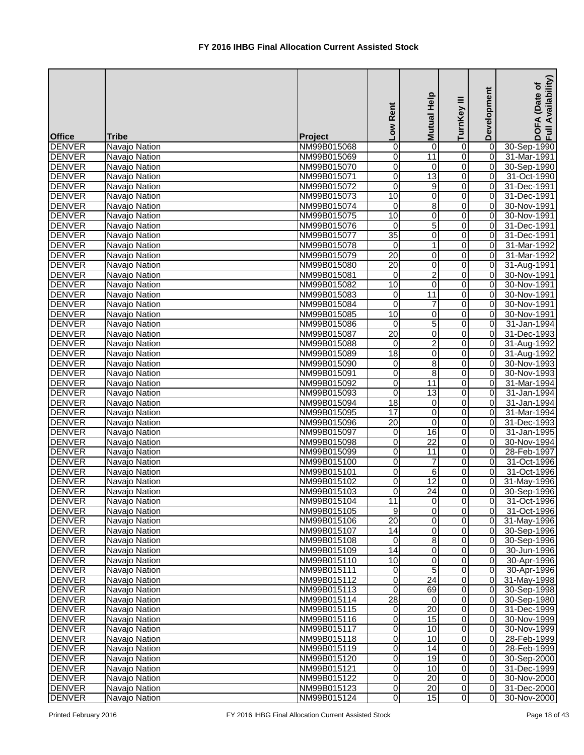# FY 2016 IHBG Final Allocation Current Assisted Stock

| Office | Tribe | Project | Low Rent | Mutual Help | TurnKey III | Development | DOFA (Date of Full Availability) |
|---|---|---|---|---|---|---|---|
| DENVER | Navajo Nation | NM99B015068 | 0 | 0 | 0 | 0 | 30-Sep-1990 |
| DENVER | Navajo Nation | NM99B015069 | 0 | 11 | 0 | 0 | 31-Mar-1991 |
| DENVER | Navajo Nation | NM99B015070 | 0 | 0 | 0 | 0 | 30-Sep-1990 |
| DENVER | Navajo Nation | NM99B015071 | 0 | 13 | 0 | 0 | 31-Oct-1990 |
| DENVER | Navajo Nation | NM99B015072 | 0 | 9 | 0 | 0 | 31-Dec-1991 |
| DENVER | Navajo Nation | NM99B015073 | 10 | 0 | 0 | 0 | 31-Dec-1991 |
| DENVER | Navajo Nation | NM99B015074 | 0 | 8 | 0 | 0 | 30-Nov-1991 |
| DENVER | Navajo Nation | NM99B015075 | 10 | 0 | 0 | 0 | 30-Nov-1991 |
| DENVER | Navajo Nation | NM99B015076 | 0 | 5 | 0 | 0 | 31-Dec-1991 |
| DENVER | Navajo Nation | NM99B015077 | 35 | 0 | 0 | 0 | 31-Dec-1991 |
| DENVER | Navajo Nation | NM99B015078 | 0 | 1 | 0 | 0 | 31-Mar-1992 |
| DENVER | Navajo Nation | NM99B015079 | 20 | 0 | 0 | 0 | 31-Mar-1992 |
| DENVER | Navajo Nation | NM99B015080 | 20 | 0 | 0 | 0 | 31-Aug-1991 |
| DENVER | Navajo Nation | NM99B015081 | 0 | 2 | 0 | 0 | 30-Nov-1991 |
| DENVER | Navajo Nation | NM99B015082 | 10 | 0 | 0 | 0 | 30-Nov-1991 |
| DENVER | Navajo Nation | NM99B015083 | 0 | 11 | 0 | 0 | 30-Nov-1991 |
| DENVER | Navajo Nation | NM99B015084 | 0 | 7 | 0 | 0 | 30-Nov-1991 |
| DENVER | Navajo Nation | NM99B015085 | 10 | 0 | 0 | 0 | 30-Nov-1991 |
| DENVER | Navajo Nation | NM99B015086 | 0 | 5 | 0 | 0 | 31-Jan-1994 |
| DENVER | Navajo Nation | NM99B015087 | 20 | 0 | 0 | 0 | 31-Dec-1993 |
| DENVER | Navajo Nation | NM99B015088 | 0 | 2 | 0 | 0 | 31-Aug-1992 |
| DENVER | Navajo Nation | NM99B015089 | 18 | 0 | 0 | 0 | 31-Aug-1992 |
| DENVER | Navajo Nation | NM99B015090 | 0 | 8 | 0 | 0 | 30-Nov-1993 |
| DENVER | Navajo Nation | NM99B015091 | 0 | 8 | 0 | 0 | 30-Nov-1993 |
| DENVER | Navajo Nation | NM99B015092 | 0 | 11 | 0 | 0 | 31-Mar-1994 |
| DENVER | Navajo Nation | NM99B015093 | 0 | 13 | 0 | 0 | 31-Jan-1994 |
| DENVER | Navajo Nation | NM99B015094 | 18 | 0 | 0 | 0 | 31-Jan-1994 |
| DENVER | Navajo Nation | NM99B015095 | 17 | 0 | 0 | 0 | 31-Mar-1994 |
| DENVER | Navajo Nation | NM99B015096 | 20 | 0 | 0 | 0 | 31-Dec-1993 |
| DENVER | Navajo Nation | NM99B015097 | 0 | 16 | 0 | 0 | 31-Jan-1995 |
| DENVER | Navajo Nation | NM99B015098 | 0 | 22 | 0 | 0 | 30-Nov-1994 |
| DENVER | Navajo Nation | NM99B015099 | 0 | 11 | 0 | 0 | 28-Feb-1997 |
| DENVER | Navajo Nation | NM99B015100 | 0 | 7 | 0 | 0 | 31-Oct-1996 |
| DENVER | Navajo Nation | NM99B015101 | 0 | 6 | 0 | 0 | 31-Oct-1996 |
| DENVER | Navajo Nation | NM99B015102 | 0 | 12 | 0 | 0 | 31-May-1996 |
| DENVER | Navajo Nation | NM99B015103 | 0 | 24 | 0 | 0 | 30-Sep-1996 |
| DENVER | Navajo Nation | NM99B015104 | 11 | 0 | 0 | 0 | 31-Oct-1996 |
| DENVER | Navajo Nation | NM99B015105 | 9 | 0 | 0 | 0 | 31-Oct-1996 |
| DENVER | Navajo Nation | NM99B015106 | 20 | 0 | 0 | 0 | 31-May-1996 |
| DENVER | Navajo Nation | NM99B015107 | 14 | 0 | 0 | 0 | 30-Sep-1996 |
| DENVER | Navajo Nation | NM99B015108 | 0 | 8 | 0 | 0 | 30-Sep-1996 |
| DENVER | Navajo Nation | NM99B015109 | 14 | 0 | 0 | 0 | 30-Jun-1996 |
| DENVER | Navajo Nation | NM99B015110 | 10 | 0 | 0 | 0 | 30-Apr-1996 |
| DENVER | Navajo Nation | NM99B015111 | 0 | 5 | 0 | 0 | 30-Apr-1996 |
| DENVER | Navajo Nation | NM99B015112 | 0 | 24 | 0 | 0 | 31-May-1998 |
| DENVER | Navajo Nation | NM99B015113 | 0 | 69 | 0 | 0 | 30-Sep-1998 |
| DENVER | Navajo Nation | NM99B015114 | 28 | 0 | 0 | 0 | 30-Sep-1980 |
| DENVER | Navajo Nation | NM99B015115 | 0 | 20 | 0 | 0 | 31-Dec-1999 |
| DENVER | Navajo Nation | NM99B015116 | 0 | 15 | 0 | 0 | 30-Nov-1999 |
| DENVER | Navajo Nation | NM99B015117 | 0 | 10 | 0 | 0 | 30-Nov-1999 |
| DENVER | Navajo Nation | NM99B015118 | 0 | 10 | 0 | 0 | 28-Feb-1999 |
| DENVER | Navajo Nation | NM99B015119 | 0 | 14 | 0 | 0 | 28-Feb-1999 |
| DENVER | Navajo Nation | NM99B015120 | 0 | 19 | 0 | 0 | 30-Sep-2000 |
| DENVER | Navajo Nation | NM99B015121 | 0 | 10 | 0 | 0 | 31-Dec-1999 |
| DENVER | Navajo Nation | NM99B015122 | 0 | 20 | 0 | 0 | 30-Nov-2000 |
| DENVER | Navajo Nation | NM99B015123 | 0 | 20 | 0 | 0 | 31-Dec-2000 |
| DENVER | Navajo Nation | NM99B015124 | 0 | 15 | 0 | 0 | 30-Nov-2000 |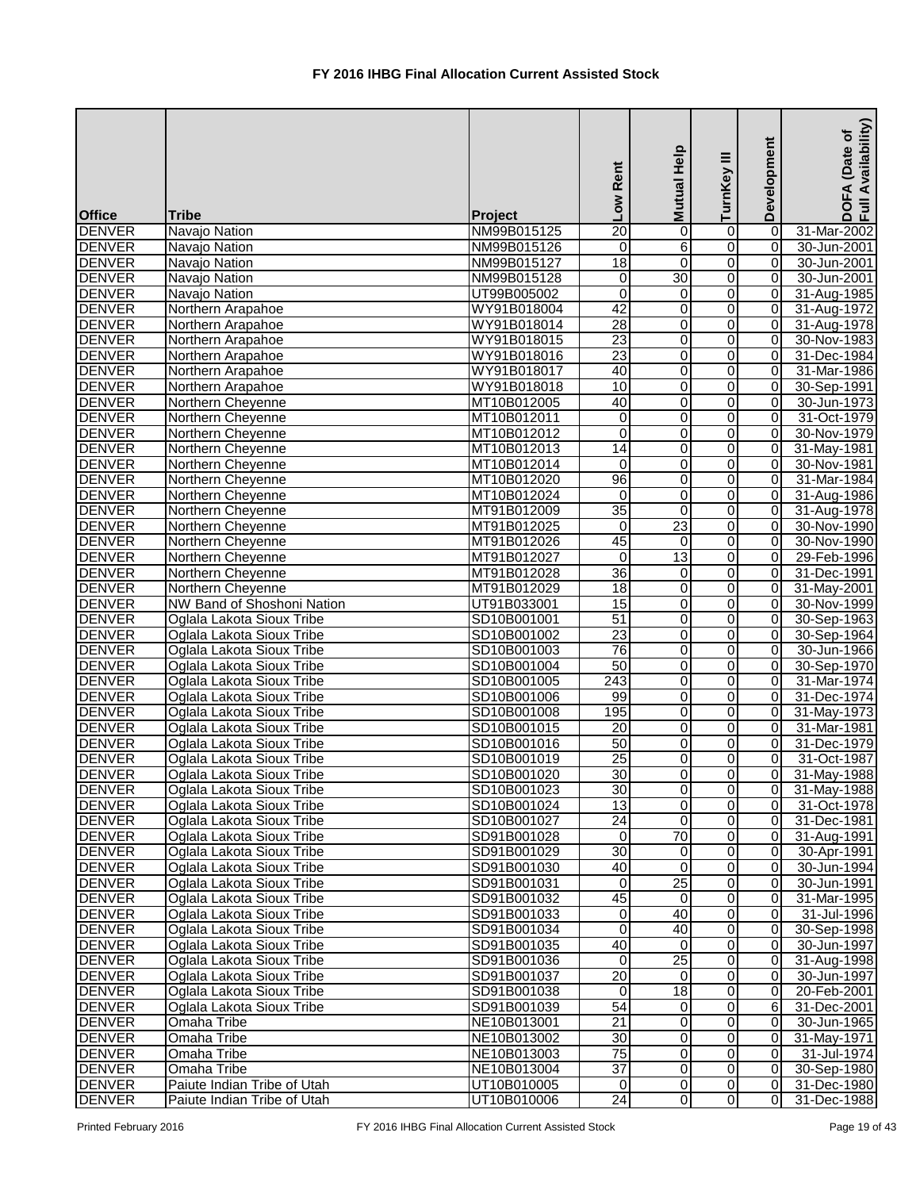# FY 2016 IHBG Final Allocation Current Assisted Stock

| Office | Tribe | Project | Low Rent | Mutual Help | TurnKey III | Development | DOFA (Date of Full Availability) |
|---|---|---|---|---|---|---|---|
| DENVER | Navajo Nation | NM99B015125 | 20 | 0 | 0 | 0 | 31-Mar-2002 |
| DENVER | Navajo Nation | NM99B015126 | 0 | 6 | 0 | 0 | 30-Jun-2001 |
| DENVER | Navajo Nation | NM99B015127 | 18 | 0 | 0 | 0 | 30-Jun-2001 |
| DENVER | Navajo Nation | NM99B015128 | 0 | 30 | 0 | 0 | 30-Jun-2001 |
| DENVER | Navajo Nation | UT99B005002 | 0 | 0 | 0 | 0 | 31-Aug-1985 |
| DENVER | Northern Arapahoe | WY91B018004 | 42 | 0 | 0 | 0 | 31-Aug-1972 |
| DENVER | Northern Arapahoe | WY91B018014 | 28 | 0 | 0 | 0 | 31-Aug-1978 |
| DENVER | Northern Arapahoe | WY91B018015 | 23 | 0 | 0 | 0 | 30-Nov-1983 |
| DENVER | Northern Arapahoe | WY91B018016 | 23 | 0 | 0 | 0 | 31-Dec-1984 |
| DENVER | Northern Arapahoe | WY91B018017 | 40 | 0 | 0 | 0 | 31-Mar-1986 |
| DENVER | Northern Arapahoe | WY91B018018 | 10 | 0 | 0 | 0 | 30-Sep-1991 |
| DENVER | Northern Cheyenne | MT10B012005 | 40 | 0 | 0 | 0 | 30-Jun-1973 |
| DENVER | Northern Cheyenne | MT10B012011 | 0 | 0 | 0 | 0 | 31-Oct-1979 |
| DENVER | Northern Cheyenne | MT10B012012 | 0 | 0 | 0 | 0 | 30-Nov-1979 |
| DENVER | Northern Cheyenne | MT10B012013 | 14 | 0 | 0 | 0 | 31-May-1981 |
| DENVER | Northern Cheyenne | MT10B012014 | 0 | 0 | 0 | 0 | 30-Nov-1981 |
| DENVER | Northern Cheyenne | MT10B012020 | 96 | 0 | 0 | 0 | 31-Mar-1984 |
| DENVER | Northern Cheyenne | MT10B012024 | 0 | 0 | 0 | 0 | 31-Aug-1986 |
| DENVER | Northern Cheyenne | MT91B012009 | 35 | 0 | 0 | 0 | 31-Aug-1978 |
| DENVER | Northern Cheyenne | MT91B012025 | 0 | 23 | 0 | 0 | 30-Nov-1990 |
| DENVER | Northern Cheyenne | MT91B012026 | 45 | 0 | 0 | 0 | 30-Nov-1990 |
| DENVER | Northern Cheyenne | MT91B012027 | 0 | 13 | 0 | 0 | 29-Feb-1996 |
| DENVER | Northern Cheyenne | MT91B012028 | 36 | 0 | 0 | 0 | 31-Dec-1991 |
| DENVER | Northern Cheyenne | MT91B012029 | 18 | 0 | 0 | 0 | 31-May-2001 |
| DENVER | NW Band of Shoshoni Nation | UT91B033001 | 15 | 0 | 0 | 0 | 30-Nov-1999 |
| DENVER | Oglala Lakota Sioux Tribe | SD10B001001 | 51 | 0 | 0 | 0 | 30-Sep-1963 |
| DENVER | Oglala Lakota Sioux Tribe | SD10B001002 | 23 | 0 | 0 | 0 | 30-Sep-1964 |
| DENVER | Oglala Lakota Sioux Tribe | SD10B001003 | 76 | 0 | 0 | 0 | 30-Jun-1966 |
| DENVER | Oglala Lakota Sioux Tribe | SD10B001004 | 50 | 0 | 0 | 0 | 30-Sep-1970 |
| DENVER | Oglala Lakota Sioux Tribe | SD10B001005 | 243 | 0 | 0 | 0 | 31-Mar-1974 |
| DENVER | Oglala Lakota Sioux Tribe | SD10B001006 | 99 | 0 | 0 | 0 | 31-Dec-1974 |
| DENVER | Oglala Lakota Sioux Tribe | SD10B001008 | 195 | 0 | 0 | 0 | 31-May-1973 |
| DENVER | Oglala Lakota Sioux Tribe | SD10B001015 | 20 | 0 | 0 | 0 | 31-Mar-1981 |
| DENVER | Oglala Lakota Sioux Tribe | SD10B001016 | 50 | 0 | 0 | 0 | 31-Dec-1979 |
| DENVER | Oglala Lakota Sioux Tribe | SD10B001019 | 25 | 0 | 0 | 0 | 31-Oct-1987 |
| DENVER | Oglala Lakota Sioux Tribe | SD10B001020 | 30 | 0 | 0 | 0 | 31-May-1988 |
| DENVER | Oglala Lakota Sioux Tribe | SD10B001023 | 30 | 0 | 0 | 0 | 31-May-1988 |
| DENVER | Oglala Lakota Sioux Tribe | SD10B001024 | 13 | 0 | 0 | 0 | 31-Oct-1978 |
| DENVER | Oglala Lakota Sioux Tribe | SD10B001027 | 24 | 0 | 0 | 0 | 31-Dec-1981 |
| DENVER | Oglala Lakota Sioux Tribe | SD91B001028 | 0 | 70 | 0 | 0 | 31-Aug-1991 |
| DENVER | Oglala Lakota Sioux Tribe | SD91B001029 | 30 | 0 | 0 | 0 | 30-Apr-1991 |
| DENVER | Oglala Lakota Sioux Tribe | SD91B001030 | 40 | 0 | 0 | 0 | 30-Jun-1994 |
| DENVER | Oglala Lakota Sioux Tribe | SD91B001031 | 0 | 25 | 0 | 0 | 30-Jun-1991 |
| DENVER | Oglala Lakota Sioux Tribe | SD91B001032 | 45 | 0 | 0 | 0 | 31-Mar-1995 |
| DENVER | Oglala Lakota Sioux Tribe | SD91B001033 | 0 | 40 | 0 | 0 | 31-Jul-1996 |
| DENVER | Oglala Lakota Sioux Tribe | SD91B001034 | 0 | 40 | 0 | 0 | 30-Sep-1998 |
| DENVER | Oglala Lakota Sioux Tribe | SD91B001035 | 40 | 0 | 0 | 0 | 30-Jun-1997 |
| DENVER | Oglala Lakota Sioux Tribe | SD91B001036 | 0 | 25 | 0 | 0 | 31-Aug-1998 |
| DENVER | Oglala Lakota Sioux Tribe | SD91B001037 | 20 | 0 | 0 | 0 | 30-Jun-1997 |
| DENVER | Oglala Lakota Sioux Tribe | SD91B001038 | 0 | 18 | 0 | 0 | 20-Feb-2001 |
| DENVER | Oglala Lakota Sioux Tribe | SD91B001039 | 54 | 0 | 0 | 6 | 31-Dec-2001 |
| DENVER | Omaha Tribe | NE10B013001 | 21 | 0 | 0 | 0 | 30-Jun-1965 |
| DENVER | Omaha Tribe | NE10B013002 | 30 | 0 | 0 | 0 | 31-May-1971 |
| DENVER | Omaha Tribe | NE10B013003 | 75 | 0 | 0 | 0 | 31-Jul-1974 |
| DENVER | Omaha Tribe | NE10B013004 | 37 | 0 | 0 | 0 | 30-Sep-1980 |
| DENVER | Paiute Indian Tribe of Utah | UT10B010005 | 0 | 0 | 0 | 0 | 31-Dec-1980 |
| DENVER | Paiute Indian Tribe of Utah | UT10B010006 | 24 | 0 | 0 | 0 | 31-Dec-1988 |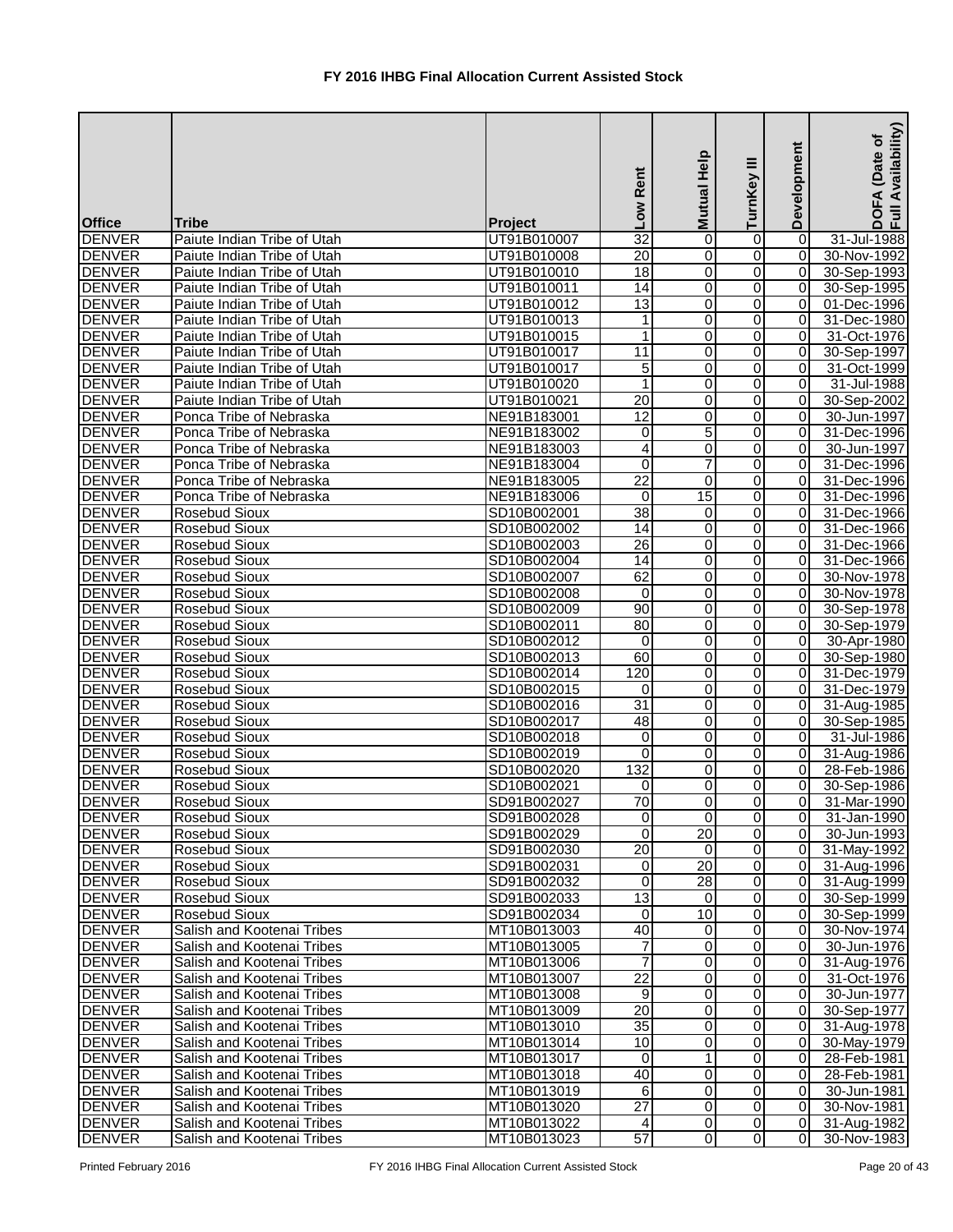# FY 2016 IHBG Final Allocation Current Assisted Stock

| Office | Tribe | Project | Low Rent | Mutual Help | TurnKey III | Development | DOFA (Date of Full Availability) |
|---|---|---|---|---|---|---|---|
| DENVER | Paiute Indian Tribe of Utah | UT91B010007 | 32 | 0 | 0 | 0 | 31-Jul-1988 |
| DENVER | Paiute Indian Tribe of Utah | UT91B010008 | 20 | 0 | 0 | 0 | 30-Nov-1992 |
| DENVER | Paiute Indian Tribe of Utah | UT91B010010 | 18 | 0 | 0 | 0 | 30-Sep-1993 |
| DENVER | Paiute Indian Tribe of Utah | UT91B010011 | 14 | 0 | 0 | 0 | 30-Sep-1995 |
| DENVER | Paiute Indian Tribe of Utah | UT91B010012 | 13 | 0 | 0 | 0 | 01-Dec-1996 |
| DENVER | Paiute Indian Tribe of Utah | UT91B010013 | 1 | 0 | 0 | 0 | 31-Dec-1980 |
| DENVER | Paiute Indian Tribe of Utah | UT91B010015 | 1 | 0 | 0 | 0 | 31-Oct-1976 |
| DENVER | Paiute Indian Tribe of Utah | UT91B010017 | 11 | 0 | 0 | 0 | 30-Sep-1997 |
| DENVER | Paiute Indian Tribe of Utah | UT91B010017 | 5 | 0 | 0 | 0 | 31-Oct-1999 |
| DENVER | Paiute Indian Tribe of Utah | UT91B010020 | 1 | 0 | 0 | 0 | 31-Jul-1988 |
| DENVER | Paiute Indian Tribe of Utah | UT91B010021 | 20 | 0 | 0 | 0 | 30-Sep-2002 |
| DENVER | Ponca Tribe of Nebraska | NE91B183001 | 12 | 0 | 0 | 0 | 30-Jun-1997 |
| DENVER | Ponca Tribe of Nebraska | NE91B183002 | 0 | 5 | 0 | 0 | 31-Dec-1996 |
| DENVER | Ponca Tribe of Nebraska | NE91B183003 | 4 | 0 | 0 | 0 | 30-Jun-1997 |
| DENVER | Ponca Tribe of Nebraska | NE91B183004 | 0 | 7 | 0 | 0 | 31-Dec-1996 |
| DENVER | Ponca Tribe of Nebraska | NE91B183005 | 22 | 0 | 0 | 0 | 31-Dec-1996 |
| DENVER | Ponca Tribe of Nebraska | NE91B183006 | 0 | 15 | 0 | 0 | 31-Dec-1996 |
| DENVER | Rosebud Sioux | SD10B002001 | 38 | 0 | 0 | 0 | 31-Dec-1966 |
| DENVER | Rosebud Sioux | SD10B002002 | 14 | 0 | 0 | 0 | 31-Dec-1966 |
| DENVER | Rosebud Sioux | SD10B002003 | 26 | 0 | 0 | 0 | 31-Dec-1966 |
| DENVER | Rosebud Sioux | SD10B002004 | 14 | 0 | 0 | 0 | 31-Dec-1966 |
| DENVER | Rosebud Sioux | SD10B002007 | 62 | 0 | 0 | 0 | 30-Nov-1978 |
| DENVER | Rosebud Sioux | SD10B002008 | 0 | 0 | 0 | 0 | 30-Nov-1978 |
| DENVER | Rosebud Sioux | SD10B002009 | 90 | 0 | 0 | 0 | 30-Sep-1978 |
| DENVER | Rosebud Sioux | SD10B002011 | 80 | 0 | 0 | 0 | 30-Sep-1979 |
| DENVER | Rosebud Sioux | SD10B002012 | 0 | 0 | 0 | 0 | 30-Apr-1980 |
| DENVER | Rosebud Sioux | SD10B002013 | 60 | 0 | 0 | 0 | 30-Sep-1980 |
| DENVER | Rosebud Sioux | SD10B002014 | 120 | 0 | 0 | 0 | 31-Dec-1979 |
| DENVER | Rosebud Sioux | SD10B002015 | 0 | 0 | 0 | 0 | 31-Dec-1979 |
| DENVER | Rosebud Sioux | SD10B002016 | 31 | 0 | 0 | 0 | 31-Aug-1985 |
| DENVER | Rosebud Sioux | SD10B002017 | 48 | 0 | 0 | 0 | 30-Sep-1985 |
| DENVER | Rosebud Sioux | SD10B002018 | 0 | 0 | 0 | 0 | 31-Jul-1986 |
| DENVER | Rosebud Sioux | SD10B002019 | 0 | 0 | 0 | 0 | 31-Aug-1986 |
| DENVER | Rosebud Sioux | SD10B002020 | 132 | 0 | 0 | 0 | 28-Feb-1986 |
| DENVER | Rosebud Sioux | SD10B002021 | 0 | 0 | 0 | 0 | 30-Sep-1986 |
| DENVER | Rosebud Sioux | SD91B002027 | 70 | 0 | 0 | 0 | 31-Mar-1990 |
| DENVER | Rosebud Sioux | SD91B002028 | 0 | 0 | 0 | 0 | 31-Jan-1990 |
| DENVER | Rosebud Sioux | SD91B002029 | 0 | 20 | 0 | 0 | 30-Jun-1993 |
| DENVER | Rosebud Sioux | SD91B002030 | 20 | 0 | 0 | 0 | 31-May-1992 |
| DENVER | Rosebud Sioux | SD91B002031 | 0 | 20 | 0 | 0 | 31-Aug-1996 |
| DENVER | Rosebud Sioux | SD91B002032 | 0 | 28 | 0 | 0 | 31-Aug-1999 |
| DENVER | Rosebud Sioux | SD91B002033 | 13 | 0 | 0 | 0 | 30-Sep-1999 |
| DENVER | Rosebud Sioux | SD91B002034 | 0 | 10 | 0 | 0 | 30-Sep-1999 |
| DENVER | Salish and Kootenai Tribes | MT10B013003 | 40 | 0 | 0 | 0 | 30-Nov-1974 |
| DENVER | Salish and Kootenai Tribes | MT10B013005 | 7 | 0 | 0 | 0 | 30-Jun-1976 |
| DENVER | Salish and Kootenai Tribes | MT10B013006 | 7 | 0 | 0 | 0 | 31-Aug-1976 |
| DENVER | Salish and Kootenai Tribes | MT10B013007 | 22 | 0 | 0 | 0 | 31-Oct-1976 |
| DENVER | Salish and Kootenai Tribes | MT10B013008 | 9 | 0 | 0 | 0 | 30-Jun-1977 |
| DENVER | Salish and Kootenai Tribes | MT10B013009 | 20 | 0 | 0 | 0 | 30-Sep-1977 |
| DENVER | Salish and Kootenai Tribes | MT10B013010 | 35 | 0 | 0 | 0 | 31-Aug-1978 |
| DENVER | Salish and Kootenai Tribes | MT10B013014 | 10 | 0 | 0 | 0 | 30-May-1979 |
| DENVER | Salish and Kootenai Tribes | MT10B013017 | 0 | 1 | 0 | 0 | 28-Feb-1981 |
| DENVER | Salish and Kootenai Tribes | MT10B013018 | 40 | 0 | 0 | 0 | 28-Feb-1981 |
| DENVER | Salish and Kootenai Tribes | MT10B013019 | 6 | 0 | 0 | 0 | 30-Jun-1981 |
| DENVER | Salish and Kootenai Tribes | MT10B013020 | 27 | 0 | 0 | 0 | 30-Nov-1981 |
| DENVER | Salish and Kootenai Tribes | MT10B013022 | 4 | 0 | 0 | 0 | 31-Aug-1982 |
| DENVER | Salish and Kootenai Tribes | MT10B013023 | 57 | 0 | 0 | 0 | 30-Nov-1983 |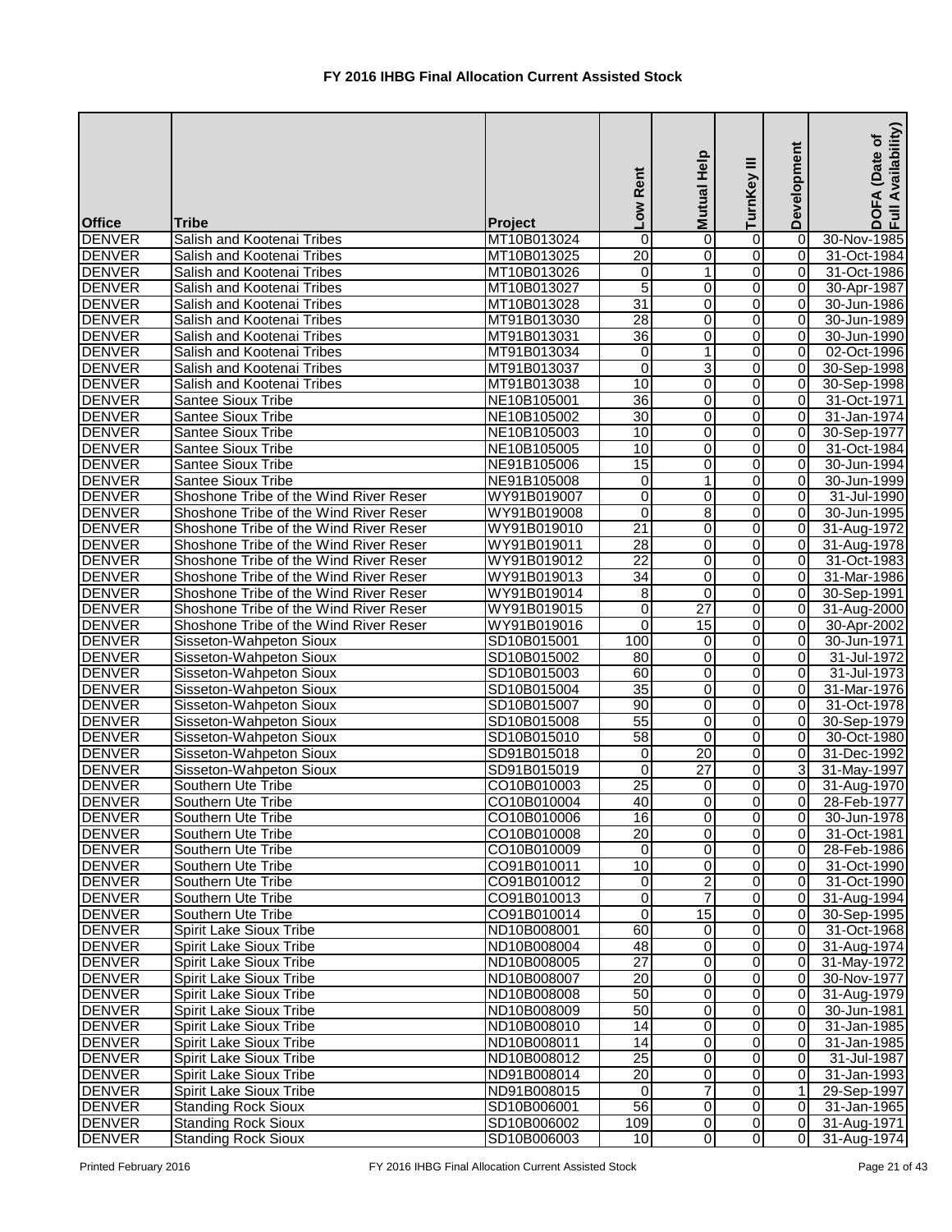# FY 2016 IHBG Final Allocation Current Assisted Stock

| Office | Tribe | Project | Low Rent | Mutual Help | TurnKey III | Development | DOFA (Date of Full Availability) |
|---|---|---|---|---|---|---|---|
| DENVER | Salish and Kootenai Tribes | MT10B013024 | 0 | 0 | 0 | 0 | 30-Nov-1985 |
| DENVER | Salish and Kootenai Tribes | MT10B013025 | 20 | 0 | 0 | 0 | 31-Oct-1984 |
| DENVER | Salish and Kootenai Tribes | MT10B013026 | 0 | 1 | 0 | 0 | 31-Oct-1986 |
| DENVER | Salish and Kootenai Tribes | MT10B013027 | 5 | 0 | 0 | 0 | 30-Apr-1987 |
| DENVER | Salish and Kootenai Tribes | MT10B013028 | 31 | 0 | 0 | 0 | 30-Jun-1986 |
| DENVER | Salish and Kootenai Tribes | MT91B013030 | 28 | 0 | 0 | 0 | 30-Jun-1989 |
| DENVER | Salish and Kootenai Tribes | MT91B013031 | 36 | 0 | 0 | 0 | 30-Jun-1990 |
| DENVER | Salish and Kootenai Tribes | MT91B013034 | 0 | 1 | 0 | 0 | 02-Oct-1996 |
| DENVER | Salish and Kootenai Tribes | MT91B013037 | 0 | 3 | 0 | 0 | 30-Sep-1998 |
| DENVER | Salish and Kootenai Tribes | MT91B013038 | 10 | 0 | 0 | 0 | 30-Sep-1998 |
| DENVER | Santee Sioux Tribe | NE10B105001 | 36 | 0 | 0 | 0 | 31-Oct-1971 |
| DENVER | Santee Sioux Tribe | NE10B105002 | 30 | 0 | 0 | 0 | 31-Jan-1974 |
| DENVER | Santee Sioux Tribe | NE10B105003 | 10 | 0 | 0 | 0 | 30-Sep-1977 |
| DENVER | Santee Sioux Tribe | NE10B105005 | 10 | 0 | 0 | 0 | 31-Oct-1984 |
| DENVER | Santee Sioux Tribe | NE91B105006 | 15 | 0 | 0 | 0 | 30-Jun-1994 |
| DENVER | Santee Sioux Tribe | NE91B105008 | 0 | 1 | 0 | 0 | 30-Jun-1999 |
| DENVER | Shoshone Tribe of the Wind River Reser | WY91B019007 | 0 | 0 | 0 | 0 | 31-Jul-1990 |
| DENVER | Shoshone Tribe of the Wind River Reser | WY91B019008 | 0 | 8 | 0 | 0 | 30-Jun-1995 |
| DENVER | Shoshone Tribe of the Wind River Reser | WY91B019010 | 21 | 0 | 0 | 0 | 31-Aug-1972 |
| DENVER | Shoshone Tribe of the Wind River Reser | WY91B019011 | 28 | 0 | 0 | 0 | 31-Aug-1978 |
| DENVER | Shoshone Tribe of the Wind River Reser | WY91B019012 | 22 | 0 | 0 | 0 | 31-Oct-1983 |
| DENVER | Shoshone Tribe of the Wind River Reser | WY91B019013 | 34 | 0 | 0 | 0 | 31-Mar-1986 |
| DENVER | Shoshone Tribe of the Wind River Reser | WY91B019014 | 8 | 0 | 0 | 0 | 30-Sep-1991 |
| DENVER | Shoshone Tribe of the Wind River Reser | WY91B019015 | 0 | 27 | 0 | 0 | 31-Aug-2000 |
| DENVER | Shoshone Tribe of the Wind River Reser | WY91B019016 | 0 | 15 | 0 | 0 | 30-Apr-2002 |
| DENVER | Sisseton-Wahpeton Sioux | SD10B015001 | 100 | 0 | 0 | 0 | 30-Jun-1971 |
| DENVER | Sisseton-Wahpeton Sioux | SD10B015002 | 80 | 0 | 0 | 0 | 31-Jul-1972 |
| DENVER | Sisseton-Wahpeton Sioux | SD10B015003 | 60 | 0 | 0 | 0 | 31-Jul-1973 |
| DENVER | Sisseton-Wahpeton Sioux | SD10B015004 | 35 | 0 | 0 | 0 | 31-Mar-1976 |
| DENVER | Sisseton-Wahpeton Sioux | SD10B015007 | 90 | 0 | 0 | 0 | 31-Oct-1978 |
| DENVER | Sisseton-Wahpeton Sioux | SD10B015008 | 55 | 0 | 0 | 0 | 30-Sep-1979 |
| DENVER | Sisseton-Wahpeton Sioux | SD10B015010 | 58 | 0 | 0 | 0 | 30-Oct-1980 |
| DENVER | Sisseton-Wahpeton Sioux | SD91B015018 | 0 | 20 | 0 | 0 | 31-Dec-1992 |
| DENVER | Sisseton-Wahpeton Sioux | SD91B015019 | 0 | 27 | 0 | 3 | 31-May-1997 |
| DENVER | Southern Ute Tribe | CO10B010003 | 25 | 0 | 0 | 0 | 31-Aug-1970 |
| DENVER | Southern Ute Tribe | CO10B010004 | 40 | 0 | 0 | 0 | 28-Feb-1977 |
| DENVER | Southern Ute Tribe | CO10B010006 | 16 | 0 | 0 | 0 | 30-Jun-1978 |
| DENVER | Southern Ute Tribe | CO10B010008 | 20 | 0 | 0 | 0 | 31-Oct-1981 |
| DENVER | Southern Ute Tribe | CO10B010009 | 0 | 0 | 0 | 0 | 28-Feb-1986 |
| DENVER | Southern Ute Tribe | CO91B010011 | 10 | 0 | 0 | 0 | 31-Oct-1990 |
| DENVER | Southern Ute Tribe | CO91B010012 | 0 | 2 | 0 | 0 | 31-Oct-1990 |
| DENVER | Southern Ute Tribe | CO91B010013 | 0 | 7 | 0 | 0 | 31-Aug-1994 |
| DENVER | Southern Ute Tribe | CO91B010014 | 0 | 15 | 0 | 0 | 30-Sep-1995 |
| DENVER | Spirit Lake Sioux Tribe | ND10B008001 | 60 | 0 | 0 | 0 | 31-Oct-1968 |
| DENVER | Spirit Lake Sioux Tribe | ND10B008004 | 48 | 0 | 0 | 0 | 31-Aug-1974 |
| DENVER | Spirit Lake Sioux Tribe | ND10B008005 | 27 | 0 | 0 | 0 | 31-May-1972 |
| DENVER | Spirit Lake Sioux Tribe | ND10B008007 | 20 | 0 | 0 | 0 | 30-Nov-1977 |
| DENVER | Spirit Lake Sioux Tribe | ND10B008008 | 50 | 0 | 0 | 0 | 31-Aug-1979 |
| DENVER | Spirit Lake Sioux Tribe | ND10B008009 | 50 | 0 | 0 | 0 | 30-Jun-1981 |
| DENVER | Spirit Lake Sioux Tribe | ND10B008010 | 14 | 0 | 0 | 0 | 31-Jan-1985 |
| DENVER | Spirit Lake Sioux Tribe | ND10B008011 | 14 | 0 | 0 | 0 | 31-Jan-1985 |
| DENVER | Spirit Lake Sioux Tribe | ND10B008012 | 25 | 0 | 0 | 0 | 31-Jul-1987 |
| DENVER | Spirit Lake Sioux Tribe | ND91B008014 | 20 | 0 | 0 | 0 | 31-Jan-1993 |
| DENVER | Spirit Lake Sioux Tribe | ND91B008015 | 0 | 7 | 0 | 1 | 29-Sep-1997 |
| DENVER | Standing Rock Sioux | SD10B006001 | 56 | 0 | 0 | 0 | 31-Jan-1965 |
| DENVER | Standing Rock Sioux | SD10B006002 | 109 | 0 | 0 | 0 | 31-Aug-1971 |
| DENVER | Standing Rock Sioux | SD10B006003 | 10 | 0 | 0 | 0 | 31-Aug-1974 |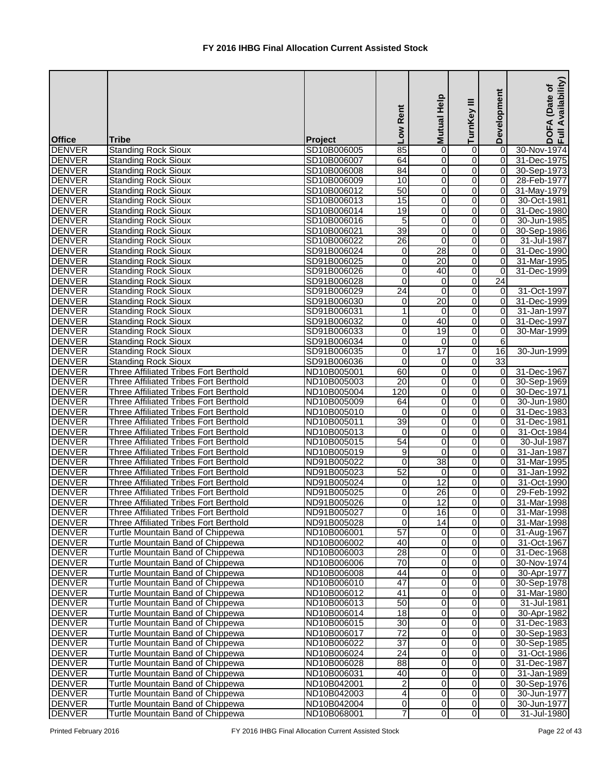# FY 2016 IHBG Final Allocation Current Assisted Stock

| Office | Tribe | Project | Low Rent | Mutual Help | TurnKey III | Development | DOFA (Date of Full Availability) |
|---|---|---|---|---|---|---|---|
| DENVER | Standing Rock Sioux | SD10B006005 | 85 | 0 | 0 | 0 | 30-Nov-1974 |
| DENVER | Standing Rock Sioux | SD10B006007 | 64 | 0 | 0 | 0 | 31-Dec-1975 |
| DENVER | Standing Rock Sioux | SD10B006008 | 84 | 0 | 0 | 0 | 30-Sep-1973 |
| DENVER | Standing Rock Sioux | SD10B006009 | 10 | 0 | 0 | 0 | 28-Feb-1977 |
| DENVER | Standing Rock Sioux | SD10B006012 | 50 | 0 | 0 | 0 | 31-May-1979 |
| DENVER | Standing Rock Sioux | SD10B006013 | 15 | 0 | 0 | 0 | 30-Oct-1981 |
| DENVER | Standing Rock Sioux | SD10B006014 | 19 | 0 | 0 | 0 | 31-Dec-1980 |
| DENVER | Standing Rock Sioux | SD10B006016 | 5 | 0 | 0 | 0 | 30-Jun-1985 |
| DENVER | Standing Rock Sioux | SD10B006021 | 39 | 0 | 0 | 0 | 30-Sep-1986 |
| DENVER | Standing Rock Sioux | SD10B006022 | 26 | 0 | 0 | 0 | 31-Jul-1987 |
| DENVER | Standing Rock Sioux | SD91B006024 | 0 | 28 | 0 | 0 | 31-Dec-1990 |
| DENVER | Standing Rock Sioux | SD91B006025 | 0 | 20 | 0 | 0 | 31-Mar-1995 |
| DENVER | Standing Rock Sioux | SD91B006026 | 0 | 40 | 0 | 0 | 31-Dec-1999 |
| DENVER | Standing Rock Sioux | SD91B006028 | 0 | 0 | 0 | 24 | |
| DENVER | Standing Rock Sioux | SD91B006029 | 24 | 0 | 0 | 0 | 31-Oct-1997 |
| DENVER | Standing Rock Sioux | SD91B006030 | 0 | 20 | 0 | 0 | 31-Dec-1999 |
| DENVER | Standing Rock Sioux | SD91B006031 | 1 | 0 | 0 | 0 | 31-Jan-1997 |
| DENVER | Standing Rock Sioux | SD91B006032 | 0 | 40 | 0 | 0 | 31-Dec-1997 |
| DENVER | Standing Rock Sioux | SD91B006033 | 0 | 19 | 0 | 0 | 30-Mar-1999 |
| DENVER | Standing Rock Sioux | SD91B006034 | 0 | 0 | 0 | 6 | |
| DENVER | Standing Rock Sioux | SD91B006035 | 0 | 17 | 0 | 16 | 30-Jun-1999 |
| DENVER | Standing Rock Sioux | SD91B006036 | 0 | 0 | 0 | 33 | |
| DENVER | Three Affiliated Tribes Fort Berthold | ND10B005001 | 60 | 0 | 0 | 0 | 31-Dec-1967 |
| DENVER | Three Affiliated Tribes Fort Berthold | ND10B005003 | 20 | 0 | 0 | 0 | 30-Sep-1969 |
| DENVER | Three Affiliated Tribes Fort Berthold | ND10B005004 | 120 | 0 | 0 | 0 | 30-Dec-1971 |
| DENVER | Three Affiliated Tribes Fort Berthold | ND10B005009 | 64 | 0 | 0 | 0 | 30-Jun-1980 |
| DENVER | Three Affiliated Tribes Fort Berthold | ND10B005010 | 0 | 0 | 0 | 0 | 31-Dec-1983 |
| DENVER | Three Affiliated Tribes Fort Berthold | ND10B005011 | 39 | 0 | 0 | 0 | 31-Dec-1981 |
| DENVER | Three Affiliated Tribes Fort Berthold | ND10B005013 | 0 | 0 | 0 | 0 | 31-Oct-1984 |
| DENVER | Three Affiliated Tribes Fort Berthold | ND10B005015 | 54 | 0 | 0 | 0 | 30-Jul-1987 |
| DENVER | Three Affiliated Tribes Fort Berthold | ND10B005019 | 9 | 0 | 0 | 0 | 31-Jan-1987 |
| DENVER | Three Affiliated Tribes Fort Berthold | ND91B005022 | 0 | 38 | 0 | 0 | 31-Mar-1995 |
| DENVER | Three Affiliated Tribes Fort Berthold | ND91B005023 | 52 | 0 | 0 | 0 | 31-Jan-1992 |
| DENVER | Three Affiliated Tribes Fort Berthold | ND91B005024 | 0 | 12 | 0 | 0 | 31-Oct-1990 |
| DENVER | Three Affiliated Tribes Fort Berthold | ND91B005025 | 0 | 26 | 0 | 0 | 29-Feb-1992 |
| DENVER | Three Affiliated Tribes Fort Berthold | ND91B005026 | 0 | 12 | 0 | 0 | 31-Mar-1998 |
| DENVER | Three Affiliated Tribes Fort Berthold | ND91B005027 | 0 | 16 | 0 | 0 | 31-Mar-1998 |
| DENVER | Three Affiliated Tribes Fort Berthold | ND91B005028 | 0 | 14 | 0 | 0 | 31-Mar-1998 |
| DENVER | Turtle Mountain Band of Chippewa | ND10B006001 | 57 | 0 | 0 | 0 | 31-Aug-1967 |
| DENVER | Turtle Mountain Band of Chippewa | ND10B006002 | 40 | 0 | 0 | 0 | 31-Oct-1967 |
| DENVER | Turtle Mountain Band of Chippewa | ND10B006003 | 28 | 0 | 0 | 0 | 31-Dec-1968 |
| DENVER | Turtle Mountain Band of Chippewa | ND10B006006 | 70 | 0 | 0 | 0 | 30-Nov-1974 |
| DENVER | Turtle Mountain Band of Chippewa | ND10B006008 | 44 | 0 | 0 | 0 | 30-Apr-1977 |
| DENVER | Turtle Mountain Band of Chippewa | ND10B006010 | 47 | 0 | 0 | 0 | 30-Sep-1978 |
| DENVER | Turtle Mountain Band of Chippewa | ND10B006012 | 41 | 0 | 0 | 0 | 31-Mar-1980 |
| DENVER | Turtle Mountain Band of Chippewa | ND10B006013 | 50 | 0 | 0 | 0 | 31-Jul-1981 |
| DENVER | Turtle Mountain Band of Chippewa | ND10B006014 | 18 | 0 | 0 | 0 | 30-Apr-1982 |
| DENVER | Turtle Mountain Band of Chippewa | ND10B006015 | 30 | 0 | 0 | 0 | 31-Dec-1983 |
| DENVER | Turtle Mountain Band of Chippewa | ND10B006017 | 72 | 0 | 0 | 0 | 30-Sep-1983 |
| DENVER | Turtle Mountain Band of Chippewa | ND10B006022 | 37 | 0 | 0 | 0 | 30-Sep-1985 |
| DENVER | Turtle Mountain Band of Chippewa | ND10B006024 | 24 | 0 | 0 | 0 | 31-Oct-1986 |
| DENVER | Turtle Mountain Band of Chippewa | ND10B006028 | 88 | 0 | 0 | 0 | 31-Dec-1987 |
| DENVER | Turtle Mountain Band of Chippewa | ND10B006031 | 40 | 0 | 0 | 0 | 31-Jan-1989 |
| DENVER | Turtle Mountain Band of Chippewa | ND10B042001 | 2 | 0 | 0 | 0 | 30-Sep-1976 |
| DENVER | Turtle Mountain Band of Chippewa | ND10B042003 | 4 | 0 | 0 | 0 | 30-Jun-1977 |
| DENVER | Turtle Mountain Band of Chippewa | ND10B042004 | 0 | 0 | 0 | 0 | 30-Jun-1977 |
| DENVER | Turtle Mountain Band of Chippewa | ND10B068001 | 7 | 0 | 0 | 0 | 31-Jul-1980 |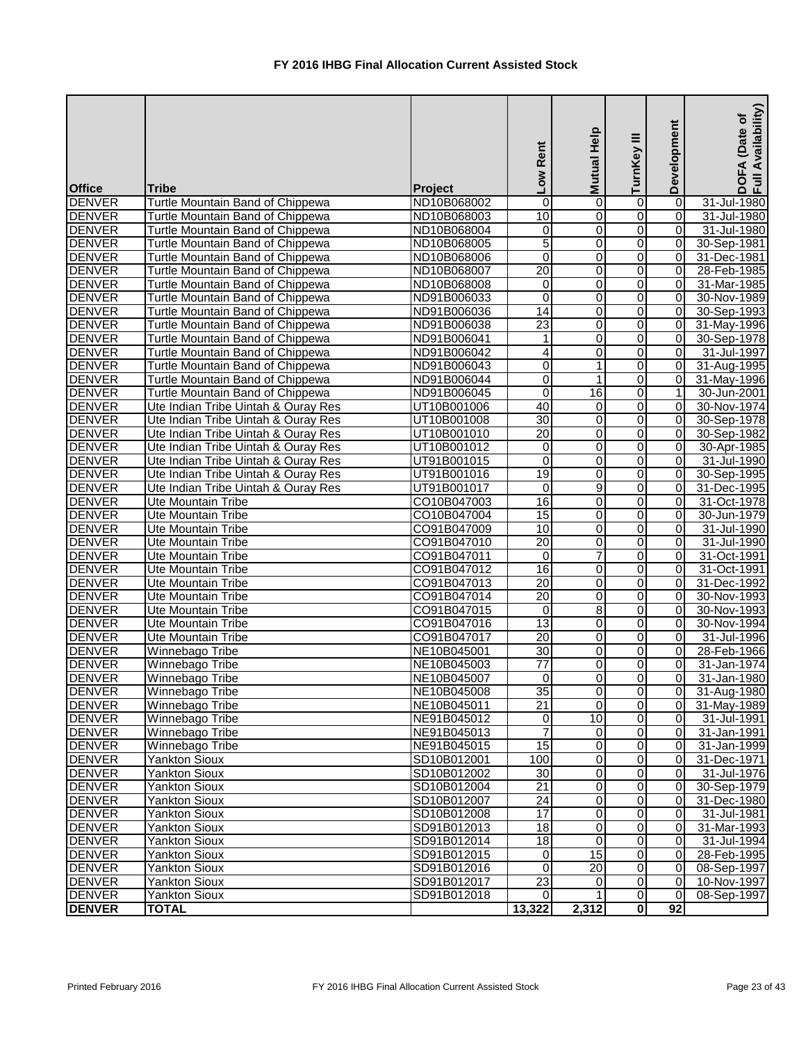# FY 2016 IHBG Final Allocation Current Assisted Stock

| Office | Tribe | Project | Low Rent | Mutual Help | TurnKey III | Development | DOFA (Date of Full Availability) |
|---|---|---|---|---|---|---|---|
| DENVER | Turtle Mountain Band of Chippewa | ND10B068002 | 0 | 0 | 0 | 0 | 31-Jul-1980 |
| DENVER | Turtle Mountain Band of Chippewa | ND10B068003 | 10 | 0 | 0 | 0 | 31-Jul-1980 |
| DENVER | Turtle Mountain Band of Chippewa | ND10B068004 | 0 | 0 | 0 | 0 | 31-Jul-1980 |
| DENVER | Turtle Mountain Band of Chippewa | ND10B068005 | 5 | 0 | 0 | 0 | 30-Sep-1981 |
| DENVER | Turtle Mountain Band of Chippewa | ND10B068006 | 0 | 0 | 0 | 0 | 31-Dec-1981 |
| DENVER | Turtle Mountain Band of Chippewa | ND10B068007 | 20 | 0 | 0 | 0 | 28-Feb-1985 |
| DENVER | Turtle Mountain Band of Chippewa | ND10B068008 | 0 | 0 | 0 | 0 | 31-Mar-1985 |
| DENVER | Turtle Mountain Band of Chippewa | ND91B006033 | 0 | 0 | 0 | 0 | 30-Nov-1989 |
| DENVER | Turtle Mountain Band of Chippewa | ND91B006036 | 14 | 0 | 0 | 0 | 30-Sep-1993 |
| DENVER | Turtle Mountain Band of Chippewa | ND91B006038 | 23 | 0 | 0 | 0 | 31-May-1996 |
| DENVER | Turtle Mountain Band of Chippewa | ND91B006041 | 1 | 0 | 0 | 0 | 30-Sep-1978 |
| DENVER | Turtle Mountain Band of Chippewa | ND91B006042 | 4 | 0 | 0 | 0 | 31-Jul-1997 |
| DENVER | Turtle Mountain Band of Chippewa | ND91B006043 | 0 | 1 | 0 | 0 | 31-Aug-1995 |
| DENVER | Turtle Mountain Band of Chippewa | ND91B006044 | 0 | 1 | 0 | 0 | 31-May-1996 |
| DENVER | Turtle Mountain Band of Chippewa | ND91B006045 | 0 | 16 | 0 | 1 | 30-Jun-2001 |
| DENVER | Ute Indian Tribe Uintah & Ouray Res | UT10B001006 | 40 | 0 | 0 | 0 | 30-Nov-1974 |
| DENVER | Ute Indian Tribe Uintah & Ouray Res | UT10B001008 | 30 | 0 | 0 | 0 | 30-Sep-1978 |
| DENVER | Ute Indian Tribe Uintah & Ouray Res | UT10B001010 | 20 | 0 | 0 | 0 | 30-Sep-1982 |
| DENVER | Ute Indian Tribe Uintah & Ouray Res | UT10B001012 | 0 | 0 | 0 | 0 | 30-Apr-1985 |
| DENVER | Ute Indian Tribe Uintah & Ouray Res | UT91B001015 | 0 | 0 | 0 | 0 | 31-Jul-1990 |
| DENVER | Ute Indian Tribe Uintah & Ouray Res | UT91B001016 | 19 | 0 | 0 | 0 | 30-Sep-1995 |
| DENVER | Ute Indian Tribe Uintah & Ouray Res | UT91B001017 | 0 | 9 | 0 | 0 | 31-Dec-1995 |
| DENVER | Ute Mountain Tribe | CO10B047003 | 16 | 0 | 0 | 0 | 31-Oct-1978 |
| DENVER | Ute Mountain Tribe | CO10B047004 | 15 | 0 | 0 | 0 | 30-Jun-1979 |
| DENVER | Ute Mountain Tribe | CO91B047009 | 10 | 0 | 0 | 0 | 31-Jul-1990 |
| DENVER | Ute Mountain Tribe | CO91B047010 | 20 | 0 | 0 | 0 | 31-Jul-1990 |
| DENVER | Ute Mountain Tribe | CO91B047011 | 0 | 7 | 0 | 0 | 31-Oct-1991 |
| DENVER | Ute Mountain Tribe | CO91B047012 | 16 | 0 | 0 | 0 | 31-Oct-1991 |
| DENVER | Ute Mountain Tribe | CO91B047013 | 20 | 0 | 0 | 0 | 31-Dec-1992 |
| DENVER | Ute Mountain Tribe | CO91B047014 | 20 | 0 | 0 | 0 | 30-Nov-1993 |
| DENVER | Ute Mountain Tribe | CO91B047015 | 0 | 8 | 0 | 0 | 30-Nov-1993 |
| DENVER | Ute Mountain Tribe | CO91B047016 | 13 | 0 | 0 | 0 | 30-Nov-1994 |
| DENVER | Ute Mountain Tribe | CO91B047017 | 20 | 0 | 0 | 0 | 31-Jul-1996 |
| DENVER | Winnebago Tribe | NE10B045001 | 30 | 0 | 0 | 0 | 28-Feb-1966 |
| DENVER | Winnebago Tribe | NE10B045003 | 77 | 0 | 0 | 0 | 31-Jan-1974 |
| DENVER | Winnebago Tribe | NE10B045007 | 0 | 0 | 0 | 0 | 31-Jan-1980 |
| DENVER | Winnebago Tribe | NE10B045008 | 35 | 0 | 0 | 0 | 31-Aug-1980 |
| DENVER | Winnebago Tribe | NE10B045011 | 21 | 0 | 0 | 0 | 31-May-1989 |
| DENVER | Winnebago Tribe | NE91B045012 | 0 | 10 | 0 | 0 | 31-Jul-1991 |
| DENVER | Winnebago Tribe | NE91B045013 | 7 | 0 | 0 | 0 | 31-Jan-1991 |
| DENVER | Winnebago Tribe | NE91B045015 | 15 | 0 | 0 | 0 | 31-Jan-1999 |
| DENVER | Yankton Sioux | SD10B012001 | 100 | 0 | 0 | 0 | 31-Dec-1971 |
| DENVER | Yankton Sioux | SD10B012002 | 30 | 0 | 0 | 0 | 31-Jul-1976 |
| DENVER | Yankton Sioux | SD10B012004 | 21 | 0 | 0 | 0 | 30-Sep-1979 |
| DENVER | Yankton Sioux | SD10B012007 | 24 | 0 | 0 | 0 | 31-Dec-1980 |
| DENVER | Yankton Sioux | SD10B012008 | 17 | 0 | 0 | 0 | 31-Jul-1981 |
| DENVER | Yankton Sioux | SD91B012013 | 18 | 0 | 0 | 0 | 31-Mar-1993 |
| DENVER | Yankton Sioux | SD91B012014 | 18 | 0 | 0 | 0 | 31-Jul-1994 |
| DENVER | Yankton Sioux | SD91B012015 | 0 | 15 | 0 | 0 | 28-Feb-1995 |
| DENVER | Yankton Sioux | SD91B012016 | 0 | 20 | 0 | 0 | 08-Sep-1997 |
| DENVER | Yankton Sioux | SD91B012017 | 23 | 0 | 0 | 0 | 10-Nov-1997 |
| DENVER | Yankton Sioux | SD91B012018 | 0 | 1 | 0 | 0 | 08-Sep-1997 |
| **DENVER** | **TOTAL** | | **13,322** | **2,312** | **0** | **92** | |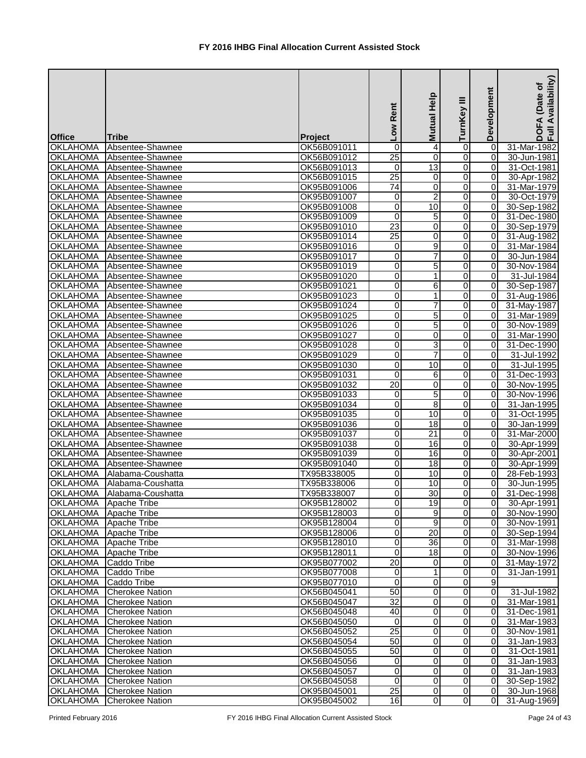# FY 2016 IHBG Final Allocation Current Assisted Stock

| Office | Tribe | Project | Low Rent | Mutual Help | TurnKey III | Development | DOFA (Date of Full Availability) |
|---|---|---|---|---|---|---|---|
| OKLAHOMA | Absentee-Shawnee | OK56B091011 | 0 | 4 | 0 | 0 | 31-Mar-1982 |
| OKLAHOMA | Absentee-Shawnee | OK56B091012 | 25 | 0 | 0 | 0 | 30-Jun-1981 |
| OKLAHOMA | Absentee-Shawnee | OK56B091013 | 0 | 13 | 0 | 0 | 31-Oct-1981 |
| OKLAHOMA | Absentee-Shawnee | OK56B091015 | 25 | 0 | 0 | 0 | 30-Apr-1982 |
| OKLAHOMA | Absentee-Shawnee | OK95B091006 | 74 | 0 | 0 | 0 | 31-Mar-1979 |
| OKLAHOMA | Absentee-Shawnee | OK95B091007 | 0 | 2 | 0 | 0 | 30-Oct-1979 |
| OKLAHOMA | Absentee-Shawnee | OK95B091008 | 0 | 10 | 0 | 0 | 30-Sep-1982 |
| OKLAHOMA | Absentee-Shawnee | OK95B091009 | 0 | 5 | 0 | 0 | 31-Dec-1980 |
| OKLAHOMA | Absentee-Shawnee | OK95B091010 | 23 | 0 | 0 | 0 | 30-Sep-1979 |
| OKLAHOMA | Absentee-Shawnee | OK95B091014 | 25 | 0 | 0 | 0 | 31-Aug-1982 |
| OKLAHOMA | Absentee-Shawnee | OK95B091016 | 0 | 9 | 0 | 0 | 31-Mar-1984 |
| OKLAHOMA | Absentee-Shawnee | OK95B091017 | 0 | 7 | 0 | 0 | 30-Jun-1984 |
| OKLAHOMA | Absentee-Shawnee | OK95B091019 | 0 | 5 | 0 | 0 | 30-Nov-1984 |
| OKLAHOMA | Absentee-Shawnee | OK95B091020 | 0 | 1 | 0 | 0 | 31-Jul-1984 |
| OKLAHOMA | Absentee-Shawnee | OK95B091021 | 0 | 6 | 0 | 0 | 30-Sep-1987 |
| OKLAHOMA | Absentee-Shawnee | OK95B091023 | 0 | 1 | 0 | 0 | 31-Aug-1986 |
| OKLAHOMA | Absentee-Shawnee | OK95B091024 | 0 | 7 | 0 | 0 | 31-May-1987 |
| OKLAHOMA | Absentee-Shawnee | OK95B091025 | 0 | 5 | 0 | 0 | 31-Mar-1989 |
| OKLAHOMA | Absentee-Shawnee | OK95B091026 | 0 | 5 | 0 | 0 | 30-Nov-1989 |
| OKLAHOMA | Absentee-Shawnee | OK95B091027 | 0 | 0 | 0 | 0 | 31-Mar-1990 |
| OKLAHOMA | Absentee-Shawnee | OK95B091028 | 0 | 3 | 0 | 0 | 31-Dec-1990 |
| OKLAHOMA | Absentee-Shawnee | OK95B091029 | 0 | 7 | 0 | 0 | 31-Jul-1992 |
| OKLAHOMA | Absentee-Shawnee | OK95B091030 | 0 | 10 | 0 | 0 | 31-Jul-1995 |
| OKLAHOMA | Absentee-Shawnee | OK95B091031 | 0 | 6 | 0 | 0 | 31-Dec-1993 |
| OKLAHOMA | Absentee-Shawnee | OK95B091032 | 20 | 0 | 0 | 0 | 30-Nov-1995 |
| OKLAHOMA | Absentee-Shawnee | OK95B091033 | 0 | 5 | 0 | 0 | 30-Nov-1996 |
| OKLAHOMA | Absentee-Shawnee | OK95B091034 | 0 | 8 | 0 | 0 | 31-Jan-1995 |
| OKLAHOMA | Absentee-Shawnee | OK95B091035 | 0 | 10 | 0 | 0 | 31-Oct-1995 |
| OKLAHOMA | Absentee-Shawnee | OK95B091036 | 0 | 18 | 0 | 0 | 30-Jan-1999 |
| OKLAHOMA | Absentee-Shawnee | OK95B091037 | 0 | 21 | 0 | 0 | 31-Mar-2000 |
| OKLAHOMA | Absentee-Shawnee | OK95B091038 | 0 | 16 | 0 | 0 | 30-Apr-1999 |
| OKLAHOMA | Absentee-Shawnee | OK95B091039 | 0 | 16 | 0 | 0 | 30-Apr-2001 |
| OKLAHOMA | Absentee-Shawnee | OK95B091040 | 0 | 18 | 0 | 0 | 30-Apr-1999 |
| OKLAHOMA | Alabama-Coushatta | TX95B338005 | 0 | 10 | 0 | 0 | 28-Feb-1993 |
| OKLAHOMA | Alabama-Coushatta | TX95B338006 | 0 | 10 | 0 | 0 | 30-Jun-1995 |
| OKLAHOMA | Alabama-Coushatta | TX95B338007 | 0 | 30 | 0 | 0 | 31-Dec-1998 |
| OKLAHOMA | Apache Tribe | OK95B128002 | 0 | 19 | 0 | 0 | 30-Apr-1991 |
| OKLAHOMA | Apache Tribe | OK95B128003 | 0 | 9 | 0 | 0 | 30-Nov-1990 |
| OKLAHOMA | Apache Tribe | OK95B128004 | 0 | 9 | 0 | 0 | 30-Nov-1991 |
| OKLAHOMA | Apache Tribe | OK95B128006 | 0 | 20 | 0 | 0 | 30-Sep-1994 |
| OKLAHOMA | Apache Tribe | OK95B128010 | 0 | 36 | 0 | 0 | 31-Mar-1998 |
| OKLAHOMA | Apache Tribe | OK95B128011 | 0 | 18 | 0 | 0 | 30-Nov-1996 |
| OKLAHOMA | Caddo Tribe | OK95B077002 | 20 | 0 | 0 | 0 | 31-May-1972 |
| OKLAHOMA | Caddo Tribe | OK95B077008 | 0 | 1 | 0 | 0 | 31-Jan-1991 |
| OKLAHOMA | Caddo Tribe | OK95B077010 | 0 | 0 | 0 | 9 | |
| OKLAHOMA | Cherokee Nation | OK56B045041 | 50 | 0 | 0 | 0 | 31-Jul-1982 |
| OKLAHOMA | Cherokee Nation | OK56B045047 | 32 | 0 | 0 | 0 | 31-Mar-1981 |
| OKLAHOMA | Cherokee Nation | OK56B045048 | 40 | 0 | 0 | 0 | 31-Dec-1981 |
| OKLAHOMA | Cherokee Nation | OK56B045050 | 0 | 0 | 0 | 0 | 31-Mar-1983 |
| OKLAHOMA | Cherokee Nation | OK56B045052 | 25 | 0 | 0 | 0 | 30-Nov-1981 |
| OKLAHOMA | Cherokee Nation | OK56B045054 | 50 | 0 | 0 | 0 | 31-Jan-1983 |
| OKLAHOMA | Cherokee Nation | OK56B045055 | 50 | 0 | 0 | 0 | 31-Oct-1981 |
| OKLAHOMA | Cherokee Nation | OK56B045056 | 0 | 0 | 0 | 0 | 31-Jan-1983 |
| OKLAHOMA | Cherokee Nation | OK56B045057 | 0 | 0 | 0 | 0 | 31-Jan-1983 |
| OKLAHOMA | Cherokee Nation | OK56B045058 | 0 | 0 | 0 | 0 | 30-Sep-1982 |
| OKLAHOMA | Cherokee Nation | OK95B045001 | 25 | 0 | 0 | 0 | 30-Jun-1968 |
| OKLAHOMA | Cherokee Nation | OK95B045002 | 16 | 0 | 0 | 0 | 31-Aug-1969 |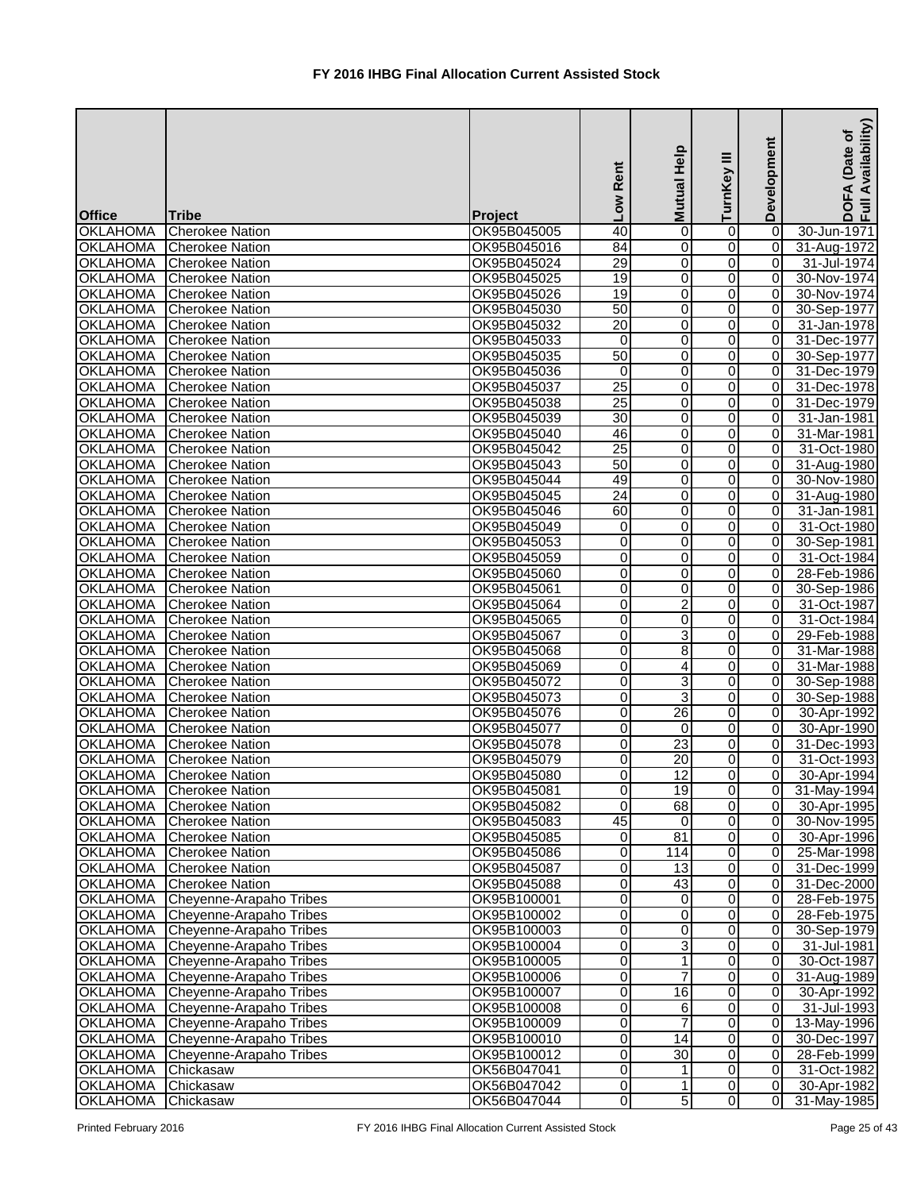# FY 2016 IHBG Final Allocation Current Assisted Stock

| Office | Tribe | Project | Low Rent | Mutual Help | TurnKey III | Development | DOFA (Date of Full Availability) |
|---|---|---|---|---|---|---|---|
| OKLAHOMA | Cherokee Nation | OK95B045005 | 40 | 0 | 0 | 0 | 30-Jun-1971 |
| OKLAHOMA | Cherokee Nation | OK95B045016 | 84 | 0 | 0 | 0 | 31-Aug-1972 |
| OKLAHOMA | Cherokee Nation | OK95B045024 | 29 | 0 | 0 | 0 | 31-Jul-1974 |
| OKLAHOMA | Cherokee Nation | OK95B045025 | 19 | 0 | 0 | 0 | 30-Nov-1974 |
| OKLAHOMA | Cherokee Nation | OK95B045026 | 19 | 0 | 0 | 0 | 30-Nov-1974 |
| OKLAHOMA | Cherokee Nation | OK95B045030 | 50 | 0 | 0 | 0 | 30-Sep-1977 |
| OKLAHOMA | Cherokee Nation | OK95B045032 | 20 | 0 | 0 | 0 | 31-Jan-1978 |
| OKLAHOMA | Cherokee Nation | OK95B045033 | 0 | 0 | 0 | 0 | 31-Dec-1977 |
| OKLAHOMA | Cherokee Nation | OK95B045035 | 50 | 0 | 0 | 0 | 30-Sep-1977 |
| OKLAHOMA | Cherokee Nation | OK95B045036 | 0 | 0 | 0 | 0 | 31-Dec-1979 |
| OKLAHOMA | Cherokee Nation | OK95B045037 | 25 | 0 | 0 | 0 | 31-Dec-1978 |
| OKLAHOMA | Cherokee Nation | OK95B045038 | 25 | 0 | 0 | 0 | 31-Dec-1979 |
| OKLAHOMA | Cherokee Nation | OK95B045039 | 30 | 0 | 0 | 0 | 31-Jan-1981 |
| OKLAHOMA | Cherokee Nation | OK95B045040 | 46 | 0 | 0 | 0 | 31-Mar-1981 |
| OKLAHOMA | Cherokee Nation | OK95B045042 | 25 | 0 | 0 | 0 | 31-Oct-1980 |
| OKLAHOMA | Cherokee Nation | OK95B045043 | 50 | 0 | 0 | 0 | 31-Aug-1980 |
| OKLAHOMA | Cherokee Nation | OK95B045044 | 49 | 0 | 0 | 0 | 30-Nov-1980 |
| OKLAHOMA | Cherokee Nation | OK95B045045 | 24 | 0 | 0 | 0 | 31-Aug-1980 |
| OKLAHOMA | Cherokee Nation | OK95B045046 | 60 | 0 | 0 | 0 | 31-Jan-1981 |
| OKLAHOMA | Cherokee Nation | OK95B045049 | 0 | 0 | 0 | 0 | 31-Oct-1980 |
| OKLAHOMA | Cherokee Nation | OK95B045053 | 0 | 0 | 0 | 0 | 30-Sep-1981 |
| OKLAHOMA | Cherokee Nation | OK95B045059 | 0 | 0 | 0 | 0 | 31-Oct-1984 |
| OKLAHOMA | Cherokee Nation | OK95B045060 | 0 | 0 | 0 | 0 | 28-Feb-1986 |
| OKLAHOMA | Cherokee Nation | OK95B045061 | 0 | 0 | 0 | 0 | 30-Sep-1986 |
| OKLAHOMA | Cherokee Nation | OK95B045064 | 0 | 2 | 0 | 0 | 31-Oct-1987 |
| OKLAHOMA | Cherokee Nation | OK95B045065 | 0 | 0 | 0 | 0 | 31-Oct-1984 |
| OKLAHOMA | Cherokee Nation | OK95B045067 | 0 | 3 | 0 | 0 | 29-Feb-1988 |
| OKLAHOMA | Cherokee Nation | OK95B045068 | 0 | 8 | 0 | 0 | 31-Mar-1988 |
| OKLAHOMA | Cherokee Nation | OK95B045069 | 0 | 4 | 0 | 0 | 31-Mar-1988 |
| OKLAHOMA | Cherokee Nation | OK95B045072 | 0 | 3 | 0 | 0 | 30-Sep-1988 |
| OKLAHOMA | Cherokee Nation | OK95B045073 | 0 | 3 | 0 | 0 | 30-Sep-1988 |
| OKLAHOMA | Cherokee Nation | OK95B045076 | 0 | 26 | 0 | 0 | 30-Apr-1992 |
| OKLAHOMA | Cherokee Nation | OK95B045077 | 0 | 0 | 0 | 0 | 30-Apr-1990 |
| OKLAHOMA | Cherokee Nation | OK95B045078 | 0 | 23 | 0 | 0 | 31-Dec-1993 |
| OKLAHOMA | Cherokee Nation | OK95B045079 | 0 | 20 | 0 | 0 | 31-Oct-1993 |
| OKLAHOMA | Cherokee Nation | OK95B045080 | 0 | 12 | 0 | 0 | 30-Apr-1994 |
| OKLAHOMA | Cherokee Nation | OK95B045081 | 0 | 19 | 0 | 0 | 31-May-1994 |
| OKLAHOMA | Cherokee Nation | OK95B045082 | 0 | 68 | 0 | 0 | 30-Apr-1995 |
| OKLAHOMA | Cherokee Nation | OK95B045083 | 45 | 0 | 0 | 0 | 30-Nov-1995 |
| OKLAHOMA | Cherokee Nation | OK95B045085 | 0 | 81 | 0 | 0 | 30-Apr-1996 |
| OKLAHOMA | Cherokee Nation | OK95B045086 | 0 | 114 | 0 | 0 | 25-Mar-1998 |
| OKLAHOMA | Cherokee Nation | OK95B045087 | 0 | 13 | 0 | 0 | 31-Dec-1999 |
| OKLAHOMA | Cherokee Nation | OK95B045088 | 0 | 43 | 0 | 0 | 31-Dec-2000 |
| OKLAHOMA | Cheyenne-Arapaho Tribes | OK95B100001 | 0 | 0 | 0 | 0 | 28-Feb-1975 |
| OKLAHOMA | Cheyenne-Arapaho Tribes | OK95B100002 | 0 | 0 | 0 | 0 | 28-Feb-1975 |
| OKLAHOMA | Cheyenne-Arapaho Tribes | OK95B100003 | 0 | 0 | 0 | 0 | 30-Sep-1979 |
| OKLAHOMA | Cheyenne-Arapaho Tribes | OK95B100004 | 0 | 3 | 0 | 0 | 31-Jul-1981 |
| OKLAHOMA | Cheyenne-Arapaho Tribes | OK95B100005 | 0 | 1 | 0 | 0 | 30-Oct-1987 |
| OKLAHOMA | Cheyenne-Arapaho Tribes | OK95B100006 | 0 | 7 | 0 | 0 | 31-Aug-1989 |
| OKLAHOMA | Cheyenne-Arapaho Tribes | OK95B100007 | 0 | 16 | 0 | 0 | 30-Apr-1992 |
| OKLAHOMA | Cheyenne-Arapaho Tribes | OK95B100008 | 0 | 6 | 0 | 0 | 31-Jul-1993 |
| OKLAHOMA | Cheyenne-Arapaho Tribes | OK95B100009 | 0 | 7 | 0 | 0 | 13-May-1996 |
| OKLAHOMA | Cheyenne-Arapaho Tribes | OK95B100010 | 0 | 14 | 0 | 0 | 30-Dec-1997 |
| OKLAHOMA | Cheyenne-Arapaho Tribes | OK95B100012 | 0 | 30 | 0 | 0 | 28-Feb-1999 |
| OKLAHOMA | Chickasaw | OK56B047041 | 0 | 1 | 0 | 0 | 31-Oct-1982 |
| OKLAHOMA | Chickasaw | OK56B047042 | 0 | 1 | 0 | 0 | 30-Apr-1982 |
| OKLAHOMA | Chickasaw | OK56B047044 | 0 | 5 | 0 | 0 | 31-May-1985 |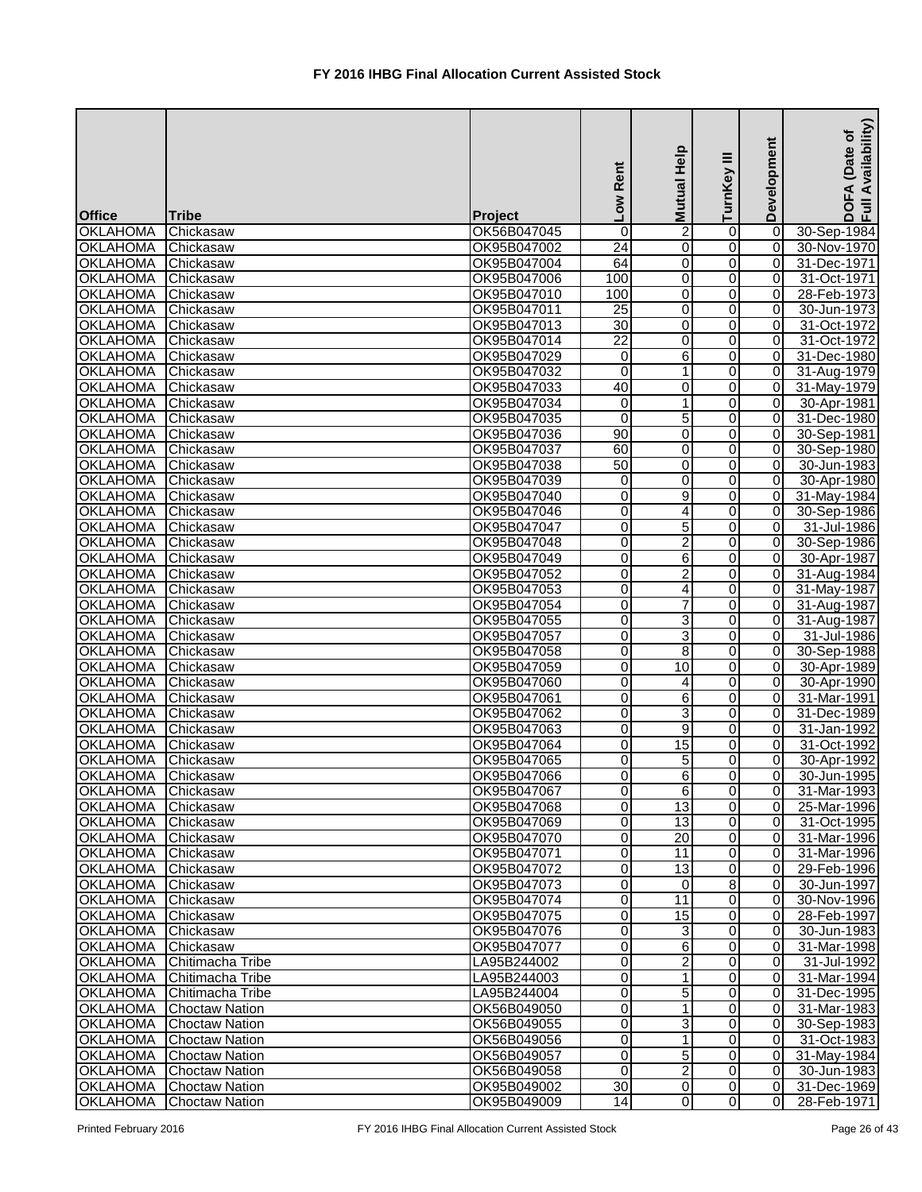# FY 2016 IHBG Final Allocation Current Assisted Stock

| Office | Tribe | Project | Low Rent | Mutual Help | TurnKey III | Development | DOFA (Date of Full Availability) |
|---|---|---|---|---|---|---|---|
| OKLAHOMA | Chickasaw | OK56B047045 | 0 | 2 | 0 | 0 | 30-Sep-1984 |
| OKLAHOMA | Chickasaw | OK95B047002 | 24 | 0 | 0 | 0 | 30-Nov-1970 |
| OKLAHOMA | Chickasaw | OK95B047004 | 64 | 0 | 0 | 0 | 31-Dec-1971 |
| OKLAHOMA | Chickasaw | OK95B047006 | 100 | 0 | 0 | 0 | 31-Oct-1971 |
| OKLAHOMA | Chickasaw | OK95B047010 | 100 | 0 | 0 | 0 | 28-Feb-1973 |
| OKLAHOMA | Chickasaw | OK95B047011 | 25 | 0 | 0 | 0 | 30-Jun-1973 |
| OKLAHOMA | Chickasaw | OK95B047013 | 30 | 0 | 0 | 0 | 31-Oct-1972 |
| OKLAHOMA | Chickasaw | OK95B047014 | 22 | 0 | 0 | 0 | 31-Oct-1972 |
| OKLAHOMA | Chickasaw | OK95B047029 | 0 | 6 | 0 | 0 | 31-Dec-1980 |
| OKLAHOMA | Chickasaw | OK95B047032 | 0 | 1 | 0 | 0 | 31-Aug-1979 |
| OKLAHOMA | Chickasaw | OK95B047033 | 40 | 0 | 0 | 0 | 31-May-1979 |
| OKLAHOMA | Chickasaw | OK95B047034 | 0 | 1 | 0 | 0 | 30-Apr-1981 |
| OKLAHOMA | Chickasaw | OK95B047035 | 0 | 5 | 0 | 0 | 31-Dec-1980 |
| OKLAHOMA | Chickasaw | OK95B047036 | 90 | 0 | 0 | 0 | 30-Sep-1981 |
| OKLAHOMA | Chickasaw | OK95B047037 | 60 | 0 | 0 | 0 | 30-Sep-1980 |
| OKLAHOMA | Chickasaw | OK95B047038 | 50 | 0 | 0 | 0 | 30-Jun-1983 |
| OKLAHOMA | Chickasaw | OK95B047039 | 0 | 0 | 0 | 0 | 30-Apr-1980 |
| OKLAHOMA | Chickasaw | OK95B047040 | 0 | 9 | 0 | 0 | 31-May-1984 |
| OKLAHOMA | Chickasaw | OK95B047046 | 0 | 4 | 0 | 0 | 30-Sep-1986 |
| OKLAHOMA | Chickasaw | OK95B047047 | 0 | 5 | 0 | 0 | 31-Jul-1986 |
| OKLAHOMA | Chickasaw | OK95B047048 | 0 | 2 | 0 | 0 | 30-Sep-1986 |
| OKLAHOMA | Chickasaw | OK95B047049 | 0 | 6 | 0 | 0 | 30-Apr-1987 |
| OKLAHOMA | Chickasaw | OK95B047052 | 0 | 2 | 0 | 0 | 31-Aug-1984 |
| OKLAHOMA | Chickasaw | OK95B047053 | 0 | 4 | 0 | 0 | 31-May-1987 |
| OKLAHOMA | Chickasaw | OK95B047054 | 0 | 7 | 0 | 0 | 31-Aug-1987 |
| OKLAHOMA | Chickasaw | OK95B047055 | 0 | 3 | 0 | 0 | 31-Aug-1987 |
| OKLAHOMA | Chickasaw | OK95B047057 | 0 | 3 | 0 | 0 | 31-Jul-1986 |
| OKLAHOMA | Chickasaw | OK95B047058 | 0 | 8 | 0 | 0 | 30-Sep-1988 |
| OKLAHOMA | Chickasaw | OK95B047059 | 0 | 10 | 0 | 0 | 30-Apr-1989 |
| OKLAHOMA | Chickasaw | OK95B047060 | 0 | 4 | 0 | 0 | 30-Apr-1990 |
| OKLAHOMA | Chickasaw | OK95B047061 | 0 | 6 | 0 | 0 | 31-Mar-1991 |
| OKLAHOMA | Chickasaw | OK95B047062 | 0 | 3 | 0 | 0 | 31-Dec-1989 |
| OKLAHOMA | Chickasaw | OK95B047063 | 0 | 9 | 0 | 0 | 31-Jan-1992 |
| OKLAHOMA | Chickasaw | OK95B047064 | 0 | 15 | 0 | 0 | 31-Oct-1992 |
| OKLAHOMA | Chickasaw | OK95B047065 | 0 | 5 | 0 | 0 | 30-Apr-1992 |
| OKLAHOMA | Chickasaw | OK95B047066 | 0 | 6 | 0 | 0 | 30-Jun-1995 |
| OKLAHOMA | Chickasaw | OK95B047067 | 0 | 6 | 0 | 0 | 31-Mar-1993 |
| OKLAHOMA | Chickasaw | OK95B047068 | 0 | 13 | 0 | 0 | 25-Mar-1996 |
| OKLAHOMA | Chickasaw | OK95B047069 | 0 | 13 | 0 | 0 | 31-Oct-1995 |
| OKLAHOMA | Chickasaw | OK95B047070 | 0 | 20 | 0 | 0 | 31-Mar-1996 |
| OKLAHOMA | Chickasaw | OK95B047071 | 0 | 11 | 0 | 0 | 31-Mar-1996 |
| OKLAHOMA | Chickasaw | OK95B047072 | 0 | 13 | 0 | 0 | 29-Feb-1996 |
| OKLAHOMA | Chickasaw | OK95B047073 | 0 | 0 | 8 | 0 | 30-Jun-1997 |
| OKLAHOMA | Chickasaw | OK95B047074 | 0 | 11 | 0 | 0 | 30-Nov-1996 |
| OKLAHOMA | Chickasaw | OK95B047075 | 0 | 15 | 0 | 0 | 28-Feb-1997 |
| OKLAHOMA | Chickasaw | OK95B047076 | 0 | 3 | 0 | 0 | 30-Jun-1983 |
| OKLAHOMA | Chickasaw | OK95B047077 | 0 | 6 | 0 | 0 | 31-Mar-1998 |
| OKLAHOMA | Chitimacha Tribe | LA95B244002 | 0 | 2 | 0 | 0 | 31-Jul-1992 |
| OKLAHOMA | Chitimacha Tribe | LA95B244003 | 0 | 1 | 0 | 0 | 31-Mar-1994 |
| OKLAHOMA | Chitimacha Tribe | LA95B244004 | 0 | 5 | 0 | 0 | 31-Dec-1995 |
| OKLAHOMA | Choctaw Nation | OK56B049050 | 0 | 1 | 0 | 0 | 31-Mar-1983 |
| OKLAHOMA | Choctaw Nation | OK56B049055 | 0 | 3 | 0 | 0 | 30-Sep-1983 |
| OKLAHOMA | Choctaw Nation | OK56B049056 | 0 | 1 | 0 | 0 | 31-Oct-1983 |
| OKLAHOMA | Choctaw Nation | OK56B049057 | 0 | 5 | 0 | 0 | 31-May-1984 |
| OKLAHOMA | Choctaw Nation | OK56B049058 | 0 | 2 | 0 | 0 | 30-Jun-1983 |
| OKLAHOMA | Choctaw Nation | OK95B049002 | 30 | 0 | 0 | 0 | 31-Dec-1969 |
| OKLAHOMA | Choctaw Nation | OK95B049009 | 14 | 0 | 0 | 0 | 28-Feb-1971 |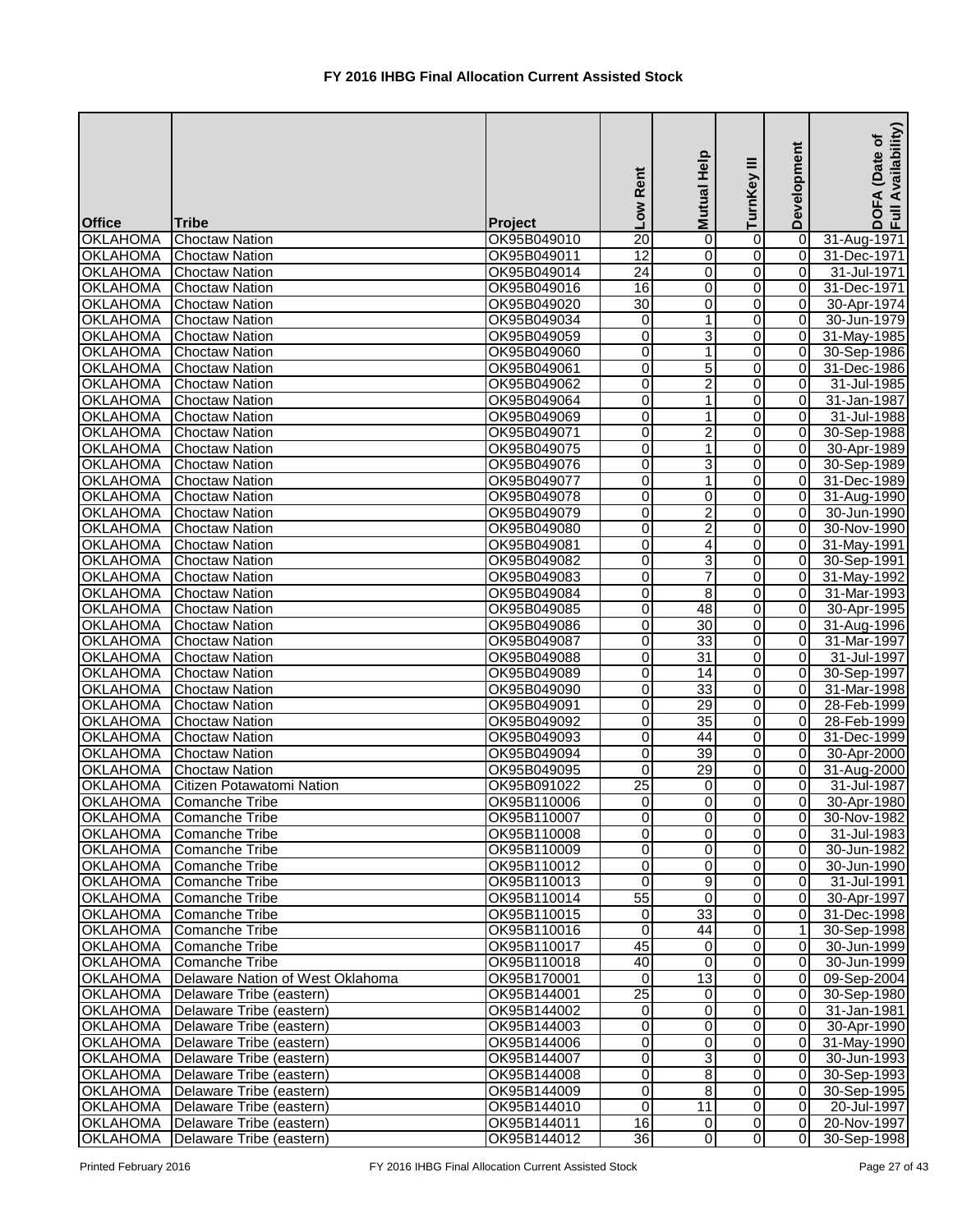# FY 2016 IHBG Final Allocation Current Assisted Stock

| Office | Tribe | Project | Low Rent | Mutual Help | TurnKey III | Development | DOFA (Date of Full Availability) |
|---|---|---|---|---|---|---|---|
| OKLAHOMA | Choctaw Nation | OK95B049010 | 20 | 0 | 0 | 0 | 31-Aug-1971 |
| OKLAHOMA | Choctaw Nation | OK95B049011 | 12 | 0 | 0 | 0 | 31-Dec-1971 |
| OKLAHOMA | Choctaw Nation | OK95B049014 | 24 | 0 | 0 | 0 | 31-Jul-1971 |
| OKLAHOMA | Choctaw Nation | OK95B049016 | 16 | 0 | 0 | 0 | 31-Dec-1971 |
| OKLAHOMA | Choctaw Nation | OK95B049020 | 30 | 0 | 0 | 0 | 30-Apr-1974 |
| OKLAHOMA | Choctaw Nation | OK95B049034 | 0 | 1 | 0 | 0 | 30-Jun-1979 |
| OKLAHOMA | Choctaw Nation | OK95B049059 | 0 | 3 | 0 | 0 | 31-May-1985 |
| OKLAHOMA | Choctaw Nation | OK95B049060 | 0 | 1 | 0 | 0 | 30-Sep-1986 |
| OKLAHOMA | Choctaw Nation | OK95B049061 | 0 | 5 | 0 | 0 | 31-Dec-1986 |
| OKLAHOMA | Choctaw Nation | OK95B049062 | 0 | 2 | 0 | 0 | 31-Jul-1985 |
| OKLAHOMA | Choctaw Nation | OK95B049064 | 0 | 1 | 0 | 0 | 31-Jan-1987 |
| OKLAHOMA | Choctaw Nation | OK95B049069 | 0 | 1 | 0 | 0 | 31-Jul-1988 |
| OKLAHOMA | Choctaw Nation | OK95B049071 | 0 | 2 | 0 | 0 | 30-Sep-1988 |
| OKLAHOMA | Choctaw Nation | OK95B049075 | 0 | 1 | 0 | 0 | 30-Apr-1989 |
| OKLAHOMA | Choctaw Nation | OK95B049076 | 0 | 3 | 0 | 0 | 30-Sep-1989 |
| OKLAHOMA | Choctaw Nation | OK95B049077 | 0 | 1 | 0 | 0 | 31-Dec-1989 |
| OKLAHOMA | Choctaw Nation | OK95B049078 | 0 | 0 | 0 | 0 | 31-Aug-1990 |
| OKLAHOMA | Choctaw Nation | OK95B049079 | 0 | 2 | 0 | 0 | 30-Jun-1990 |
| OKLAHOMA | Choctaw Nation | OK95B049080 | 0 | 2 | 0 | 0 | 30-Nov-1990 |
| OKLAHOMA | Choctaw Nation | OK95B049081 | 0 | 4 | 0 | 0 | 31-May-1991 |
| OKLAHOMA | Choctaw Nation | OK95B049082 | 0 | 3 | 0 | 0 | 30-Sep-1991 |
| OKLAHOMA | Choctaw Nation | OK95B049083 | 0 | 7 | 0 | 0 | 31-May-1992 |
| OKLAHOMA | Choctaw Nation | OK95B049084 | 0 | 8 | 0 | 0 | 31-Mar-1993 |
| OKLAHOMA | Choctaw Nation | OK95B049085 | 0 | 48 | 0 | 0 | 30-Apr-1995 |
| OKLAHOMA | Choctaw Nation | OK95B049086 | 0 | 30 | 0 | 0 | 31-Aug-1996 |
| OKLAHOMA | Choctaw Nation | OK95B049087 | 0 | 33 | 0 | 0 | 31-Mar-1997 |
| OKLAHOMA | Choctaw Nation | OK95B049088 | 0 | 31 | 0 | 0 | 31-Jul-1997 |
| OKLAHOMA | Choctaw Nation | OK95B049089 | 0 | 14 | 0 | 0 | 30-Sep-1997 |
| OKLAHOMA | Choctaw Nation | OK95B049090 | 0 | 33 | 0 | 0 | 31-Mar-1998 |
| OKLAHOMA | Choctaw Nation | OK95B049091 | 0 | 29 | 0 | 0 | 28-Feb-1999 |
| OKLAHOMA | Choctaw Nation | OK95B049092 | 0 | 35 | 0 | 0 | 28-Feb-1999 |
| OKLAHOMA | Choctaw Nation | OK95B049093 | 0 | 44 | 0 | 0 | 31-Dec-1999 |
| OKLAHOMA | Choctaw Nation | OK95B049094 | 0 | 39 | 0 | 0 | 30-Apr-2000 |
| OKLAHOMA | Choctaw Nation | OK95B049095 | 0 | 29 | 0 | 0 | 31-Aug-2000 |
| OKLAHOMA | Citizen Potawatomi Nation | OK95B091022 | 25 | 0 | 0 | 0 | 31-Jul-1987 |
| OKLAHOMA | Comanche Tribe | OK95B110006 | 0 | 0 | 0 | 0 | 30-Apr-1980 |
| OKLAHOMA | Comanche Tribe | OK95B110007 | 0 | 0 | 0 | 0 | 30-Nov-1982 |
| OKLAHOMA | Comanche Tribe | OK95B110008 | 0 | 0 | 0 | 0 | 31-Jul-1983 |
| OKLAHOMA | Comanche Tribe | OK95B110009 | 0 | 0 | 0 | 0 | 30-Jun-1982 |
| OKLAHOMA | Comanche Tribe | OK95B110012 | 0 | 0 | 0 | 0 | 30-Jun-1990 |
| OKLAHOMA | Comanche Tribe | OK95B110013 | 0 | 9 | 0 | 0 | 31-Jul-1991 |
| OKLAHOMA | Comanche Tribe | OK95B110014 | 55 | 0 | 0 | 0 | 30-Apr-1997 |
| OKLAHOMA | Comanche Tribe | OK95B110015 | 0 | 33 | 0 | 0 | 31-Dec-1998 |
| OKLAHOMA | Comanche Tribe | OK95B110016 | 0 | 44 | 0 | 1 | 30-Sep-1998 |
| OKLAHOMA | Comanche Tribe | OK95B110017 | 45 | 0 | 0 | 0 | 30-Jun-1999 |
| OKLAHOMA | Comanche Tribe | OK95B110018 | 40 | 0 | 0 | 0 | 30-Jun-1999 |
| OKLAHOMA | Delaware Nation of West Oklahoma | OK95B170001 | 0 | 13 | 0 | 0 | 09-Sep-2004 |
| OKLAHOMA | Delaware Tribe (eastern) | OK95B144001 | 25 | 0 | 0 | 0 | 30-Sep-1980 |
| OKLAHOMA | Delaware Tribe (eastern) | OK95B144002 | 0 | 0 | 0 | 0 | 31-Jan-1981 |
| OKLAHOMA | Delaware Tribe (eastern) | OK95B144003 | 0 | 0 | 0 | 0 | 30-Apr-1990 |
| OKLAHOMA | Delaware Tribe (eastern) | OK95B144006 | 0 | 0 | 0 | 0 | 31-May-1990 |
| OKLAHOMA | Delaware Tribe (eastern) | OK95B144007 | 0 | 3 | 0 | 0 | 30-Jun-1993 |
| OKLAHOMA | Delaware Tribe (eastern) | OK95B144008 | 0 | 8 | 0 | 0 | 30-Sep-1993 |
| OKLAHOMA | Delaware Tribe (eastern) | OK95B144009 | 0 | 8 | 0 | 0 | 30-Sep-1995 |
| OKLAHOMA | Delaware Tribe (eastern) | OK95B144010 | 0 | 11 | 0 | 0 | 20-Jul-1997 |
| OKLAHOMA | Delaware Tribe (eastern) | OK95B144011 | 16 | 0 | 0 | 0 | 20-Nov-1997 |
| OKLAHOMA | Delaware Tribe (eastern) | OK95B144012 | 36 | 0 | 0 | 0 | 30-Sep-1998 |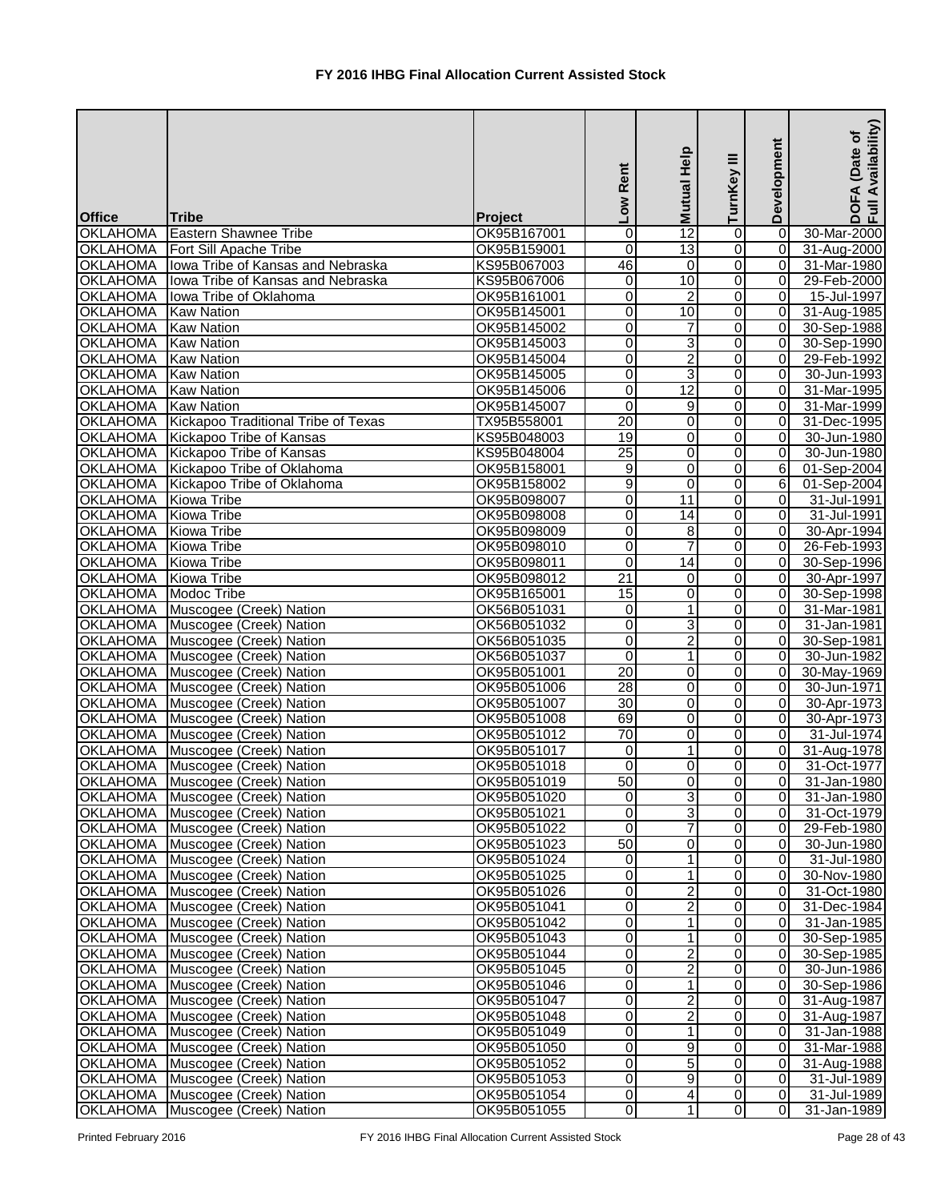# FY 2016 IHBG Final Allocation Current Assisted Stock

| Office | Tribe | Project | Low Rent | Mutual Help | TurnKey III | Development | DOFA (Date of Full Availability) |
|---|---|---|---|---|---|---|---|
| OKLAHOMA | Eastern Shawnee Tribe | OK95B167001 | 0 | 12 | 0 | 0 | 30-Mar-2000 |
| OKLAHOMA | Fort Sill Apache Tribe | OK95B159001 | 0 | 13 | 0 | 0 | 31-Aug-2000 |
| OKLAHOMA | Iowa Tribe of Kansas and Nebraska | KS95B067003 | 46 | 0 | 0 | 0 | 31-Mar-1980 |
| OKLAHOMA | Iowa Tribe of Kansas and Nebraska | KS95B067006 | 0 | 10 | 0 | 0 | 29-Feb-2000 |
| OKLAHOMA | Iowa Tribe of Oklahoma | OK95B161001 | 0 | 2 | 0 | 0 | 15-Jul-1997 |
| OKLAHOMA | Kaw Nation | OK95B145001 | 0 | 10 | 0 | 0 | 31-Aug-1985 |
| OKLAHOMA | Kaw Nation | OK95B145002 | 0 | 7 | 0 | 0 | 30-Sep-1988 |
| OKLAHOMA | Kaw Nation | OK95B145003 | 0 | 3 | 0 | 0 | 30-Sep-1990 |
| OKLAHOMA | Kaw Nation | OK95B145004 | 0 | 2 | 0 | 0 | 29-Feb-1992 |
| OKLAHOMA | Kaw Nation | OK95B145005 | 0 | 3 | 0 | 0 | 30-Jun-1993 |
| OKLAHOMA | Kaw Nation | OK95B145006 | 0 | 12 | 0 | 0 | 31-Mar-1995 |
| OKLAHOMA | Kaw Nation | OK95B145007 | 0 | 9 | 0 | 0 | 31-Mar-1999 |
| OKLAHOMA | Kickapoo Traditional Tribe of Texas | TX95B558001 | 20 | 0 | 0 | 0 | 31-Dec-1995 |
| OKLAHOMA | Kickapoo Tribe of Kansas | KS95B048003 | 19 | 0 | 0 | 0 | 30-Jun-1980 |
| OKLAHOMA | Kickapoo Tribe of Kansas | KS95B048004 | 25 | 0 | 0 | 0 | 30-Jun-1980 |
| OKLAHOMA | Kickapoo Tribe of Oklahoma | OK95B158001 | 9 | 0 | 0 | 6 | 01-Sep-2004 |
| OKLAHOMA | Kickapoo Tribe of Oklahoma | OK95B158002 | 9 | 0 | 0 | 6 | 01-Sep-2004 |
| OKLAHOMA | Kiowa Tribe | OK95B098007 | 0 | 11 | 0 | 0 | 31-Jul-1991 |
| OKLAHOMA | Kiowa Tribe | OK95B098008 | 0 | 14 | 0 | 0 | 31-Jul-1991 |
| OKLAHOMA | Kiowa Tribe | OK95B098009 | 0 | 8 | 0 | 0 | 30-Apr-1994 |
| OKLAHOMA | Kiowa Tribe | OK95B098010 | 0 | 7 | 0 | 0 | 26-Feb-1993 |
| OKLAHOMA | Kiowa Tribe | OK95B098011 | 0 | 14 | 0 | 0 | 30-Sep-1996 |
| OKLAHOMA | Kiowa Tribe | OK95B098012 | 21 | 0 | 0 | 0 | 30-Apr-1997 |
| OKLAHOMA | Modoc Tribe | OK95B165001 | 15 | 0 | 0 | 0 | 30-Sep-1998 |
| OKLAHOMA | Muscogee (Creek) Nation | OK56B051031 | 0 | 1 | 0 | 0 | 31-Mar-1981 |
| OKLAHOMA | Muscogee (Creek) Nation | OK56B051032 | 0 | 3 | 0 | 0 | 31-Jan-1981 |
| OKLAHOMA | Muscogee (Creek) Nation | OK56B051035 | 0 | 2 | 0 | 0 | 30-Sep-1981 |
| OKLAHOMA | Muscogee (Creek) Nation | OK56B051037 | 0 | 1 | 0 | 0 | 30-Jun-1982 |
| OKLAHOMA | Muscogee (Creek) Nation | OK95B051001 | 20 | 0 | 0 | 0 | 30-May-1969 |
| OKLAHOMA | Muscogee (Creek) Nation | OK95B051006 | 28 | 0 | 0 | 0 | 30-Jun-1971 |
| OKLAHOMA | Muscogee (Creek) Nation | OK95B051007 | 30 | 0 | 0 | 0 | 30-Apr-1973 |
| OKLAHOMA | Muscogee (Creek) Nation | OK95B051008 | 69 | 0 | 0 | 0 | 30-Apr-1973 |
| OKLAHOMA | Muscogee (Creek) Nation | OK95B051012 | 70 | 0 | 0 | 0 | 31-Jul-1974 |
| OKLAHOMA | Muscogee (Creek) Nation | OK95B051017 | 0 | 1 | 0 | 0 | 31-Aug-1978 |
| OKLAHOMA | Muscogee (Creek) Nation | OK95B051018 | 0 | 0 | 0 | 0 | 31-Oct-1977 |
| OKLAHOMA | Muscogee (Creek) Nation | OK95B051019 | 50 | 0 | 0 | 0 | 31-Jan-1980 |
| OKLAHOMA | Muscogee (Creek) Nation | OK95B051020 | 0 | 3 | 0 | 0 | 31-Jan-1980 |
| OKLAHOMA | Muscogee (Creek) Nation | OK95B051021 | 0 | 3 | 0 | 0 | 31-Oct-1979 |
| OKLAHOMA | Muscogee (Creek) Nation | OK95B051022 | 0 | 7 | 0 | 0 | 29-Feb-1980 |
| OKLAHOMA | Muscogee (Creek) Nation | OK95B051023 | 50 | 0 | 0 | 0 | 30-Jun-1980 |
| OKLAHOMA | Muscogee (Creek) Nation | OK95B051024 | 0 | 1 | 0 | 0 | 31-Jul-1980 |
| OKLAHOMA | Muscogee (Creek) Nation | OK95B051025 | 0 | 1 | 0 | 0 | 30-Nov-1980 |
| OKLAHOMA | Muscogee (Creek) Nation | OK95B051026 | 0 | 2 | 0 | 0 | 31-Oct-1980 |
| OKLAHOMA | Muscogee (Creek) Nation | OK95B051041 | 0 | 2 | 0 | 0 | 31-Dec-1984 |
| OKLAHOMA | Muscogee (Creek) Nation | OK95B051042 | 0 | 1 | 0 | 0 | 31-Jan-1985 |
| OKLAHOMA | Muscogee (Creek) Nation | OK95B051043 | 0 | 1 | 0 | 0 | 30-Sep-1985 |
| OKLAHOMA | Muscogee (Creek) Nation | OK95B051044 | 0 | 2 | 0 | 0 | 30-Sep-1985 |
| OKLAHOMA | Muscogee (Creek) Nation | OK95B051045 | 0 | 2 | 0 | 0 | 30-Jun-1986 |
| OKLAHOMA | Muscogee (Creek) Nation | OK95B051046 | 0 | 1 | 0 | 0 | 30-Sep-1986 |
| OKLAHOMA | Muscogee (Creek) Nation | OK95B051047 | 0 | 2 | 0 | 0 | 31-Aug-1987 |
| OKLAHOMA | Muscogee (Creek) Nation | OK95B051048 | 0 | 2 | 0 | 0 | 31-Aug-1987 |
| OKLAHOMA | Muscogee (Creek) Nation | OK95B051049 | 0 | 1 | 0 | 0 | 31-Jan-1988 |
| OKLAHOMA | Muscogee (Creek) Nation | OK95B051050 | 0 | 9 | 0 | 0 | 31-Mar-1988 |
| OKLAHOMA | Muscogee (Creek) Nation | OK95B051052 | 0 | 5 | 0 | 0 | 31-Aug-1988 |
| OKLAHOMA | Muscogee (Creek) Nation | OK95B051053 | 0 | 9 | 0 | 0 | 31-Jul-1989 |
| OKLAHOMA | Muscogee (Creek) Nation | OK95B051054 | 0 | 4 | 0 | 0 | 31-Jul-1989 |
| OKLAHOMA | Muscogee (Creek) Nation | OK95B051055 | 0 | 1 | 0 | 0 | 31-Jan-1989 |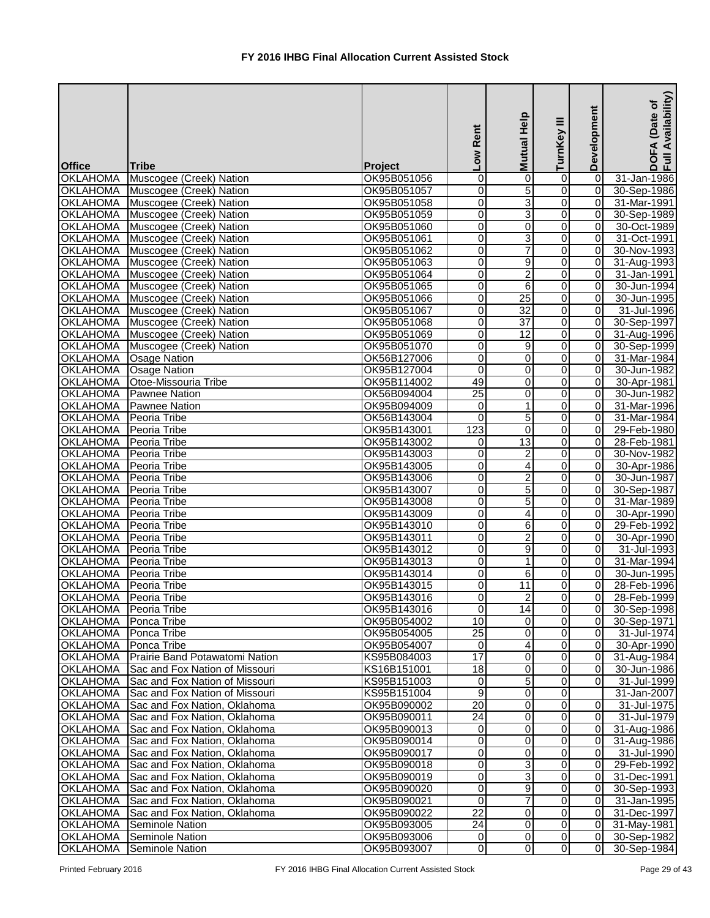# FY 2016 IHBG Final Allocation Current Assisted Stock

| Office | Tribe | Project | Low Rent | Mutual Help | TurnKey III | Development | DOFA (Date of Full Availability) |
|---|---|---|---|---|---|---|---|
| OKLAHOMA | Muscogee (Creek) Nation | OK95B051056 | 0 | 0 | 0 | 0 | 31-Jan-1986 |
| OKLAHOMA | Muscogee (Creek) Nation | OK95B051057 | 0 | 5 | 0 | 0 | 30-Sep-1986 |
| OKLAHOMA | Muscogee (Creek) Nation | OK95B051058 | 0 | 3 | 0 | 0 | 31-Mar-1991 |
| OKLAHOMA | Muscogee (Creek) Nation | OK95B051059 | 0 | 3 | 0 | 0 | 30-Sep-1989 |
| OKLAHOMA | Muscogee (Creek) Nation | OK95B051060 | 0 | 0 | 0 | 0 | 30-Oct-1989 |
| OKLAHOMA | Muscogee (Creek) Nation | OK95B051061 | 0 | 3 | 0 | 0 | 31-Oct-1991 |
| OKLAHOMA | Muscogee (Creek) Nation | OK95B051062 | 0 | 7 | 0 | 0 | 30-Nov-1993 |
| OKLAHOMA | Muscogee (Creek) Nation | OK95B051063 | 0 | 9 | 0 | 0 | 31-Aug-1993 |
| OKLAHOMA | Muscogee (Creek) Nation | OK95B051064 | 0 | 2 | 0 | 0 | 31-Jan-1991 |
| OKLAHOMA | Muscogee (Creek) Nation | OK95B051065 | 0 | 6 | 0 | 0 | 30-Jun-1994 |
| OKLAHOMA | Muscogee (Creek) Nation | OK95B051066 | 0 | 25 | 0 | 0 | 30-Jun-1995 |
| OKLAHOMA | Muscogee (Creek) Nation | OK95B051067 | 0 | 32 | 0 | 0 | 31-Jul-1996 |
| OKLAHOMA | Muscogee (Creek) Nation | OK95B051068 | 0 | 37 | 0 | 0 | 30-Sep-1997 |
| OKLAHOMA | Muscogee (Creek) Nation | OK95B051069 | 0 | 12 | 0 | 0 | 31-Aug-1996 |
| OKLAHOMA | Muscogee (Creek) Nation | OK95B051070 | 0 | 9 | 0 | 0 | 30-Sep-1999 |
| OKLAHOMA | Osage Nation | OK56B127006 | 0 | 0 | 0 | 0 | 31-Mar-1984 |
| OKLAHOMA | Osage Nation | OK95B127004 | 0 | 0 | 0 | 0 | 30-Jun-1982 |
| OKLAHOMA | Otoe-Missouria Tribe | OK95B114002 | 49 | 0 | 0 | 0 | 30-Apr-1981 |
| OKLAHOMA | Pawnee Nation | OK56B094004 | 25 | 0 | 0 | 0 | 30-Jun-1982 |
| OKLAHOMA | Pawnee Nation | OK95B094009 | 0 | 1 | 0 | 0 | 31-Mar-1996 |
| OKLAHOMA | Peoria Tribe | OK56B143004 | 0 | 5 | 0 | 0 | 31-Mar-1984 |
| OKLAHOMA | Peoria Tribe | OK95B143001 | 123 | 0 | 0 | 0 | 29-Feb-1980 |
| OKLAHOMA | Peoria Tribe | OK95B143002 | 0 | 13 | 0 | 0 | 28-Feb-1981 |
| OKLAHOMA | Peoria Tribe | OK95B143003 | 0 | 2 | 0 | 0 | 30-Nov-1982 |
| OKLAHOMA | Peoria Tribe | OK95B143005 | 0 | 4 | 0 | 0 | 30-Apr-1986 |
| OKLAHOMA | Peoria Tribe | OK95B143006 | 0 | 2 | 0 | 0 | 30-Jun-1987 |
| OKLAHOMA | Peoria Tribe | OK95B143007 | 0 | 5 | 0 | 0 | 30-Sep-1987 |
| OKLAHOMA | Peoria Tribe | OK95B143008 | 0 | 5 | 0 | 0 | 31-Mar-1989 |
| OKLAHOMA | Peoria Tribe | OK95B143009 | 0 | 4 | 0 | 0 | 30-Apr-1990 |
| OKLAHOMA | Peoria Tribe | OK95B143010 | 0 | 6 | 0 | 0 | 29-Feb-1992 |
| OKLAHOMA | Peoria Tribe | OK95B143011 | 0 | 2 | 0 | 0 | 30-Apr-1990 |
| OKLAHOMA | Peoria Tribe | OK95B143012 | 0 | 9 | 0 | 0 | 31-Jul-1993 |
| OKLAHOMA | Peoria Tribe | OK95B143013 | 0 | 1 | 0 | 0 | 31-Mar-1994 |
| OKLAHOMA | Peoria Tribe | OK95B143014 | 0 | 6 | 0 | 0 | 30-Jun-1995 |
| OKLAHOMA | Peoria Tribe | OK95B143015 | 0 | 11 | 0 | 0 | 28-Feb-1996 |
| OKLAHOMA | Peoria Tribe | OK95B143016 | 0 | 2 | 0 | 0 | 28-Feb-1999 |
| OKLAHOMA | Peoria Tribe | OK95B143016 | 0 | 14 | 0 | 0 | 30-Sep-1998 |
| OKLAHOMA | Ponca Tribe | OK95B054002 | 10 | 0 | 0 | 0 | 30-Sep-1971 |
| OKLAHOMA | Ponca Tribe | OK95B054005 | 25 | 0 | 0 | 0 | 31-Jul-1974 |
| OKLAHOMA | Ponca Tribe | OK95B054007 | 0 | 4 | 0 | 0 | 30-Apr-1990 |
| OKLAHOMA | Prairie Band Potawatomi Nation | KS95B084003 | 17 | 0 | 0 | 0 | 31-Aug-1984 |
| OKLAHOMA | Sac and Fox Nation of Missouri | KS16B151001 | 18 | 0 | 0 | 0 | 30-Jun-1986 |
| OKLAHOMA | Sac and Fox Nation of Missouri | KS95B151003 | 0 | 5 | 0 | 0 | 31-Jul-1999 |
| OKLAHOMA | Sac and Fox Nation of Missouri | KS95B151004 | 9 | 0 | 0 | | 31-Jan-2007 |
| OKLAHOMA | Sac and Fox Nation, Oklahoma | OK95B090002 | 20 | 0 | 0 | 0 | 31-Jul-1975 |
| OKLAHOMA | Sac and Fox Nation, Oklahoma | OK95B090011 | 24 | 0 | 0 | 0 | 31-Jul-1979 |
| OKLAHOMA | Sac and Fox Nation, Oklahoma | OK95B090013 | 0 | 0 | 0 | 0 | 31-Aug-1986 |
| OKLAHOMA | Sac and Fox Nation, Oklahoma | OK95B090014 | 0 | 0 | 0 | 0 | 31-Aug-1986 |
| OKLAHOMA | Sac and Fox Nation, Oklahoma | OK95B090017 | 0 | 0 | 0 | 0 | 31-Jul-1990 |
| OKLAHOMA | Sac and Fox Nation, Oklahoma | OK95B090018 | 0 | 3 | 0 | 0 | 29-Feb-1992 |
| OKLAHOMA | Sac and Fox Nation, Oklahoma | OK95B090019 | 0 | 3 | 0 | 0 | 31-Dec-1991 |
| OKLAHOMA | Sac and Fox Nation, Oklahoma | OK95B090020 | 0 | 9 | 0 | 0 | 30-Sep-1993 |
| OKLAHOMA | Sac and Fox Nation, Oklahoma | OK95B090021 | 0 | 7 | 0 | 0 | 31-Jan-1995 |
| OKLAHOMA | Sac and Fox Nation, Oklahoma | OK95B090022 | 22 | 0 | 0 | 0 | 31-Dec-1997 |
| OKLAHOMA | Seminole Nation | OK95B093005 | 24 | 0 | 0 | 0 | 31-May-1981 |
| OKLAHOMA | Seminole Nation | OK95B093006 | 0 | 0 | 0 | 0 | 30-Sep-1982 |
| OKLAHOMA | Seminole Nation | OK95B093007 | 0 | 0 | 0 | 0 | 30-Sep-1984 |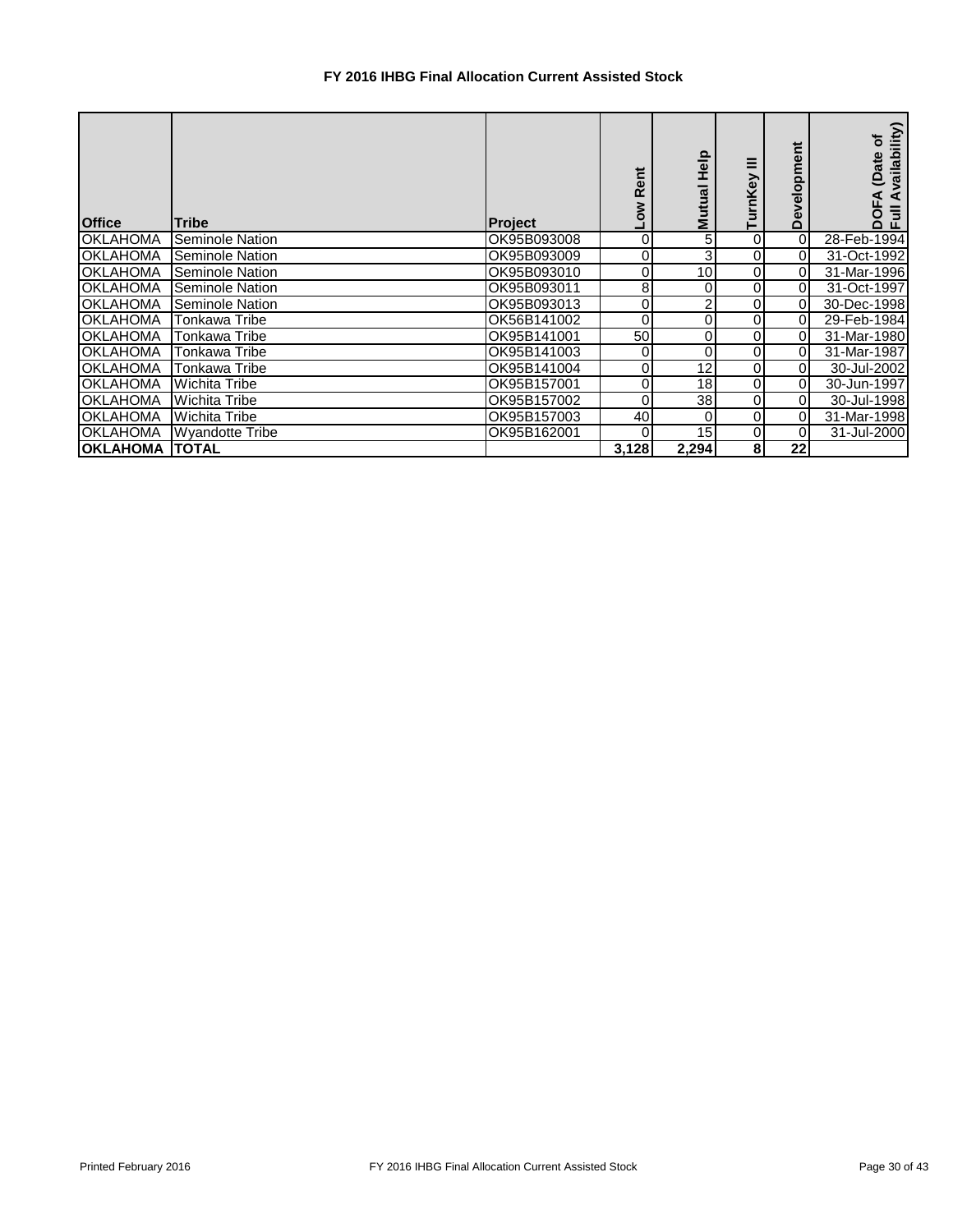# FY 2016 IHBG Final Allocation Current Assisted Stock

| Office | Tribe | Project | Low Rent | Mutual Help | TurnKey III | Development | DOFA (Date of Full Availability) |
|---|---|---|---|---|---|---|---|
| OKLAHOMA | Seminole Nation | OK95B093008 | 0 | 5 | 0 | 0 | 28-Feb-1994 |
| OKLAHOMA | Seminole Nation | OK95B093009 | 0 | 3 | 0 | 0 | 31-Oct-1992 |
| OKLAHOMA | Seminole Nation | OK95B093010 | 0 | 10 | 0 | 0 | 31-Mar-1996 |
| OKLAHOMA | Seminole Nation | OK95B093011 | 8 | 0 | 0 | 0 | 31-Oct-1997 |
| OKLAHOMA | Seminole Nation | OK95B093013 | 0 | 2 | 0 | 0 | 30-Dec-1998 |
| OKLAHOMA | Tonkawa Tribe | OK56B141002 | 0 | 0 | 0 | 0 | 29-Feb-1984 |
| OKLAHOMA | Tonkawa Tribe | OK95B141001 | 50 | 0 | 0 | 0 | 31-Mar-1980 |
| OKLAHOMA | Tonkawa Tribe | OK95B141003 | 0 | 0 | 0 | 0 | 31-Mar-1987 |
| OKLAHOMA | Tonkawa Tribe | OK95B141004 | 0 | 12 | 0 | 0 | 30-Jul-2002 |
| OKLAHOMA | Wichita Tribe | OK95B157001 | 0 | 18 | 0 | 0 | 30-Jun-1997 |
| OKLAHOMA | Wichita Tribe | OK95B157002 | 0 | 38 | 0 | 0 | 30-Jul-1998 |
| OKLAHOMA | Wichita Tribe | OK95B157003 | 40 | 0 | 0 | 0 | 31-Mar-1998 |
| OKLAHOMA | Wyandotte Tribe | OK95B162001 | 0 | 15 | 0 | 0 | 31-Jul-2000 |
| **OKLAHOMA** | **TOTAL** | | **3,128** | **2,294** | **8** | **22** | |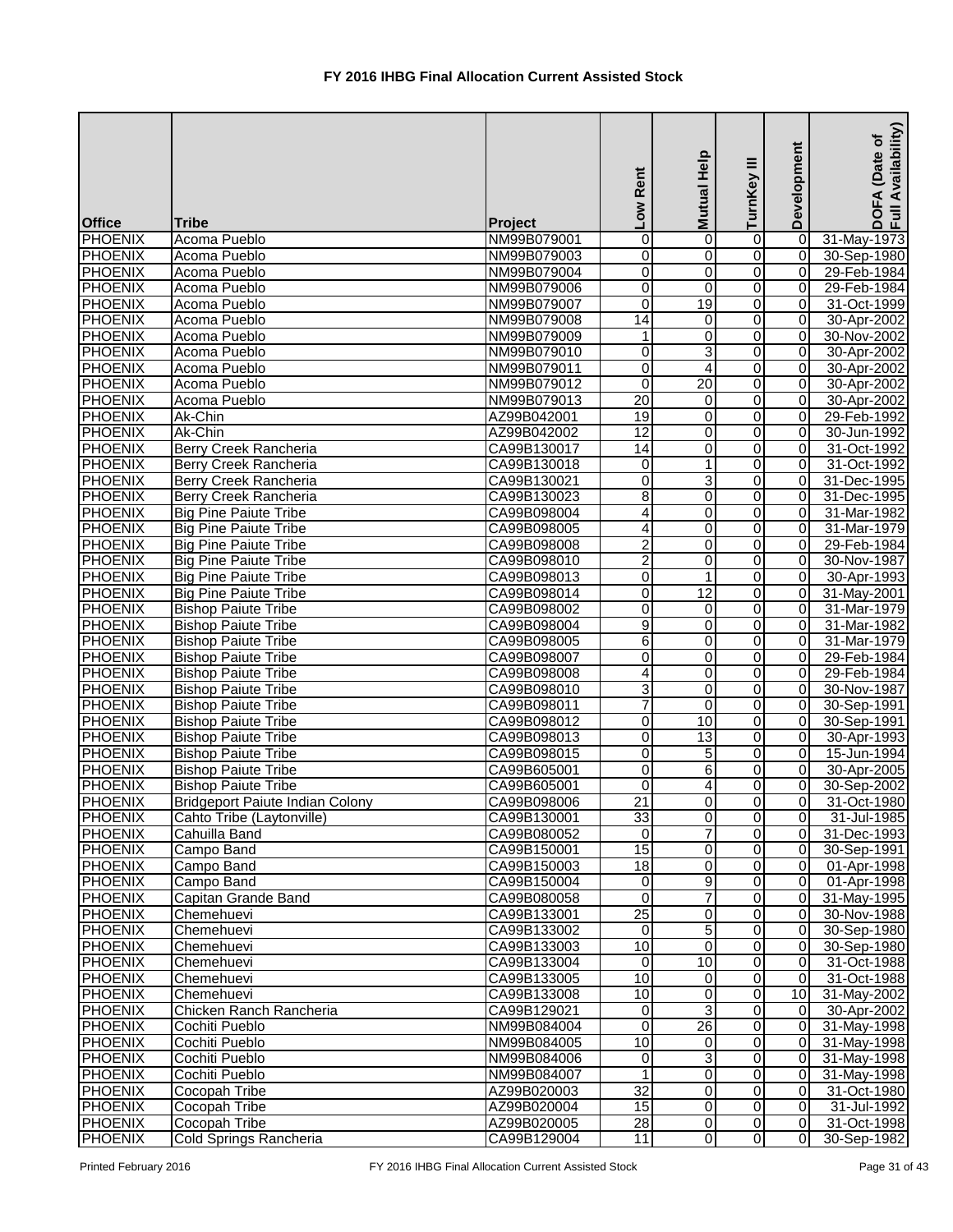# FY 2016 IHBG Final Allocation Current Assisted Stock

| Office | Tribe | Project | Low Rent | Mutual Help | TurnKey III | Development | DOFA (Date of Full Availability) |
|---|---|---|---|---|---|---|---|
| PHOENIX | Acoma Pueblo | NM99B079001 | 0 | 0 | 0 | 0 | 31-May-1973 |
| PHOENIX | Acoma Pueblo | NM99B079003 | 0 | 0 | 0 | 0 | 30-Sep-1980 |
| PHOENIX | Acoma Pueblo | NM99B079004 | 0 | 0 | 0 | 0 | 29-Feb-1984 |
| PHOENIX | Acoma Pueblo | NM99B079006 | 0 | 0 | 0 | 0 | 29-Feb-1984 |
| PHOENIX | Acoma Pueblo | NM99B079007 | 0 | 19 | 0 | 0 | 31-Oct-1999 |
| PHOENIX | Acoma Pueblo | NM99B079008 | 14 | 0 | 0 | 0 | 30-Apr-2002 |
| PHOENIX | Acoma Pueblo | NM99B079009 | 1 | 0 | 0 | 0 | 30-Nov-2002 |
| PHOENIX | Acoma Pueblo | NM99B079010 | 0 | 3 | 0 | 0 | 30-Apr-2002 |
| PHOENIX | Acoma Pueblo | NM99B079011 | 0 | 4 | 0 | 0 | 30-Apr-2002 |
| PHOENIX | Acoma Pueblo | NM99B079012 | 0 | 20 | 0 | 0 | 30-Apr-2002 |
| PHOENIX | Acoma Pueblo | NM99B079013 | 20 | 0 | 0 | 0 | 30-Apr-2002 |
| PHOENIX | Ak-Chin | AZ99B042001 | 19 | 0 | 0 | 0 | 29-Feb-1992 |
| PHOENIX | Ak-Chin | AZ99B042002 | 12 | 0 | 0 | 0 | 30-Jun-1992 |
| PHOENIX | Berry Creek Rancheria | CA99B130017 | 14 | 0 | 0 | 0 | 31-Oct-1992 |
| PHOENIX | Berry Creek Rancheria | CA99B130018 | 0 | 1 | 0 | 0 | 31-Oct-1992 |
| PHOENIX | Berry Creek Rancheria | CA99B130021 | 0 | 3 | 0 | 0 | 31-Dec-1995 |
| PHOENIX | Berry Creek Rancheria | CA99B130023 | 8 | 0 | 0 | 0 | 31-Dec-1995 |
| PHOENIX | Big Pine Paiute Tribe | CA99B098004 | 4 | 0 | 0 | 0 | 31-Mar-1982 |
| PHOENIX | Big Pine Paiute Tribe | CA99B098005 | 4 | 0 | 0 | 0 | 31-Mar-1979 |
| PHOENIX | Big Pine Paiute Tribe | CA99B098008 | 2 | 0 | 0 | 0 | 29-Feb-1984 |
| PHOENIX | Big Pine Paiute Tribe | CA99B098010 | 2 | 0 | 0 | 0 | 30-Nov-1987 |
| PHOENIX | Big Pine Paiute Tribe | CA99B098013 | 0 | 1 | 0 | 0 | 30-Apr-1993 |
| PHOENIX | Big Pine Paiute Tribe | CA99B098014 | 0 | 12 | 0 | 0 | 31-May-2001 |
| PHOENIX | Bishop Paiute Tribe | CA99B098002 | 0 | 0 | 0 | 0 | 31-Mar-1979 |
| PHOENIX | Bishop Paiute Tribe | CA99B098004 | 9 | 0 | 0 | 0 | 31-Mar-1982 |
| PHOENIX | Bishop Paiute Tribe | CA99B098005 | 6 | 0 | 0 | 0 | 31-Mar-1979 |
| PHOENIX | Bishop Paiute Tribe | CA99B098007 | 0 | 0 | 0 | 0 | 29-Feb-1984 |
| PHOENIX | Bishop Paiute Tribe | CA99B098008 | 4 | 0 | 0 | 0 | 29-Feb-1984 |
| PHOENIX | Bishop Paiute Tribe | CA99B098010 | 3 | 0 | 0 | 0 | 30-Nov-1987 |
| PHOENIX | Bishop Paiute Tribe | CA99B098011 | 7 | 0 | 0 | 0 | 30-Sep-1991 |
| PHOENIX | Bishop Paiute Tribe | CA99B098012 | 0 | 10 | 0 | 0 | 30-Sep-1991 |
| PHOENIX | Bishop Paiute Tribe | CA99B098013 | 0 | 13 | 0 | 0 | 30-Apr-1993 |
| PHOENIX | Bishop Paiute Tribe | CA99B098015 | 0 | 5 | 0 | 0 | 15-Jun-1994 |
| PHOENIX | Bishop Paiute Tribe | CA99B605001 | 0 | 6 | 0 | 0 | 30-Apr-2005 |
| PHOENIX | Bishop Paiute Tribe | CA99B605001 | 0 | 4 | 0 | 0 | 30-Sep-2002 |
| PHOENIX | Bridgeport Paiute Indian Colony | CA99B098006 | 21 | 0 | 0 | 0 | 31-Oct-1980 |
| PHOENIX | Cahto Tribe (Laytonville) | CA99B130001 | 33 | 0 | 0 | 0 | 31-Jul-1985 |
| PHOENIX | Cahuilla Band | CA99B080052 | 0 | 7 | 0 | 0 | 31-Dec-1993 |
| PHOENIX | Campo Band | CA99B150001 | 15 | 0 | 0 | 0 | 30-Sep-1991 |
| PHOENIX | Campo Band | CA99B150003 | 18 | 0 | 0 | 0 | 01-Apr-1998 |
| PHOENIX | Campo Band | CA99B150004 | 0 | 9 | 0 | 0 | 01-Apr-1998 |
| PHOENIX | Capitan Grande Band | CA99B080058 | 0 | 7 | 0 | 0 | 31-May-1995 |
| PHOENIX | Chemehuevi | CA99B133001 | 25 | 0 | 0 | 0 | 30-Nov-1988 |
| PHOENIX | Chemehuevi | CA99B133002 | 0 | 5 | 0 | 0 | 30-Sep-1980 |
| PHOENIX | Chemehuevi | CA99B133003 | 10 | 0 | 0 | 0 | 30-Sep-1980 |
| PHOENIX | Chemehuevi | CA99B133004 | 0 | 10 | 0 | 0 | 31-Oct-1988 |
| PHOENIX | Chemehuevi | CA99B133005 | 10 | 0 | 0 | 0 | 31-Oct-1988 |
| PHOENIX | Chemehuevi | CA99B133008 | 10 | 0 | 0 | 10 | 31-May-2002 |
| PHOENIX | Chicken Ranch Rancheria | CA99B129021 | 0 | 3 | 0 | 0 | 30-Apr-2002 |
| PHOENIX | Cochiti Pueblo | NM99B084004 | 0 | 26 | 0 | 0 | 31-May-1998 |
| PHOENIX | Cochiti Pueblo | NM99B084005 | 10 | 0 | 0 | 0 | 31-May-1998 |
| PHOENIX | Cochiti Pueblo | NM99B084006 | 0 | 3 | 0 | 0 | 31-May-1998 |
| PHOENIX | Cochiti Pueblo | NM99B084007 | 1 | 0 | 0 | 0 | 31-May-1998 |
| PHOENIX | Cocopah Tribe | AZ99B020003 | 32 | 0 | 0 | 0 | 31-Oct-1980 |
| PHOENIX | Cocopah Tribe | AZ99B020004 | 15 | 0 | 0 | 0 | 31-Jul-1992 |
| PHOENIX | Cocopah Tribe | AZ99B020005 | 28 | 0 | 0 | 0 | 31-Oct-1998 |
| PHOENIX | Cold Springs Rancheria | CA99B129004 | 11 | 0 | 0 | 0 | 30-Sep-1982 |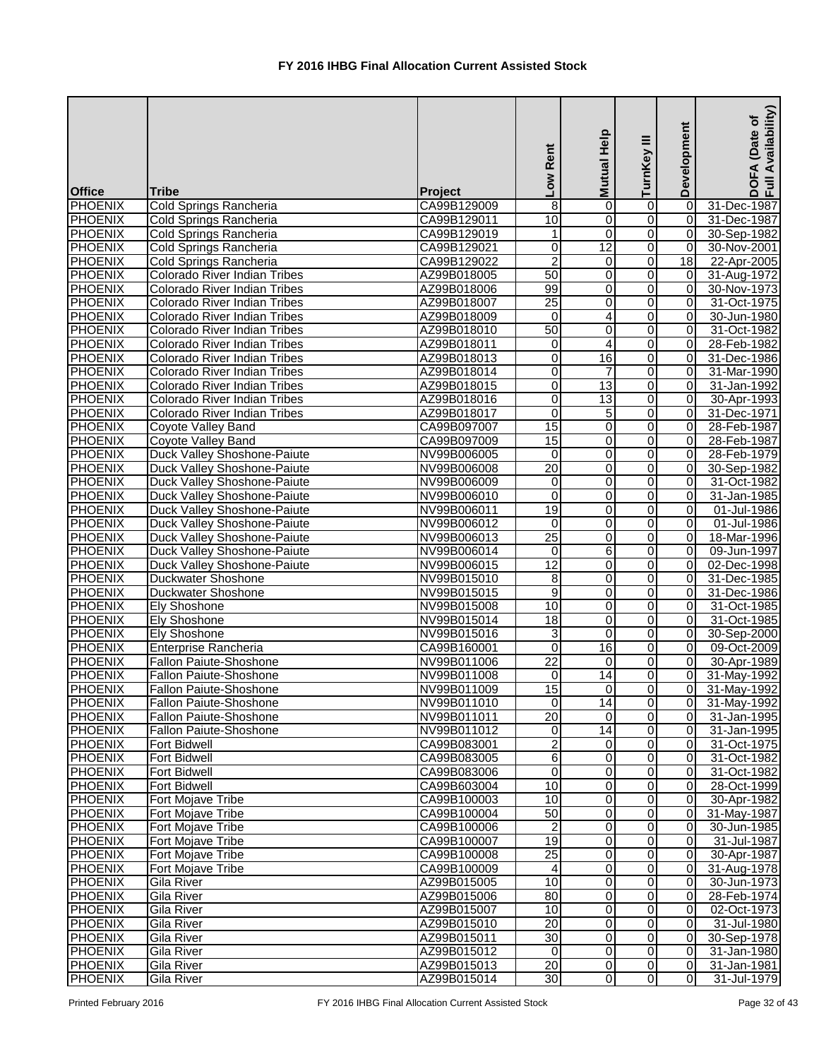# FY 2016 IHBG Final Allocation Current Assisted Stock

| Office | Tribe | Project | Low Rent | Mutual Help | TurnKey III | Development | DOFA (Date of Full Availability) |
|---|---|---|---|---|---|---|---|
| PHOENIX | Cold Springs Rancheria | CA99B129009 | 8 | 0 | 0 | 0 | 31-Dec-1987 |
| PHOENIX | Cold Springs Rancheria | CA99B129011 | 10 | 0 | 0 | 0 | 31-Dec-1987 |
| PHOENIX | Cold Springs Rancheria | CA99B129019 | 1 | 0 | 0 | 0 | 30-Sep-1982 |
| PHOENIX | Cold Springs Rancheria | CA99B129021 | 0 | 12 | 0 | 0 | 30-Nov-2001 |
| PHOENIX | Cold Springs Rancheria | CA99B129022 | 2 | 0 | 0 | 18 | 22-Apr-2005 |
| PHOENIX | Colorado River Indian Tribes | AZ99B018005 | 50 | 0 | 0 | 0 | 31-Aug-1972 |
| PHOENIX | Colorado River Indian Tribes | AZ99B018006 | 99 | 0 | 0 | 0 | 30-Nov-1973 |
| PHOENIX | Colorado River Indian Tribes | AZ99B018007 | 25 | 0 | 0 | 0 | 31-Oct-1975 |
| PHOENIX | Colorado River Indian Tribes | AZ99B018009 | 0 | 4 | 0 | 0 | 30-Jun-1980 |
| PHOENIX | Colorado River Indian Tribes | AZ99B018010 | 50 | 0 | 0 | 0 | 31-Oct-1982 |
| PHOENIX | Colorado River Indian Tribes | AZ99B018011 | 0 | 4 | 0 | 0 | 28-Feb-1982 |
| PHOENIX | Colorado River Indian Tribes | AZ99B018013 | 0 | 16 | 0 | 0 | 31-Dec-1986 |
| PHOENIX | Colorado River Indian Tribes | AZ99B018014 | 0 | 7 | 0 | 0 | 31-Mar-1990 |
| PHOENIX | Colorado River Indian Tribes | AZ99B018015 | 0 | 13 | 0 | 0 | 31-Jan-1992 |
| PHOENIX | Colorado River Indian Tribes | AZ99B018016 | 0 | 13 | 0 | 0 | 30-Apr-1993 |
| PHOENIX | Colorado River Indian Tribes | AZ99B018017 | 0 | 5 | 0 | 0 | 31-Dec-1971 |
| PHOENIX | Coyote Valley Band | CA99B097007 | 15 | 0 | 0 | 0 | 28-Feb-1987 |
| PHOENIX | Coyote Valley Band | CA99B097009 | 15 | 0 | 0 | 0 | 28-Feb-1987 |
| PHOENIX | Duck Valley Shoshone-Paiute | NV99B006005 | 0 | 0 | 0 | 0 | 28-Feb-1979 |
| PHOENIX | Duck Valley Shoshone-Paiute | NV99B006008 | 20 | 0 | 0 | 0 | 30-Sep-1982 |
| PHOENIX | Duck Valley Shoshone-Paiute | NV99B006009 | 0 | 0 | 0 | 0 | 31-Oct-1982 |
| PHOENIX | Duck Valley Shoshone-Paiute | NV99B006010 | 0 | 0 | 0 | 0 | 31-Jan-1985 |
| PHOENIX | Duck Valley Shoshone-Paiute | NV99B006011 | 19 | 0 | 0 | 0 | 01-Jul-1986 |
| PHOENIX | Duck Valley Shoshone-Paiute | NV99B006012 | 0 | 0 | 0 | 0 | 01-Jul-1986 |
| PHOENIX | Duck Valley Shoshone-Paiute | NV99B006013 | 25 | 0 | 0 | 0 | 18-Mar-1996 |
| PHOENIX | Duck Valley Shoshone-Paiute | NV99B006014 | 0 | 6 | 0 | 0 | 09-Jun-1997 |
| PHOENIX | Duck Valley Shoshone-Paiute | NV99B006015 | 12 | 0 | 0 | 0 | 02-Dec-1998 |
| PHOENIX | Duckwater Shoshone | NV99B015010 | 8 | 0 | 0 | 0 | 31-Dec-1985 |
| PHOENIX | Duckwater Shoshone | NV99B015015 | 9 | 0 | 0 | 0 | 31-Dec-1986 |
| PHOENIX | Ely Shoshone | NV99B015008 | 10 | 0 | 0 | 0 | 31-Oct-1985 |
| PHOENIX | Ely Shoshone | NV99B015014 | 18 | 0 | 0 | 0 | 31-Oct-1985 |
| PHOENIX | Ely Shoshone | NV99B015016 | 3 | 0 | 0 | 0 | 30-Sep-2000 |
| PHOENIX | Enterprise Rancheria | CA99B160001 | 0 | 16 | 0 | 0 | 09-Oct-2009 |
| PHOENIX | Fallon Paiute-Shoshone | NV99B011006 | 22 | 0 | 0 | 0 | 30-Apr-1989 |
| PHOENIX | Fallon Paiute-Shoshone | NV99B011008 | 0 | 14 | 0 | 0 | 31-May-1992 |
| PHOENIX | Fallon Paiute-Shoshone | NV99B011009 | 15 | 0 | 0 | 0 | 31-May-1992 |
| PHOENIX | Fallon Paiute-Shoshone | NV99B011010 | 0 | 14 | 0 | 0 | 31-May-1992 |
| PHOENIX | Fallon Paiute-Shoshone | NV99B011011 | 20 | 0 | 0 | 0 | 31-Jan-1995 |
| PHOENIX | Fallon Paiute-Shoshone | NV99B011012 | 0 | 14 | 0 | 0 | 31-Jan-1995 |
| PHOENIX | Fort Bidwell | CA99B083001 | 2 | 0 | 0 | 0 | 31-Oct-1975 |
| PHOENIX | Fort Bidwell | CA99B083005 | 6 | 0 | 0 | 0 | 31-Oct-1982 |
| PHOENIX | Fort Bidwell | CA99B083006 | 0 | 0 | 0 | 0 | 31-Oct-1982 |
| PHOENIX | Fort Bidwell | CA99B603004 | 10 | 0 | 0 | 0 | 28-Oct-1999 |
| PHOENIX | Fort Mojave Tribe | CA99B100003 | 10 | 0 | 0 | 0 | 30-Apr-1982 |
| PHOENIX | Fort Mojave Tribe | CA99B100004 | 50 | 0 | 0 | 0 | 31-May-1987 |
| PHOENIX | Fort Mojave Tribe | CA99B100006 | 2 | 0 | 0 | 0 | 30-Jun-1985 |
| PHOENIX | Fort Mojave Tribe | CA99B100007 | 19 | 0 | 0 | 0 | 31-Jul-1987 |
| PHOENIX | Fort Mojave Tribe | CA99B100008 | 25 | 0 | 0 | 0 | 30-Apr-1987 |
| PHOENIX | Fort Mojave Tribe | CA99B100009 | 4 | 0 | 0 | 0 | 31-Aug-1978 |
| PHOENIX | Gila River | AZ99B015005 | 10 | 0 | 0 | 0 | 30-Jun-1973 |
| PHOENIX | Gila River | AZ99B015006 | 80 | 0 | 0 | 0 | 28-Feb-1974 |
| PHOENIX | Gila River | AZ99B015007 | 10 | 0 | 0 | 0 | 02-Oct-1973 |
| PHOENIX | Gila River | AZ99B015010 | 20 | 0 | 0 | 0 | 31-Jul-1980 |
| PHOENIX | Gila River | AZ99B015011 | 30 | 0 | 0 | 0 | 30-Sep-1978 |
| PHOENIX | Gila River | AZ99B015012 | 0 | 0 | 0 | 0 | 31-Jan-1980 |
| PHOENIX | Gila River | AZ99B015013 | 20 | 0 | 0 | 0 | 31-Jan-1981 |
| PHOENIX | Gila River | AZ99B015014 | 30 | 0 | 0 | 0 | 31-Jul-1979 |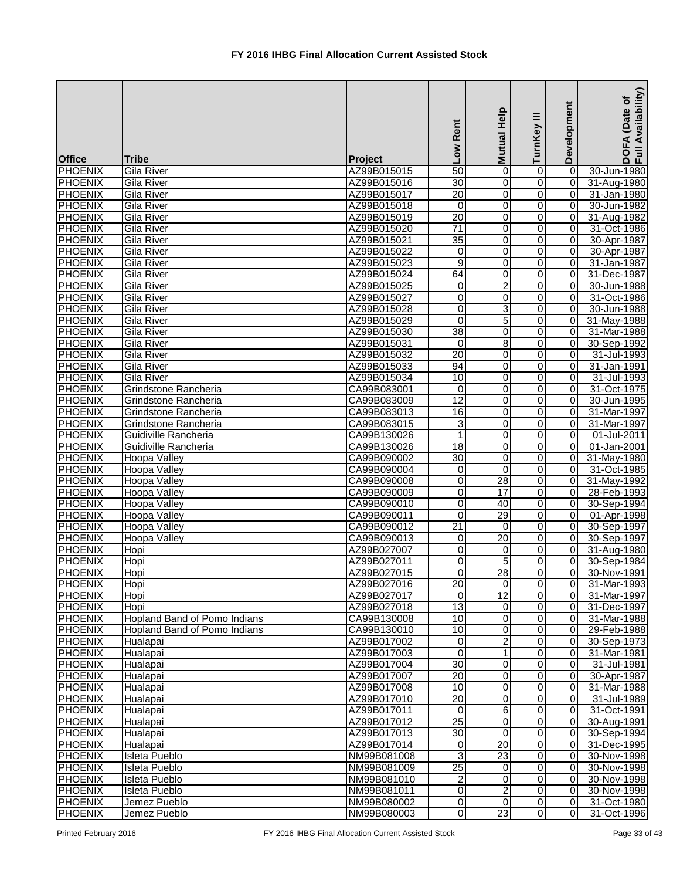# FY 2016 IHBG Final Allocation Current Assisted Stock

| Office | Tribe | Project | Low Rent | Mutual Help | TurnKey III | Development | DOFA (Date of Full Availability) |
|---|---|---|---|---|---|---|---|
| PHOENIX | Gila River | AZ99B015015 | 50 | 0 | 0 | 0 | 30-Jun-1980 |
| PHOENIX | Gila River | AZ99B015016 | 30 | 0 | 0 | 0 | 31-Aug-1980 |
| PHOENIX | Gila River | AZ99B015017 | 20 | 0 | 0 | 0 | 31-Jan-1980 |
| PHOENIX | Gila River | AZ99B015018 | 0 | 0 | 0 | 0 | 30-Jun-1982 |
| PHOENIX | Gila River | AZ99B015019 | 20 | 0 | 0 | 0 | 31-Aug-1982 |
| PHOENIX | Gila River | AZ99B015020 | 71 | 0 | 0 | 0 | 31-Oct-1986 |
| PHOENIX | Gila River | AZ99B015021 | 35 | 0 | 0 | 0 | 30-Apr-1987 |
| PHOENIX | Gila River | AZ99B015022 | 0 | 0 | 0 | 0 | 30-Apr-1987 |
| PHOENIX | Gila River | AZ99B015023 | 9 | 0 | 0 | 0 | 31-Jan-1987 |
| PHOENIX | Gila River | AZ99B015024 | 64 | 0 | 0 | 0 | 31-Dec-1987 |
| PHOENIX | Gila River | AZ99B015025 | 0 | 2 | 0 | 0 | 30-Jun-1988 |
| PHOENIX | Gila River | AZ99B015027 | 0 | 0 | 0 | 0 | 31-Oct-1986 |
| PHOENIX | Gila River | AZ99B015028 | 0 | 3 | 0 | 0 | 30-Jun-1988 |
| PHOENIX | Gila River | AZ99B015029 | 0 | 5 | 0 | 0 | 31-May-1988 |
| PHOENIX | Gila River | AZ99B015030 | 38 | 0 | 0 | 0 | 31-Mar-1988 |
| PHOENIX | Gila River | AZ99B015031 | 0 | 8 | 0 | 0 | 30-Sep-1992 |
| PHOENIX | Gila River | AZ99B015032 | 20 | 0 | 0 | 0 | 31-Jul-1993 |
| PHOENIX | Gila River | AZ99B015033 | 94 | 0 | 0 | 0 | 31-Jan-1991 |
| PHOENIX | Gila River | AZ99B015034 | 10 | 0 | 0 | 0 | 31-Jul-1993 |
| PHOENIX | Grindstone Rancheria | CA99B083001 | 0 | 0 | 0 | 0 | 31-Oct-1975 |
| PHOENIX | Grindstone Rancheria | CA99B083009 | 12 | 0 | 0 | 0 | 30-Jun-1995 |
| PHOENIX | Grindstone Rancheria | CA99B083013 | 16 | 0 | 0 | 0 | 31-Mar-1997 |
| PHOENIX | Grindstone Rancheria | CA99B083015 | 3 | 0 | 0 | 0 | 31-Mar-1997 |
| PHOENIX | Guidiville Rancheria | CA99B130026 | 1 | 0 | 0 | 0 | 01-Jul-2011 |
| PHOENIX | Guidiville Rancheria | CA99B130026 | 18 | 0 | 0 | 0 | 01-Jan-2001 |
| PHOENIX | Hoopa Valley | CA99B090002 | 30 | 0 | 0 | 0 | 31-May-1980 |
| PHOENIX | Hoopa Valley | CA99B090004 | 0 | 0 | 0 | 0 | 31-Oct-1985 |
| PHOENIX | Hoopa Valley | CA99B090008 | 0 | 28 | 0 | 0 | 31-May-1992 |
| PHOENIX | Hoopa Valley | CA99B090009 | 0 | 17 | 0 | 0 | 28-Feb-1993 |
| PHOENIX | Hoopa Valley | CA99B090010 | 0 | 40 | 0 | 0 | 30-Sep-1994 |
| PHOENIX | Hoopa Valley | CA99B090011 | 0 | 29 | 0 | 0 | 01-Apr-1998 |
| PHOENIX | Hoopa Valley | CA99B090012 | 21 | 0 | 0 | 0 | 30-Sep-1997 |
| PHOENIX | Hoopa Valley | CA99B090013 | 0 | 20 | 0 | 0 | 30-Sep-1997 |
| PHOENIX | Hopi | AZ99B027007 | 0 | 0 | 0 | 0 | 31-Aug-1980 |
| PHOENIX | Hopi | AZ99B027011 | 0 | 5 | 0 | 0 | 30-Sep-1984 |
| PHOENIX | Hopi | AZ99B027015 | 0 | 28 | 0 | 0 | 30-Nov-1991 |
| PHOENIX | Hopi | AZ99B027016 | 20 | 0 | 0 | 0 | 31-Mar-1993 |
| PHOENIX | Hopi | AZ99B027017 | 0 | 12 | 0 | 0 | 31-Mar-1997 |
| PHOENIX | Hopi | AZ99B027018 | 13 | 0 | 0 | 0 | 31-Dec-1997 |
| PHOENIX | Hopland Band of Pomo Indians | CA99B130008 | 10 | 0 | 0 | 0 | 31-Mar-1988 |
| PHOENIX | Hopland Band of Pomo Indians | CA99B130010 | 10 | 0 | 0 | 0 | 29-Feb-1988 |
| PHOENIX | Hualapai | AZ99B017002 | 0 | 2 | 0 | 0 | 30-Sep-1973 |
| PHOENIX | Hualapai | AZ99B017003 | 0 | 1 | 0 | 0 | 31-Mar-1981 |
| PHOENIX | Hualapai | AZ99B017004 | 30 | 0 | 0 | 0 | 31-Jul-1981 |
| PHOENIX | Hualapai | AZ99B017007 | 20 | 0 | 0 | 0 | 30-Apr-1987 |
| PHOENIX | Hualapai | AZ99B017008 | 10 | 0 | 0 | 0 | 31-Mar-1988 |
| PHOENIX | Hualapai | AZ99B017010 | 20 | 0 | 0 | 0 | 31-Jul-1989 |
| PHOENIX | Hualapai | AZ99B017011 | 0 | 6 | 0 | 0 | 31-Oct-1991 |
| PHOENIX | Hualapai | AZ99B017012 | 25 | 0 | 0 | 0 | 30-Aug-1991 |
| PHOENIX | Hualapai | AZ99B017013 | 30 | 0 | 0 | 0 | 30-Sep-1994 |
| PHOENIX | Hualapai | AZ99B017014 | 0 | 20 | 0 | 0 | 31-Dec-1995 |
| PHOENIX | Isleta Pueblo | NM99B081008 | 3 | 23 | 0 | 0 | 30-Nov-1998 |
| PHOENIX | Isleta Pueblo | NM99B081009 | 25 | 0 | 0 | 0 | 30-Nov-1998 |
| PHOENIX | Isleta Pueblo | NM99B081010 | 2 | 0 | 0 | 0 | 30-Nov-1998 |
| PHOENIX | Isleta Pueblo | NM99B081011 | 0 | 2 | 0 | 0 | 30-Nov-1998 |
| PHOENIX | Jemez Pueblo | NM99B080002 | 0 | 0 | 0 | 0 | 31-Oct-1980 |
| PHOENIX | Jemez Pueblo | NM99B080003 | 0 | 23 | 0 | 0 | 31-Oct-1996 |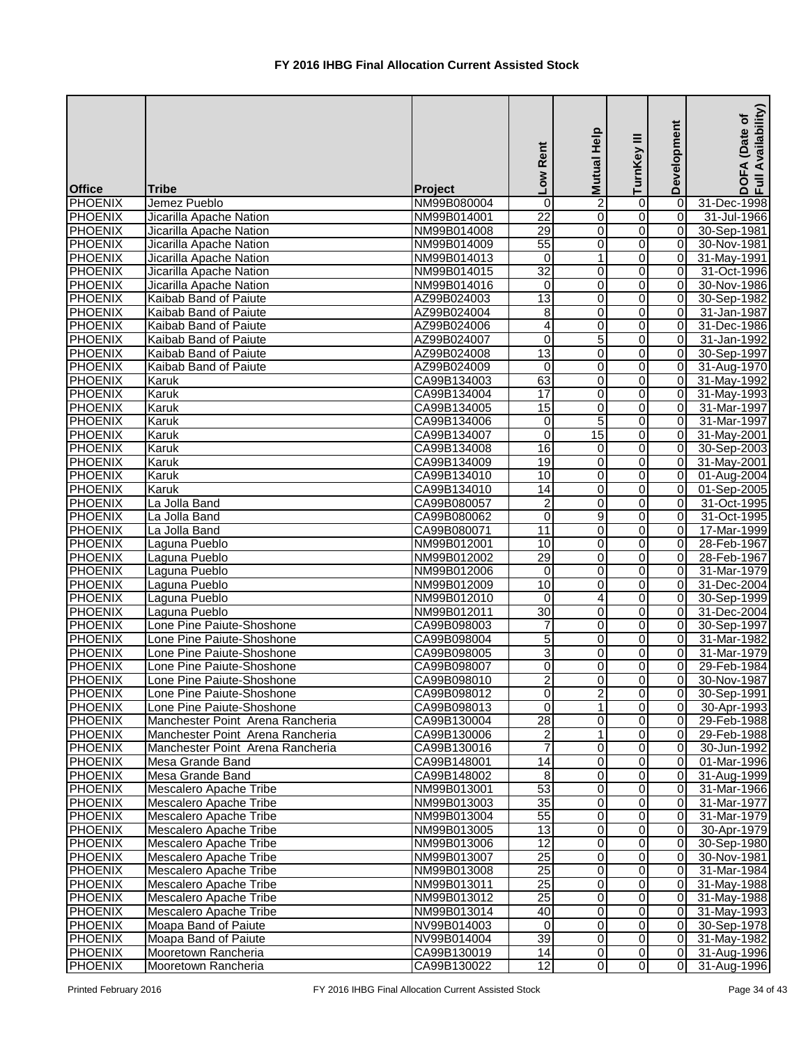# FY 2016 IHBG Final Allocation Current Assisted Stock

| Office | Tribe | Project | Low Rent | Mutual Help | TurnKey III | Development | DOFA (Date of Full Availability) |
|---|---|---|---|---|---|---|---|
| PHOENIX | Jemez Pueblo | NM99B080004 | 0 | 2 | 0 | 0 | 31-Dec-1998 |
| PHOENIX | Jicarilla Apache Nation | NM99B014001 | 22 | 0 | 0 | 0 | 31-Jul-1966 |
| PHOENIX | Jicarilla Apache Nation | NM99B014008 | 29 | 0 | 0 | 0 | 30-Sep-1981 |
| PHOENIX | Jicarilla Apache Nation | NM99B014009 | 55 | 0 | 0 | 0 | 30-Nov-1981 |
| PHOENIX | Jicarilla Apache Nation | NM99B014013 | 0 | 1 | 0 | 0 | 31-May-1991 |
| PHOENIX | Jicarilla Apache Nation | NM99B014015 | 32 | 0 | 0 | 0 | 31-Oct-1996 |
| PHOENIX | Jicarilla Apache Nation | NM99B014016 | 0 | 0 | 0 | 0 | 30-Nov-1986 |
| PHOENIX | Kaibab Band of Paiute | AZ99B024003 | 13 | 0 | 0 | 0 | 30-Sep-1982 |
| PHOENIX | Kaibab Band of Paiute | AZ99B024004 | 8 | 0 | 0 | 0 | 31-Jan-1987 |
| PHOENIX | Kaibab Band of Paiute | AZ99B024006 | 4 | 0 | 0 | 0 | 31-Dec-1986 |
| PHOENIX | Kaibab Band of Paiute | AZ99B024007 | 0 | 5 | 0 | 0 | 31-Jan-1992 |
| PHOENIX | Kaibab Band of Paiute | AZ99B024008 | 13 | 0 | 0 | 0 | 30-Sep-1997 |
| PHOENIX | Kaibab Band of Paiute | AZ99B024009 | 0 | 0 | 0 | 0 | 31-Aug-1970 |
| PHOENIX | Karuk | CA99B134003 | 63 | 0 | 0 | 0 | 31-May-1992 |
| PHOENIX | Karuk | CA99B134004 | 17 | 0 | 0 | 0 | 31-May-1993 |
| PHOENIX | Karuk | CA99B134005 | 15 | 0 | 0 | 0 | 31-Mar-1997 |
| PHOENIX | Karuk | CA99B134006 | 0 | 5 | 0 | 0 | 31-Mar-1997 |
| PHOENIX | Karuk | CA99B134007 | 0 | 15 | 0 | 0 | 31-May-2001 |
| PHOENIX | Karuk | CA99B134008 | 16 | 0 | 0 | 0 | 30-Sep-2003 |
| PHOENIX | Karuk | CA99B134009 | 19 | 0 | 0 | 0 | 31-May-2001 |
| PHOENIX | Karuk | CA99B134010 | 10 | 0 | 0 | 0 | 01-Aug-2004 |
| PHOENIX | Karuk | CA99B134010 | 14 | 0 | 0 | 0 | 01-Sep-2005 |
| PHOENIX | La Jolla Band | CA99B080057 | 2 | 0 | 0 | 0 | 31-Oct-1995 |
| PHOENIX | La Jolla Band | CA99B080062 | 0 | 9 | 0 | 0 | 31-Oct-1995 |
| PHOENIX | La Jolla Band | CA99B080071 | 11 | 0 | 0 | 0 | 17-Mar-1999 |
| PHOENIX | Laguna Pueblo | NM99B012001 | 10 | 0 | 0 | 0 | 28-Feb-1967 |
| PHOENIX | Laguna Pueblo | NM99B012002 | 29 | 0 | 0 | 0 | 28-Feb-1967 |
| PHOENIX | Laguna Pueblo | NM99B012006 | 0 | 0 | 0 | 0 | 31-Mar-1979 |
| PHOENIX | Laguna Pueblo | NM99B012009 | 10 | 0 | 0 | 0 | 31-Dec-2004 |
| PHOENIX | Laguna Pueblo | NM99B012010 | 0 | 4 | 0 | 0 | 30-Sep-1999 |
| PHOENIX | Laguna Pueblo | NM99B012011 | 30 | 0 | 0 | 0 | 31-Dec-2004 |
| PHOENIX | Lone Pine Paiute-Shoshone | CA99B098003 | 7 | 0 | 0 | 0 | 30-Sep-1997 |
| PHOENIX | Lone Pine Paiute-Shoshone | CA99B098004 | 5 | 0 | 0 | 0 | 31-Mar-1982 |
| PHOENIX | Lone Pine Paiute-Shoshone | CA99B098005 | 3 | 0 | 0 | 0 | 31-Mar-1979 |
| PHOENIX | Lone Pine Paiute-Shoshone | CA99B098007 | 0 | 0 | 0 | 0 | 29-Feb-1984 |
| PHOENIX | Lone Pine Paiute-Shoshone | CA99B098010 | 2 | 0 | 0 | 0 | 30-Nov-1987 |
| PHOENIX | Lone Pine Paiute-Shoshone | CA99B098012 | 0 | 2 | 0 | 0 | 30-Sep-1991 |
| PHOENIX | Lone Pine Paiute-Shoshone | CA99B098013 | 0 | 1 | 0 | 0 | 30-Apr-1993 |
| PHOENIX | Manchester Point Arena Rancheria | CA99B130004 | 28 | 0 | 0 | 0 | 29-Feb-1988 |
| PHOENIX | Manchester Point Arena Rancheria | CA99B130006 | 2 | 1 | 0 | 0 | 29-Feb-1988 |
| PHOENIX | Manchester Point Arena Rancheria | CA99B130016 | 7 | 0 | 0 | 0 | 30-Jun-1992 |
| PHOENIX | Mesa Grande Band | CA99B148001 | 14 | 0 | 0 | 0 | 01-Mar-1996 |
| PHOENIX | Mesa Grande Band | CA99B148002 | 8 | 0 | 0 | 0 | 31-Aug-1999 |
| PHOENIX | Mescalero Apache Tribe | NM99B013001 | 53 | 0 | 0 | 0 | 31-Mar-1966 |
| PHOENIX | Mescalero Apache Tribe | NM99B013003 | 35 | 0 | 0 | 0 | 31-Mar-1977 |
| PHOENIX | Mescalero Apache Tribe | NM99B013004 | 55 | 0 | 0 | 0 | 31-Mar-1979 |
| PHOENIX | Mescalero Apache Tribe | NM99B013005 | 13 | 0 | 0 | 0 | 30-Apr-1979 |
| PHOENIX | Mescalero Apache Tribe | NM99B013006 | 12 | 0 | 0 | 0 | 30-Sep-1980 |
| PHOENIX | Mescalero Apache Tribe | NM99B013007 | 25 | 0 | 0 | 0 | 30-Nov-1981 |
| PHOENIX | Mescalero Apache Tribe | NM99B013008 | 25 | 0 | 0 | 0 | 31-Mar-1984 |
| PHOENIX | Mescalero Apache Tribe | NM99B013011 | 25 | 0 | 0 | 0 | 31-May-1988 |
| PHOENIX | Mescalero Apache Tribe | NM99B013012 | 25 | 0 | 0 | 0 | 31-May-1988 |
| PHOENIX | Mescalero Apache Tribe | NM99B013014 | 40 | 0 | 0 | 0 | 31-May-1993 |
| PHOENIX | Moapa Band of Paiute | NV99B014003 | 0 | 0 | 0 | 0 | 30-Sep-1978 |
| PHOENIX | Moapa Band of Paiute | NV99B014004 | 39 | 0 | 0 | 0 | 31-May-1982 |
| PHOENIX | Mooretown Rancheria | CA99B130019 | 14 | 0 | 0 | 0 | 31-Aug-1996 |
| PHOENIX | Mooretown Rancheria | CA99B130022 | 12 | 0 | 0 | 0 | 31-Aug-1996 |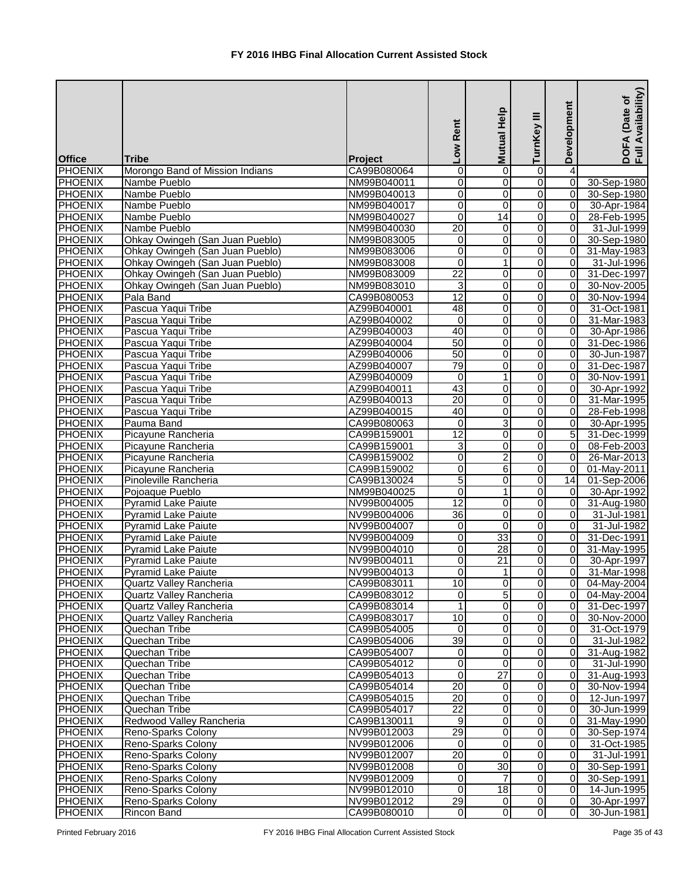# FY 2016 IHBG Final Allocation Current Assisted Stock

| Office | Tribe | Project | Low Rent | Mutual Help | TurnKey III | Development | DOFA (Date of Full Availability) |
|---|---|---|---|---|---|---|---|
| PHOENIX | Morongo Band of Mission Indians | CA99B080064 | 0 | 0 | 0 | 4 | |
| PHOENIX | Nambe Pueblo | NM99B040011 | 0 | 0 | 0 | 0 | 30-Sep-1980 |
| PHOENIX | Nambe Pueblo | NM99B040013 | 0 | 0 | 0 | 0 | 30-Sep-1980 |
| PHOENIX | Nambe Pueblo | NM99B040017 | 0 | 0 | 0 | 0 | 30-Apr-1984 |
| PHOENIX | Nambe Pueblo | NM99B040027 | 0 | 14 | 0 | 0 | 28-Feb-1995 |
| PHOENIX | Nambe Pueblo | NM99B040030 | 20 | 0 | 0 | 0 | 31-Jul-1999 |
| PHOENIX | Ohkay Owingeh (San Juan Pueblo) | NM99B083005 | 0 | 0 | 0 | 0 | 30-Sep-1980 |
| PHOENIX | Ohkay Owingeh (San Juan Pueblo) | NM99B083006 | 0 | 0 | 0 | 0 | 31-May-1983 |
| PHOENIX | Ohkay Owingeh (San Juan Pueblo) | NM99B083008 | 0 | 1 | 0 | 0 | 31-Jul-1996 |
| PHOENIX | Ohkay Owingeh (San Juan Pueblo) | NM99B083009 | 22 | 0 | 0 | 0 | 31-Dec-1997 |
| PHOENIX | Ohkay Owingeh (San Juan Pueblo) | NM99B083010 | 3 | 0 | 0 | 0 | 30-Nov-2005 |
| PHOENIX | Pala Band | CA99B080053 | 12 | 0 | 0 | 0 | 30-Nov-1994 |
| PHOENIX | Pascua Yaqui Tribe | AZ99B040001 | 48 | 0 | 0 | 0 | 31-Oct-1981 |
| PHOENIX | Pascua Yaqui Tribe | AZ99B040002 | 0 | 0 | 0 | 0 | 31-Mar-1983 |
| PHOENIX | Pascua Yaqui Tribe | AZ99B040003 | 40 | 0 | 0 | 0 | 30-Apr-1986 |
| PHOENIX | Pascua Yaqui Tribe | AZ99B040004 | 50 | 0 | 0 | 0 | 31-Dec-1986 |
| PHOENIX | Pascua Yaqui Tribe | AZ99B040006 | 50 | 0 | 0 | 0 | 30-Jun-1987 |
| PHOENIX | Pascua Yaqui Tribe | AZ99B040007 | 79 | 0 | 0 | 0 | 31-Dec-1987 |
| PHOENIX | Pascua Yaqui Tribe | AZ99B040009 | 0 | 1 | 0 | 0 | 30-Nov-1991 |
| PHOENIX | Pascua Yaqui Tribe | AZ99B040011 | 43 | 0 | 0 | 0 | 30-Apr-1992 |
| PHOENIX | Pascua Yaqui Tribe | AZ99B040013 | 20 | 0 | 0 | 0 | 31-Mar-1995 |
| PHOENIX | Pascua Yaqui Tribe | AZ99B040015 | 40 | 0 | 0 | 0 | 28-Feb-1998 |
| PHOENIX | Pauma Band | CA99B080063 | 0 | 3 | 0 | 0 | 30-Apr-1995 |
| PHOENIX | Picayune Rancheria | CA99B159001 | 12 | 0 | 0 | 5 | 31-Dec-1999 |
| PHOENIX | Picayune Rancheria | CA99B159001 | 3 | 0 | 0 | 0 | 08-Feb-2003 |
| PHOENIX | Picayune Rancheria | CA99B159002 | 0 | 2 | 0 | 0 | 26-Mar-2013 |
| PHOENIX | Picayune Rancheria | CA99B159002 | 0 | 6 | 0 | 0 | 01-May-2011 |
| PHOENIX | Pinoleville Rancheria | CA99B130024 | 5 | 0 | 0 | 14 | 01-Sep-2006 |
| PHOENIX | Pojoaque Pueblo | NM99B040025 | 0 | 1 | 0 | 0 | 30-Apr-1992 |
| PHOENIX | Pyramid Lake Paiute | NV99B004005 | 12 | 0 | 0 | 0 | 31-Aug-1980 |
| PHOENIX | Pyramid Lake Paiute | NV99B004006 | 36 | 0 | 0 | 0 | 31-Jul-1981 |
| PHOENIX | Pyramid Lake Paiute | NV99B004007 | 0 | 0 | 0 | 0 | 31-Jul-1982 |
| PHOENIX | Pyramid Lake Paiute | NV99B004009 | 0 | 33 | 0 | 0 | 31-Dec-1991 |
| PHOENIX | Pyramid Lake Paiute | NV99B004010 | 0 | 28 | 0 | 0 | 31-May-1995 |
| PHOENIX | Pyramid Lake Paiute | NV99B004011 | 0 | 21 | 0 | 0 | 30-Apr-1997 |
| PHOENIX | Pyramid Lake Paiute | NV99B004013 | 0 | 1 | 0 | 0 | 31-Mar-1998 |
| PHOENIX | Quartz Valley Rancheria | CA99B083011 | 10 | 0 | 0 | 0 | 04-May-2004 |
| PHOENIX | Quartz Valley Rancheria | CA99B083012 | 0 | 5 | 0 | 0 | 04-May-2004 |
| PHOENIX | Quartz Valley Rancheria | CA99B083014 | 1 | 0 | 0 | 0 | 31-Dec-1997 |
| PHOENIX | Quartz Valley Rancheria | CA99B083017 | 10 | 0 | 0 | 0 | 30-Nov-2000 |
| PHOENIX | Quechan Tribe | CA99B054005 | 0 | 0 | 0 | 0 | 31-Oct-1979 |
| PHOENIX | Quechan Tribe | CA99B054006 | 39 | 0 | 0 | 0 | 31-Jul-1982 |
| PHOENIX | Quechan Tribe | CA99B054007 | 0 | 0 | 0 | 0 | 31-Aug-1982 |
| PHOENIX | Quechan Tribe | CA99B054012 | 0 | 0 | 0 | 0 | 31-Jul-1990 |
| PHOENIX | Quechan Tribe | CA99B054013 | 0 | 27 | 0 | 0 | 31-Aug-1993 |
| PHOENIX | Quechan Tribe | CA99B054014 | 20 | 0 | 0 | 0 | 30-Nov-1994 |
| PHOENIX | Quechan Tribe | CA99B054015 | 20 | 0 | 0 | 0 | 12-Jun-1997 |
| PHOENIX | Quechan Tribe | CA99B054017 | 22 | 0 | 0 | 0 | 30-Jun-1999 |
| PHOENIX | Redwood Valley Rancheria | CA99B130011 | 9 | 0 | 0 | 0 | 31-May-1990 |
| PHOENIX | Reno-Sparks Colony | NV99B012003 | 29 | 0 | 0 | 0 | 30-Sep-1974 |
| PHOENIX | Reno-Sparks Colony | NV99B012006 | 0 | 0 | 0 | 0 | 31-Oct-1985 |
| PHOENIX | Reno-Sparks Colony | NV99B012007 | 20 | 0 | 0 | 0 | 31-Jul-1991 |
| PHOENIX | Reno-Sparks Colony | NV99B012008 | 0 | 30 | 0 | 0 | 30-Sep-1991 |
| PHOENIX | Reno-Sparks Colony | NV99B012009 | 0 | 7 | 0 | 0 | 30-Sep-1991 |
| PHOENIX | Reno-Sparks Colony | NV99B012010 | 0 | 18 | 0 | 0 | 14-Jun-1995 |
| PHOENIX | Reno-Sparks Colony | NV99B012012 | 29 | 0 | 0 | 0 | 30-Apr-1997 |
| PHOENIX | Rincon Band | CA99B080010 | 0 | 0 | 0 | 0 | 30-Jun-1981 |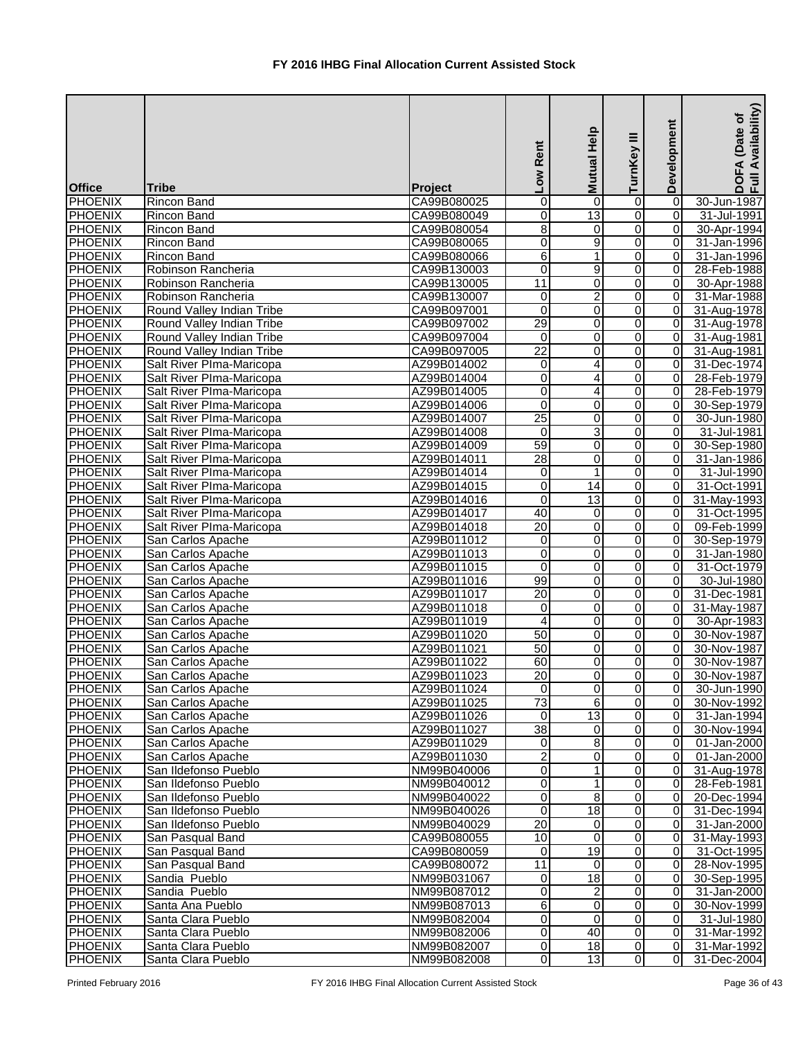# FY 2016 IHBG Final Allocation Current Assisted Stock

| Office | Tribe | Project | Low Rent | Mutual Help | TurnKey III | Development | DOFA (Date of Full Availability) |
|---|---|---|---|---|---|---|---|
| PHOENIX | Rincon Band | CA99B080025 | 0 | 0 | 0 | 0 | 30-Jun-1987 |
| PHOENIX | Rincon Band | CA99B080049 | 0 | 13 | 0 | 0 | 31-Jul-1991 |
| PHOENIX | Rincon Band | CA99B080054 | 8 | 0 | 0 | 0 | 30-Apr-1994 |
| PHOENIX | Rincon Band | CA99B080065 | 0 | 9 | 0 | 0 | 31-Jan-1996 |
| PHOENIX | Rincon Band | CA99B080066 | 6 | 1 | 0 | 0 | 31-Jan-1996 |
| PHOENIX | Robinson Rancheria | CA99B130003 | 0 | 9 | 0 | 0 | 28-Feb-1988 |
| PHOENIX | Robinson Rancheria | CA99B130005 | 11 | 0 | 0 | 0 | 30-Apr-1988 |
| PHOENIX | Robinson Rancheria | CA99B130007 | 0 | 2 | 0 | 0 | 31-Mar-1988 |
| PHOENIX | Round Valley Indian Tribe | CA99B097001 | 0 | 0 | 0 | 0 | 31-Aug-1978 |
| PHOENIX | Round Valley Indian Tribe | CA99B097002 | 29 | 0 | 0 | 0 | 31-Aug-1978 |
| PHOENIX | Round Valley Indian Tribe | CA99B097004 | 0 | 0 | 0 | 0 | 31-Aug-1981 |
| PHOENIX | Round Valley Indian Tribe | CA99B097005 | 22 | 0 | 0 | 0 | 31-Aug-1981 |
| PHOENIX | Salt River PIma-Maricopa | AZ99B014002 | 0 | 4 | 0 | 0 | 31-Dec-1974 |
| PHOENIX | Salt River PIma-Maricopa | AZ99B014004 | 0 | 4 | 0 | 0 | 28-Feb-1979 |
| PHOENIX | Salt River PIma-Maricopa | AZ99B014005 | 0 | 4 | 0 | 0 | 28-Feb-1979 |
| PHOENIX | Salt River PIma-Maricopa | AZ99B014006 | 0 | 0 | 0 | 0 | 30-Sep-1979 |
| PHOENIX | Salt River PIma-Maricopa | AZ99B014007 | 25 | 0 | 0 | 0 | 30-Jun-1980 |
| PHOENIX | Salt River PIma-Maricopa | AZ99B014008 | 0 | 3 | 0 | 0 | 31-Jul-1981 |
| PHOENIX | Salt River PIma-Maricopa | AZ99B014009 | 59 | 0 | 0 | 0 | 30-Sep-1980 |
| PHOENIX | Salt River PIma-Maricopa | AZ99B014011 | 28 | 0 | 0 | 0 | 31-Jan-1986 |
| PHOENIX | Salt River PIma-Maricopa | AZ99B014014 | 0 | 1 | 0 | 0 | 31-Jul-1990 |
| PHOENIX | Salt River PIma-Maricopa | AZ99B014015 | 0 | 14 | 0 | 0 | 31-Oct-1991 |
| PHOENIX | Salt River PIma-Maricopa | AZ99B014016 | 0 | 13 | 0 | 0 | 31-May-1993 |
| PHOENIX | Salt River PIma-Maricopa | AZ99B014017 | 40 | 0 | 0 | 0 | 31-Oct-1995 |
| PHOENIX | Salt River PIma-Maricopa | AZ99B014018 | 20 | 0 | 0 | 0 | 09-Feb-1999 |
| PHOENIX | San Carlos Apache | AZ99B011012 | 0 | 0 | 0 | 0 | 30-Sep-1979 |
| PHOENIX | San Carlos Apache | AZ99B011013 | 0 | 0 | 0 | 0 | 31-Jan-1980 |
| PHOENIX | San Carlos Apache | AZ99B011015 | 0 | 0 | 0 | 0 | 31-Oct-1979 |
| PHOENIX | San Carlos Apache | AZ99B011016 | 99 | 0 | 0 | 0 | 30-Jul-1980 |
| PHOENIX | San Carlos Apache | AZ99B011017 | 20 | 0 | 0 | 0 | 31-Dec-1981 |
| PHOENIX | San Carlos Apache | AZ99B011018 | 0 | 0 | 0 | 0 | 31-May-1987 |
| PHOENIX | San Carlos Apache | AZ99B011019 | 4 | 0 | 0 | 0 | 30-Apr-1983 |
| PHOENIX | San Carlos Apache | AZ99B011020 | 50 | 0 | 0 | 0 | 30-Nov-1987 |
| PHOENIX | San Carlos Apache | AZ99B011021 | 50 | 0 | 0 | 0 | 30-Nov-1987 |
| PHOENIX | San Carlos Apache | AZ99B011022 | 60 | 0 | 0 | 0 | 30-Nov-1987 |
| PHOENIX | San Carlos Apache | AZ99B011023 | 20 | 0 | 0 | 0 | 30-Nov-1987 |
| PHOENIX | San Carlos Apache | AZ99B011024 | 0 | 0 | 0 | 0 | 30-Jun-1990 |
| PHOENIX | San Carlos Apache | AZ99B011025 | 73 | 6 | 0 | 0 | 30-Nov-1992 |
| PHOENIX | San Carlos Apache | AZ99B011026 | 0 | 13 | 0 | 0 | 31-Jan-1994 |
| PHOENIX | San Carlos Apache | AZ99B011027 | 38 | 0 | 0 | 0 | 30-Nov-1994 |
| PHOENIX | San Carlos Apache | AZ99B011029 | 0 | 8 | 0 | 0 | 01-Jan-2000 |
| PHOENIX | San Carlos Apache | AZ99B011030 | 2 | 0 | 0 | 0 | 01-Jan-2000 |
| PHOENIX | San Ildefonso Pueblo | NM99B040006 | 0 | 1 | 0 | 0 | 31-Aug-1978 |
| PHOENIX | San Ildefonso Pueblo | NM99B040012 | 0 | 1 | 0 | 0 | 28-Feb-1981 |
| PHOENIX | San Ildefonso Pueblo | NM99B040022 | 0 | 8 | 0 | 0 | 20-Dec-1994 |
| PHOENIX | San Ildefonso Pueblo | NM99B040026 | 0 | 18 | 0 | 0 | 31-Dec-1994 |
| PHOENIX | San Ildefonso Pueblo | NM99B040029 | 20 | 0 | 0 | 0 | 31-Jan-2000 |
| PHOENIX | San Pasqual Band | CA99B080055 | 10 | 0 | 0 | 0 | 31-May-1993 |
| PHOENIX | San Pasqual Band | CA99B080059 | 0 | 19 | 0 | 0 | 31-Oct-1995 |
| PHOENIX | San Pasqual Band | CA99B080072 | 11 | 0 | 0 | 0 | 28-Nov-1995 |
| PHOENIX | Sandia Pueblo | NM99B031067 | 0 | 18 | 0 | 0 | 30-Sep-1995 |
| PHOENIX | Sandia Pueblo | NM99B087012 | 0 | 2 | 0 | 0 | 31-Jan-2000 |
| PHOENIX | Santa Ana Pueblo | NM99B087013 | 6 | 0 | 0 | 0 | 30-Nov-1999 |
| PHOENIX | Santa Clara Pueblo | NM99B082004 | 0 | 0 | 0 | 0 | 31-Jul-1980 |
| PHOENIX | Santa Clara Pueblo | NM99B082006 | 0 | 40 | 0 | 0 | 31-Mar-1992 |
| PHOENIX | Santa Clara Pueblo | NM99B082007 | 0 | 18 | 0 | 0 | 31-Mar-1992 |
| PHOENIX | Santa Clara Pueblo | NM99B082008 | 0 | 13 | 0 | 0 | 31-Dec-2004 |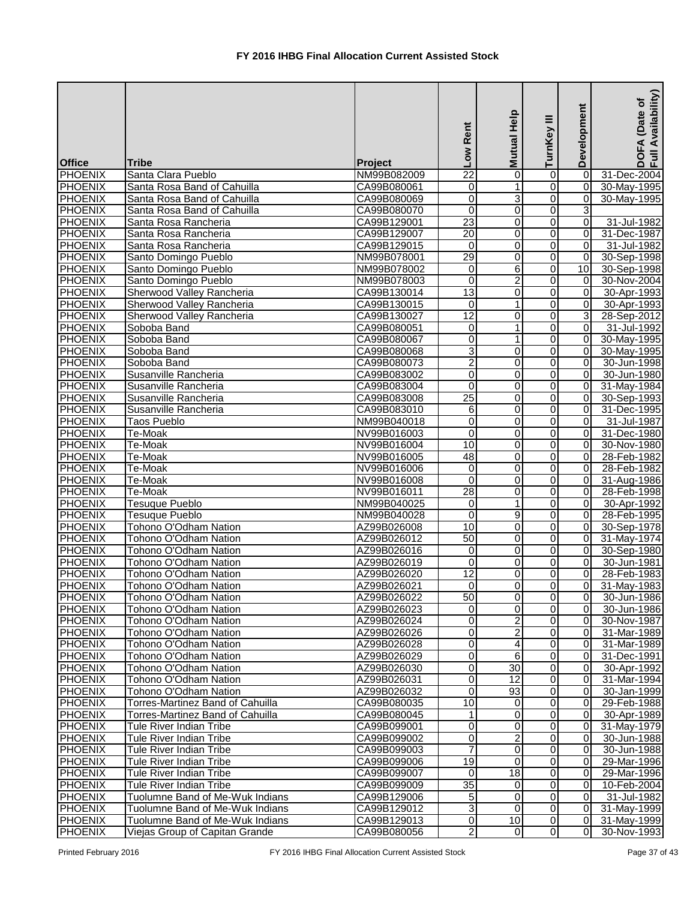# FY 2016 IHBG Final Allocation Current Assisted Stock

| Office | Tribe | Project | Low Rent | Mutual Help | TurnKey III | Development | DOFA (Date of Full Availability) |
|---|---|---|---|---|---|---|---|
| PHOENIX | Santa Clara Pueblo | NM99B082009 | 22 | 0 | 0 | 0 | 31-Dec-2004 |
| PHOENIX | Santa Rosa Band of Cahuilla | CA99B080061 | 0 | 1 | 0 | 0 | 30-May-1995 |
| PHOENIX | Santa Rosa Band of Cahuilla | CA99B080069 | 0 | 3 | 0 | 0 | 30-May-1995 |
| PHOENIX | Santa Rosa Band of Cahuilla | CA99B080070 | 0 | 0 | 0 | 3 | |
| PHOENIX | Santa Rosa Rancheria | CA99B129001 | 23 | 0 | 0 | 0 | 31-Jul-1982 |
| PHOENIX | Santa Rosa Rancheria | CA99B129007 | 20 | 0 | 0 | 0 | 31-Dec-1987 |
| PHOENIX | Santa Rosa Rancheria | CA99B129015 | 0 | 0 | 0 | 0 | 31-Jul-1982 |
| PHOENIX | Santo Domingo Pueblo | NM99B078001 | 29 | 0 | 0 | 0 | 30-Sep-1998 |
| PHOENIX | Santo Domingo Pueblo | NM99B078002 | 0 | 6 | 0 | 10 | 30-Sep-1998 |
| PHOENIX | Santo Domingo Pueblo | NM99B078003 | 0 | 2 | 0 | 0 | 30-Nov-2004 |
| PHOENIX | Sherwood Valley Rancheria | CA99B130014 | 13 | 0 | 0 | 0 | 30-Apr-1993 |
| PHOENIX | Sherwood Valley Rancheria | CA99B130015 | 0 | 1 | 0 | 0 | 30-Apr-1993 |
| PHOENIX | Sherwood Valley Rancheria | CA99B130027 | 12 | 0 | 0 | 3 | 28-Sep-2012 |
| PHOENIX | Soboba Band | CA99B080051 | 0 | 1 | 0 | 0 | 31-Jul-1992 |
| PHOENIX | Soboba Band | CA99B080067 | 0 | 1 | 0 | 0 | 30-May-1995 |
| PHOENIX | Soboba Band | CA99B080068 | 3 | 0 | 0 | 0 | 30-May-1995 |
| PHOENIX | Soboba Band | CA99B080073 | 2 | 0 | 0 | 0 | 30-Jun-1998 |
| PHOENIX | Susanville Rancheria | CA99B083002 | 0 | 0 | 0 | 0 | 30-Jun-1980 |
| PHOENIX | Susanville Rancheria | CA99B083004 | 0 | 0 | 0 | 0 | 31-May-1984 |
| PHOENIX | Susanville Rancheria | CA99B083008 | 25 | 0 | 0 | 0 | 30-Sep-1993 |
| PHOENIX | Susanville Rancheria | CA99B083010 | 6 | 0 | 0 | 0 | 31-Dec-1995 |
| PHOENIX | Taos Pueblo | NM99B040018 | 0 | 0 | 0 | 0 | 31-Jul-1987 |
| PHOENIX | Te-Moak | NV99B016003 | 0 | 0 | 0 | 0 | 31-Dec-1980 |
| PHOENIX | Te-Moak | NV99B016004 | 10 | 0 | 0 | 0 | 30-Nov-1980 |
| PHOENIX | Te-Moak | NV99B016005 | 48 | 0 | 0 | 0 | 28-Feb-1982 |
| PHOENIX | Te-Moak | NV99B016006 | 0 | 0 | 0 | 0 | 28-Feb-1982 |
| PHOENIX | Te-Moak | NV99B016008 | 0 | 0 | 0 | 0 | 31-Aug-1986 |
| PHOENIX | Te-Moak | NV99B016011 | 28 | 0 | 0 | 0 | 28-Feb-1998 |
| PHOENIX | Tesuque Pueblo | NM99B040025 | 0 | 1 | 0 | 0 | 30-Apr-1992 |
| PHOENIX | Tesuque Pueblo | NM99B040028 | 0 | 9 | 0 | 0 | 28-Feb-1995 |
| PHOENIX | Tohono O'Odham Nation | AZ99B026008 | 10 | 0 | 0 | 0 | 30-Sep-1978 |
| PHOENIX | Tohono O'Odham Nation | AZ99B026012 | 50 | 0 | 0 | 0 | 31-May-1974 |
| PHOENIX | Tohono O'Odham Nation | AZ99B026016 | 0 | 0 | 0 | 0 | 30-Sep-1980 |
| PHOENIX | Tohono O'Odham Nation | AZ99B026019 | 0 | 0 | 0 | 0 | 30-Jun-1981 |
| PHOENIX | Tohono O'Odham Nation | AZ99B026020 | 12 | 0 | 0 | 0 | 28-Feb-1983 |
| PHOENIX | Tohono O'Odham Nation | AZ99B026021 | 0 | 0 | 0 | 0 | 31-May-1983 |
| PHOENIX | Tohono O'Odham Nation | AZ99B026022 | 50 | 0 | 0 | 0 | 30-Jun-1986 |
| PHOENIX | Tohono O'Odham Nation | AZ99B026023 | 0 | 0 | 0 | 0 | 30-Jun-1986 |
| PHOENIX | Tohono O'Odham Nation | AZ99B026024 | 0 | 2 | 0 | 0 | 30-Nov-1987 |
| PHOENIX | Tohono O'Odham Nation | AZ99B026026 | 0 | 2 | 0 | 0 | 31-Mar-1989 |
| PHOENIX | Tohono O'Odham Nation | AZ99B026028 | 0 | 4 | 0 | 0 | 31-Mar-1989 |
| PHOENIX | Tohono O'Odham Nation | AZ99B026029 | 0 | 6 | 0 | 0 | 31-Dec-1991 |
| PHOENIX | Tohono O'Odham Nation | AZ99B026030 | 0 | 30 | 0 | 0 | 30-Apr-1992 |
| PHOENIX | Tohono O'Odham Nation | AZ99B026031 | 0 | 12 | 0 | 0 | 31-Mar-1994 |
| PHOENIX | Tohono O'Odham Nation | AZ99B026032 | 0 | 93 | 0 | 0 | 30-Jan-1999 |
| PHOENIX | Torres-Martinez Band of Cahuilla | CA99B080035 | 10 | 0 | 0 | 0 | 29-Feb-1988 |
| PHOENIX | Torres-Martinez Band of Cahuilla | CA99B080045 | 1 | 0 | 0 | 0 | 30-Apr-1989 |
| PHOENIX | Tule River Indian Tribe | CA99B099001 | 0 | 0 | 0 | 0 | 31-May-1979 |
| PHOENIX | Tule River Indian Tribe | CA99B099002 | 0 | 2 | 0 | 0 | 30-Jun-1988 |
| PHOENIX | Tule River Indian Tribe | CA99B099003 | 7 | 0 | 0 | 0 | 30-Jun-1988 |
| PHOENIX | Tule River Indian Tribe | CA99B099006 | 19 | 0 | 0 | 0 | 29-Mar-1996 |
| PHOENIX | Tule River Indian Tribe | CA99B099007 | 0 | 18 | 0 | 0 | 29-Mar-1996 |
| PHOENIX | Tule River Indian Tribe | CA99B099009 | 35 | 0 | 0 | 0 | 10-Feb-2004 |
| PHOENIX | Tuolumne Band of Me-Wuk Indians | CA99B129006 | 5 | 0 | 0 | 0 | 31-Jul-1982 |
| PHOENIX | Tuolumne Band of Me-Wuk Indians | CA99B129012 | 3 | 0 | 0 | 0 | 31-May-1999 |
| PHOENIX | Tuolumne Band of Me-Wuk Indians | CA99B129013 | 0 | 10 | 0 | 0 | 31-May-1999 |
| PHOENIX | Viejas Group of Capitan Grande | CA99B080056 | 2 | 0 | 0 | 0 | 30-Nov-1993 |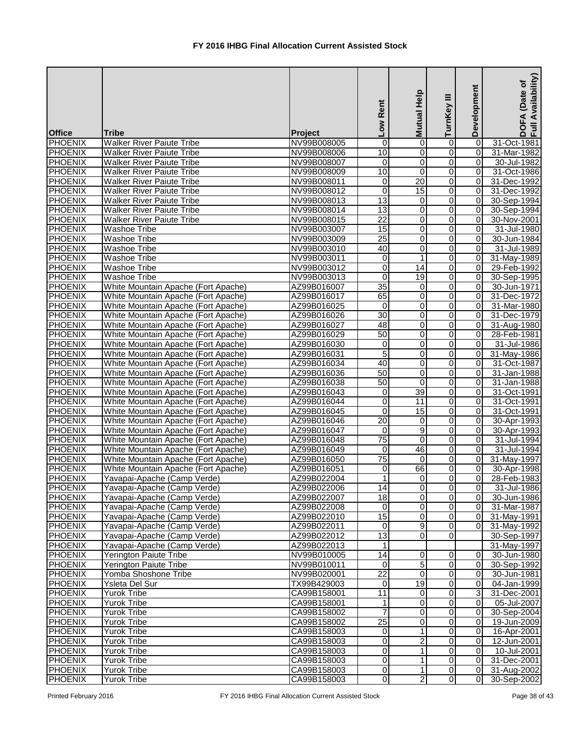# FY 2016 IHBG Final Allocation Current Assisted Stock

| Office | Tribe | Project | Low Rent | Mutual Help | TurnKey III | Development | DOFA (Date of Full Availability) |
|---|---|---|---|---|---|---|---|
| PHOENIX | Walker River Paiute Tribe | NV99B008005 | 0 | 0 | 0 | 0 | 31-Oct-1981 |
| PHOENIX | Walker River Paiute Tribe | NV99B008006 | 10 | 0 | 0 | 0 | 31-Mar-1982 |
| PHOENIX | Walker River Paiute Tribe | NV99B008007 | 0 | 0 | 0 | 0 | 30-Jul-1982 |
| PHOENIX | Walker River Paiute Tribe | NV99B008009 | 10 | 0 | 0 | 0 | 31-Oct-1986 |
| PHOENIX | Walker River Paiute Tribe | NV99B008011 | 0 | 20 | 0 | 0 | 31-Dec-1992 |
| PHOENIX | Walker River Paiute Tribe | NV99B008012 | 0 | 15 | 0 | 0 | 31-Dec-1992 |
| PHOENIX | Walker River Paiute Tribe | NV99B008013 | 13 | 0 | 0 | 0 | 30-Sep-1994 |
| PHOENIX | Walker River Paiute Tribe | NV99B008014 | 13 | 0 | 0 | 0 | 30-Sep-1994 |
| PHOENIX | Walker River Paiute Tribe | NV99B008015 | 22 | 0 | 0 | 0 | 30-Nov-2001 |
| PHOENIX | Washoe Tribe | NV99B003007 | 15 | 0 | 0 | 0 | 31-Jul-1980 |
| PHOENIX | Washoe Tribe | NV99B003009 | 25 | 0 | 0 | 0 | 30-Jun-1984 |
| PHOENIX | Washoe Tribe | NV99B003010 | 40 | 0 | 0 | 0 | 31-Jul-1989 |
| PHOENIX | Washoe Tribe | NV99B003011 | 0 | 1 | 0 | 0 | 31-May-1989 |
| PHOENIX | Washoe Tribe | NV99B003012 | 0 | 14 | 0 | 0 | 29-Feb-1992 |
| PHOENIX | Washoe Tribe | NV99B003013 | 0 | 19 | 0 | 0 | 30-Sep-1995 |
| PHOENIX | White Mountain Apache (Fort Apache) | AZ99B016007 | 35 | 0 | 0 | 0 | 30-Jun-1971 |
| PHOENIX | White Mountain Apache (Fort Apache) | AZ99B016017 | 65 | 0 | 0 | 0 | 31-Dec-1972 |
| PHOENIX | White Mountain Apache (Fort Apache) | AZ99B016025 | 0 | 0 | 0 | 0 | 31-Mar-1980 |
| PHOENIX | White Mountain Apache (Fort Apache) | AZ99B016026 | 30 | 0 | 0 | 0 | 31-Dec-1979 |
| PHOENIX | White Mountain Apache (Fort Apache) | AZ99B016027 | 48 | 0 | 0 | 0 | 31-Aug-1980 |
| PHOENIX | White Mountain Apache (Fort Apache) | AZ99B016029 | 50 | 0 | 0 | 0 | 28-Feb-1981 |
| PHOENIX | White Mountain Apache (Fort Apache) | AZ99B016030 | 0 | 0 | 0 | 0 | 31-Jul-1986 |
| PHOENIX | White Mountain Apache (Fort Apache) | AZ99B016031 | 5 | 0 | 0 | 0 | 31-May-1986 |
| PHOENIX | White Mountain Apache (Fort Apache) | AZ99B016034 | 40 | 0 | 0 | 0 | 31-Oct-1987 |
| PHOENIX | White Mountain Apache (Fort Apache) | AZ99B016036 | 50 | 0 | 0 | 0 | 31-Jan-1988 |
| PHOENIX | White Mountain Apache (Fort Apache) | AZ99B016038 | 50 | 0 | 0 | 0 | 31-Jan-1988 |
| PHOENIX | White Mountain Apache (Fort Apache) | AZ99B016043 | 0 | 39 | 0 | 0 | 31-Oct-1991 |
| PHOENIX | White Mountain Apache (Fort Apache) | AZ99B016044 | 0 | 11 | 0 | 0 | 31-Oct-1991 |
| PHOENIX | White Mountain Apache (Fort Apache) | AZ99B016045 | 0 | 15 | 0 | 0 | 31-Oct-1991 |
| PHOENIX | White Mountain Apache (Fort Apache) | AZ99B016046 | 20 | 0 | 0 | 0 | 30-Apr-1993 |
| PHOENIX | White Mountain Apache (Fort Apache) | AZ99B016047 | 0 | 9 | 0 | 0 | 30-Apr-1993 |
| PHOENIX | White Mountain Apache (Fort Apache) | AZ99B016048 | 75 | 0 | 0 | 0 | 31-Jul-1994 |
| PHOENIX | White Mountain Apache (Fort Apache) | AZ99B016049 | 0 | 46 | 0 | 0 | 31-Jul-1994 |
| PHOENIX | White Mountain Apache (Fort Apache) | AZ99B016050 | 75 | 0 | 0 | 0 | 31-May-1997 |
| PHOENIX | White Mountain Apache (Fort Apache) | AZ99B016051 | 0 | 66 | 0 | 0 | 30-Apr-1998 |
| PHOENIX | Yavapai-Apache (Camp Verde) | AZ99B022004 | 1 | 0 | 0 | 0 | 28-Feb-1983 |
| PHOENIX | Yavapai-Apache (Camp Verde) | AZ99B022006 | 14 | 0 | 0 | 0 | 31-Jul-1986 |
| PHOENIX | Yavapai-Apache (Camp Verde) | AZ99B022007 | 18 | 0 | 0 | 0 | 30-Jun-1986 |
| PHOENIX | Yavapai-Apache (Camp Verde) | AZ99B022008 | 0 | 0 | 0 | 0 | 31-Mar-1987 |
| PHOENIX | Yavapai-Apache (Camp Verde) | AZ99B022010 | 15 | 0 | 0 | 0 | 31-May-1991 |
| PHOENIX | Yavapai-Apache (Camp Verde) | AZ99B022011 | 0 | 9 | 0 | 0 | 31-May-1992 |
| PHOENIX | Yavapai-Apache (Camp Verde) | AZ99B022012 | 13 | 0 | 0 | | 30-Sep-1997 |
| PHOENIX | Yavapai-Apache (Camp Verde) | AZ99B022013 | 1 | | | | 31-May-1997 |
| PHOENIX | Yerington Paiute Tribe | NV99B010005 | 14 | 0 | 0 | 0 | 30-Jun-1980 |
| PHOENIX | Yerington Paiute Tribe | NV99B010011 | 0 | 5 | 0 | 0 | 30-Sep-1992 |
| PHOENIX | Yomba Shoshone Tribe | NV99B020001 | 22 | 0 | 0 | 0 | 30-Jun-1981 |
| PHOENIX | Ysleta Del Sur | TX99B429003 | 0 | 19 | 0 | 0 | 04-Jan-1999 |
| PHOENIX | Yurok Tribe | CA99B158001 | 11 | 0 | 0 | 3 | 31-Dec-2001 |
| PHOENIX | Yurok Tribe | CA99B158001 | 1 | 0 | 0 | 0 | 05-Jul-2007 |
| PHOENIX | Yurok Tribe | CA99B158002 | 7 | 0 | 0 | 0 | 30-Sep-2004 |
| PHOENIX | Yurok Tribe | CA99B158002 | 25 | 0 | 0 | 0 | 19-Jun-2009 |
| PHOENIX | Yurok Tribe | CA99B158003 | 0 | 1 | 0 | 0 | 16-Apr-2001 |
| PHOENIX | Yurok Tribe | CA99B158003 | 0 | 2 | 0 | 0 | 12-Jun-2001 |
| PHOENIX | Yurok Tribe | CA99B158003 | 0 | 1 | 0 | 0 | 10-Jul-2001 |
| PHOENIX | Yurok Tribe | CA99B158003 | 0 | 1 | 0 | 0 | 31-Dec-2001 |
| PHOENIX | Yurok Tribe | CA99B158003 | 0 | 1 | 0 | 0 | 31-Aug-2002 |
| PHOENIX | Yurok Tribe | CA99B158003 | 0 | 2 | 0 | 0 | 30-Sep-2002 |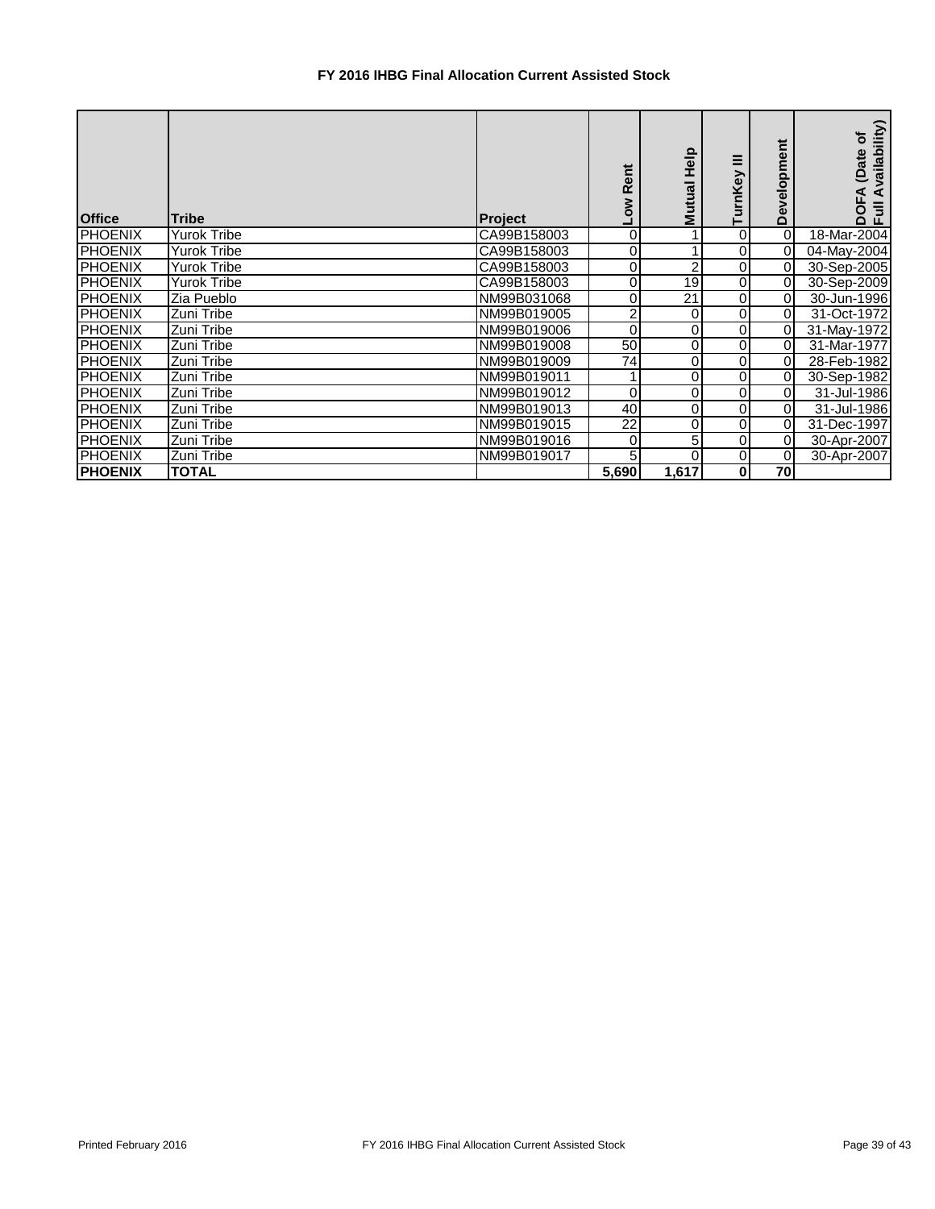# FY 2016 IHBG Final Allocation Current Assisted Stock

| Office | Tribe | Project | Low Rent | Mutual Help | TurnKey III | Development | DOFA (Date of Full Availability) |
|---|---|---|---|---|---|---|---|
| PHOENIX | Yurok Tribe | CA99B158003 | 0 | 1 | 0 | 0 | 18-Mar-2004 |
| PHOENIX | Yurok Tribe | CA99B158003 | 0 | 1 | 0 | 0 | 04-May-2004 |
| PHOENIX | Yurok Tribe | CA99B158003 | 0 | 2 | 0 | 0 | 30-Sep-2005 |
| PHOENIX | Yurok Tribe | CA99B158003 | 0 | 19 | 0 | 0 | 30-Sep-2009 |
| PHOENIX | Zia Pueblo | NM99B031068 | 0 | 21 | 0 | 0 | 30-Jun-1996 |
| PHOENIX | Zuni Tribe | NM99B019005 | 2 | 0 | 0 | 0 | 31-Oct-1972 |
| PHOENIX | Zuni Tribe | NM99B019006 | 0 | 0 | 0 | 0 | 31-May-1972 |
| PHOENIX | Zuni Tribe | NM99B019008 | 50 | 0 | 0 | 0 | 31-Mar-1977 |
| PHOENIX | Zuni Tribe | NM99B019009 | 74 | 0 | 0 | 0 | 28-Feb-1982 |
| PHOENIX | Zuni Tribe | NM99B019011 | 1 | 0 | 0 | 0 | 30-Sep-1982 |
| PHOENIX | Zuni Tribe | NM99B019012 | 0 | 0 | 0 | 0 | 31-Jul-1986 |
| PHOENIX | Zuni Tribe | NM99B019013 | 40 | 0 | 0 | 0 | 31-Jul-1986 |
| PHOENIX | Zuni Tribe | NM99B019015 | 22 | 0 | 0 | 0 | 31-Dec-1997 |
| PHOENIX | Zuni Tribe | NM99B019016 | 0 | 5 | 0 | 0 | 30-Apr-2007 |
| PHOENIX | Zuni Tribe | NM99B019017 | 5 | 0 | 0 | 0 | 30-Apr-2007 |
| **PHOENIX** | **TOTAL** | | **5,690** | **1,617** | **0** | **70** | |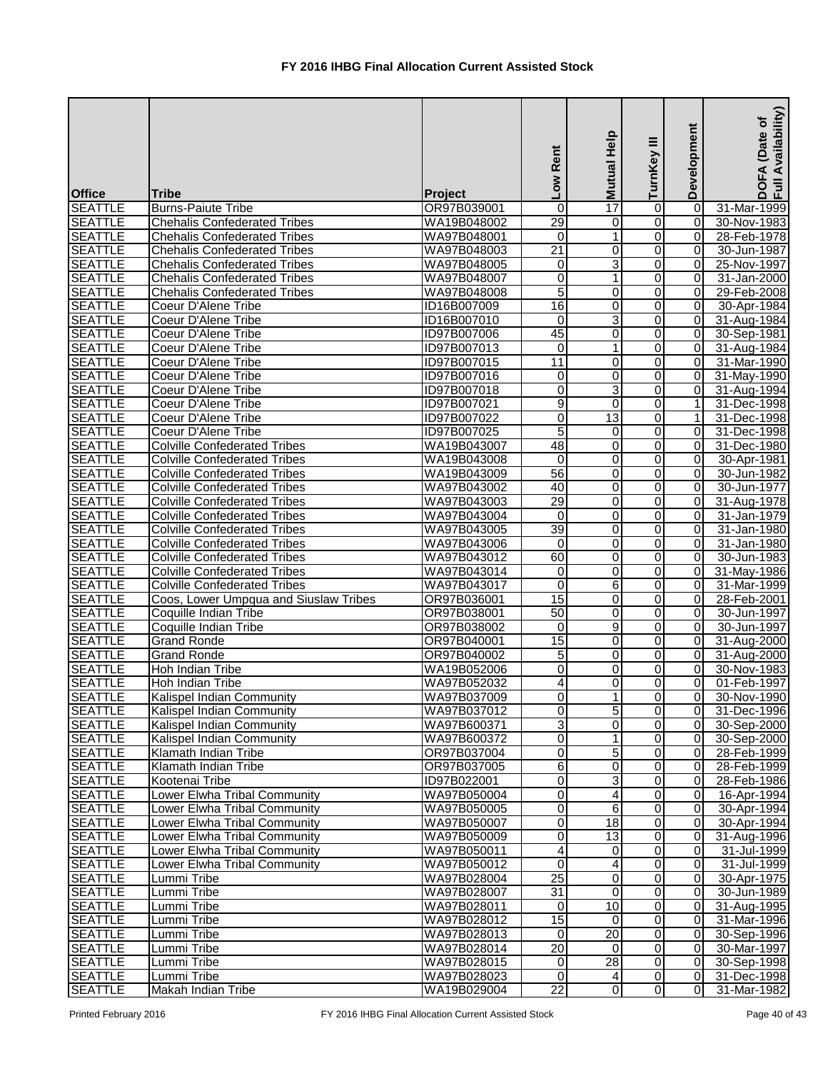# FY 2016 IHBG Final Allocation Current Assisted Stock

| Office | Tribe | Project | Low Rent | Mutual Help | TurnKey III | Development | DOFA (Date of Full Availability) |
|---|---|---|---|---|---|---|---|
| SEATTLE | Burns-Paiute Tribe | OR97B039001 | 0 | 17 | 0 | 0 | 31-Mar-1999 |
| SEATTLE | Chehalis Confederated Tribes | WA19B048002 | 29 | 0 | 0 | 0 | 30-Nov-1983 |
| SEATTLE | Chehalis Confederated Tribes | WA97B048001 | 0 | 1 | 0 | 0 | 28-Feb-1978 |
| SEATTLE | Chehalis Confederated Tribes | WA97B048003 | 21 | 0 | 0 | 0 | 30-Jun-1987 |
| SEATTLE | Chehalis Confederated Tribes | WA97B048005 | 0 | 3 | 0 | 0 | 25-Nov-1997 |
| SEATTLE | Chehalis Confederated Tribes | WA97B048007 | 0 | 1 | 0 | 0 | 31-Jan-2000 |
| SEATTLE | Chehalis Confederated Tribes | WA97B048008 | 5 | 0 | 0 | 0 | 29-Feb-2008 |
| SEATTLE | Coeur D'Alene Tribe | ID16B007009 | 16 | 0 | 0 | 0 | 30-Apr-1984 |
| SEATTLE | Coeur D'Alene Tribe | ID16B007010 | 0 | 3 | 0 | 0 | 31-Aug-1984 |
| SEATTLE | Coeur D'Alene Tribe | ID97B007006 | 45 | 0 | 0 | 0 | 30-Sep-1981 |
| SEATTLE | Coeur D'Alene Tribe | ID97B007013 | 0 | 1 | 0 | 0 | 31-Aug-1984 |
| SEATTLE | Coeur D'Alene Tribe | ID97B007015 | 11 | 0 | 0 | 0 | 31-Mar-1990 |
| SEATTLE | Coeur D'Alene Tribe | ID97B007016 | 0 | 0 | 0 | 0 | 31-May-1990 |
| SEATTLE | Coeur D'Alene Tribe | ID97B007018 | 0 | 3 | 0 | 0 | 31-Aug-1994 |
| SEATTLE | Coeur D'Alene Tribe | ID97B007021 | 9 | 0 | 0 | 1 | 31-Dec-1998 |
| SEATTLE | Coeur D'Alene Tribe | ID97B007022 | 0 | 13 | 0 | 1 | 31-Dec-1998 |
| SEATTLE | Coeur D'Alene Tribe | ID97B007025 | 5 | 0 | 0 | 0 | 31-Dec-1998 |
| SEATTLE | Colville Confederated Tribes | WA19B043007 | 48 | 0 | 0 | 0 | 31-Dec-1980 |
| SEATTLE | Colville Confederated Tribes | WA19B043008 | 0 | 0 | 0 | 0 | 30-Apr-1981 |
| SEATTLE | Colville Confederated Tribes | WA19B043009 | 56 | 0 | 0 | 0 | 30-Jun-1982 |
| SEATTLE | Colville Confederated Tribes | WA97B043002 | 40 | 0 | 0 | 0 | 30-Jun-1977 |
| SEATTLE | Colville Confederated Tribes | WA97B043003 | 29 | 0 | 0 | 0 | 31-Aug-1978 |
| SEATTLE | Colville Confederated Tribes | WA97B043004 | 0 | 0 | 0 | 0 | 31-Jan-1979 |
| SEATTLE | Colville Confederated Tribes | WA97B043005 | 39 | 0 | 0 | 0 | 31-Jan-1980 |
| SEATTLE | Colville Confederated Tribes | WA97B043006 | 0 | 0 | 0 | 0 | 31-Jan-1980 |
| SEATTLE | Colville Confederated Tribes | WA97B043012 | 60 | 0 | 0 | 0 | 30-Jun-1983 |
| SEATTLE | Colville Confederated Tribes | WA97B043014 | 0 | 0 | 0 | 0 | 31-May-1986 |
| SEATTLE | Colville Confederated Tribes | WA97B043017 | 0 | 6 | 0 | 0 | 31-Mar-1999 |
| SEATTLE | Coos, Lower Umpqua and Siuslaw Tribes | OR97B036001 | 15 | 0 | 0 | 0 | 28-Feb-2001 |
| SEATTLE | Coquille Indian Tribe | OR97B038001 | 50 | 0 | 0 | 0 | 30-Jun-1997 |
| SEATTLE | Coquille Indian Tribe | OR97B038002 | 0 | 9 | 0 | 0 | 30-Jun-1997 |
| SEATTLE | Grand Ronde | OR97B040001 | 15 | 0 | 0 | 0 | 31-Aug-2000 |
| SEATTLE | Grand Ronde | OR97B040002 | 5 | 0 | 0 | 0 | 31-Aug-2000 |
| SEATTLE | Hoh Indian Tribe | WA19B052006 | 0 | 0 | 0 | 0 | 30-Nov-1983 |
| SEATTLE | Hoh Indian Tribe | WA97B052032 | 4 | 0 | 0 | 0 | 01-Feb-1997 |
| SEATTLE | Kalispel Indian Community | WA97B037009 | 0 | 1 | 0 | 0 | 30-Nov-1990 |
| SEATTLE | Kalispel Indian Community | WA97B037012 | 0 | 5 | 0 | 0 | 31-Dec-1996 |
| SEATTLE | Kalispel Indian Community | WA97B600371 | 3 | 0 | 0 | 0 | 30-Sep-2000 |
| SEATTLE | Kalispel Indian Community | WA97B600372 | 0 | 1 | 0 | 0 | 30-Sep-2000 |
| SEATTLE | Klamath Indian Tribe | OR97B037004 | 0 | 5 | 0 | 0 | 28-Feb-1999 |
| SEATTLE | Klamath Indian Tribe | OR97B037005 | 6 | 0 | 0 | 0 | 28-Feb-1999 |
| SEATTLE | Kootenai Tribe | ID97B022001 | 0 | 3 | 0 | 0 | 28-Feb-1986 |
| SEATTLE | Lower Elwha Tribal Community | WA97B050004 | 0 | 4 | 0 | 0 | 16-Apr-1994 |
| SEATTLE | Lower Elwha Tribal Community | WA97B050005 | 0 | 6 | 0 | 0 | 30-Apr-1994 |
| SEATTLE | Lower Elwha Tribal Community | WA97B050007 | 0 | 18 | 0 | 0 | 30-Apr-1994 |
| SEATTLE | Lower Elwha Tribal Community | WA97B050009 | 0 | 13 | 0 | 0 | 31-Aug-1996 |
| SEATTLE | Lower Elwha Tribal Community | WA97B050011 | 4 | 0 | 0 | 0 | 31-Jul-1999 |
| SEATTLE | Lower Elwha Tribal Community | WA97B050012 | 0 | 4 | 0 | 0 | 31-Jul-1999 |
| SEATTLE | Lummi Tribe | WA97B028004 | 25 | 0 | 0 | 0 | 30-Apr-1975 |
| SEATTLE | Lummi Tribe | WA97B028007 | 31 | 0 | 0 | 0 | 30-Jun-1989 |
| SEATTLE | Lummi Tribe | WA97B028011 | 0 | 10 | 0 | 0 | 31-Aug-1995 |
| SEATTLE | Lummi Tribe | WA97B028012 | 15 | 0 | 0 | 0 | 31-Mar-1996 |
| SEATTLE | Lummi Tribe | WA97B028013 | 0 | 20 | 0 | 0 | 30-Sep-1996 |
| SEATTLE | Lummi Tribe | WA97B028014 | 20 | 0 | 0 | 0 | 30-Mar-1997 |
| SEATTLE | Lummi Tribe | WA97B028015 | 0 | 28 | 0 | 0 | 30-Sep-1998 |
| SEATTLE | Lummi Tribe | WA97B028023 | 0 | 4 | 0 | 0 | 31-Dec-1998 |
| SEATTLE | Makah Indian Tribe | WA19B029004 | 22 | 0 | 0 | 0 | 31-Mar-1982 |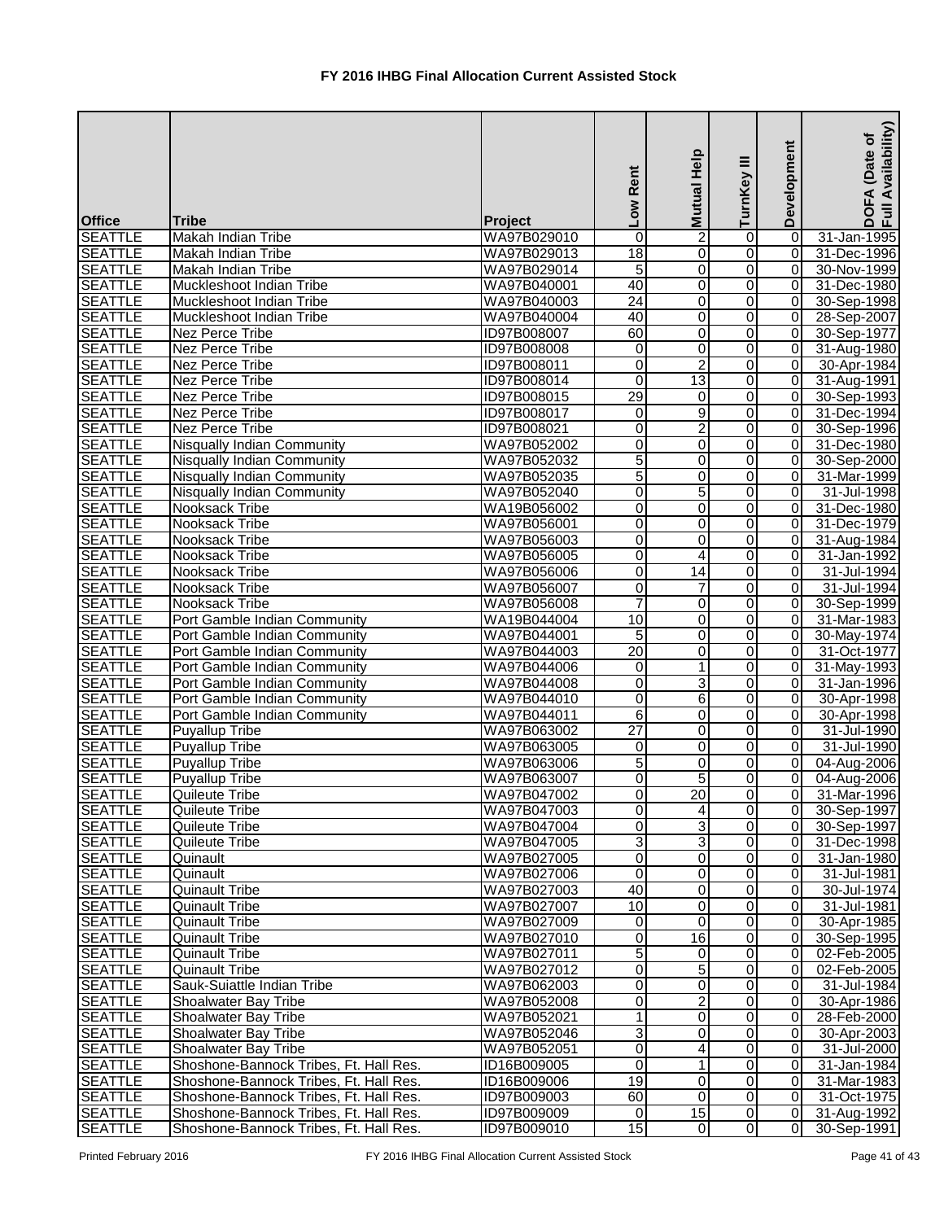# FY 2016 IHBG Final Allocation Current Assisted Stock

| Office | Tribe | Project | Low Rent | Mutual Help | TurnKey III | Development | DOFA (Date of Full Availability) |
|---|---|---|---|---|---|---|---|
| SEATTLE | Makah Indian Tribe | WA97B029010 | 0 | 2 | 0 | 0 | 31-Jan-1995 |
| SEATTLE | Makah Indian Tribe | WA97B029013 | 18 | 0 | 0 | 0 | 31-Dec-1996 |
| SEATTLE | Makah Indian Tribe | WA97B029014 | 5 | 0 | 0 | 0 | 30-Nov-1999 |
| SEATTLE | Muckleshoot Indian Tribe | WA97B040001 | 40 | 0 | 0 | 0 | 31-Dec-1980 |
| SEATTLE | Muckleshoot Indian Tribe | WA97B040003 | 24 | 0 | 0 | 0 | 30-Sep-1998 |
| SEATTLE | Muckleshoot Indian Tribe | WA97B040004 | 40 | 0 | 0 | 0 | 28-Sep-2007 |
| SEATTLE | Nez Perce Tribe | ID97B008007 | 60 | 0 | 0 | 0 | 30-Sep-1977 |
| SEATTLE | Nez Perce Tribe | ID97B008008 | 0 | 0 | 0 | 0 | 31-Aug-1980 |
| SEATTLE | Nez Perce Tribe | ID97B008011 | 0 | 2 | 0 | 0 | 30-Apr-1984 |
| SEATTLE | Nez Perce Tribe | ID97B008014 | 0 | 13 | 0 | 0 | 31-Aug-1991 |
| SEATTLE | Nez Perce Tribe | ID97B008015 | 29 | 0 | 0 | 0 | 30-Sep-1993 |
| SEATTLE | Nez Perce Tribe | ID97B008017 | 0 | 9 | 0 | 0 | 31-Dec-1994 |
| SEATTLE | Nez Perce Tribe | ID97B008021 | 0 | 2 | 0 | 0 | 30-Sep-1996 |
| SEATTLE | Nisqually Indian Community | WA97B052002 | 0 | 0 | 0 | 0 | 31-Dec-1980 |
| SEATTLE | Nisqually Indian Community | WA97B052032 | 5 | 0 | 0 | 0 | 30-Sep-2000 |
| SEATTLE | Nisqually Indian Community | WA97B052035 | 5 | 0 | 0 | 0 | 31-Mar-1999 |
| SEATTLE | Nisqually Indian Community | WA97B052040 | 0 | 5 | 0 | 0 | 31-Jul-1998 |
| SEATTLE | Nooksack Tribe | WA19B056002 | 0 | 0 | 0 | 0 | 31-Dec-1980 |
| SEATTLE | Nooksack Tribe | WA97B056001 | 0 | 0 | 0 | 0 | 31-Dec-1979 |
| SEATTLE | Nooksack Tribe | WA97B056003 | 0 | 0 | 0 | 0 | 31-Aug-1984 |
| SEATTLE | Nooksack Tribe | WA97B056005 | 0 | 4 | 0 | 0 | 31-Jan-1992 |
| SEATTLE | Nooksack Tribe | WA97B056006 | 0 | 14 | 0 | 0 | 31-Jul-1994 |
| SEATTLE | Nooksack Tribe | WA97B056007 | 0 | 7 | 0 | 0 | 31-Jul-1994 |
| SEATTLE | Nooksack Tribe | WA97B056008 | 7 | 0 | 0 | 0 | 30-Sep-1999 |
| SEATTLE | Port Gamble Indian Community | WA19B044004 | 10 | 0 | 0 | 0 | 31-Mar-1983 |
| SEATTLE | Port Gamble Indian Community | WA97B044001 | 5 | 0 | 0 | 0 | 30-May-1974 |
| SEATTLE | Port Gamble Indian Community | WA97B044003 | 20 | 0 | 0 | 0 | 31-Oct-1977 |
| SEATTLE | Port Gamble Indian Community | WA97B044006 | 0 | 1 | 0 | 0 | 31-May-1993 |
| SEATTLE | Port Gamble Indian Community | WA97B044008 | 0 | 3 | 0 | 0 | 31-Jan-1996 |
| SEATTLE | Port Gamble Indian Community | WA97B044010 | 0 | 6 | 0 | 0 | 30-Apr-1998 |
| SEATTLE | Port Gamble Indian Community | WA97B044011 | 6 | 0 | 0 | 0 | 30-Apr-1998 |
| SEATTLE | Puyallup Tribe | WA97B063002 | 27 | 0 | 0 | 0 | 31-Jul-1990 |
| SEATTLE | Puyallup Tribe | WA97B063005 | 0 | 0 | 0 | 0 | 31-Jul-1990 |
| SEATTLE | Puyallup Tribe | WA97B063006 | 5 | 0 | 0 | 0 | 04-Aug-2006 |
| SEATTLE | Puyallup Tribe | WA97B063007 | 0 | 5 | 0 | 0 | 04-Aug-2006 |
| SEATTLE | Quileute Tribe | WA97B047002 | 0 | 20 | 0 | 0 | 31-Mar-1996 |
| SEATTLE | Quileute Tribe | WA97B047003 | 0 | 4 | 0 | 0 | 30-Sep-1997 |
| SEATTLE | Quileute Tribe | WA97B047004 | 0 | 3 | 0 | 0 | 30-Sep-1997 |
| SEATTLE | Quileute Tribe | WA97B047005 | 3 | 3 | 0 | 0 | 31-Dec-1998 |
| SEATTLE | Quinault | WA97B027005 | 0 | 0 | 0 | 0 | 31-Jan-1980 |
| SEATTLE | Quinault | WA97B027006 | 0 | 0 | 0 | 0 | 31-Jul-1981 |
| SEATTLE | Quinault Tribe | WA97B027003 | 40 | 0 | 0 | 0 | 30-Jul-1974 |
| SEATTLE | Quinault Tribe | WA97B027007 | 10 | 0 | 0 | 0 | 31-Jul-1981 |
| SEATTLE | Quinault Tribe | WA97B027009 | 0 | 0 | 0 | 0 | 30-Apr-1985 |
| SEATTLE | Quinault Tribe | WA97B027010 | 0 | 16 | 0 | 0 | 30-Sep-1995 |
| SEATTLE | Quinault Tribe | WA97B027011 | 5 | 0 | 0 | 0 | 02-Feb-2005 |
| SEATTLE | Quinault Tribe | WA97B027012 | 0 | 5 | 0 | 0 | 02-Feb-2005 |
| SEATTLE | Sauk-Suiattle Indian Tribe | WA97B062003 | 0 | 0 | 0 | 0 | 31-Jul-1984 |
| SEATTLE | Shoalwater Bay Tribe | WA97B052008 | 0 | 2 | 0 | 0 | 30-Apr-1986 |
| SEATTLE | Shoalwater Bay Tribe | WA97B052021 | 1 | 0 | 0 | 0 | 28-Feb-2000 |
| SEATTLE | Shoalwater Bay Tribe | WA97B052046 | 3 | 0 | 0 | 0 | 30-Apr-2003 |
| SEATTLE | Shoalwater Bay Tribe | WA97B052051 | 0 | 4 | 0 | 0 | 31-Jul-2000 |
| SEATTLE | Shoshone-Bannock Tribes, Ft. Hall Res. | ID16B009005 | 0 | 1 | 0 | 0 | 31-Jan-1984 |
| SEATTLE | Shoshone-Bannock Tribes, Ft. Hall Res. | ID16B009006 | 19 | 0 | 0 | 0 | 31-Mar-1983 |
| SEATTLE | Shoshone-Bannock Tribes, Ft. Hall Res. | ID97B009003 | 60 | 0 | 0 | 0 | 31-Oct-1975 |
| SEATTLE | Shoshone-Bannock Tribes, Ft. Hall Res. | ID97B009009 | 0 | 15 | 0 | 0 | 31-Aug-1992 |
| SEATTLE | Shoshone-Bannock Tribes, Ft. Hall Res. | ID97B009010 | 15 | 0 | 0 | 0 | 30-Sep-1991 |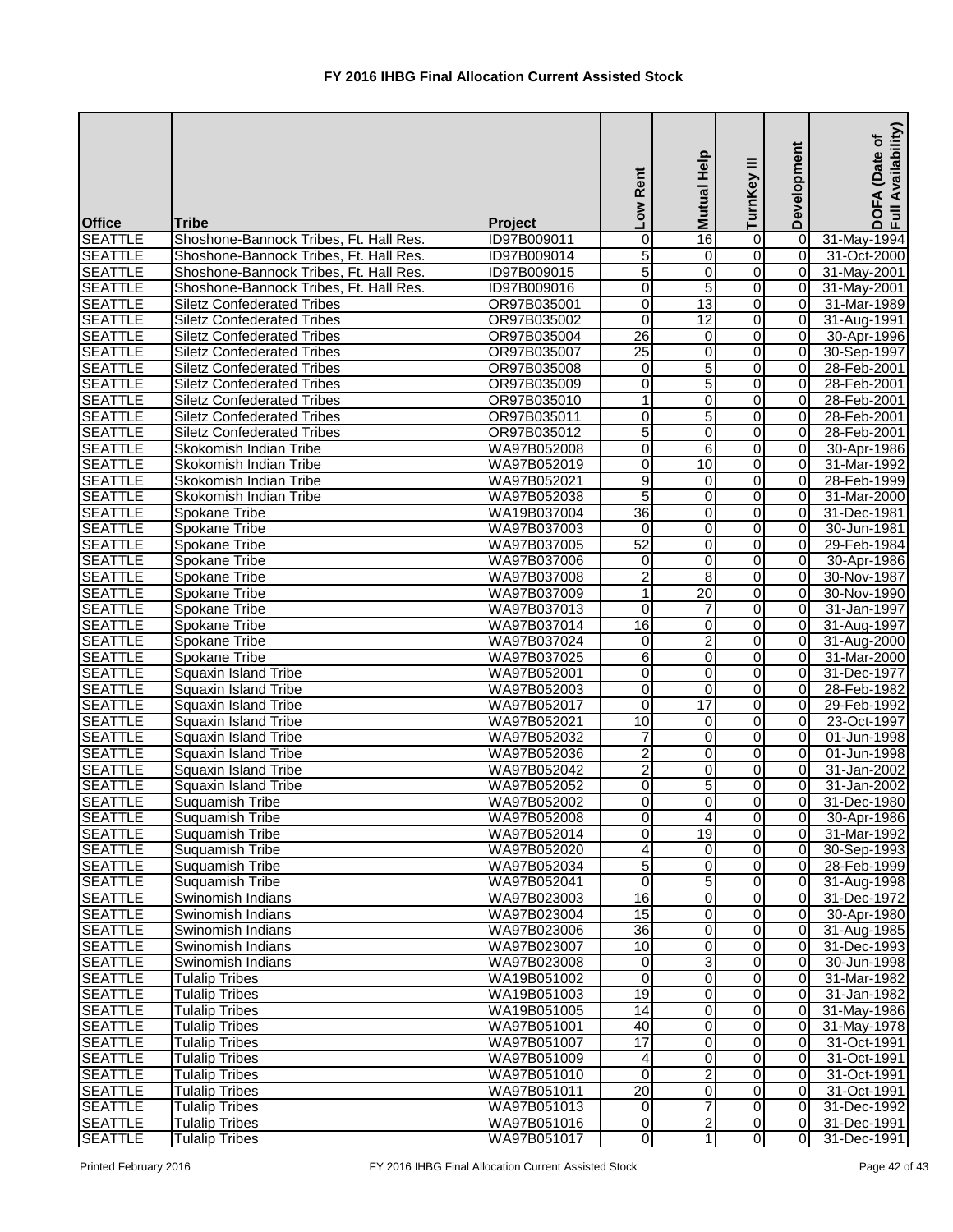# FY 2016 IHBG Final Allocation Current Assisted Stock

| Office | Tribe | Project | Low Rent | Mutual Help | TurnKey III | Development | DOFA (Date of Full Availability) |
|---|---|---|---|---|---|---|---|
| SEATTLE | Shoshone-Bannock Tribes, Ft. Hall Res. | ID97B009011 | 0 | 16 | 0 | 0 | 31-May-1994 |
| SEATTLE | Shoshone-Bannock Tribes, Ft. Hall Res. | ID97B009014 | 5 | 0 | 0 | 0 | 31-Oct-2000 |
| SEATTLE | Shoshone-Bannock Tribes, Ft. Hall Res. | ID97B009015 | 5 | 0 | 0 | 0 | 31-May-2001 |
| SEATTLE | Shoshone-Bannock Tribes, Ft. Hall Res. | ID97B009016 | 0 | 5 | 0 | 0 | 31-May-2001 |
| SEATTLE | Siletz Confederated Tribes | OR97B035001 | 0 | 13 | 0 | 0 | 31-Mar-1989 |
| SEATTLE | Siletz Confederated Tribes | OR97B035002 | 0 | 12 | 0 | 0 | 31-Aug-1991 |
| SEATTLE | Siletz Confederated Tribes | OR97B035004 | 26 | 0 | 0 | 0 | 30-Apr-1996 |
| SEATTLE | Siletz Confederated Tribes | OR97B035007 | 25 | 0 | 0 | 0 | 30-Sep-1997 |
| SEATTLE | Siletz Confederated Tribes | OR97B035008 | 0 | 5 | 0 | 0 | 28-Feb-2001 |
| SEATTLE | Siletz Confederated Tribes | OR97B035009 | 0 | 5 | 0 | 0 | 28-Feb-2001 |
| SEATTLE | Siletz Confederated Tribes | OR97B035010 | 1 | 0 | 0 | 0 | 28-Feb-2001 |
| SEATTLE | Siletz Confederated Tribes | OR97B035011 | 0 | 5 | 0 | 0 | 28-Feb-2001 |
| SEATTLE | Siletz Confederated Tribes | OR97B035012 | 5 | 0 | 0 | 0 | 28-Feb-2001 |
| SEATTLE | Skokomish Indian Tribe | WA97B052008 | 0 | 6 | 0 | 0 | 30-Apr-1986 |
| SEATTLE | Skokomish Indian Tribe | WA97B052019 | 0 | 10 | 0 | 0 | 31-Mar-1992 |
| SEATTLE | Skokomish Indian Tribe | WA97B052021 | 9 | 0 | 0 | 0 | 28-Feb-1999 |
| SEATTLE | Skokomish Indian Tribe | WA97B052038 | 5 | 0 | 0 | 0 | 31-Mar-2000 |
| SEATTLE | Spokane Tribe | WA19B037004 | 36 | 0 | 0 | 0 | 31-Dec-1981 |
| SEATTLE | Spokane Tribe | WA97B037003 | 0 | 0 | 0 | 0 | 30-Jun-1981 |
| SEATTLE | Spokane Tribe | WA97B037005 | 52 | 0 | 0 | 0 | 29-Feb-1984 |
| SEATTLE | Spokane Tribe | WA97B037006 | 0 | 0 | 0 | 0 | 30-Apr-1986 |
| SEATTLE | Spokane Tribe | WA97B037008 | 2 | 8 | 0 | 0 | 30-Nov-1987 |
| SEATTLE | Spokane Tribe | WA97B037009 | 1 | 20 | 0 | 0 | 30-Nov-1990 |
| SEATTLE | Spokane Tribe | WA97B037013 | 0 | 7 | 0 | 0 | 31-Jan-1997 |
| SEATTLE | Spokane Tribe | WA97B037014 | 16 | 0 | 0 | 0 | 31-Aug-1997 |
| SEATTLE | Spokane Tribe | WA97B037024 | 0 | 2 | 0 | 0 | 31-Aug-2000 |
| SEATTLE | Spokane Tribe | WA97B037025 | 6 | 0 | 0 | 0 | 31-Mar-2000 |
| SEATTLE | Squaxin Island Tribe | WA97B052001 | 0 | 0 | 0 | 0 | 31-Dec-1977 |
| SEATTLE | Squaxin Island Tribe | WA97B052003 | 0 | 0 | 0 | 0 | 28-Feb-1982 |
| SEATTLE | Squaxin Island Tribe | WA97B052017 | 0 | 17 | 0 | 0 | 29-Feb-1992 |
| SEATTLE | Squaxin Island Tribe | WA97B052021 | 10 | 0 | 0 | 0 | 23-Oct-1997 |
| SEATTLE | Squaxin Island Tribe | WA97B052032 | 7 | 0 | 0 | 0 | 01-Jun-1998 |
| SEATTLE | Squaxin Island Tribe | WA97B052036 | 2 | 0 | 0 | 0 | 01-Jun-1998 |
| SEATTLE | Squaxin Island Tribe | WA97B052042 | 2 | 0 | 0 | 0 | 31-Jan-2002 |
| SEATTLE | Squaxin Island Tribe | WA97B052052 | 0 | 5 | 0 | 0 | 31-Jan-2002 |
| SEATTLE | Suquamish Tribe | WA97B052002 | 0 | 0 | 0 | 0 | 31-Dec-1980 |
| SEATTLE | Suquamish Tribe | WA97B052008 | 0 | 4 | 0 | 0 | 30-Apr-1986 |
| SEATTLE | Suquamish Tribe | WA97B052014 | 0 | 19 | 0 | 0 | 31-Mar-1992 |
| SEATTLE | Suquamish Tribe | WA97B052020 | 4 | 0 | 0 | 0 | 30-Sep-1993 |
| SEATTLE | Suquamish Tribe | WA97B052034 | 5 | 0 | 0 | 0 | 28-Feb-1999 |
| SEATTLE | Suquamish Tribe | WA97B052041 | 0 | 5 | 0 | 0 | 31-Aug-1998 |
| SEATTLE | Swinomish Indians | WA97B023003 | 16 | 0 | 0 | 0 | 31-Dec-1972 |
| SEATTLE | Swinomish Indians | WA97B023004 | 15 | 0 | 0 | 0 | 30-Apr-1980 |
| SEATTLE | Swinomish Indians | WA97B023006 | 36 | 0 | 0 | 0 | 31-Aug-1985 |
| SEATTLE | Swinomish Indians | WA97B023007 | 10 | 0 | 0 | 0 | 31-Dec-1993 |
| SEATTLE | Swinomish Indians | WA97B023008 | 0 | 3 | 0 | 0 | 30-Jun-1998 |
| SEATTLE | Tulalip Tribes | WA19B051002 | 0 | 0 | 0 | 0 | 31-Mar-1982 |
| SEATTLE | Tulalip Tribes | WA19B051003 | 19 | 0 | 0 | 0 | 31-Jan-1982 |
| SEATTLE | Tulalip Tribes | WA19B051005 | 14 | 0 | 0 | 0 | 31-May-1986 |
| SEATTLE | Tulalip Tribes | WA97B051001 | 40 | 0 | 0 | 0 | 31-May-1978 |
| SEATTLE | Tulalip Tribes | WA97B051007 | 17 | 0 | 0 | 0 | 31-Oct-1991 |
| SEATTLE | Tulalip Tribes | WA97B051009 | 4 | 0 | 0 | 0 | 31-Oct-1991 |
| SEATTLE | Tulalip Tribes | WA97B051010 | 0 | 2 | 0 | 0 | 31-Oct-1991 |
| SEATTLE | Tulalip Tribes | WA97B051011 | 20 | 0 | 0 | 0 | 31-Oct-1991 |
| SEATTLE | Tulalip Tribes | WA97B051013 | 0 | 7 | 0 | 0 | 31-Dec-1992 |
| SEATTLE | Tulalip Tribes | WA97B051016 | 0 | 2 | 0 | 0 | 31-Dec-1991 |
| SEATTLE | Tulalip Tribes | WA97B051017 | 0 | 1 | 0 | 0 | 31-Dec-1991 |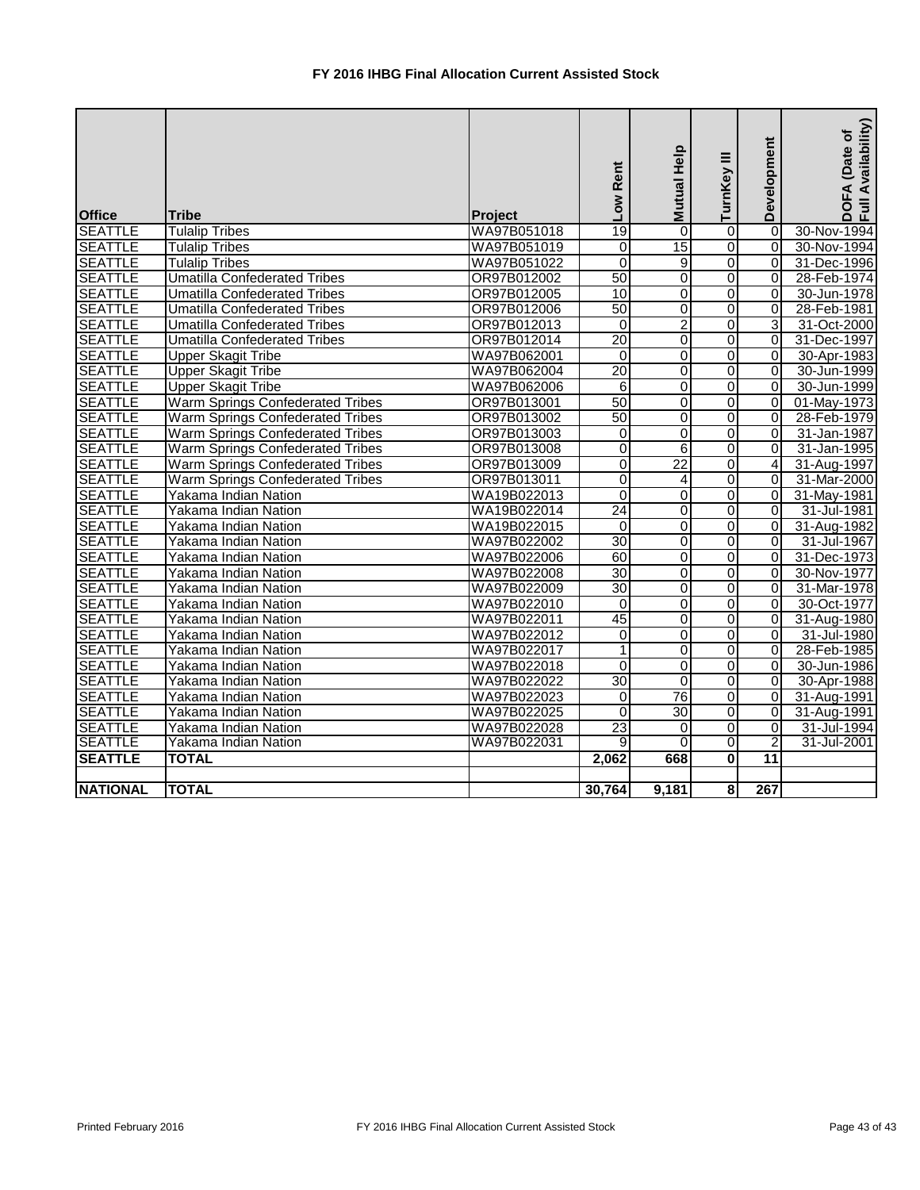# FY 2016 IHBG Final Allocation Current Assisted Stock

| Office | Tribe | Project | Low Rent | Mutual Help | TurnKey III | Development | DOFA (Date of Full Availability) |
|---|---|---|---|---|---|---|---|
| SEATTLE | Tulalip Tribes | WA97B051018 | 19 | 0 | 0 | 0 | 30-Nov-1994 |
| SEATTLE | Tulalip Tribes | WA97B051019 | 0 | 15 | 0 | 0 | 30-Nov-1994 |
| SEATTLE | Tulalip Tribes | WA97B051022 | 0 | 9 | 0 | 0 | 31-Dec-1996 |
| SEATTLE | Umatilla Confederated Tribes | OR97B012002 | 50 | 0 | 0 | 0 | 28-Feb-1974 |
| SEATTLE | Umatilla Confederated Tribes | OR97B012005 | 10 | 0 | 0 | 0 | 30-Jun-1978 |
| SEATTLE | Umatilla Confederated Tribes | OR97B012006 | 50 | 0 | 0 | 0 | 28-Feb-1981 |
| SEATTLE | Umatilla Confederated Tribes | OR97B012013 | 0 | 2 | 0 | 3 | 31-Oct-2000 |
| SEATTLE | Umatilla Confederated Tribes | OR97B012014 | 20 | 0 | 0 | 0 | 31-Dec-1997 |
| SEATTLE | Upper Skagit Tribe | WA97B062001 | 0 | 0 | 0 | 0 | 30-Apr-1983 |
| SEATTLE | Upper Skagit Tribe | WA97B062004 | 20 | 0 | 0 | 0 | 30-Jun-1999 |
| SEATTLE | Upper Skagit Tribe | WA97B062006 | 6 | 0 | 0 | 0 | 30-Jun-1999 |
| SEATTLE | Warm Springs Confederated Tribes | OR97B013001 | 50 | 0 | 0 | 0 | 01-May-1973 |
| SEATTLE | Warm Springs Confederated Tribes | OR97B013002 | 50 | 0 | 0 | 0 | 28-Feb-1979 |
| SEATTLE | Warm Springs Confederated Tribes | OR97B013003 | 0 | 0 | 0 | 0 | 31-Jan-1987 |
| SEATTLE | Warm Springs Confederated Tribes | OR97B013008 | 0 | 6 | 0 | 0 | 31-Jan-1995 |
| SEATTLE | Warm Springs Confederated Tribes | OR97B013009 | 0 | 22 | 0 | 4 | 31-Aug-1997 |
| SEATTLE | Warm Springs Confederated Tribes | OR97B013011 | 0 | 4 | 0 | 0 | 31-Mar-2000 |
| SEATTLE | Yakama Indian Nation | WA19B022013 | 0 | 0 | 0 | 0 | 31-May-1981 |
| SEATTLE | Yakama Indian Nation | WA19B022014 | 24 | 0 | 0 | 0 | 31-Jul-1981 |
| SEATTLE | Yakama Indian Nation | WA19B022015 | 0 | 0 | 0 | 0 | 31-Aug-1982 |
| SEATTLE | Yakama Indian Nation | WA97B022002 | 30 | 0 | 0 | 0 | 31-Jul-1967 |
| SEATTLE | Yakama Indian Nation | WA97B022006 | 60 | 0 | 0 | 0 | 31-Dec-1973 |
| SEATTLE | Yakama Indian Nation | WA97B022008 | 30 | 0 | 0 | 0 | 30-Nov-1977 |
| SEATTLE | Yakama Indian Nation | WA97B022009 | 30 | 0 | 0 | 0 | 31-Mar-1978 |
| SEATTLE | Yakama Indian Nation | WA97B022010 | 0 | 0 | 0 | 0 | 30-Oct-1977 |
| SEATTLE | Yakama Indian Nation | WA97B022011 | 45 | 0 | 0 | 0 | 31-Aug-1980 |
| SEATTLE | Yakama Indian Nation | WA97B022012 | 0 | 0 | 0 | 0 | 31-Jul-1980 |
| SEATTLE | Yakama Indian Nation | WA97B022017 | 1 | 0 | 0 | 0 | 28-Feb-1985 |
| SEATTLE | Yakama Indian Nation | WA97B022018 | 0 | 0 | 0 | 0 | 30-Jun-1986 |
| SEATTLE | Yakama Indian Nation | WA97B022022 | 30 | 0 | 0 | 0 | 30-Apr-1988 |
| SEATTLE | Yakama Indian Nation | WA97B022023 | 0 | 76 | 0 | 0 | 31-Aug-1991 |
| SEATTLE | Yakama Indian Nation | WA97B022025 | 0 | 30 | 0 | 0 | 31-Aug-1991 |
| SEATTLE | Yakama Indian Nation | WA97B022028 | 23 | 0 | 0 | 0 | 31-Jul-1994 |
| SEATTLE | Yakama Indian Nation | WA97B022031 | 9 | 0 | 0 | 2 | 31-Jul-2001 |
| **SEATTLE** | **TOTAL** | | **2,062** | **668** | **0** | **11** | |
| | | | | | | | |
| **NATIONAL** | **TOTAL** | | **30,764** | **9,181** | **8** | **267** | |